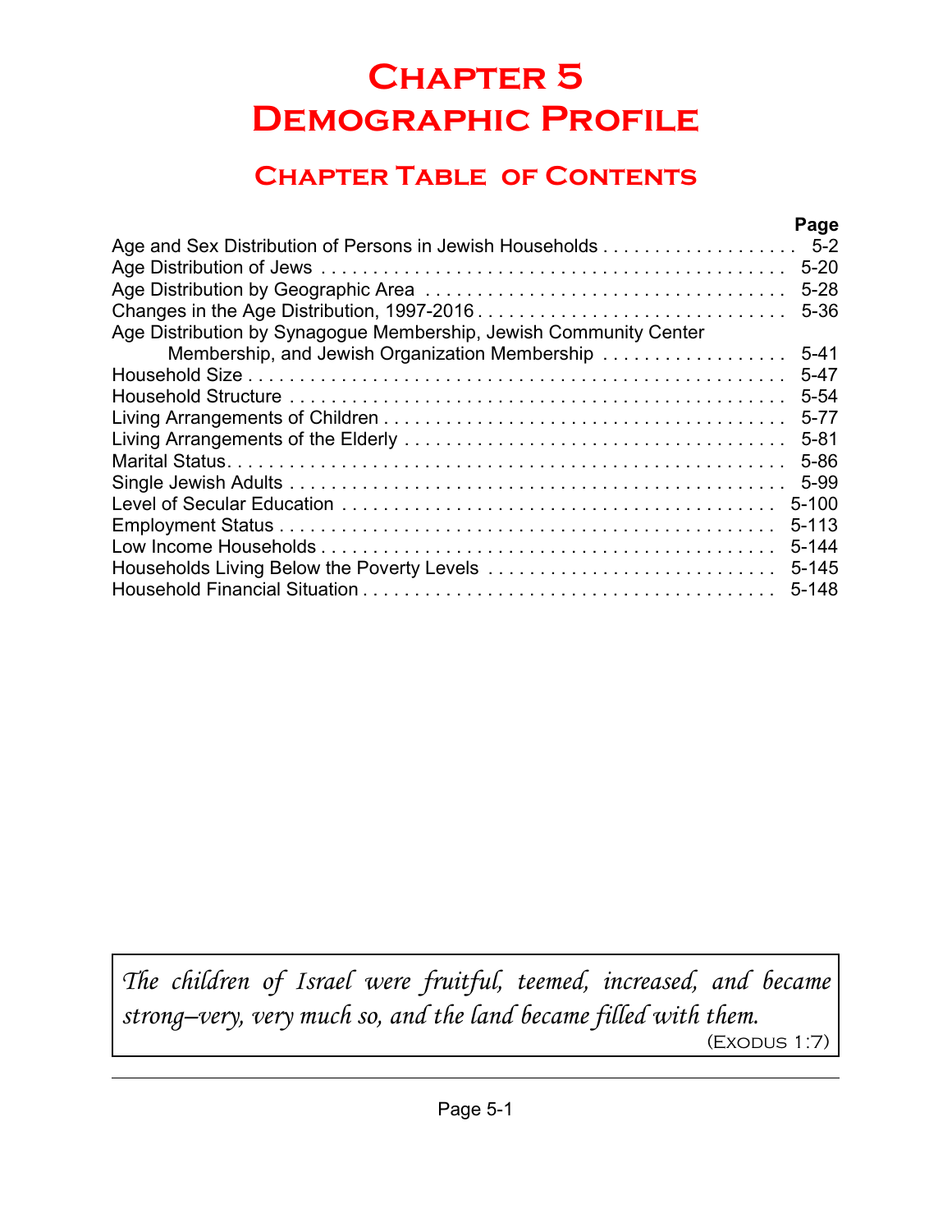# Chapter 5
# Demographic Profile

## Chapter Table of Contents

| | Page |
|---|---|
| Age and Sex Distribution of Persons in Jewish Households | 5-2 |
| Age Distribution of Jews | 5-20 |
| Age Distribution by Geographic Area | 5-28 |
| Changes in the Age Distribution, 1997-2016 | 5-36 |
| Age Distribution by Synagogue Membership, Jewish Community Center Membership, and Jewish Organization Membership | 5-41 |
| Household Size | 5-47 |
| Household Structure | 5-54 |
| Living Arrangements of Children | 5-77 |
| Living Arrangements of the Elderly | 5-81 |
| Marital Status | 5-86 |
| Single Jewish Adults | 5-99 |
| Level of Secular Education | 5-100 |
| Employment Status | 5-113 |
| Low Income Households | 5-144 |
| Households Living Below the Poverty Levels | 5-145 |
| Household Financial Situation | 5-148 |

*The children of Israel were fruitful, teemed, increased, and became strong–very, very much so, and the land became filled with them.*

(Exodus 1:7)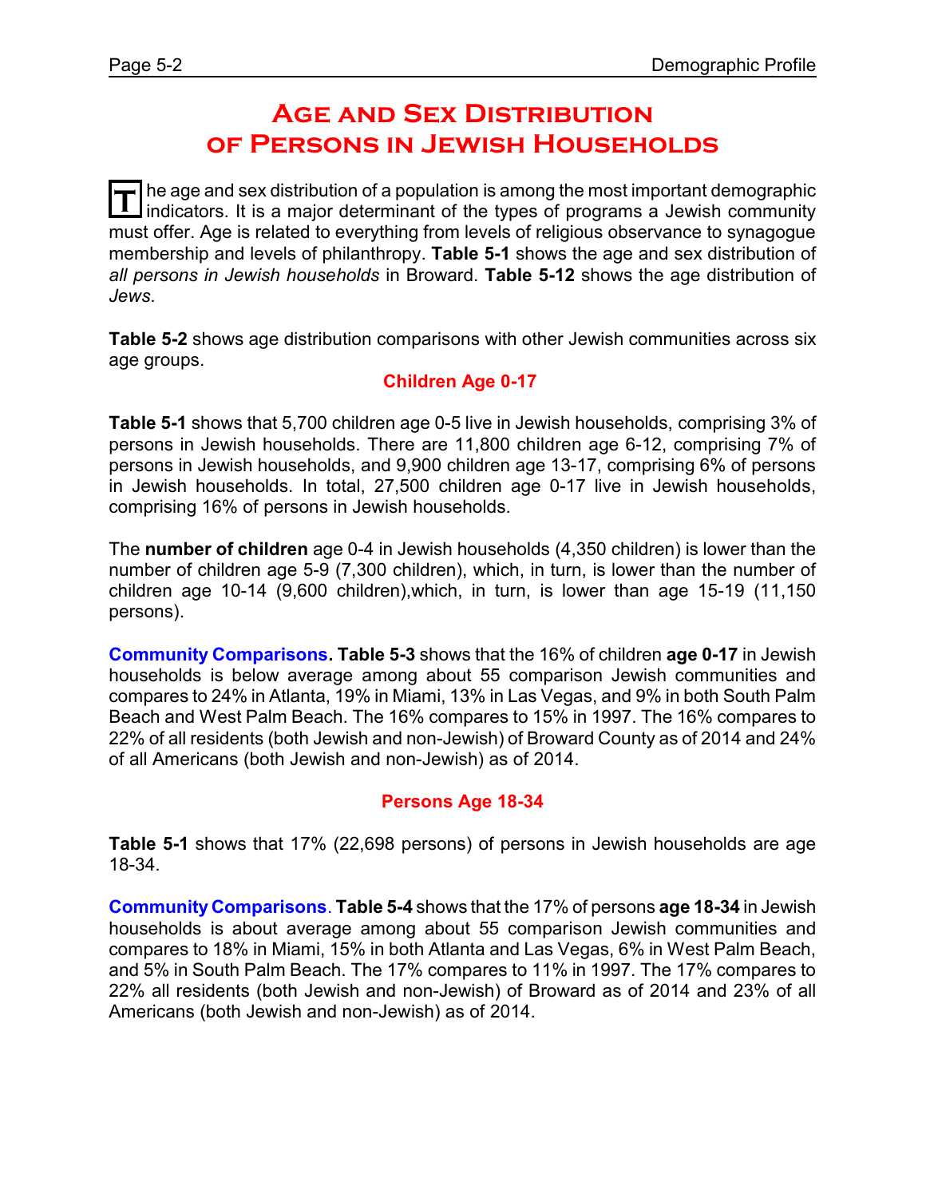# Age and Sex Distribution of Persons in Jewish Households

The age and sex distribution of a population is among the most important demographic indicators. It is a major determinant of the types of programs a Jewish community must offer. Age is related to everything from levels of religious observance to synagogue membership and levels of philanthropy. **Table 5-1** shows the age and sex distribution of *all persons in Jewish households* in Broward. **Table 5-12** shows the age distribution of *Jews*.

**Table 5-2** shows age distribution comparisons with other Jewish communities across six age groups.

### Children Age 0-17

**Table 5-1** shows that 5,700 children age 0-5 live in Jewish households, comprising 3% of persons in Jewish households. There are 11,800 children age 6-12, comprising 7% of persons in Jewish households, and 9,900 children age 13-17, comprising 6% of persons in Jewish households. In total, 27,500 children age 0-17 live in Jewish households, comprising 16% of persons in Jewish households.

The **number of children** age 0-4 in Jewish households (4,350 children) is lower than the number of children age 5-9 (7,300 children), which, in turn, is lower than the number of children age 10-14 (9,600 children),which, in turn, is lower than age 15-19 (11,150 persons).

**Community Comparisons. Table 5-3** shows that the 16% of children **age 0-17** in Jewish households is below average among about 55 comparison Jewish communities and compares to 24% in Atlanta, 19% in Miami, 13% in Las Vegas, and 9% in both South Palm Beach and West Palm Beach. The 16% compares to 15% in 1997. The 16% compares to 22% of all residents (both Jewish and non-Jewish) of Broward County as of 2014 and 24% of all Americans (both Jewish and non-Jewish) as of 2014.

### Persons Age 18-34

**Table 5-1** shows that 17% (22,698 persons) of persons in Jewish households are age 18-34.

**Community Comparisons**. **Table 5-4** shows that the 17% of persons **age 18-34** in Jewish households is about average among about 55 comparison Jewish communities and compares to 18% in Miami, 15% in both Atlanta and Las Vegas, 6% in West Palm Beach, and 5% in South Palm Beach. The 17% compares to 11% in 1997. The 17% compares to 22% all residents (both Jewish and non-Jewish) of Broward as of 2014 and 23% of all Americans (both Jewish and non-Jewish) as of 2014.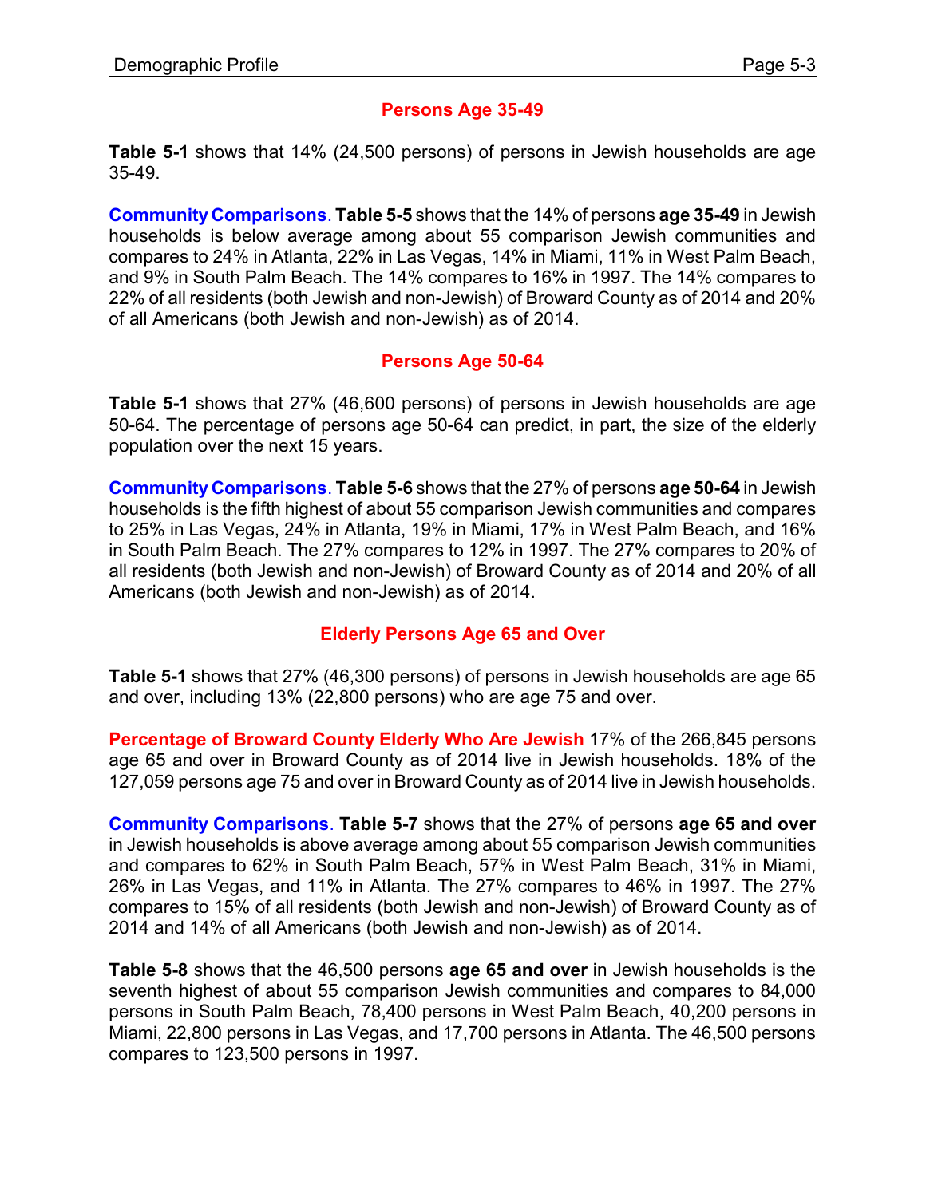## Persons Age 35-49

**Table 5-1** shows that 14% (24,500 persons) of persons in Jewish households are age 35-49.

**Community Comparisons**. **Table 5-5** shows that the 14% of persons **age 35-49** in Jewish households is below average among about 55 comparison Jewish communities and compares to 24% in Atlanta, 22% in Las Vegas, 14% in Miami, 11% in West Palm Beach, and 9% in South Palm Beach. The 14% compares to 16% in 1997. The 14% compares to 22% of all residents (both Jewish and non-Jewish) of Broward County as of 2014 and 20% of all Americans (both Jewish and non-Jewish) as of 2014.

## Persons Age 50-64

**Table 5-1** shows that 27% (46,600 persons) of persons in Jewish households are age 50-64. The percentage of persons age 50-64 can predict, in part, the size of the elderly population over the next 15 years.

**Community Comparisons**. **Table 5-6** shows that the 27% of persons **age 50-64** in Jewish households is the fifth highest of about 55 comparison Jewish communities and compares to 25% in Las Vegas, 24% in Atlanta, 19% in Miami, 17% in West Palm Beach, and 16% in South Palm Beach. The 27% compares to 12% in 1997. The 27% compares to 20% of all residents (both Jewish and non-Jewish) of Broward County as of 2014 and 20% of all Americans (both Jewish and non-Jewish) as of 2014.

## Elderly Persons Age 65 and Over

**Table 5-1** shows that 27% (46,300 persons) of persons in Jewish households are age 65 and over, including 13% (22,800 persons) who are age 75 and over.

**Percentage of Broward County Elderly Who Are Jewish** 17% of the 266,845 persons age 65 and over in Broward County as of 2014 live in Jewish households. 18% of the 127,059 persons age 75 and over in Broward County as of 2014 live in Jewish households.

**Community Comparisons**. **Table 5-7** shows that the 27% of persons **age 65 and over** in Jewish households is above average among about 55 comparison Jewish communities and compares to 62% in South Palm Beach, 57% in West Palm Beach, 31% in Miami, 26% in Las Vegas, and 11% in Atlanta. The 27% compares to 46% in 1997. The 27% compares to 15% of all residents (both Jewish and non-Jewish) of Broward County as of 2014 and 14% of all Americans (both Jewish and non-Jewish) as of 2014.

**Table 5-8** shows that the 46,500 persons **age 65 and over** in Jewish households is the seventh highest of about 55 comparison Jewish communities and compares to 84,000 persons in South Palm Beach, 78,400 persons in West Palm Beach, 40,200 persons in Miami, 22,800 persons in Las Vegas, and 17,700 persons in Atlanta. The 46,500 persons compares to 123,500 persons in 1997.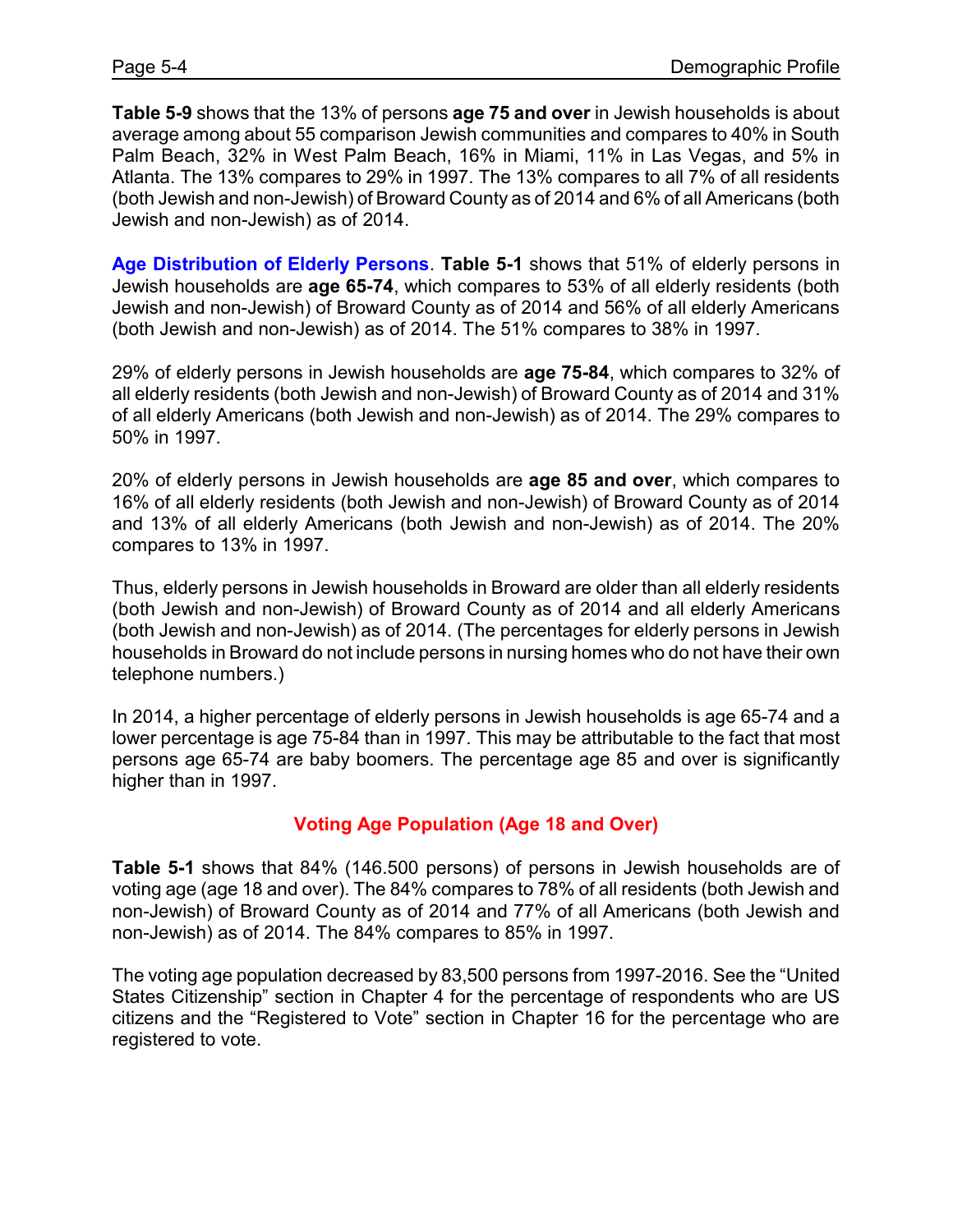**Table 5-9** shows that the 13% of persons **age 75 and over** in Jewish households is about average among about 55 comparison Jewish communities and compares to 40% in South Palm Beach, 32% in West Palm Beach, 16% in Miami, 11% in Las Vegas, and 5% in Atlanta. The 13% compares to 29% in 1997. The 13% compares to all 7% of all residents (both Jewish and non-Jewish) of Broward County as of 2014 and 6% of all Americans (both Jewish and non-Jewish) as of 2014.

**Age Distribution of Elderly Persons**. **Table 5-1** shows that 51% of elderly persons in Jewish households are **age 65-74**, which compares to 53% of all elderly residents (both Jewish and non-Jewish) of Broward County as of 2014 and 56% of all elderly Americans (both Jewish and non-Jewish) as of 2014. The 51% compares to 38% in 1997.

29% of elderly persons in Jewish households are **age 75-84**, which compares to 32% of all elderly residents (both Jewish and non-Jewish) of Broward County as of 2014 and 31% of all elderly Americans (both Jewish and non-Jewish) as of 2014. The 29% compares to 50% in 1997.

20% of elderly persons in Jewish households are **age 85 and over**, which compares to 16% of all elderly residents (both Jewish and non-Jewish) of Broward County as of 2014 and 13% of all elderly Americans (both Jewish and non-Jewish) as of 2014. The 20% compares to 13% in 1997.

Thus, elderly persons in Jewish households in Broward are older than all elderly residents (both Jewish and non-Jewish) of Broward County as of 2014 and all elderly Americans (both Jewish and non-Jewish) as of 2014. (The percentages for elderly persons in Jewish households in Broward do not include persons in nursing homes who do not have their own telephone numbers.)

In 2014, a higher percentage of elderly persons in Jewish households is age 65-74 and a lower percentage is age 75-84 than in 1997. This may be attributable to the fact that most persons age 65-74 are baby boomers. The percentage age 85 and over is significantly higher than in 1997.

## Voting Age Population (Age 18 and Over)

**Table 5-1** shows that 84% (146.500 persons) of persons in Jewish households are of voting age (age 18 and over). The 84% compares to 78% of all residents (both Jewish and non-Jewish) of Broward County as of 2014 and 77% of all Americans (both Jewish and non-Jewish) as of 2014. The 84% compares to 85% in 1997.

The voting age population decreased by 83,500 persons from 1997-2016. See the "United States Citizenship" section in Chapter 4 for the percentage of respondents who are US citizens and the "Registered to Vote" section in Chapter 16 for the percentage who are registered to vote.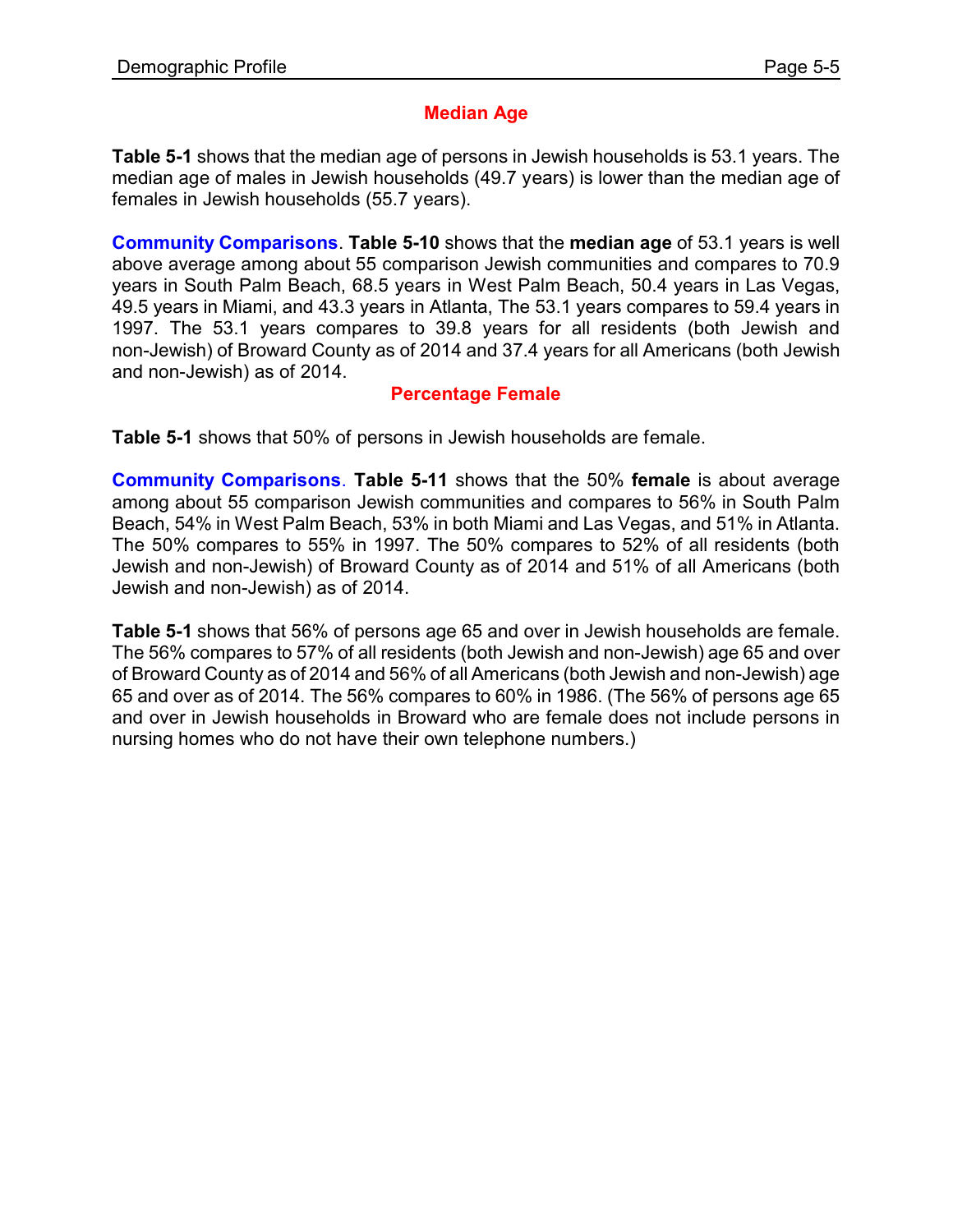## Median Age

**Table 5-1** shows that the median age of persons in Jewish households is 53.1 years. The median age of males in Jewish households (49.7 years) is lower than the median age of females in Jewish households (55.7 years).

**Community Comparisons**. **Table 5-10** shows that the **median age** of 53.1 years is well above average among about 55 comparison Jewish communities and compares to 70.9 years in South Palm Beach, 68.5 years in West Palm Beach, 50.4 years in Las Vegas, 49.5 years in Miami, and 43.3 years in Atlanta, The 53.1 years compares to 59.4 years in 1997. The 53.1 years compares to 39.8 years for all residents (both Jewish and non-Jewish) of Broward County as of 2014 and 37.4 years for all Americans (both Jewish and non-Jewish) as of 2014.

## Percentage Female

**Table 5-1** shows that 50% of persons in Jewish households are female.

**Community Comparisons**. **Table 5-11** shows that the 50% **female** is about average among about 55 comparison Jewish communities and compares to 56% in South Palm Beach, 54% in West Palm Beach, 53% in both Miami and Las Vegas, and 51% in Atlanta. The 50% compares to 55% in 1997. The 50% compares to 52% of all residents (both Jewish and non-Jewish) of Broward County as of 2014 and 51% of all Americans (both Jewish and non-Jewish) as of 2014.

**Table 5-1** shows that 56% of persons age 65 and over in Jewish households are female. The 56% compares to 57% of all residents (both Jewish and non-Jewish) age 65 and over of Broward County as of 2014 and 56% of all Americans (both Jewish and non-Jewish) age 65 and over as of 2014. The 56% compares to 60% in 1986. (The 56% of persons age 65 and over in Jewish households in Broward who are female does not include persons in nursing homes who do not have their own telephone numbers.)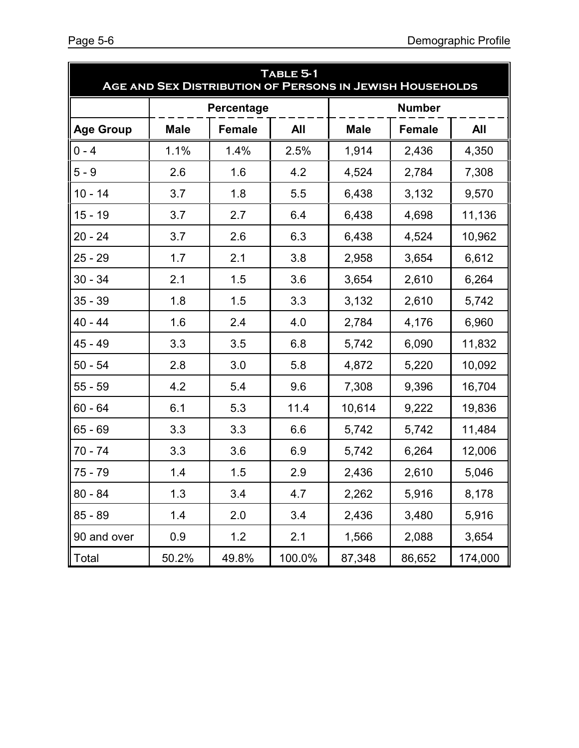## Table 5-1
## Age and Sex Distribution of Persons in Jewish Households

| | Percentage | | | Number | | |
|---|---|---|---|---|---|---|
| **Age Group** | **Male** | **Female** | **All** | **Male** | **Female** | **All** |
| 0 - 4 | 1.1% | 1.4% | 2.5% | 1,914 | 2,436 | 4,350 |
| 5 - 9 | 2.6 | 1.6 | 4.2 | 4,524 | 2,784 | 7,308 |
| 10 - 14 | 3.7 | 1.8 | 5.5 | 6,438 | 3,132 | 9,570 |
| 15 - 19 | 3.7 | 2.7 | 6.4 | 6,438 | 4,698 | 11,136 |
| 20 - 24 | 3.7 | 2.6 | 6.3 | 6,438 | 4,524 | 10,962 |
| 25 - 29 | 1.7 | 2.1 | 3.8 | 2,958 | 3,654 | 6,612 |
| 30 - 34 | 2.1 | 1.5 | 3.6 | 3,654 | 2,610 | 6,264 |
| 35 - 39 | 1.8 | 1.5 | 3.3 | 3,132 | 2,610 | 5,742 |
| 40 - 44 | 1.6 | 2.4 | 4.0 | 2,784 | 4,176 | 6,960 |
| 45 - 49 | 3.3 | 3.5 | 6.8 | 5,742 | 6,090 | 11,832 |
| 50 - 54 | 2.8 | 3.0 | 5.8 | 4,872 | 5,220 | 10,092 |
| 55 - 59 | 4.2 | 5.4 | 9.6 | 7,308 | 9,396 | 16,704 |
| 60 - 64 | 6.1 | 5.3 | 11.4 | 10,614 | 9,222 | 19,836 |
| 65 - 69 | 3.3 | 3.3 | 6.6 | 5,742 | 5,742 | 11,484 |
| 70 - 74 | 3.3 | 3.6 | 6.9 | 5,742 | 6,264 | 12,006 |
| 75 - 79 | 1.4 | 1.5 | 2.9 | 2,436 | 2,610 | 5,046 |
| 80 - 84 | 1.3 | 3.4 | 4.7 | 2,262 | 5,916 | 8,178 |
| 85 - 89 | 1.4 | 2.0 | 3.4 | 2,436 | 3,480 | 5,916 |
| 90 and over | 0.9 | 1.2 | 2.1 | 1,566 | 2,088 | 3,654 |
| Total | 50.2% | 49.8% | 100.0% | 87,348 | 86,652 | 174,000 |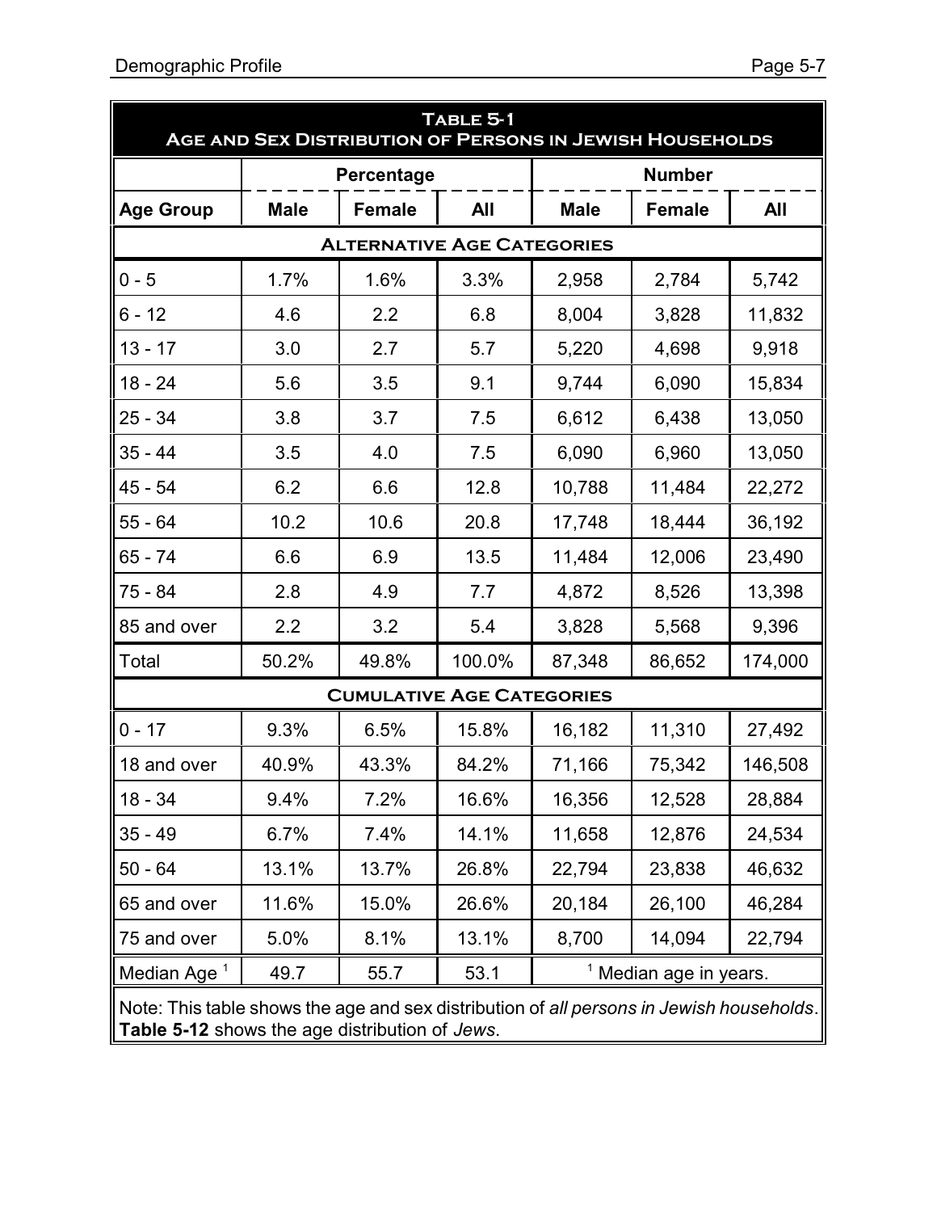## Table 5-1
## Age and Sex Distribution of Persons in Jewish Households

| | Percentage | | | Number | | |
|---|---|---|---|---|---|---|
| **Age Group** | **Male** | **Female** | **All** | **Male** | **Female** | **All** |
| **Alternative Age Categories** | | | | | | |
| 0 - 5 | 1.7% | 1.6% | 3.3% | 2,958 | 2,784 | 5,742 |
| 6 - 12 | 4.6 | 2.2 | 6.8 | 8,004 | 3,828 | 11,832 |
| 13 - 17 | 3.0 | 2.7 | 5.7 | 5,220 | 4,698 | 9,918 |
| 18 - 24 | 5.6 | 3.5 | 9.1 | 9,744 | 6,090 | 15,834 |
| 25 - 34 | 3.8 | 3.7 | 7.5 | 6,612 | 6,438 | 13,050 |
| 35 - 44 | 3.5 | 4.0 | 7.5 | 6,090 | 6,960 | 13,050 |
| 45 - 54 | 6.2 | 6.6 | 12.8 | 10,788 | 11,484 | 22,272 |
| 55 - 64 | 10.2 | 10.6 | 20.8 | 17,748 | 18,444 | 36,192 |
| 65 - 74 | 6.6 | 6.9 | 13.5 | 11,484 | 12,006 | 23,490 |
| 75 - 84 | 2.8 | 4.9 | 7.7 | 4,872 | 8,526 | 13,398 |
| 85 and over | 2.2 | 3.2 | 5.4 | 3,828 | 5,568 | 9,396 |
| Total | 50.2% | 49.8% | 100.0% | 87,348 | 86,652 | 174,000 |
| **Cumulative Age Categories** | | | | | | |
| 0 - 17 | 9.3% | 6.5% | 15.8% | 16,182 | 11,310 | 27,492 |
| 18 and over | 40.9% | 43.3% | 84.2% | 71,166 | 75,342 | 146,508 |
| 18 - 34 | 9.4% | 7.2% | 16.6% | 16,356 | 12,528 | 28,884 |
| 35 - 49 | 6.7% | 7.4% | 14.1% | 11,658 | 12,876 | 24,534 |
| 50 - 64 | 13.1% | 13.7% | 26.8% | 22,794 | 23,838 | 46,632 |
| 65 and over | 11.6% | 15.0% | 26.6% | 20,184 | 26,100 | 46,284 |
| 75 and over | 5.0% | 8.1% | 13.1% | 8,700 | 14,094 | 22,794 |
| Median Age [1] | 49.7 | 55.7 | 53.1 | [1] Median age in years. | | |

Note: This table shows the age and sex distribution of *all persons in Jewish households*. **Table 5-12** shows the age distribution of *Jews*.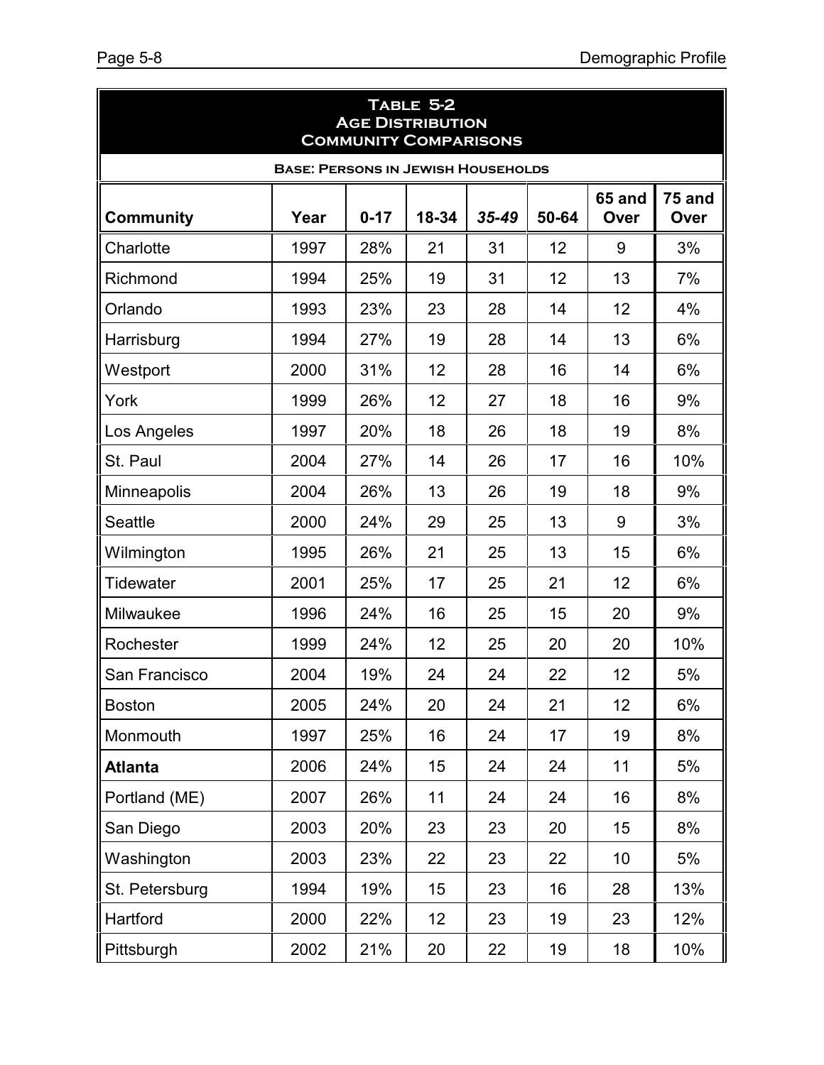## Table 5-2
## Age Distribution
## Community Comparisons

**Base: Persons in Jewish Households**

| Community | Year | 0-17 | 18-34 | *35-49* | 50-64 | 65 and Over | 75 and Over |
|---|---|---|---|---|---|---|---|
| Charlotte | 1997 | 28% | 21 | 31 | 12 | 9 | 3% |
| Richmond | 1994 | 25% | 19 | 31 | 12 | 13 | 7% |
| Orlando | 1993 | 23% | 23 | 28 | 14 | 12 | 4% |
| Harrisburg | 1994 | 27% | 19 | 28 | 14 | 13 | 6% |
| Westport | 2000 | 31% | 12 | 28 | 16 | 14 | 6% |
| York | 1999 | 26% | 12 | 27 | 18 | 16 | 9% |
| Los Angeles | 1997 | 20% | 18 | 26 | 18 | 19 | 8% |
| St. Paul | 2004 | 27% | 14 | 26 | 17 | 16 | 10% |
| Minneapolis | 2004 | 26% | 13 | 26 | 19 | 18 | 9% |
| Seattle | 2000 | 24% | 29 | 25 | 13 | 9 | 3% |
| Wilmington | 1995 | 26% | 21 | 25 | 13 | 15 | 6% |
| Tidewater | 2001 | 25% | 17 | 25 | 21 | 12 | 6% |
| Milwaukee | 1996 | 24% | 16 | 25 | 15 | 20 | 9% |
| Rochester | 1999 | 24% | 12 | 25 | 20 | 20 | 10% |
| San Francisco | 2004 | 19% | 24 | 24 | 22 | 12 | 5% |
| Boston | 2005 | 24% | 20 | 24 | 21 | 12 | 6% |
| Monmouth | 1997 | 25% | 16 | 24 | 17 | 19 | 8% |
| **Atlanta** | 2006 | 24% | 15 | 24 | 24 | 11 | 5% |
| Portland (ME) | 2007 | 26% | 11 | 24 | 24 | 16 | 8% |
| San Diego | 2003 | 20% | 23 | 23 | 20 | 15 | 8% |
| Washington | 2003 | 23% | 22 | 23 | 22 | 10 | 5% |
| St. Petersburg | 1994 | 19% | 15 | 23 | 16 | 28 | 13% |
| Hartford | 2000 | 22% | 12 | 23 | 19 | 23 | 12% |
| Pittsburgh | 2002 | 21% | 20 | 22 | 19 | 18 | 10% |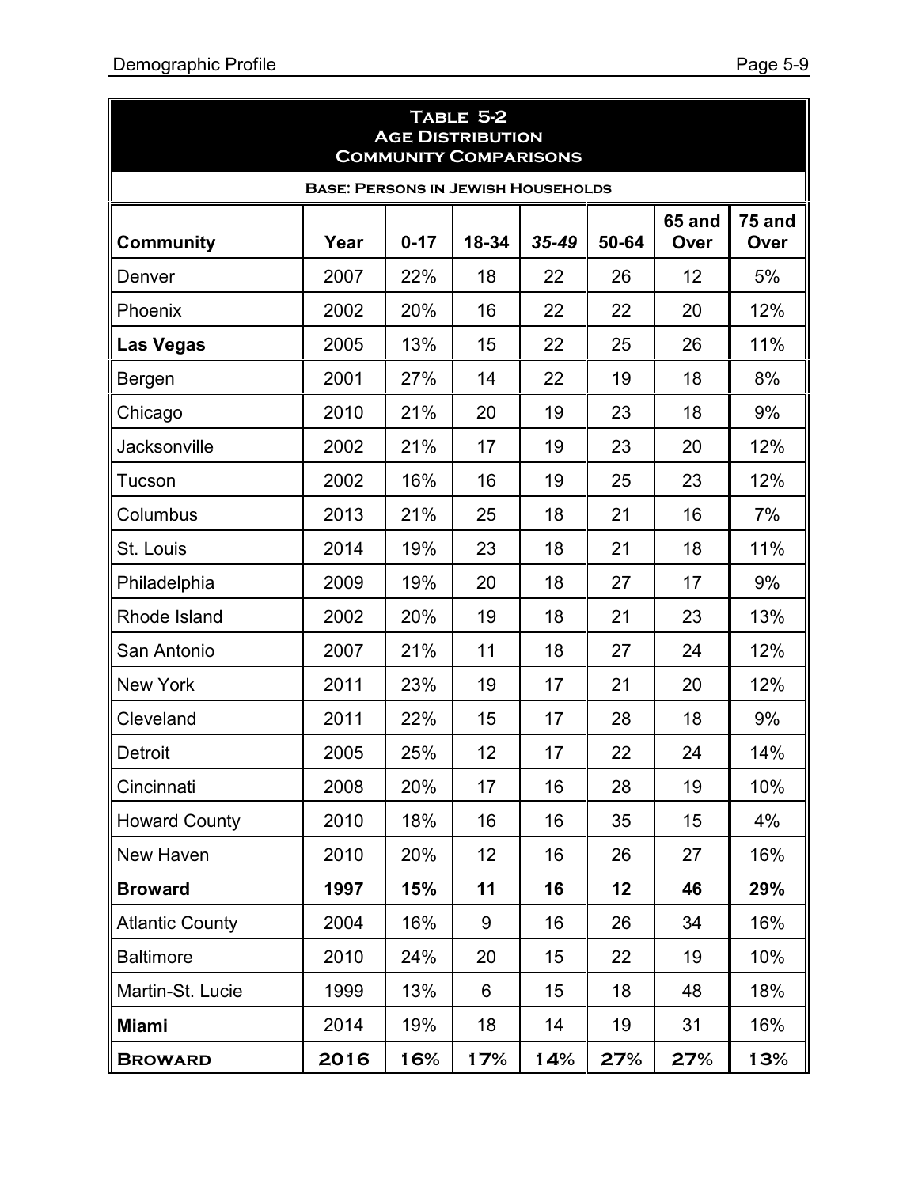## Table 5-2
## Age Distribution
## Community Comparisons

**Base: Persons in Jewish Households**

| Community | Year | 0-17 | 18-34 | *35-49* | 50-64 | 65 and Over | 75 and Over |
|---|---|---|---|---|---|---|---|
| Denver | 2007 | 22% | 18 | 22 | 26 | 12 | 5% |
| Phoenix | 2002 | 20% | 16 | 22 | 22 | 20 | 12% |
| **Las Vegas** | 2005 | 13% | 15 | 22 | 25 | 26 | 11% |
| Bergen | 2001 | 27% | 14 | 22 | 19 | 18 | 8% |
| Chicago | 2010 | 21% | 20 | 19 | 23 | 18 | 9% |
| Jacksonville | 2002 | 21% | 17 | 19 | 23 | 20 | 12% |
| Tucson | 2002 | 16% | 16 | 19 | 25 | 23 | 12% |
| Columbus | 2013 | 21% | 25 | 18 | 21 | 16 | 7% |
| St. Louis | 2014 | 19% | 23 | 18 | 21 | 18 | 11% |
| Philadelphia | 2009 | 19% | 20 | 18 | 27 | 17 | 9% |
| Rhode Island | 2002 | 20% | 19 | 18 | 21 | 23 | 13% |
| San Antonio | 2007 | 21% | 11 | 18 | 27 | 24 | 12% |
| New York | 2011 | 23% | 19 | 17 | 21 | 20 | 12% |
| Cleveland | 2011 | 22% | 15 | 17 | 28 | 18 | 9% |
| Detroit | 2005 | 25% | 12 | 17 | 22 | 24 | 14% |
| Cincinnati | 2008 | 20% | 17 | 16 | 28 | 19 | 10% |
| Howard County | 2010 | 18% | 16 | 16 | 35 | 15 | 4% |
| New Haven | 2010 | 20% | 12 | 16 | 26 | 27 | 16% |
| **Broward** | **1997** | **15%** | **11** | **16** | **12** | **46** | **29%** |
| Atlantic County | 2004 | 16% | 9 | 16 | 26 | 34 | 16% |
| Baltimore | 2010 | 24% | 20 | 15 | 22 | 19 | 10% |
| Martin-St. Lucie | 1999 | 13% | 6 | 15 | 18 | 48 | 18% |
| **Miami** | 2014 | 19% | 18 | 14 | 19 | 31 | 16% |
| **Broward** | **2016** | **16%** | **17%** | **14%** | **27%** | **27%** | **13%** |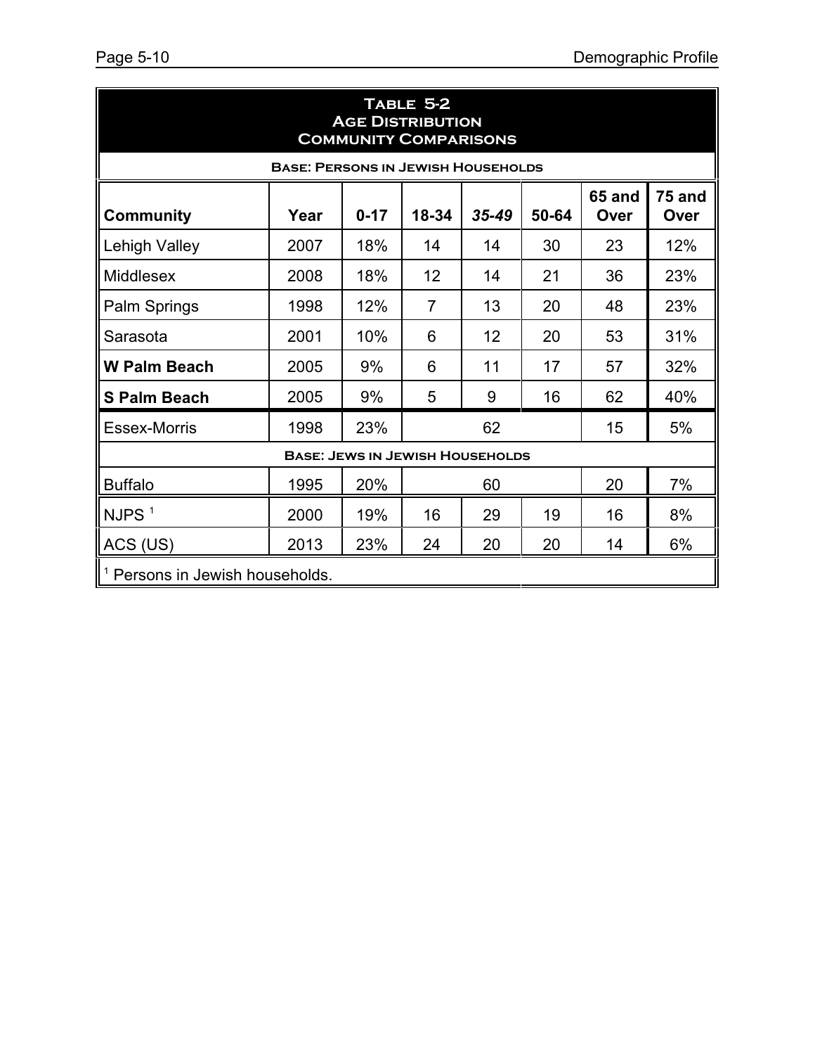**Table 5-2**
**Age Distribution**
**Community Comparisons**

| Community | Year | 0-17 | 18-34 | *35-49* | 50-64 | 65 and Over | 75 and Over |
|---|---|---|---|---|---|---|---|
| **Base: Persons in Jewish Households** | | | | | | | |
| Lehigh Valley | 2007 | 18% | 14 | 14 | 30 | 23 | 12% |
| Middlesex | 2008 | 18% | 12 | 14 | 21 | 36 | 23% |
| Palm Springs | 1998 | 12% | 7 | 13 | 20 | 48 | 23% |
| Sarasota | 2001 | 10% | 6 | 12 | 20 | 53 | 31% |
| **W Palm Beach** | 2005 | 9% | 6 | 11 | 17 | 57 | 32% |
| **S Palm Beach** | 2005 | 9% | 5 | 9 | 16 | 62 | 40% |
| Essex-Morris | 1998 | 23% | | 62 | | 15 | 5% |
| **Base: Jews in Jewish Households** | | | | | | | |
| Buffalo | 1995 | 20% | | 60 | | 20 | 7% |
| NJPS [1] | 2000 | 19% | 16 | 29 | 19 | 16 | 8% |
| ACS (US) | 2013 | 23% | 24 | 20 | 20 | 14 | 6% |

[1] Persons in Jewish households.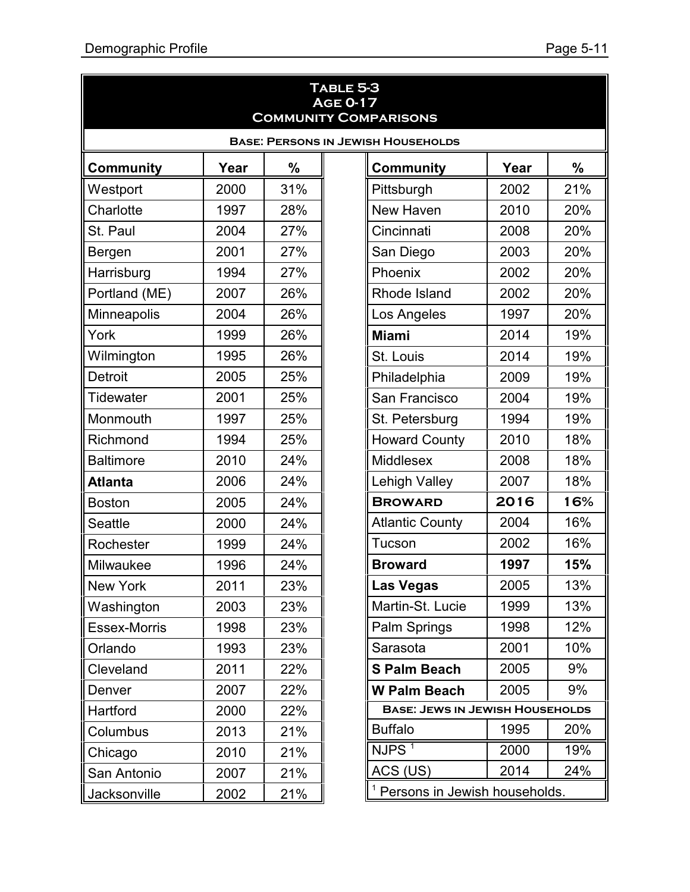**Table 5-3**
**Age 0-17**
**Community Comparisons**

**Base: Persons in Jewish Households**

| Community | Year | % | | Community | Year | % |
|---|---|---|---|---|---|---|
| Westport | 2000 | 31% | | Pittsburgh | 2002 | 21% |
| Charlotte | 1997 | 28% | | New Haven | 2010 | 20% |
| St. Paul | 2004 | 27% | | Cincinnati | 2008 | 20% |
| Bergen | 2001 | 27% | | San Diego | 2003 | 20% |
| Harrisburg | 1994 | 27% | | Phoenix | 2002 | 20% |
| Portland (ME) | 2007 | 26% | | Rhode Island | 2002 | 20% |
| Minneapolis | 2004 | 26% | | Los Angeles | 1997 | 20% |
| York | 1999 | 26% | | **Miami** | 2014 | 19% |
| Wilmington | 1995 | 26% | | St. Louis | 2014 | 19% |
| Detroit | 2005 | 25% | | Philadelphia | 2009 | 19% |
| Tidewater | 2001 | 25% | | San Francisco | 2004 | 19% |
| Monmouth | 1997 | 25% | | St. Petersburg | 1994 | 19% |
| Richmond | 1994 | 25% | | Howard County | 2010 | 18% |
| Baltimore | 2010 | 24% | | Middlesex | 2008 | 18% |
| **Atlanta** | 2006 | 24% | | Lehigh Valley | 2007 | 18% |
| Boston | 2005 | 24% | | **BROWARD** | **2016** | **16%** |
| Seattle | 2000 | 24% | | Atlantic County | 2004 | 16% |
| Rochester | 1999 | 24% | | Tucson | 2002 | 16% |
| Milwaukee | 1996 | 24% | | **Broward** | **1997** | **15%** |
| New York | 2011 | 23% | | **Las Vegas** | 2005 | 13% |
| Washington | 2003 | 23% | | Martin-St. Lucie | 1999 | 13% |
| Essex-Morris | 1998 | 23% | | Palm Springs | 1998 | 12% |
| Orlando | 1993 | 23% | | Sarasota | 2001 | 10% |
| Cleveland | 2011 | 22% | | **S Palm Beach** | 2005 | 9% |
| Denver | 2007 | 22% | | **W Palm Beach** | 2005 | 9% |
| Hartford | 2000 | 22% | | **Base: Jews in Jewish Households** | | |
| Columbus | 2013 | 21% | | Buffalo | 1995 | 20% |
| Chicago | 2010 | 21% | | NJPS [1] | 2000 | 19% |
| San Antonio | 2007 | 21% | | ACS (US) | 2014 | 24% |
| Jacksonville | 2002 | 21% | | [1] Persons in Jewish households. | | |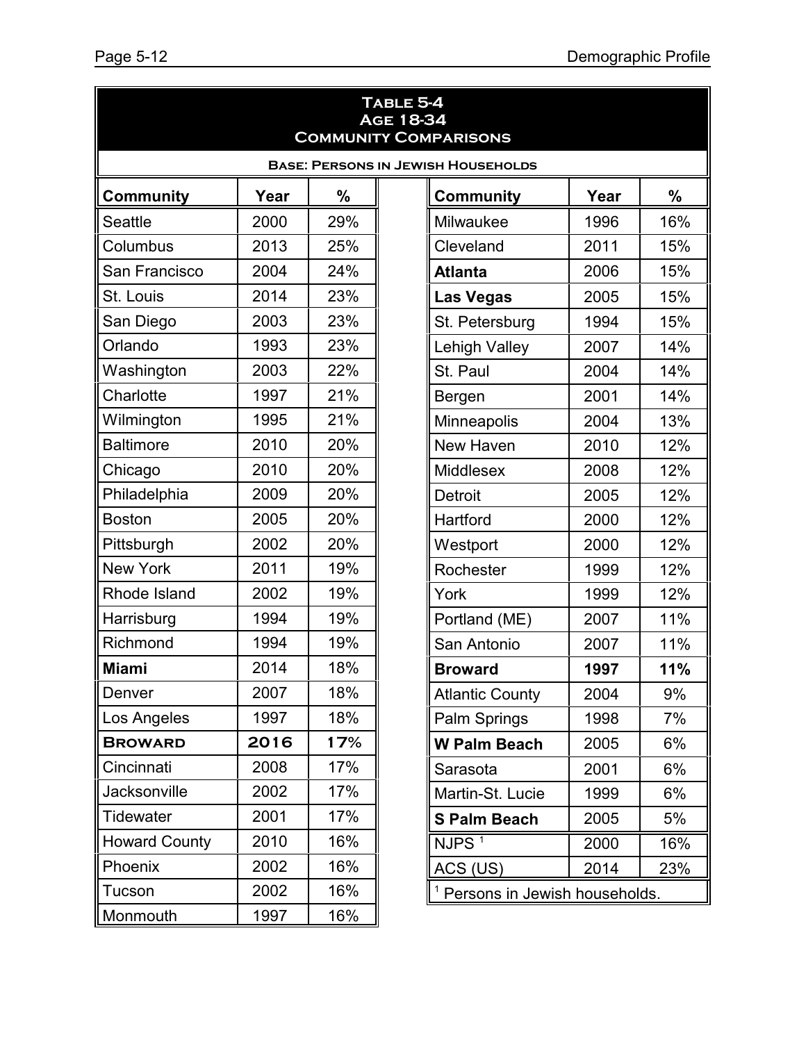## Table 5-4
## Age 18-34
## Community Comparisons

**Base: Persons in Jewish Households**

| Community | Year | % |
|---|---|---|
| Seattle | 2000 | 29% |
| Columbus | 2013 | 25% |
| San Francisco | 2004 | 24% |
| St. Louis | 2014 | 23% |
| San Diego | 2003 | 23% |
| Orlando | 1993 | 23% |
| Washington | 2003 | 22% |
| Charlotte | 1997 | 21% |
| Wilmington | 1995 | 21% |
| Baltimore | 2010 | 20% |
| Chicago | 2010 | 20% |
| Philadelphia | 2009 | 20% |
| Boston | 2005 | 20% |
| Pittsburgh | 2002 | 20% |
| New York | 2011 | 19% |
| Rhode Island | 2002 | 19% |
| Harrisburg | 1994 | 19% |
| Richmond | 1994 | 19% |
| **Miami** | 2014 | 18% |
| Denver | 2007 | 18% |
| Los Angeles | 1997 | 18% |
| **Broward** | **2016** | **17%** |
| Cincinnati | 2008 | 17% |
| Jacksonville | 2002 | 17% |
| Tidewater | 2001 | 17% |
| Howard County | 2010 | 16% |
| Phoenix | 2002 | 16% |
| Tucson | 2002 | 16% |
| Monmouth | 1997 | 16% |
| Milwaukee | 1996 | 16% |
| Cleveland | 2011 | 15% |
| **Atlanta** | 2006 | 15% |
| **Las Vegas** | 2005 | 15% |
| St. Petersburg | 1994 | 15% |
| Lehigh Valley | 2007 | 14% |
| St. Paul | 2004 | 14% |
| Bergen | 2001 | 14% |
| Minneapolis | 2004 | 13% |
| New Haven | 2010 | 12% |
| Middlesex | 2008 | 12% |
| Detroit | 2005 | 12% |
| Hartford | 2000 | 12% |
| Westport | 2000 | 12% |
| Rochester | 1999 | 12% |
| York | 1999 | 12% |
| Portland (ME) | 2007 | 11% |
| San Antonio | 2007 | 11% |
| **Broward** | **1997** | **11%** |
| Atlantic County | 2004 | 9% |
| Palm Springs | 1998 | 7% |
| **W Palm Beach** | 2005 | 6% |
| Sarasota | 2001 | 6% |
| Martin-St. Lucie | 1999 | 6% |
| **S Palm Beach** | 2005 | 5% |
| NJPS [1] | 2000 | 16% |
| ACS (US) | 2014 | 23% |

[1] Persons in Jewish households.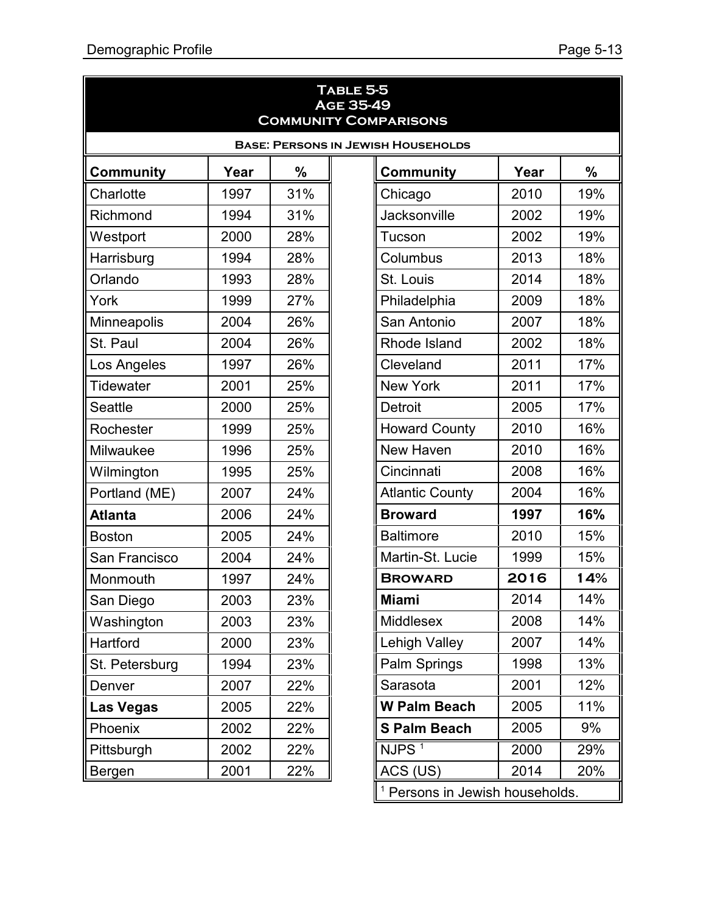## Table 5-5
## Age 35-49
## Community Comparisons

**Base: Persons in Jewish Households**

| Community | Year | % |
|---|---|---|
| Charlotte | 1997 | 31% |
| Richmond | 1994 | 31% |
| Westport | 2000 | 28% |
| Harrisburg | 1994 | 28% |
| Orlando | 1993 | 28% |
| York | 1999 | 27% |
| Minneapolis | 2004 | 26% |
| St. Paul | 2004 | 26% |
| Los Angeles | 1997 | 26% |
| Tidewater | 2001 | 25% |
| Seattle | 2000 | 25% |
| Rochester | 1999 | 25% |
| Milwaukee | 1996 | 25% |
| Wilmington | 1995 | 25% |
| Portland (ME) | 2007 | 24% |
| **Atlanta** | 2006 | 24% |
| Boston | 2005 | 24% |
| San Francisco | 2004 | 24% |
| Monmouth | 1997 | 24% |
| San Diego | 2003 | 23% |
| Washington | 2003 | 23% |
| Hartford | 2000 | 23% |
| St. Petersburg | 1994 | 23% |
| Denver | 2007 | 22% |
| **Las Vegas** | 2005 | 22% |
| Phoenix | 2002 | 22% |
| Pittsburgh | 2002 | 22% |
| Bergen | 2001 | 22% |

| Community | Year | % |
|---|---|---|
| Chicago | 2010 | 19% |
| Jacksonville | 2002 | 19% |
| Tucson | 2002 | 19% |
| Columbus | 2013 | 18% |
| St. Louis | 2014 | 18% |
| Philadelphia | 2009 | 18% |
| San Antonio | 2007 | 18% |
| Rhode Island | 2002 | 18% |
| Cleveland | 2011 | 17% |
| New York | 2011 | 17% |
| Detroit | 2005 | 17% |
| Howard County | 2010 | 16% |
| New Haven | 2010 | 16% |
| Cincinnati | 2008 | 16% |
| Atlantic County | 2004 | 16% |
| **Broward** | **1997** | **16%** |
| Baltimore | 2010 | 15% |
| Martin-St. Lucie | 1999 | 15% |
| **BROWARD** | **2016** | **14%** |
| **Miami** | 2014 | 14% |
| Middlesex | 2008 | 14% |
| Lehigh Valley | 2007 | 14% |
| Palm Springs | 1998 | 13% |
| Sarasota | 2001 | 12% |
| **W Palm Beach** | 2005 | 11% |
| **S Palm Beach** | 2005 | 9% |
| NJPS [1] | 2000 | 29% |
| ACS (US) | 2014 | 20% |

[1] Persons in Jewish households.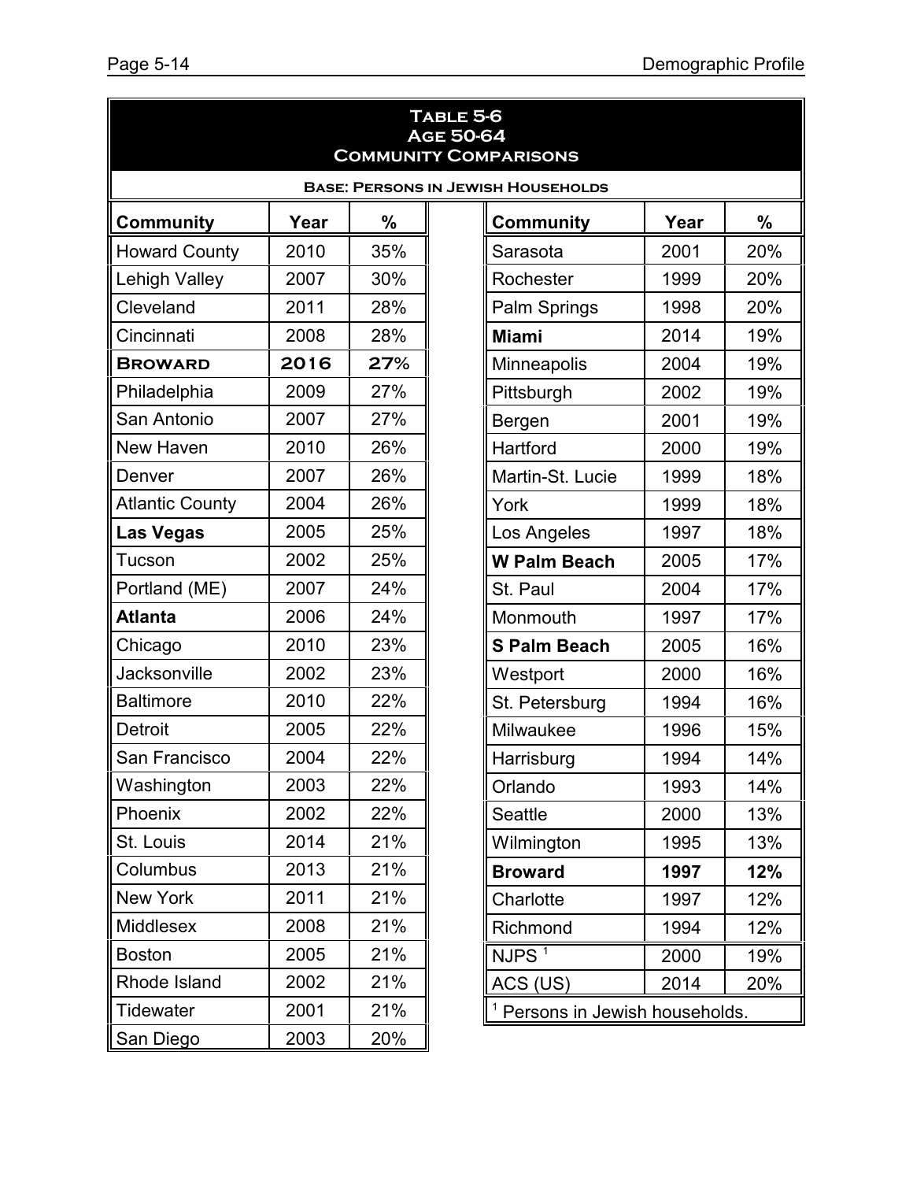## Table 5-6
## Age 50-64
## Community Comparisons

**Base: Persons in Jewish Households**

| Community | Year | % | Community | Year | % |
|---|---|---|---|---|---|
| Howard County | 2010 | 35% | Sarasota | 2001 | 20% |
| Lehigh Valley | 2007 | 30% | Rochester | 1999 | 20% |
| Cleveland | 2011 | 28% | Palm Springs | 1998 | 20% |
| Cincinnati | 2008 | 28% | **Miami** | 2014 | 19% |
| **Broward** | **2016** | **27%** | Minneapolis | 2004 | 19% |
| Philadelphia | 2009 | 27% | Pittsburgh | 2002 | 19% |
| San Antonio | 2007 | 27% | Bergen | 2001 | 19% |
| New Haven | 2010 | 26% | Hartford | 2000 | 19% |
| Denver | 2007 | 26% | Martin-St. Lucie | 1999 | 18% |
| Atlantic County | 2004 | 26% | York | 1999 | 18% |
| **Las Vegas** | 2005 | 25% | Los Angeles | 1997 | 18% |
| Tucson | 2002 | 25% | **W Palm Beach** | 2005 | 17% |
| Portland (ME) | 2007 | 24% | St. Paul | 2004 | 17% |
| **Atlanta** | 2006 | 24% | Monmouth | 1997 | 17% |
| Chicago | 2010 | 23% | **S Palm Beach** | 2005 | 16% |
| Jacksonville | 2002 | 23% | Westport | 2000 | 16% |
| Baltimore | 2010 | 22% | St. Petersburg | 1994 | 16% |
| Detroit | 2005 | 22% | Milwaukee | 1996 | 15% |
| San Francisco | 2004 | 22% | Harrisburg | 1994 | 14% |
| Washington | 2003 | 22% | Orlando | 1993 | 14% |
| Phoenix | 2002 | 22% | Seattle | 2000 | 13% |
| St. Louis | 2014 | 21% | Wilmington | 1995 | 13% |
| Columbus | 2013 | 21% | **Broward** | **1997** | **12%** |
| New York | 2011 | 21% | Charlotte | 1997 | 12% |
| Middlesex | 2008 | 21% | Richmond | 1994 | 12% |
| Boston | 2005 | 21% | NJPS [1] | 2000 | 19% |
| Rhode Island | 2002 | 21% | ACS (US) | 2014 | 20% |
| Tidewater | 2001 | 21% | | | |
| San Diego | 2003 | 20% | | | |

[1] Persons in Jewish households.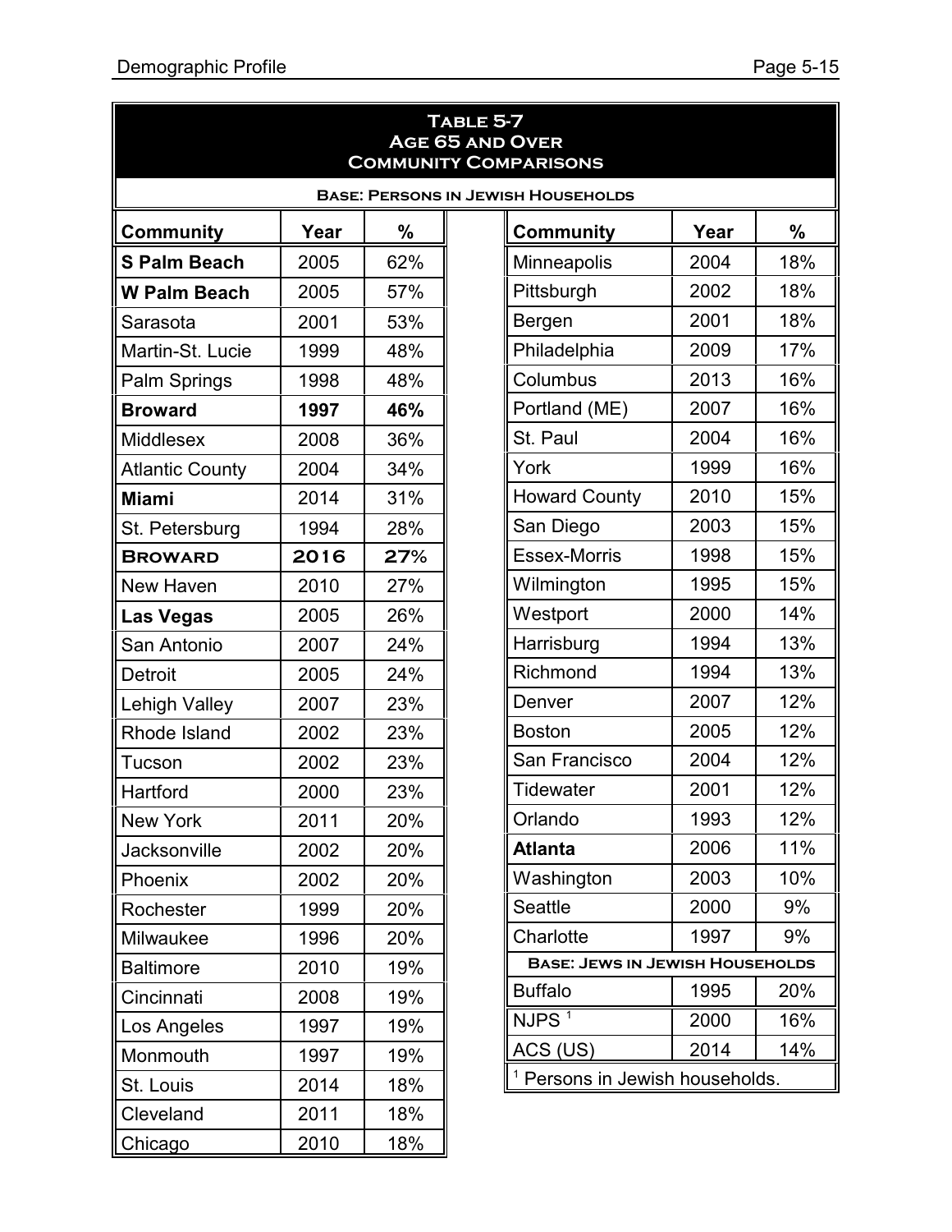## Table 5-7
## Age 65 and Over
## Community Comparisons

**Base: Persons in Jewish Households**

| Community | Year | % |
|---|---|---|
| **S Palm Beach** | 2005 | 62% |
| **W Palm Beach** | 2005 | 57% |
| Sarasota | 2001 | 53% |
| Martin-St. Lucie | 1999 | 48% |
| Palm Springs | 1998 | 48% |
| **Broward** | **1997** | **46%** |
| Middlesex | 2008 | 36% |
| Atlantic County | 2004 | 34% |
| **Miami** | 2014 | 31% |
| St. Petersburg | 1994 | 28% |
| **BROWARD** | **2016** | **27%** |
| New Haven | 2010 | 27% |
| **Las Vegas** | 2005 | 26% |
| San Antonio | 2007 | 24% |
| Detroit | 2005 | 24% |
| Lehigh Valley | 2007 | 23% |
| Rhode Island | 2002 | 23% |
| Tucson | 2002 | 23% |
| Hartford | 2000 | 23% |
| New York | 2011 | 20% |
| Jacksonville | 2002 | 20% |
| Phoenix | 2002 | 20% |
| Rochester | 1999 | 20% |
| Milwaukee | 1996 | 20% |
| Baltimore | 2010 | 19% |
| Cincinnati | 2008 | 19% |
| Los Angeles | 1997 | 19% |
| Monmouth | 1997 | 19% |
| St. Louis | 2014 | 18% |
| Cleveland | 2011 | 18% |
| Chicago | 2010 | 18% |
| Minneapolis | 2004 | 18% |
| Pittsburgh | 2002 | 18% |
| Bergen | 2001 | 18% |
| Philadelphia | 2009 | 17% |
| Columbus | 2013 | 16% |
| Portland (ME) | 2007 | 16% |
| St. Paul | 2004 | 16% |
| York | 1999 | 16% |
| Howard County | 2010 | 15% |
| San Diego | 2003 | 15% |
| Essex-Morris | 1998 | 15% |
| Wilmington | 1995 | 15% |
| Westport | 2000 | 14% |
| Harrisburg | 1994 | 13% |
| Richmond | 1994 | 13% |
| Denver | 2007 | 12% |
| Boston | 2005 | 12% |
| San Francisco | 2004 | 12% |
| Tidewater | 2001 | 12% |
| Orlando | 1993 | 12% |
| **Atlanta** | 2006 | 11% |
| Washington | 2003 | 10% |
| Seattle | 2000 | 9% |
| Charlotte | 1997 | 9% |
| **Base: Jews in Jewish Households** | | |
| Buffalo | 1995 | 20% |
| NJPS [1] | 2000 | 16% |
| ACS (US) | 2014 | 14% |

[1] Persons in Jewish households.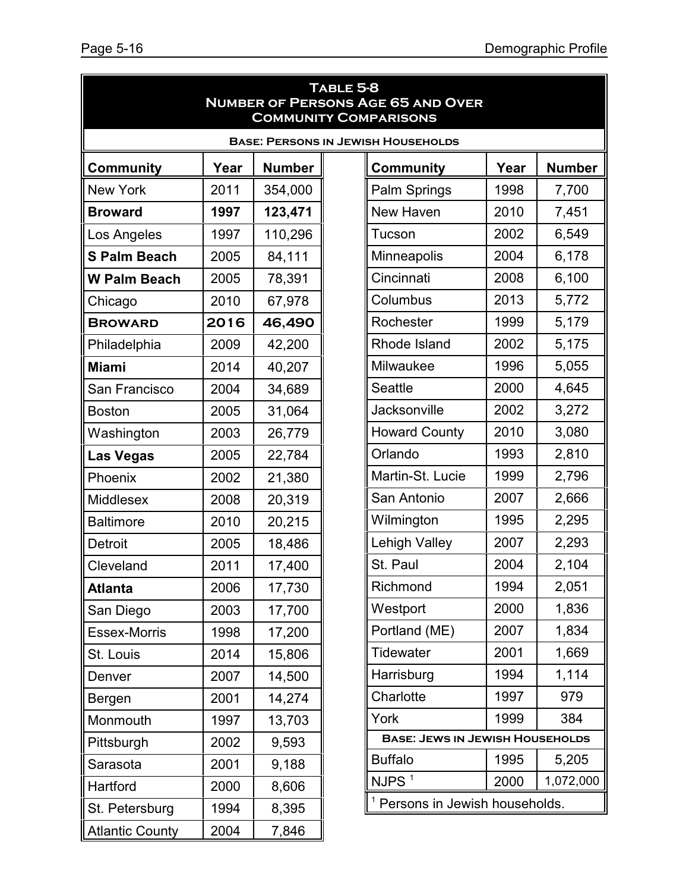## Table 5-8
## Number of Persons Age 65 and Over
## Community Comparisons

**Base: Persons in Jewish Households**

| Community | Year | Number |
|---|---|---|
| New York | 2011 | 354,000 |
| **Broward** | **1997** | **123,471** |
| Los Angeles | 1997 | 110,296 |
| **S Palm Beach** | 2005 | 84,111 |
| **W Palm Beach** | 2005 | 78,391 |
| Chicago | 2010 | 67,978 |
| **Broward** | **2016** | **46,490** |
| Philadelphia | 2009 | 42,200 |
| **Miami** | 2014 | 40,207 |
| San Francisco | 2004 | 34,689 |
| Boston | 2005 | 31,064 |
| Washington | 2003 | 26,779 |
| **Las Vegas** | 2005 | 22,784 |
| Phoenix | 2002 | 21,380 |
| Middlesex | 2008 | 20,319 |
| Baltimore | 2010 | 20,215 |
| Detroit | 2005 | 18,486 |
| Cleveland | 2011 | 17,400 |
| **Atlanta** | 2006 | 17,730 |
| San Diego | 2003 | 17,700 |
| Essex-Morris | 1998 | 17,200 |
| St. Louis | 2014 | 15,806 |
| Denver | 2007 | 14,500 |
| Bergen | 2001 | 14,274 |
| Monmouth | 1997 | 13,703 |
| Pittsburgh | 2002 | 9,593 |
| Sarasota | 2001 | 9,188 |
| Hartford | 2000 | 8,606 |
| St. Petersburg | 1994 | 8,395 |
| Atlantic County | 2004 | 7,846 |
| Palm Springs | 1998 | 7,700 |
| New Haven | 2010 | 7,451 |
| Tucson | 2002 | 6,549 |
| Minneapolis | 2004 | 6,178 |
| Cincinnati | 2008 | 6,100 |
| Columbus | 2013 | 5,772 |
| Rochester | 1999 | 5,179 |
| Rhode Island | 2002 | 5,175 |
| Milwaukee | 1996 | 5,055 |
| Seattle | 2000 | 4,645 |
| Jacksonville | 2002 | 3,272 |
| Howard County | 2010 | 3,080 |
| Orlando | 1993 | 2,810 |
| Martin-St. Lucie | 1999 | 2,796 |
| San Antonio | 2007 | 2,666 |
| Wilmington | 1995 | 2,295 |
| Lehigh Valley | 2007 | 2,293 |
| St. Paul | 2004 | 2,104 |
| Richmond | 1994 | 2,051 |
| Westport | 2000 | 1,836 |
| Portland (ME) | 2007 | 1,834 |
| Tidewater | 2001 | 1,669 |
| Harrisburg | 1994 | 1,114 |
| Charlotte | 1997 | 979 |
| York | 1999 | 384 |
| **Base: Jews in Jewish Households** | | |
| Buffalo | 1995 | 5,205 |
| NJPS [1] | 2000 | 1,072,000 |

[1] Persons in Jewish households.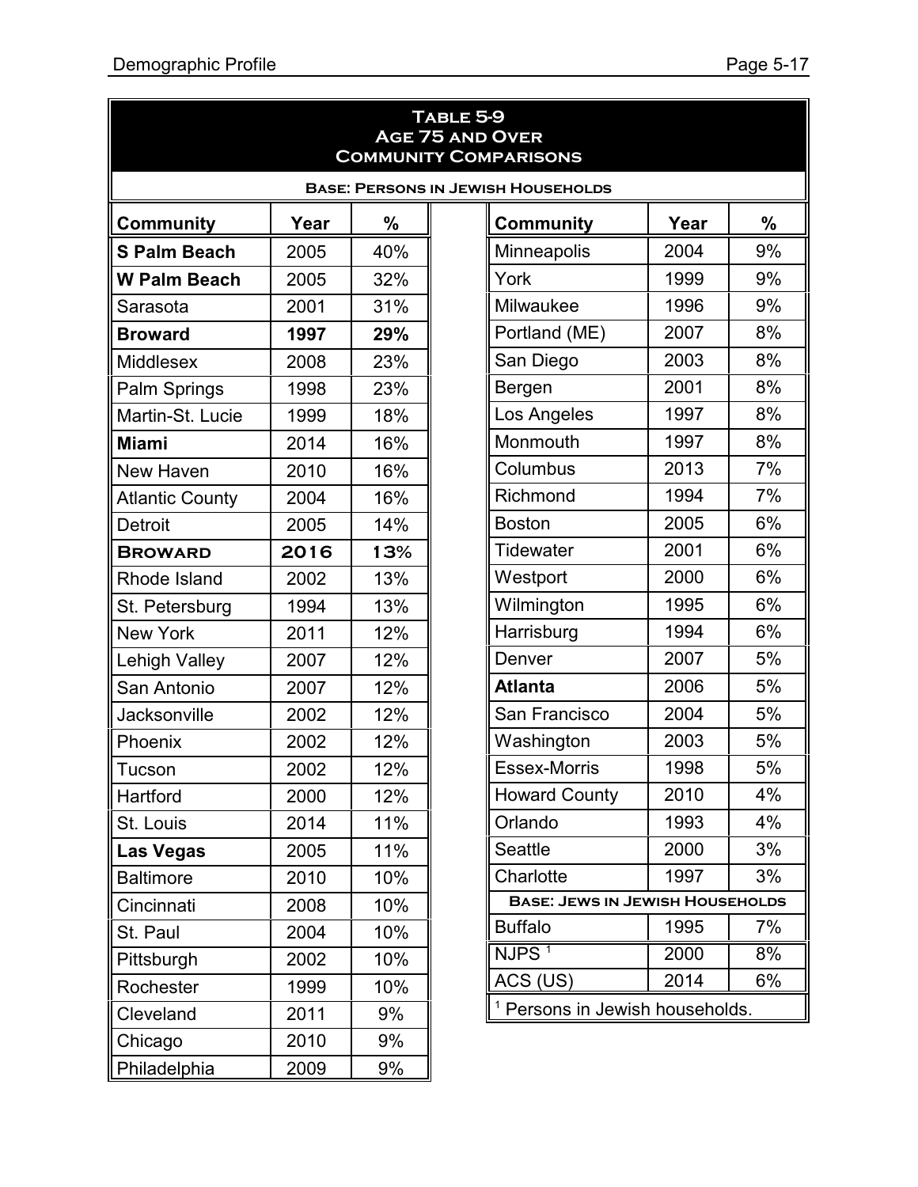## Table 5-9
## Age 75 and Over
## Community Comparisons

**Base: Persons in Jewish Households**

| Community | Year | % |
|---|---|---|
| **S Palm Beach** | 2005 | 40% |
| **W Palm Beach** | 2005 | 32% |
| Sarasota | 2001 | 31% |
| **Broward** | **1997** | **29%** |
| Middlesex | 2008 | 23% |
| Palm Springs | 1998 | 23% |
| Martin-St. Lucie | 1999 | 18% |
| **Miami** | 2014 | 16% |
| New Haven | 2010 | 16% |
| Atlantic County | 2004 | 16% |
| Detroit | 2005 | 14% |
| **BROWARD** | **2016** | **13%** |
| Rhode Island | 2002 | 13% |
| St. Petersburg | 1994 | 13% |
| New York | 2011 | 12% |
| Lehigh Valley | 2007 | 12% |
| San Antonio | 2007 | 12% |
| Jacksonville | 2002 | 12% |
| Phoenix | 2002 | 12% |
| Tucson | 2002 | 12% |
| Hartford | 2000 | 12% |
| St. Louis | 2014 | 11% |
| **Las Vegas** | 2005 | 11% |
| Baltimore | 2010 | 10% |
| Cincinnati | 2008 | 10% |
| St. Paul | 2004 | 10% |
| Pittsburgh | 2002 | 10% |
| Rochester | 1999 | 10% |
| Cleveland | 2011 | 9% |
| Chicago | 2010 | 9% |
| Philadelphia | 2009 | 9% |
| Minneapolis | 2004 | 9% |
| York | 1999 | 9% |
| Milwaukee | 1996 | 9% |
| Portland (ME) | 2007 | 8% |
| San Diego | 2003 | 8% |
| Bergen | 2001 | 8% |
| Los Angeles | 1997 | 8% |
| Monmouth | 1997 | 8% |
| Columbus | 2013 | 7% |
| Richmond | 1994 | 7% |
| Boston | 2005 | 6% |
| Tidewater | 2001 | 6% |
| Westport | 2000 | 6% |
| Wilmington | 1995 | 6% |
| Harrisburg | 1994 | 6% |
| Denver | 2007 | 5% |
| **Atlanta** | 2006 | 5% |
| San Francisco | 2004 | 5% |
| Washington | 2003 | 5% |
| Essex-Morris | 1998 | 5% |
| Howard County | 2010 | 4% |
| Orlando | 1993 | 4% |
| Seattle | 2000 | 3% |
| Charlotte | 1997 | 3% |
| **Base: Jews in Jewish Households** | | |
| Buffalo | 1995 | 7% |
| NJPS [1] | 2000 | 8% |
| ACS (US) | 2014 | 6% |

[1] Persons in Jewish households.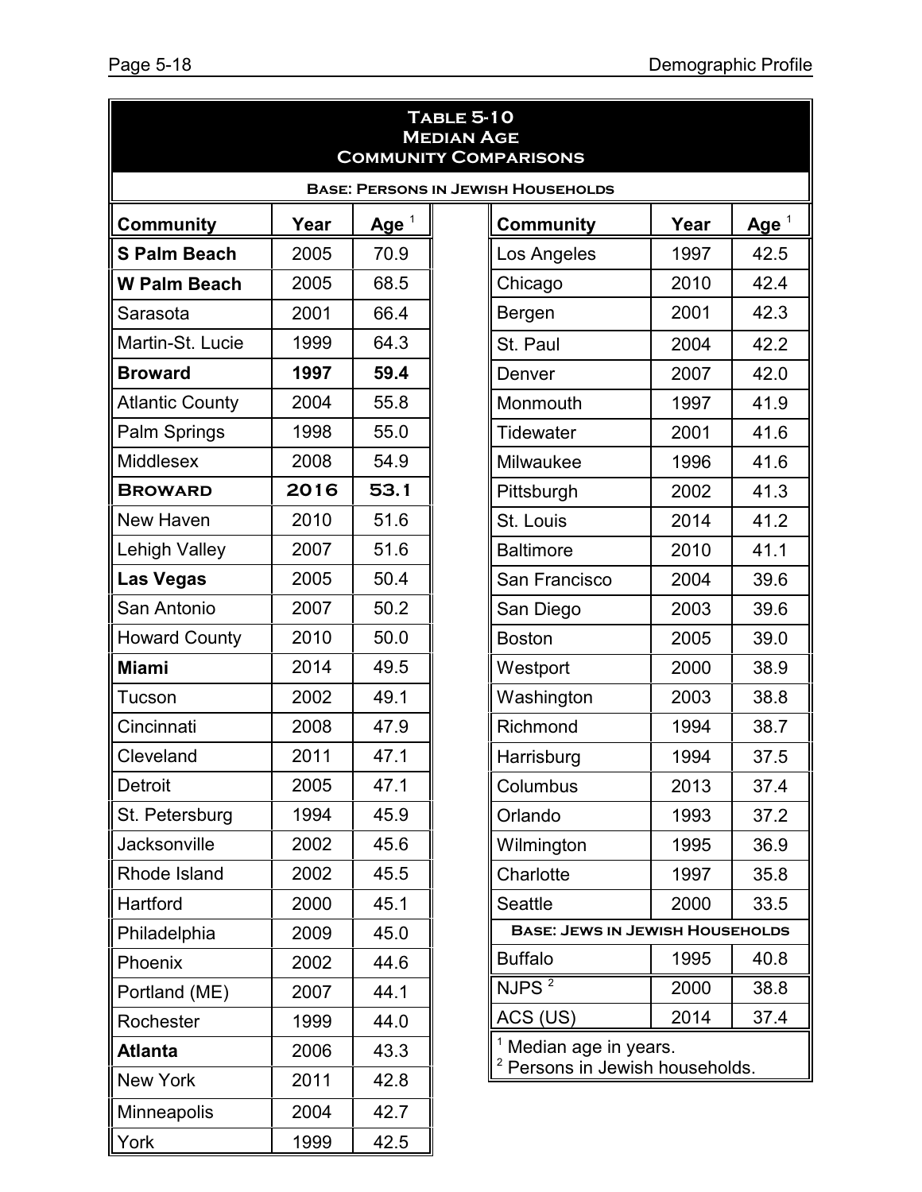**Table 5-10**
**Median Age**
**Community Comparisons**

**Base: Persons in Jewish Households**

| Community | Year | Age [1] |
|---|---|---|
| **S Palm Beach** | 2005 | 70.9 |
| **W Palm Beach** | 2005 | 68.5 |
| Sarasota | 2001 | 66.4 |
| Martin-St. Lucie | 1999 | 64.3 |
| **Broward** | **1997** | **59.4** |
| Atlantic County | 2004 | 55.8 |
| Palm Springs | 1998 | 55.0 |
| Middlesex | 2008 | 54.9 |
| **Broward** | **2016** | **53.1** |
| New Haven | 2010 | 51.6 |
| Lehigh Valley | 2007 | 51.6 |
| **Las Vegas** | 2005 | 50.4 |
| San Antonio | 2007 | 50.2 |
| Howard County | 2010 | 50.0 |
| **Miami** | 2014 | 49.5 |
| Tucson | 2002 | 49.1 |
| Cincinnati | 2008 | 47.9 |
| Cleveland | 2011 | 47.1 |
| Detroit | 2005 | 47.1 |
| St. Petersburg | 1994 | 45.9 |
| Jacksonville | 2002 | 45.6 |
| Rhode Island | 2002 | 45.5 |
| Hartford | 2000 | 45.1 |
| Philadelphia | 2009 | 45.0 |
| Phoenix | 2002 | 44.6 |
| Portland (ME) | 2007 | 44.1 |
| Rochester | 1999 | 44.0 |
| **Atlanta** | 2006 | 43.3 |
| New York | 2011 | 42.8 |
| Minneapolis | 2004 | 42.7 |
| York | 1999 | 42.5 |
| Los Angeles | 1997 | 42.5 |
| Chicago | 2010 | 42.4 |
| Bergen | 2001 | 42.3 |
| St. Paul | 2004 | 42.2 |
| Denver | 2007 | 42.0 |
| Monmouth | 1997 | 41.9 |
| Tidewater | 2001 | 41.6 |
| Milwaukee | 1996 | 41.6 |
| Pittsburgh | 2002 | 41.3 |
| St. Louis | 2014 | 41.2 |
| Baltimore | 2010 | 41.1 |
| San Francisco | 2004 | 39.6 |
| San Diego | 2003 | 39.6 |
| Boston | 2005 | 39.0 |
| Westport | 2000 | 38.9 |
| Washington | 2003 | 38.8 |
| Richmond | 1994 | 38.7 |
| Harrisburg | 1994 | 37.5 |
| Columbus | 2013 | 37.4 |
| Orlando | 1993 | 37.2 |
| Wilmington | 1995 | 36.9 |
| Charlotte | 1997 | 35.8 |
| Seattle | 2000 | 33.5 |
| **Base: Jews in Jewish Households** | | |
| Buffalo | 1995 | 40.8 |
| NJPS [2] | 2000 | 38.8 |
| ACS (US) | 2014 | 37.4 |

[1] Median age in years.
[2] Persons in Jewish households.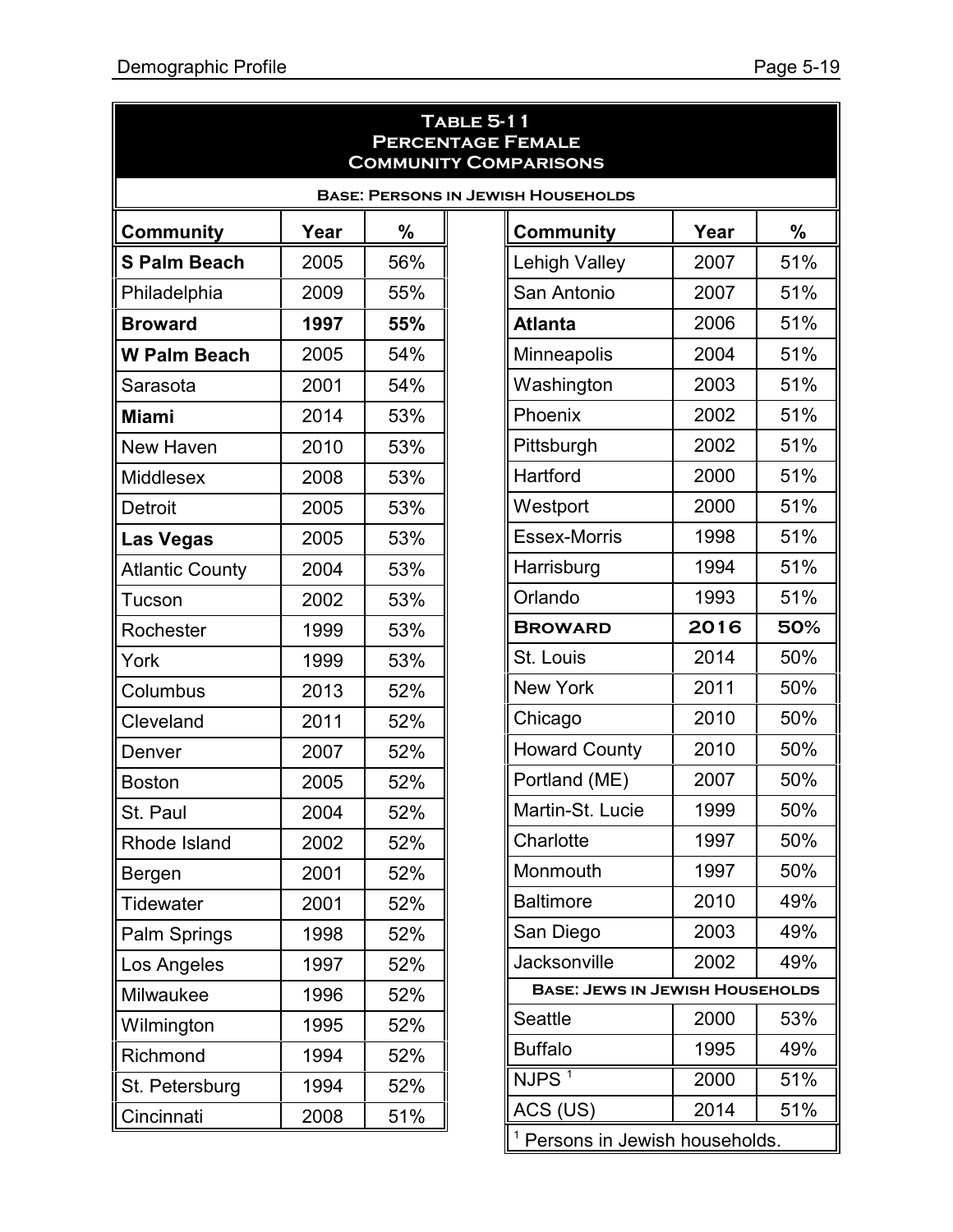**Table 5-11**
**Percentage Female**
**Community Comparisons**

**Base: Persons in Jewish Households**

| Community | Year | % | Community | Year | % |
|---|---|---|---|---|---|
| **S Palm Beach** | 2005 | 56% | Lehigh Valley | 2007 | 51% |
| Philadelphia | 2009 | 55% | San Antonio | 2007 | 51% |
| **Broward** | **1997** | **55%** | **Atlanta** | 2006 | 51% |
| **W Palm Beach** | 2005 | 54% | Minneapolis | 2004 | 51% |
| Sarasota | 2001 | 54% | Washington | 2003 | 51% |
| **Miami** | 2014 | 53% | Phoenix | 2002 | 51% |
| New Haven | 2010 | 53% | Pittsburgh | 2002 | 51% |
| Middlesex | 2008 | 53% | Hartford | 2000 | 51% |
| Detroit | 2005 | 53% | Westport | 2000 | 51% |
| **Las Vegas** | 2005 | 53% | Essex-Morris | 1998 | 51% |
| Atlantic County | 2004 | 53% | Harrisburg | 1994 | 51% |
| Tucson | 2002 | 53% | Orlando | 1993 | 51% |
| Rochester | 1999 | 53% | **Broward** | **2016** | **50%** |
| York | 1999 | 53% | St. Louis | 2014 | 50% |
| Columbus | 2013 | 52% | New York | 2011 | 50% |
| Cleveland | 2011 | 52% | Chicago | 2010 | 50% |
| Denver | 2007 | 52% | Howard County | 2010 | 50% |
| Boston | 2005 | 52% | Portland (ME) | 2007 | 50% |
| St. Paul | 2004 | 52% | Martin-St. Lucie | 1999 | 50% |
| Rhode Island | 2002 | 52% | Charlotte | 1997 | 50% |
| Bergen | 2001 | 52% | Monmouth | 1997 | 50% |
| Tidewater | 2001 | 52% | Baltimore | 2010 | 49% |
| Palm Springs | 1998 | 52% | San Diego | 2003 | 49% |
| Los Angeles | 1997 | 52% | Jacksonville | 2002 | 49% |
| Milwaukee | 1996 | 52% | **Base: Jews in Jewish Households** | | |
| Wilmington | 1995 | 52% | Seattle | 2000 | 53% |
| Richmond | 1994 | 52% | Buffalo | 1995 | 49% |
| St. Petersburg | 1994 | 52% | NJPS [1] | 2000 | 51% |
| Cincinnati | 2008 | 51% | ACS (US) | 2014 | 51% |

[1] Persons in Jewish households.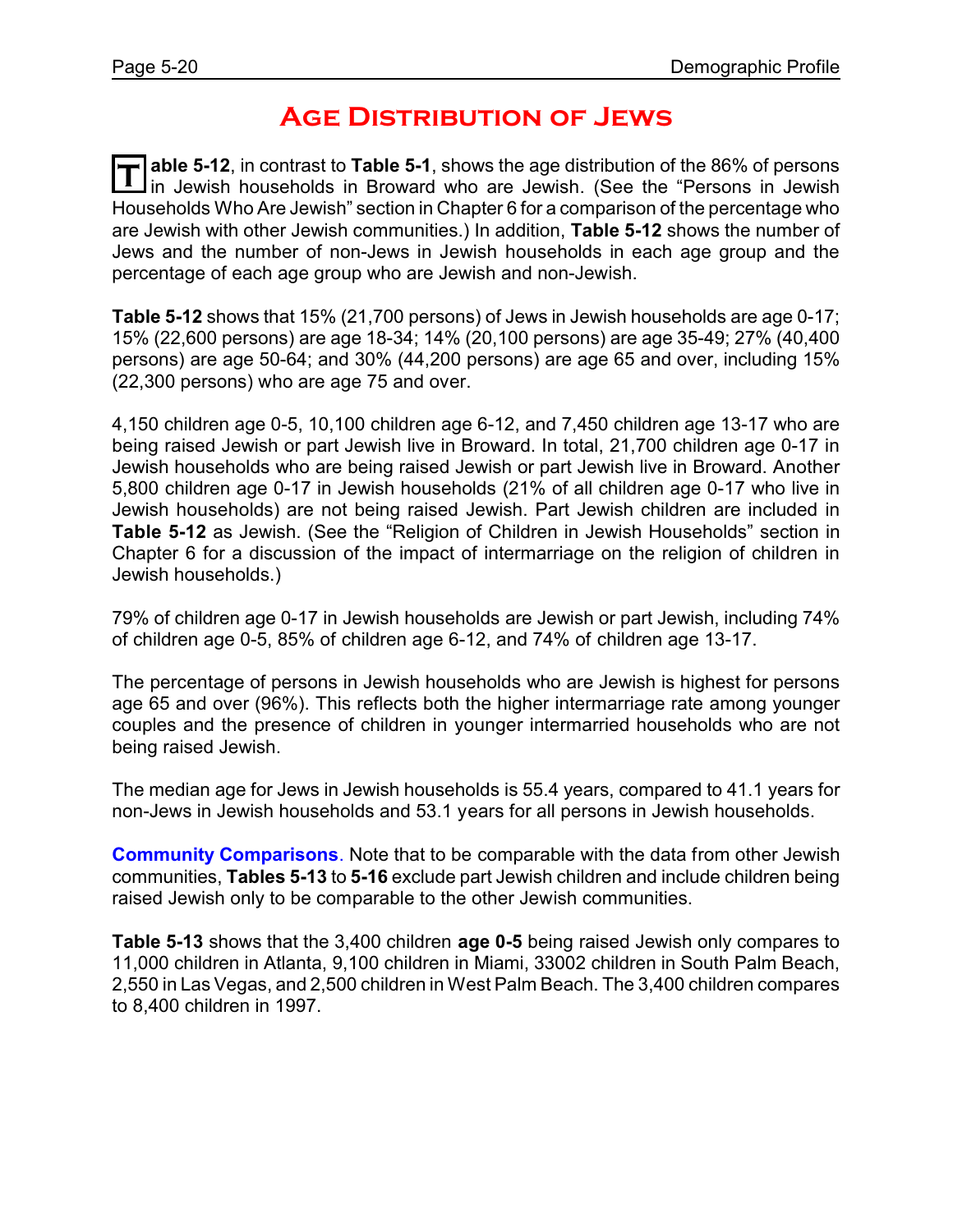# Age Distribution of Jews

**Table 5-12**, in contrast to **Table 5-1**, shows the age distribution of the 86% of persons in Jewish households in Broward who are Jewish. (See the "Persons in Jewish Households Who Are Jewish" section in Chapter 6 for a comparison of the percentage who are Jewish with other Jewish communities.) In addition, **Table 5-12** shows the number of Jews and the number of non-Jews in Jewish households in each age group and the percentage of each age group who are Jewish and non-Jewish.

**Table 5-12** shows that 15% (21,700 persons) of Jews in Jewish households are age 0-17; 15% (22,600 persons) are age 18-34; 14% (20,100 persons) are age 35-49; 27% (40,400 persons) are age 50-64; and 30% (44,200 persons) are age 65 and over, including 15% (22,300 persons) who are age 75 and over.

4,150 children age 0-5, 10,100 children age 6-12, and 7,450 children age 13-17 who are being raised Jewish or part Jewish live in Broward. In total, 21,700 children age 0-17 in Jewish households who are being raised Jewish or part Jewish live in Broward. Another 5,800 children age 0-17 in Jewish households (21% of all children age 0-17 who live in Jewish households) are not being raised Jewish. Part Jewish children are included in **Table 5-12** as Jewish. (See the "Religion of Children in Jewish Households" section in Chapter 6 for a discussion of the impact of intermarriage on the religion of children in Jewish households.)

79% of children age 0-17 in Jewish households are Jewish or part Jewish, including 74% of children age 0-5, 85% of children age 6-12, and 74% of children age 13-17.

The percentage of persons in Jewish households who are Jewish is highest for persons age 65 and over (96%). This reflects both the higher intermarriage rate among younger couples and the presence of children in younger intermarried households who are not being raised Jewish.

The median age for Jews in Jewish households is 55.4 years, compared to 41.1 years for non-Jews in Jewish households and 53.1 years for all persons in Jewish households.

**Community Comparisons**. Note that to be comparable with the data from other Jewish communities, **Tables 5-13** to **5-16** exclude part Jewish children and include children being raised Jewish only to be comparable to the other Jewish communities.

**Table 5-13** shows that the 3,400 children **age 0-5** being raised Jewish only compares to 11,000 children in Atlanta, 9,100 children in Miami, 33002 children in South Palm Beach, 2,550 in Las Vegas, and 2,500 children in West Palm Beach. The 3,400 children compares to 8,400 children in 1997.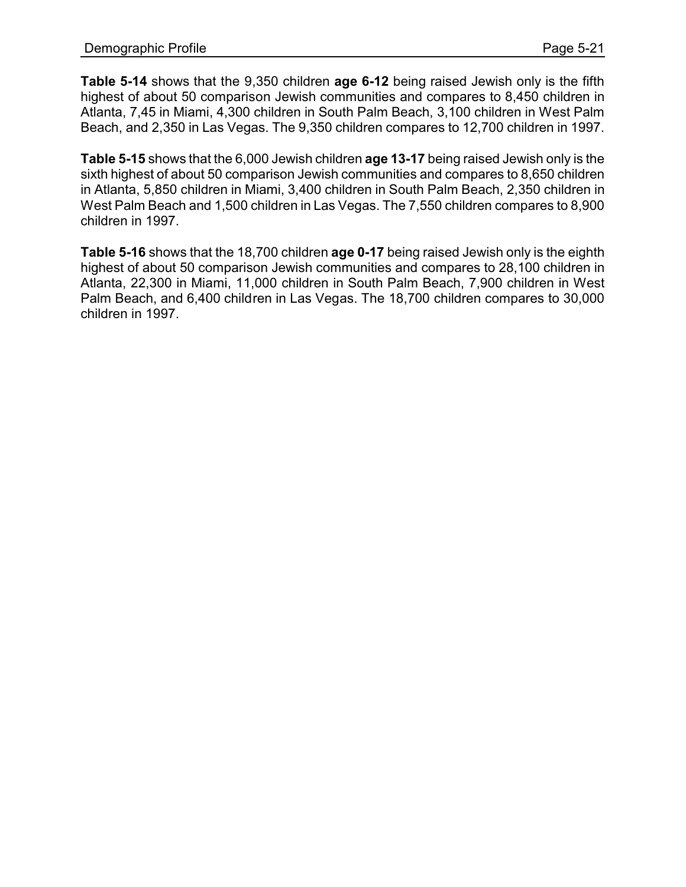**Table 5-14** shows that the 9,350 children **age 6-12** being raised Jewish only is the fifth highest of about 50 comparison Jewish communities and compares to 8,450 children in Atlanta, 7,45 in Miami, 4,300 children in South Palm Beach, 3,100 children in West Palm Beach, and 2,350 in Las Vegas. The 9,350 children compares to 12,700 children in 1997.

**Table 5-15** shows that the 6,000 Jewish children **age 13-17** being raised Jewish only is the sixth highest of about 50 comparison Jewish communities and compares to 8,650 children in Atlanta, 5,850 children in Miami, 3,400 children in South Palm Beach, 2,350 children in West Palm Beach and 1,500 children in Las Vegas. The 7,550 children compares to 8,900 children in 1997.

**Table 5-16** shows that the 18,700 children **age 0-17** being raised Jewish only is the eighth highest of about 50 comparison Jewish communities and compares to 28,100 children in Atlanta, 22,300 in Miami, 11,000 children in South Palm Beach, 7,900 children in West Palm Beach, and 6,400 children in Las Vegas. The 18,700 children compares to 30,000 children in 1997.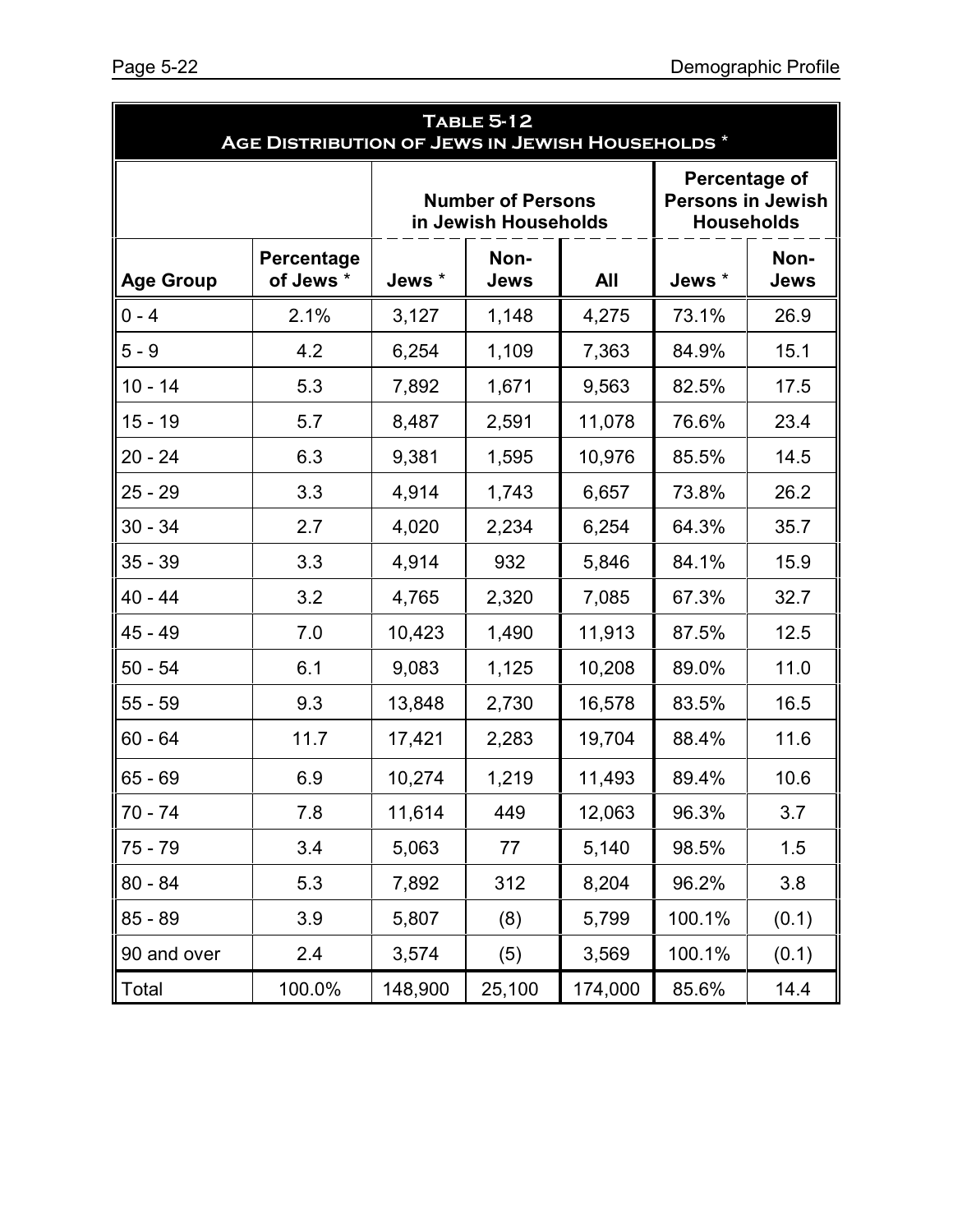**Table 5-12**
**Age Distribution of Jews in Jewish Households ***

| | | Number of Persons in Jewish Households | | | Percentage of Persons in Jewish Households | |
|---|---|---|---|---|---|---|
| **Age Group** | **Percentage of Jews *** | **Jews *** | **Non-Jews** | **All** | **Jews *** | **Non-Jews** |
| 0 - 4 | 2.1% | 3,127 | 1,148 | 4,275 | 73.1% | 26.9 |
| 5 - 9 | 4.2 | 6,254 | 1,109 | 7,363 | 84.9% | 15.1 |
| 10 - 14 | 5.3 | 7,892 | 1,671 | 9,563 | 82.5% | 17.5 |
| 15 - 19 | 5.7 | 8,487 | 2,591 | 11,078 | 76.6% | 23.4 |
| 20 - 24 | 6.3 | 9,381 | 1,595 | 10,976 | 85.5% | 14.5 |
| 25 - 29 | 3.3 | 4,914 | 1,743 | 6,657 | 73.8% | 26.2 |
| 30 - 34 | 2.7 | 4,020 | 2,234 | 6,254 | 64.3% | 35.7 |
| 35 - 39 | 3.3 | 4,914 | 932 | 5,846 | 84.1% | 15.9 |
| 40 - 44 | 3.2 | 4,765 | 2,320 | 7,085 | 67.3% | 32.7 |
| 45 - 49 | 7.0 | 10,423 | 1,490 | 11,913 | 87.5% | 12.5 |
| 50 - 54 | 6.1 | 9,083 | 1,125 | 10,208 | 89.0% | 11.0 |
| 55 - 59 | 9.3 | 13,848 | 2,730 | 16,578 | 83.5% | 16.5 |
| 60 - 64 | 11.7 | 17,421 | 2,283 | 19,704 | 88.4% | 11.6 |
| 65 - 69 | 6.9 | 10,274 | 1,219 | 11,493 | 89.4% | 10.6 |
| 70 - 74 | 7.8 | 11,614 | 449 | 12,063 | 96.3% | 3.7 |
| 75 - 79 | 3.4 | 5,063 | 77 | 5,140 | 98.5% | 1.5 |
| 80 - 84 | 5.3 | 7,892 | 312 | 8,204 | 96.2% | 3.8 |
| 85 - 89 | 3.9 | 5,807 | (8) | 5,799 | 100.1% | (0.1) |
| 90 and over | 2.4 | 3,574 | (5) | 3,569 | 100.1% | (0.1) |
| Total | 100.0% | 148,900 | 25,100 | 174,000 | 85.6% | 14.4 |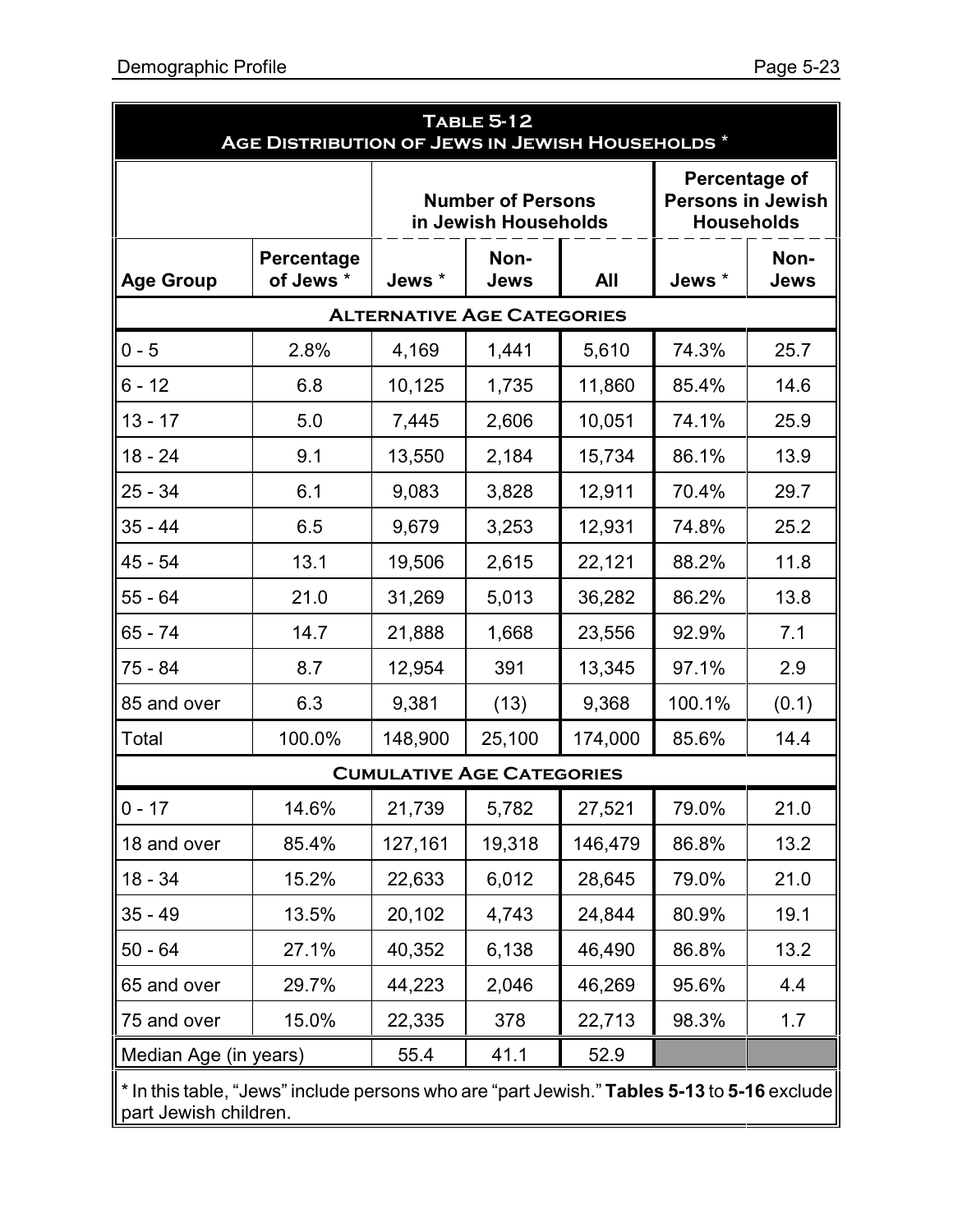## Table 5-12
## Age Distribution of Jews in Jewish Households *

| | | Number of Persons in Jewish Households | | | Percentage of Persons in Jewish Households | |
|---|---|---|---|---|---|---|
| **Age Group** | **Percentage of Jews *** | **Jews *** | **Non-Jews** | **All** | **Jews *** | **Non-Jews** |
| **Alternative Age Categories** | | | | | | |
| 0 - 5 | 2.8% | 4,169 | 1,441 | 5,610 | 74.3% | 25.7 |
| 6 - 12 | 6.8 | 10,125 | 1,735 | 11,860 | 85.4% | 14.6 |
| 13 - 17 | 5.0 | 7,445 | 2,606 | 10,051 | 74.1% | 25.9 |
| 18 - 24 | 9.1 | 13,550 | 2,184 | 15,734 | 86.1% | 13.9 |
| 25 - 34 | 6.1 | 9,083 | 3,828 | 12,911 | 70.4% | 29.7 |
| 35 - 44 | 6.5 | 9,679 | 3,253 | 12,931 | 74.8% | 25.2 |
| 45 - 54 | 13.1 | 19,506 | 2,615 | 22,121 | 88.2% | 11.8 |
| 55 - 64 | 21.0 | 31,269 | 5,013 | 36,282 | 86.2% | 13.8 |
| 65 - 74 | 14.7 | 21,888 | 1,668 | 23,556 | 92.9% | 7.1 |
| 75 - 84 | 8.7 | 12,954 | 391 | 13,345 | 97.1% | 2.9 |
| 85 and over | 6.3 | 9,381 | (13) | 9,368 | 100.1% | (0.1) |
| Total | 100.0% | 148,900 | 25,100 | 174,000 | 85.6% | 14.4 |
| **Cumulative Age Categories** | | | | | | |
| 0 - 17 | 14.6% | 21,739 | 5,782 | 27,521 | 79.0% | 21.0 |
| 18 and over | 85.4% | 127,161 | 19,318 | 146,479 | 86.8% | 13.2 |
| 18 - 34 | 15.2% | 22,633 | 6,012 | 28,645 | 79.0% | 21.0 |
| 35 - 49 | 13.5% | 20,102 | 4,743 | 24,844 | 80.9% | 19.1 |
| 50 - 64 | 27.1% | 40,352 | 6,138 | 46,490 | 86.8% | 13.2 |
| 65 and over | 29.7% | 44,223 | 2,046 | 46,269 | 95.6% | 4.4 |
| 75 and over | 15.0% | 22,335 | 378 | 22,713 | 98.3% | 1.7 |
| Median Age (in years) | | 55.4 | 41.1 | 52.9 | | |

* In this table, "Jews" include persons who are "part Jewish." **Tables 5-13** to **5-16** exclude part Jewish children.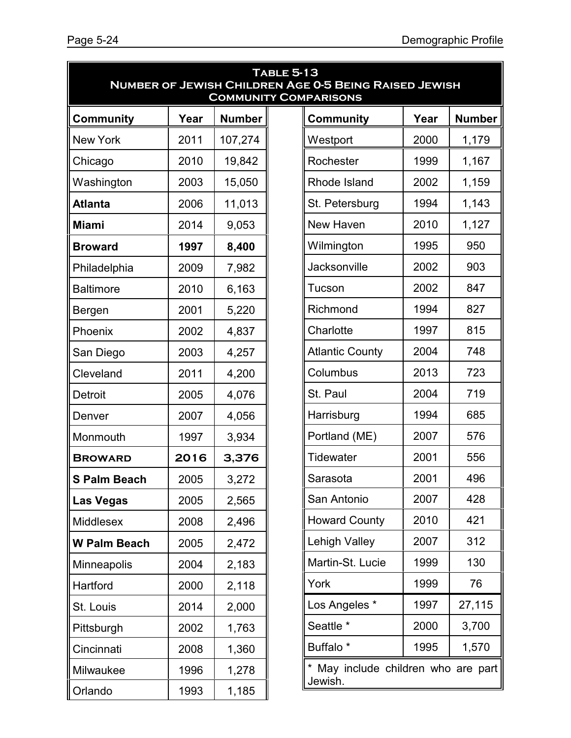**Table 5-13**
**Number of Jewish Children Age 0-5 Being Raised Jewish**
**Community Comparisons**

| Community | Year | Number | Community | Year | Number |
|---|---|---|---|---|---|
| New York | 2011 | 107,274 | Westport | 2000 | 1,179 |
| Chicago | 2010 | 19,842 | Rochester | 1999 | 1,167 |
| Washington | 2003 | 15,050 | Rhode Island | 2002 | 1,159 |
| **Atlanta** | 2006 | 11,013 | St. Petersburg | 1994 | 1,143 |
| **Miami** | 2014 | 9,053 | New Haven | 2010 | 1,127 |
| **Broward** | **1997** | **8,400** | Wilmington | 1995 | 950 |
| Philadelphia | 2009 | 7,982 | Jacksonville | 2002 | 903 |
| Baltimore | 2010 | 6,163 | Tucson | 2002 | 847 |
| Bergen | 2001 | 5,220 | Richmond | 1994 | 827 |
| Phoenix | 2002 | 4,837 | Charlotte | 1997 | 815 |
| San Diego | 2003 | 4,257 | Atlantic County | 2004 | 748 |
| Cleveland | 2011 | 4,200 | Columbus | 2013 | 723 |
| Detroit | 2005 | 4,076 | St. Paul | 2004 | 719 |
| Denver | 2007 | 4,056 | Harrisburg | 1994 | 685 |
| Monmouth | 1997 | 3,934 | Portland (ME) | 2007 | 576 |
| **BROWARD** | **2016** | **3,376** | Tidewater | 2001 | 556 |
| **S Palm Beach** | 2005 | 3,272 | Sarasota | 2001 | 496 |
| **Las Vegas** | 2005 | 2,565 | San Antonio | 2007 | 428 |
| Middlesex | 2008 | 2,496 | Howard County | 2010 | 421 |
| **W Palm Beach** | 2005 | 2,472 | Lehigh Valley | 2007 | 312 |
| Minneapolis | 2004 | 2,183 | Martin-St. Lucie | 1999 | 130 |
| Hartford | 2000 | 2,118 | York | 1999 | 76 |
| St. Louis | 2014 | 2,000 | Los Angeles * | 1997 | 27,115 |
| Pittsburgh | 2002 | 1,763 | Seattle * | 2000 | 3,700 |
| Cincinnati | 2008 | 1,360 | Buffalo * | 1995 | 1,570 |
| Milwaukee | 1996 | 1,278 | | | |
| Orlando | 1993 | 1,185 | | | |

* May include children who are part Jewish.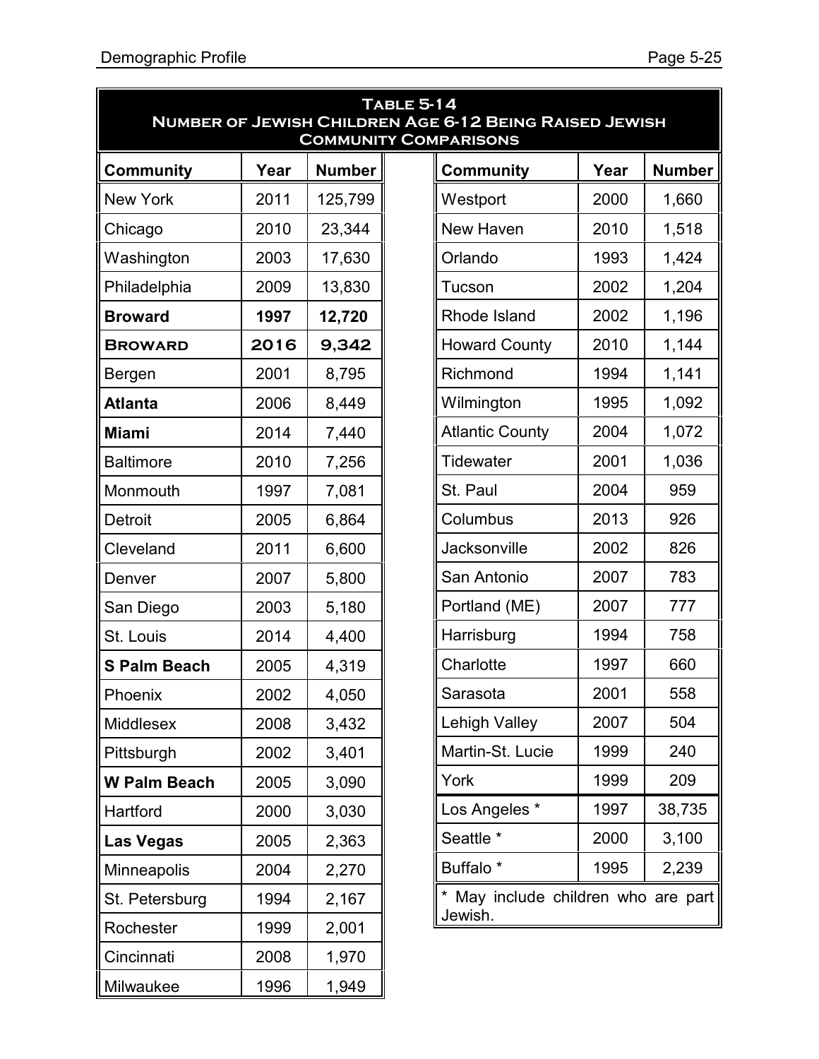**Table 5-14**
**Number of Jewish Children Age 6-12 Being Raised Jewish**
**Community Comparisons**

| Community | Year | Number | Community | Year | Number |
|---|---|---|---|---|---|
| New York | 2011 | 125,799 | Westport | 2000 | 1,660 |
| Chicago | 2010 | 23,344 | New Haven | 2010 | 1,518 |
| Washington | 2003 | 17,630 | Orlando | 1993 | 1,424 |
| Philadelphia | 2009 | 13,830 | Tucson | 2002 | 1,204 |
| **Broward** | **1997** | **12,720** | Rhode Island | 2002 | 1,196 |
| **BROWARD** | **2016** | **9,342** | Howard County | 2010 | 1,144 |
| Bergen | 2001 | 8,795 | Richmond | 1994 | 1,141 |
| **Atlanta** | 2006 | 8,449 | Wilmington | 1995 | 1,092 |
| **Miami** | 2014 | 7,440 | Atlantic County | 2004 | 1,072 |
| Baltimore | 2010 | 7,256 | Tidewater | 2001 | 1,036 |
| Monmouth | 1997 | 7,081 | St. Paul | 2004 | 959 |
| Detroit | 2005 | 6,864 | Columbus | 2013 | 926 |
| Cleveland | 2011 | 6,600 | Jacksonville | 2002 | 826 |
| Denver | 2007 | 5,800 | San Antonio | 2007 | 783 |
| San Diego | 2003 | 5,180 | Portland (ME) | 2007 | 777 |
| St. Louis | 2014 | 4,400 | Harrisburg | 1994 | 758 |
| **S Palm Beach** | 2005 | 4,319 | Charlotte | 1997 | 660 |
| Phoenix | 2002 | 4,050 | Sarasota | 2001 | 558 |
| Middlesex | 2008 | 3,432 | Lehigh Valley | 2007 | 504 |
| Pittsburgh | 2002 | 3,401 | Martin-St. Lucie | 1999 | 240 |
| **W Palm Beach** | 2005 | 3,090 | York | 1999 | 209 |
| Hartford | 2000 | 3,030 | Los Angeles * | 1997 | 38,735 |
| **Las Vegas** | 2005 | 2,363 | Seattle * | 2000 | 3,100 |
| Minneapolis | 2004 | 2,270 | Buffalo * | 1995 | 2,239 |
| St. Petersburg | 1994 | 2,167 | * May include children who are part Jewish. | | |
| Rochester | 1999 | 2,001 | | | |
| Cincinnati | 2008 | 1,970 | | | |
| Milwaukee | 1996 | 1,949 | | | |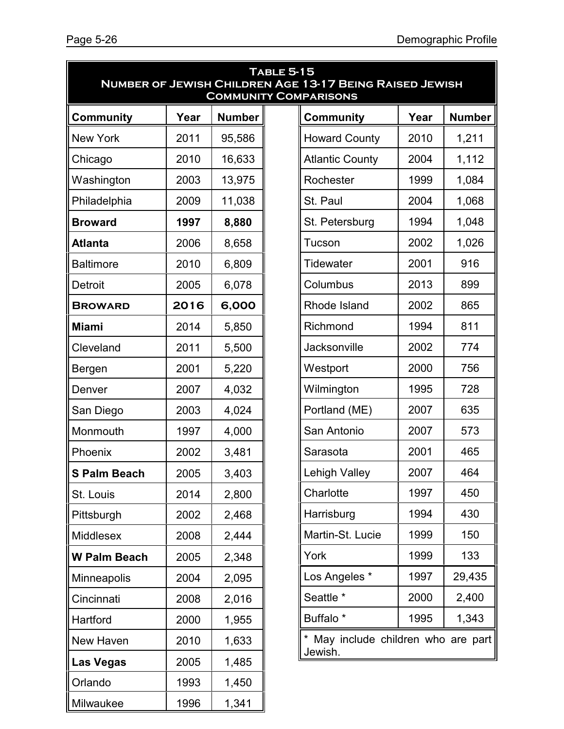## Table 5-15
## Number of Jewish Children Age 13-17 Being Raised Jewish
## Community Comparisons

| Community | Year | Number |
|---|---|---|
| New York | 2011 | 95,586 |
| Chicago | 2010 | 16,633 |
| Washington | 2003 | 13,975 |
| Philadelphia | 2009 | 11,038 |
| **Broward** | **1997** | **8,880** |
| **Atlanta** | 2006 | 8,658 |
| Baltimore | 2010 | 6,809 |
| Detroit | 2005 | 6,078 |
| **BROWARD** | **2016** | **6,000** |
| **Miami** | 2014 | 5,850 |
| Cleveland | 2011 | 5,500 |
| Bergen | 2001 | 5,220 |
| Denver | 2007 | 4,032 |
| San Diego | 2003 | 4,024 |
| Monmouth | 1997 | 4,000 |
| Phoenix | 2002 | 3,481 |
| **S Palm Beach** | 2005 | 3,403 |
| St. Louis | 2014 | 2,800 |
| Pittsburgh | 2002 | 2,468 |
| Middlesex | 2008 | 2,444 |
| **W Palm Beach** | 2005 | 2,348 |
| Minneapolis | 2004 | 2,095 |
| Cincinnati | 2008 | 2,016 |
| Hartford | 2000 | 1,955 |
| New Haven | 2010 | 1,633 |
| **Las Vegas** | 2005 | 1,485 |
| Orlando | 1993 | 1,450 |
| Milwaukee | 1996 | 1,341 |
| Howard County | 2010 | 1,211 |
| Atlantic County | 2004 | 1,112 |
| Rochester | 1999 | 1,084 |
| St. Paul | 2004 | 1,068 |
| St. Petersburg | 1994 | 1,048 |
| Tucson | 2002 | 1,026 |
| Tidewater | 2001 | 916 |
| Columbus | 2013 | 899 |
| Rhode Island | 2002 | 865 |
| Richmond | 1994 | 811 |
| Jacksonville | 2002 | 774 |
| Westport | 2000 | 756 |
| Wilmington | 1995 | 728 |
| Portland (ME) | 2007 | 635 |
| San Antonio | 2007 | 573 |
| Sarasota | 2001 | 465 |
| Lehigh Valley | 2007 | 464 |
| Charlotte | 1997 | 450 |
| Harrisburg | 1994 | 430 |
| Martin-St. Lucie | 1999 | 150 |
| York | 1999 | 133 |
| Los Angeles * | 1997 | 29,435 |
| Seattle * | 2000 | 2,400 |
| Buffalo * | 1995 | 1,343 |

* May include children who are part Jewish.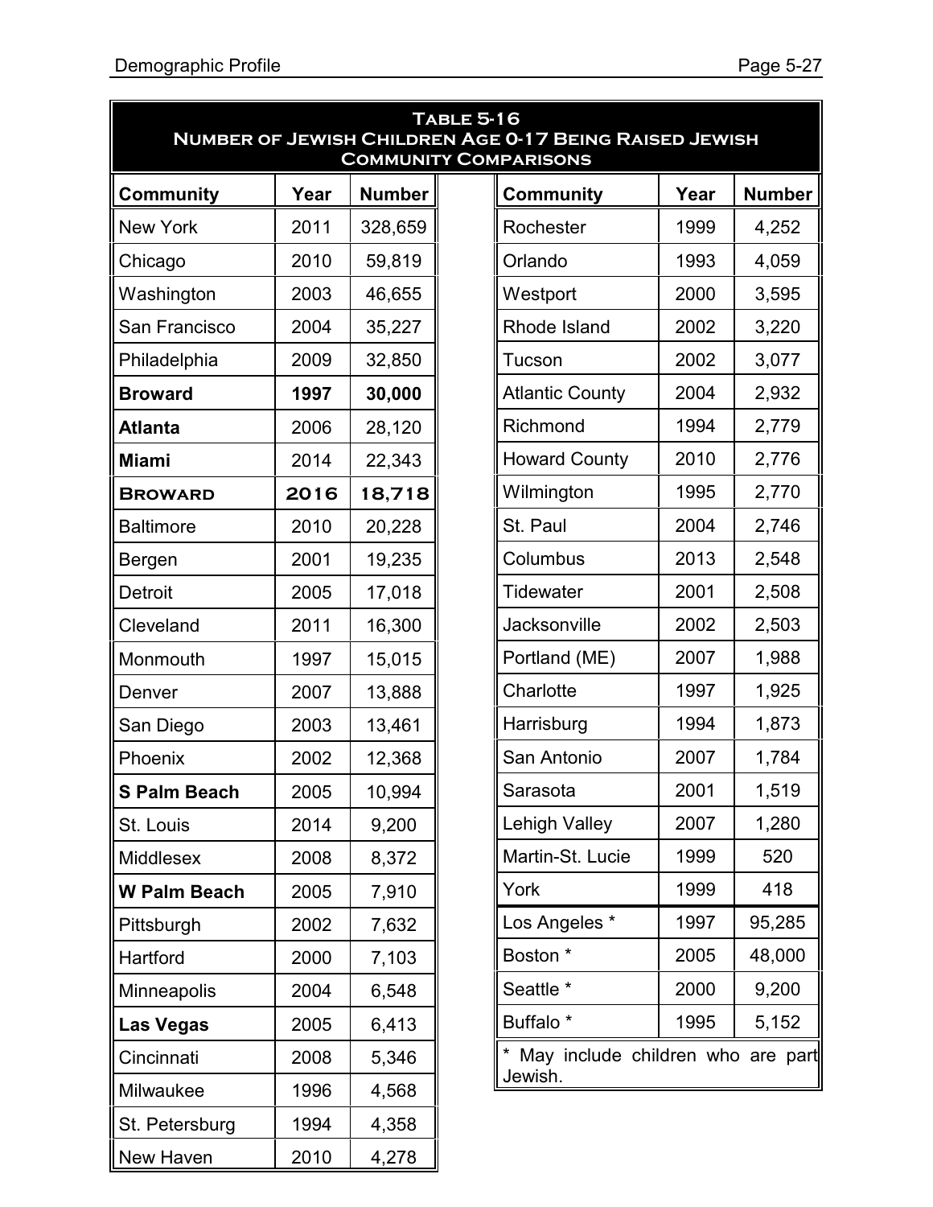**Table 5-16**
**Number of Jewish Children Age 0-17 Being Raised Jewish**
**Community Comparisons**

| Community | Year | Number | Community | Year | Number |
|---|---|---|---|---|---|
| New York | 2011 | 328,659 | Rochester | 1999 | 4,252 |
| Chicago | 2010 | 59,819 | Orlando | 1993 | 4,059 |
| Washington | 2003 | 46,655 | Westport | 2000 | 3,595 |
| San Francisco | 2004 | 35,227 | Rhode Island | 2002 | 3,220 |
| Philadelphia | 2009 | 32,850 | Tucson | 2002 | 3,077 |
| **Broward** | **1997** | **30,000** | Atlantic County | 2004 | 2,932 |
| **Atlanta** | 2006 | 28,120 | Richmond | 1994 | 2,779 |
| **Miami** | 2014 | 22,343 | Howard County | 2010 | 2,776 |
| **BROWARD** | **2016** | **18,718** | Wilmington | 1995 | 2,770 |
| Baltimore | 2010 | 20,228 | St. Paul | 2004 | 2,746 |
| Bergen | 2001 | 19,235 | Columbus | 2013 | 2,548 |
| Detroit | 2005 | 17,018 | Tidewater | 2001 | 2,508 |
| Cleveland | 2011 | 16,300 | Jacksonville | 2002 | 2,503 |
| Monmouth | 1997 | 15,015 | Portland (ME) | 2007 | 1,988 |
| Denver | 2007 | 13,888 | Charlotte | 1997 | 1,925 |
| San Diego | 2003 | 13,461 | Harrisburg | 1994 | 1,873 |
| Phoenix | 2002 | 12,368 | San Antonio | 2007 | 1,784 |
| **S Palm Beach** | 2005 | 10,994 | Sarasota | 2001 | 1,519 |
| St. Louis | 2014 | 9,200 | Lehigh Valley | 2007 | 1,280 |
| Middlesex | 2008 | 8,372 | Martin-St. Lucie | 1999 | 520 |
| **W Palm Beach** | 2005 | 7,910 | York | 1999 | 418 |
| Pittsburgh | 2002 | 7,632 | Los Angeles * | 1997 | 95,285 |
| Hartford | 2000 | 7,103 | Boston * | 2005 | 48,000 |
| Minneapolis | 2004 | 6,548 | Seattle * | 2000 | 9,200 |
| **Las Vegas** | 2005 | 6,413 | Buffalo * | 1995 | 5,152 |
| Cincinnati | 2008 | 5,346 | | | |
| Milwaukee | 1996 | 4,568 | | | |
| St. Petersburg | 1994 | 4,358 | | | |
| New Haven | 2010 | 4,278 | | | |

* May include children who are part Jewish.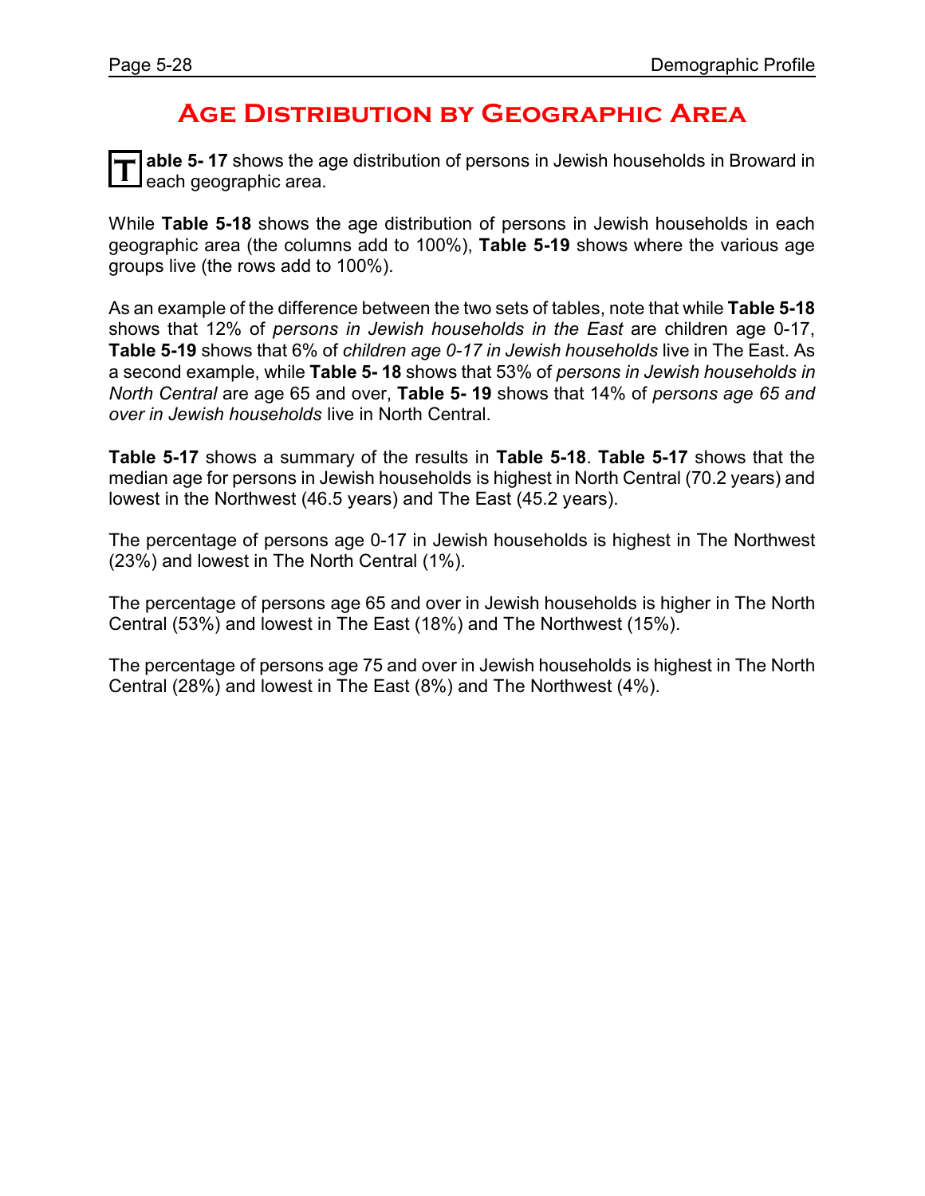# Age Distribution by Geographic Area

**Table 5- 17** shows the age distribution of persons in Jewish households in Broward in each geographic area.

While **Table 5-18** shows the age distribution of persons in Jewish households in each geographic area (the columns add to 100%), **Table 5-19** shows where the various age groups live (the rows add to 100%).

As an example of the difference between the two sets of tables, note that while **Table 5-18** shows that 12% of *persons in Jewish households in the East* are children age 0-17, **Table 5-19** shows that 6% of *children age 0-17 in Jewish households* live in The East. As a second example, while **Table 5- 18** shows that 53% of *persons in Jewish households in North Central* are age 65 and over, **Table 5- 19** shows that 14% of *persons age 65 and over in Jewish households* live in North Central.

**Table 5-17** shows a summary of the results in **Table 5-18**. **Table 5-17** shows that the median age for persons in Jewish households is highest in North Central (70.2 years) and lowest in the Northwest (46.5 years) and The East (45.2 years).

The percentage of persons age 0-17 in Jewish households is highest in The Northwest (23%) and lowest in The North Central (1%).

The percentage of persons age 65 and over in Jewish households is higher in The North Central (53%) and lowest in The East (18%) and The Northwest (15%).

The percentage of persons age 75 and over in Jewish households is highest in The North Central (28%) and lowest in The East (8%) and The Northwest (4%).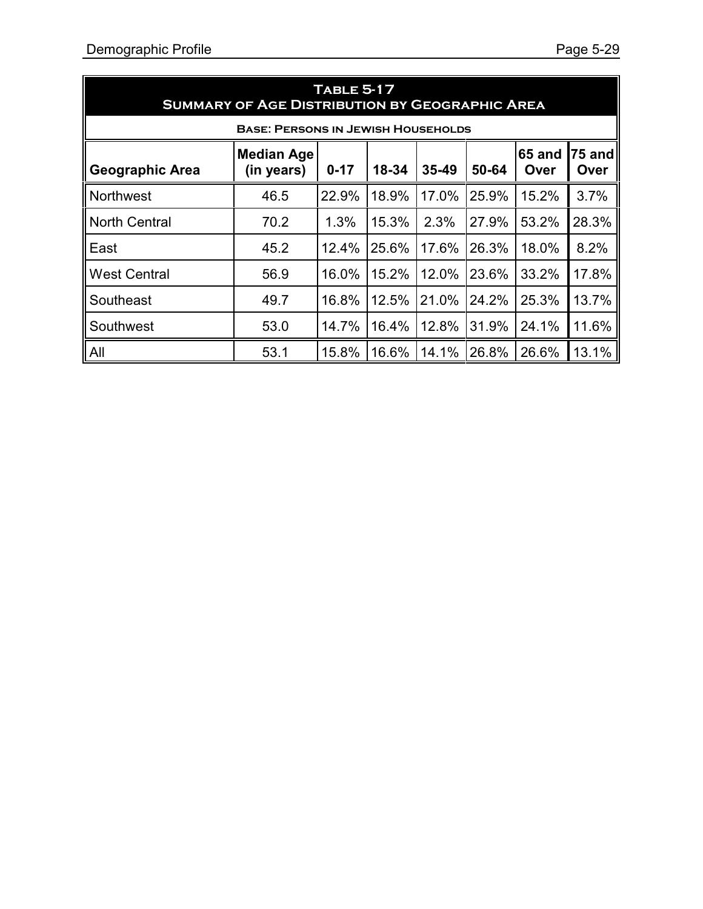**Table 5-17**
**Summary of Age Distribution by Geographic Area**

**Base: Persons in Jewish Households**

| Geographic Area | Median Age (in years) | 0-17 | 18-34 | 35-49 | 50-64 | 65 and Over | 75 and Over |
|---|---|---|---|---|---|---|---|
| Northwest | 46.5 | 22.9% | 18.9% | 17.0% | 25.9% | 15.2% | 3.7% |
| North Central | 70.2 | 1.3% | 15.3% | 2.3% | 27.9% | 53.2% | 28.3% |
| East | 45.2 | 12.4% | 25.6% | 17.6% | 26.3% | 18.0% | 8.2% |
| West Central | 56.9 | 16.0% | 15.2% | 12.0% | 23.6% | 33.2% | 17.8% |
| Southeast | 49.7 | 16.8% | 12.5% | 21.0% | 24.2% | 25.3% | 13.7% |
| Southwest | 53.0 | 14.7% | 16.4% | 12.8% | 31.9% | 24.1% | 11.6% |
| All | 53.1 | 15.8% | 16.6% | 14.1% | 26.8% | 26.6% | 13.1% |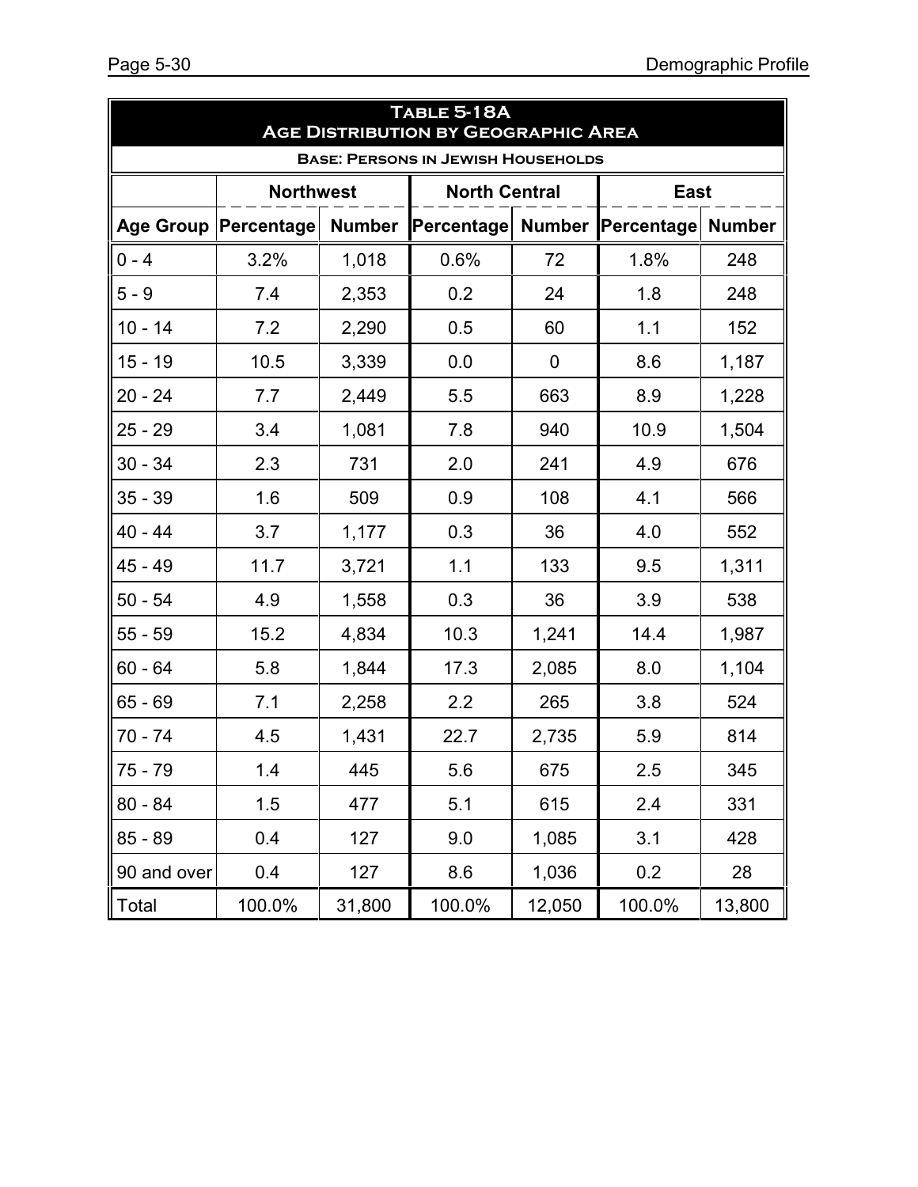## Table 5-18A
## Age Distribution by Geographic Area

**Base: Persons in Jewish Households**

| | Northwest | | North Central | | East | |
|---|---|---|---|---|---|---|
| **Age Group** | **Percentage** | **Number** | **Percentage** | **Number** | **Percentage** | **Number** |
| 0 - 4 | 3.2% | 1,018 | 0.6% | 72 | 1.8% | 248 |
| 5 - 9 | 7.4 | 2,353 | 0.2 | 24 | 1.8 | 248 |
| 10 - 14 | 7.2 | 2,290 | 0.5 | 60 | 1.1 | 152 |
| 15 - 19 | 10.5 | 3,339 | 0.0 | 0 | 8.6 | 1,187 |
| 20 - 24 | 7.7 | 2,449 | 5.5 | 663 | 8.9 | 1,228 |
| 25 - 29 | 3.4 | 1,081 | 7.8 | 940 | 10.9 | 1,504 |
| 30 - 34 | 2.3 | 731 | 2.0 | 241 | 4.9 | 676 |
| 35 - 39 | 1.6 | 509 | 0.9 | 108 | 4.1 | 566 |
| 40 - 44 | 3.7 | 1,177 | 0.3 | 36 | 4.0 | 552 |
| 45 - 49 | 11.7 | 3,721 | 1.1 | 133 | 9.5 | 1,311 |
| 50 - 54 | 4.9 | 1,558 | 0.3 | 36 | 3.9 | 538 |
| 55 - 59 | 15.2 | 4,834 | 10.3 | 1,241 | 14.4 | 1,987 |
| 60 - 64 | 5.8 | 1,844 | 17.3 | 2,085 | 8.0 | 1,104 |
| 65 - 69 | 7.1 | 2,258 | 2.2 | 265 | 3.8 | 524 |
| 70 - 74 | 4.5 | 1,431 | 22.7 | 2,735 | 5.9 | 814 |
| 75 - 79 | 1.4 | 445 | 5.6 | 675 | 2.5 | 345 |
| 80 - 84 | 1.5 | 477 | 5.1 | 615 | 2.4 | 331 |
| 85 - 89 | 0.4 | 127 | 9.0 | 1,085 | 3.1 | 428 |
| 90 and over | 0.4 | 127 | 8.6 | 1,036 | 0.2 | 28 |
| Total | 100.0% | 31,800 | 100.0% | 12,050 | 100.0% | 13,800 |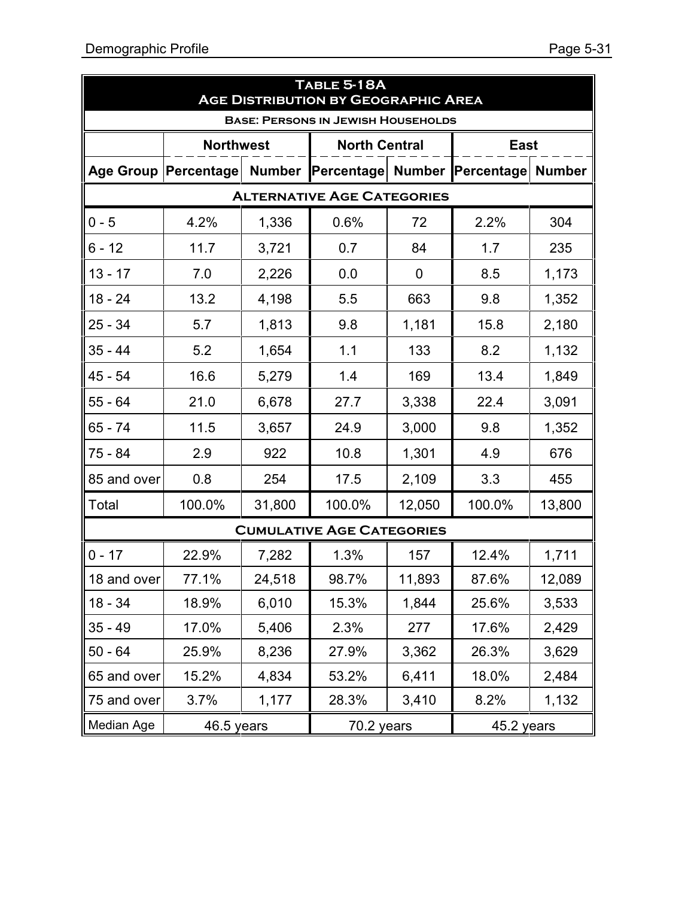**Table 5-18A**
**Age Distribution by Geographic Area**
**Base: Persons in Jewish Households**

| | Northwest | | North Central | | East | |
|---|---|---|---|---|---|---|
| Age Group | Percentage | Number | Percentage | Number | Percentage | Number |
| **Alternative Age Categories** | | | | | | |
| 0 - 5 | 4.2% | 1,336 | 0.6% | 72 | 2.2% | 304 |
| 6 - 12 | 11.7 | 3,721 | 0.7 | 84 | 1.7 | 235 |
| 13 - 17 | 7.0 | 2,226 | 0.0 | 0 | 8.5 | 1,173 |
| 18 - 24 | 13.2 | 4,198 | 5.5 | 663 | 9.8 | 1,352 |
| 25 - 34 | 5.7 | 1,813 | 9.8 | 1,181 | 15.8 | 2,180 |
| 35 - 44 | 5.2 | 1,654 | 1.1 | 133 | 8.2 | 1,132 |
| 45 - 54 | 16.6 | 5,279 | 1.4 | 169 | 13.4 | 1,849 |
| 55 - 64 | 21.0 | 6,678 | 27.7 | 3,338 | 22.4 | 3,091 |
| 65 - 74 | 11.5 | 3,657 | 24.9 | 3,000 | 9.8 | 1,352 |
| 75 - 84 | 2.9 | 922 | 10.8 | 1,301 | 4.9 | 676 |
| 85 and over | 0.8 | 254 | 17.5 | 2,109 | 3.3 | 455 |
| Total | 100.0% | 31,800 | 100.0% | 12,050 | 100.0% | 13,800 |
| **Cumulative Age Categories** | | | | | | |
| 0 - 17 | 22.9% | 7,282 | 1.3% | 157 | 12.4% | 1,711 |
| 18 and over | 77.1% | 24,518 | 98.7% | 11,893 | 87.6% | 12,089 |
| 18 - 34 | 18.9% | 6,010 | 15.3% | 1,844 | 25.6% | 3,533 |
| 35 - 49 | 17.0% | 5,406 | 2.3% | 277 | 17.6% | 2,429 |
| 50 - 64 | 25.9% | 8,236 | 27.9% | 3,362 | 26.3% | 3,629 |
| 65 and over | 15.2% | 4,834 | 53.2% | 6,411 | 18.0% | 2,484 |
| 75 and over | 3.7% | 1,177 | 28.3% | 3,410 | 8.2% | 1,132 |
| Median Age | 46.5 years | | 70.2 years | | 45.2 years | |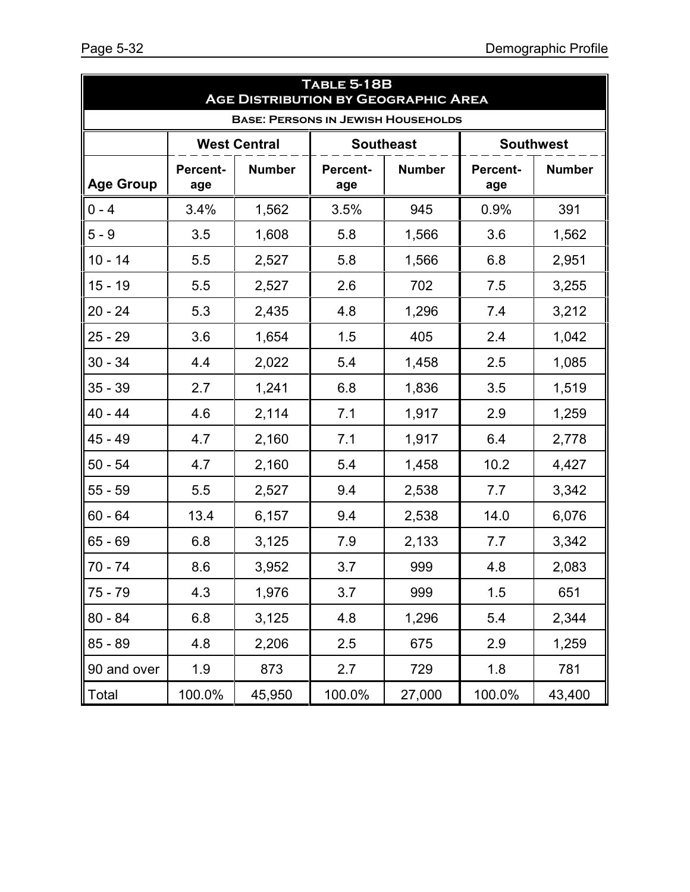## Table 5-18B
## Age Distribution by Geographic Area

**Base: Persons in Jewish Households**

| | West Central | | Southeast | | Southwest | |
|---|---|---|---|---|---|---|
| **Age Group** | **Percent-age** | **Number** | **Percent-age** | **Number** | **Percent-age** | **Number** |
| 0 - 4 | 3.4% | 1,562 | 3.5% | 945 | 0.9% | 391 |
| 5 - 9 | 3.5 | 1,608 | 5.8 | 1,566 | 3.6 | 1,562 |
| 10 - 14 | 5.5 | 2,527 | 5.8 | 1,566 | 6.8 | 2,951 |
| 15 - 19 | 5.5 | 2,527 | 2.6 | 702 | 7.5 | 3,255 |
| 20 - 24 | 5.3 | 2,435 | 4.8 | 1,296 | 7.4 | 3,212 |
| 25 - 29 | 3.6 | 1,654 | 1.5 | 405 | 2.4 | 1,042 |
| 30 - 34 | 4.4 | 2,022 | 5.4 | 1,458 | 2.5 | 1,085 |
| 35 - 39 | 2.7 | 1,241 | 6.8 | 1,836 | 3.5 | 1,519 |
| 40 - 44 | 4.6 | 2,114 | 7.1 | 1,917 | 2.9 | 1,259 |
| 45 - 49 | 4.7 | 2,160 | 7.1 | 1,917 | 6.4 | 2,778 |
| 50 - 54 | 4.7 | 2,160 | 5.4 | 1,458 | 10.2 | 4,427 |
| 55 - 59 | 5.5 | 2,527 | 9.4 | 2,538 | 7.7 | 3,342 |
| 60 - 64 | 13.4 | 6,157 | 9.4 | 2,538 | 14.0 | 6,076 |
| 65 - 69 | 6.8 | 3,125 | 7.9 | 2,133 | 7.7 | 3,342 |
| 70 - 74 | 8.6 | 3,952 | 3.7 | 999 | 4.8 | 2,083 |
| 75 - 79 | 4.3 | 1,976 | 3.7 | 999 | 1.5 | 651 |
| 80 - 84 | 6.8 | 3,125 | 4.8 | 1,296 | 5.4 | 2,344 |
| 85 - 89 | 4.8 | 2,206 | 2.5 | 675 | 2.9 | 1,259 |
| 90 and over | 1.9 | 873 | 2.7 | 729 | 1.8 | 781 |
| Total | 100.0% | 45,950 | 100.0% | 27,000 | 100.0% | 43,400 |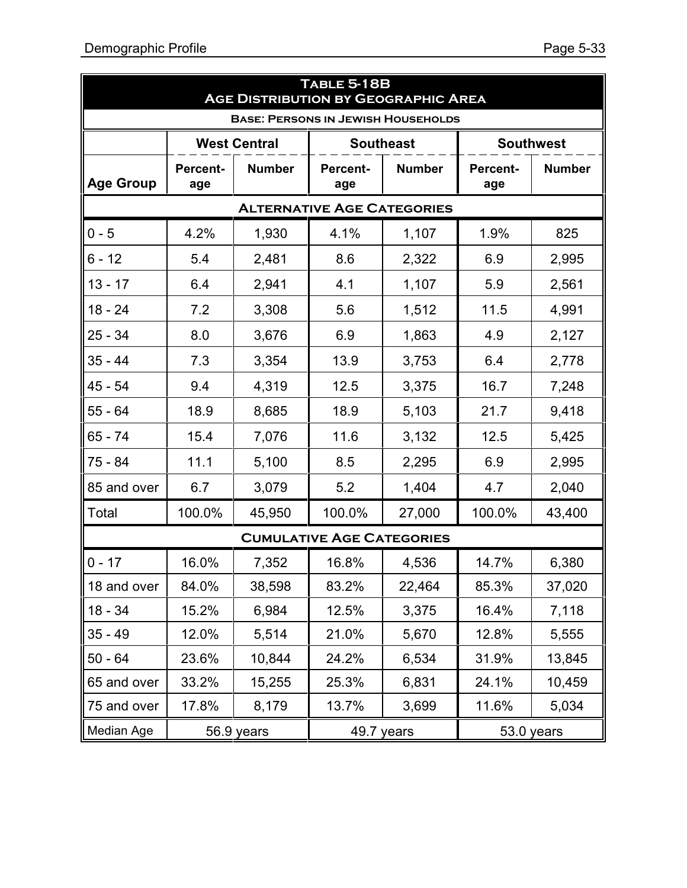**Table 5-18B**
**Age Distribution by Geographic Area**
**Base: Persons in Jewish Households**

| | West Central | | Southeast | | Southwest | |
|---|---|---|---|---|---|---|
| **Age Group** | **Percent-age** | **Number** | **Percent-age** | **Number** | **Percent-age** | **Number** |
| **Alternative Age Categories** | | | | | | |
| 0 - 5 | 4.2% | 1,930 | 4.1% | 1,107 | 1.9% | 825 |
| 6 - 12 | 5.4 | 2,481 | 8.6 | 2,322 | 6.9 | 2,995 |
| 13 - 17 | 6.4 | 2,941 | 4.1 | 1,107 | 5.9 | 2,561 |
| 18 - 24 | 7.2 | 3,308 | 5.6 | 1,512 | 11.5 | 4,991 |
| 25 - 34 | 8.0 | 3,676 | 6.9 | 1,863 | 4.9 | 2,127 |
| 35 - 44 | 7.3 | 3,354 | 13.9 | 3,753 | 6.4 | 2,778 |
| 45 - 54 | 9.4 | 4,319 | 12.5 | 3,375 | 16.7 | 7,248 |
| 55 - 64 | 18.9 | 8,685 | 18.9 | 5,103 | 21.7 | 9,418 |
| 65 - 74 | 15.4 | 7,076 | 11.6 | 3,132 | 12.5 | 5,425 |
| 75 - 84 | 11.1 | 5,100 | 8.5 | 2,295 | 6.9 | 2,995 |
| 85 and over | 6.7 | 3,079 | 5.2 | 1,404 | 4.7 | 2,040 |
| Total | 100.0% | 45,950 | 100.0% | 27,000 | 100.0% | 43,400 |
| **Cumulative Age Categories** | | | | | | |
| 0 - 17 | 16.0% | 7,352 | 16.8% | 4,536 | 14.7% | 6,380 |
| 18 and over | 84.0% | 38,598 | 83.2% | 22,464 | 85.3% | 37,020 |
| 18 - 34 | 15.2% | 6,984 | 12.5% | 3,375 | 16.4% | 7,118 |
| 35 - 49 | 12.0% | 5,514 | 21.0% | 5,670 | 12.8% | 5,555 |
| 50 - 64 | 23.6% | 10,844 | 24.2% | 6,534 | 31.9% | 13,845 |
| 65 and over | 33.2% | 15,255 | 25.3% | 6,831 | 24.1% | 10,459 |
| 75 and over | 17.8% | 8,179 | 13.7% | 3,699 | 11.6% | 5,034 |
| Median Age | 56.9 years | | 49.7 years | | 53.0 years | |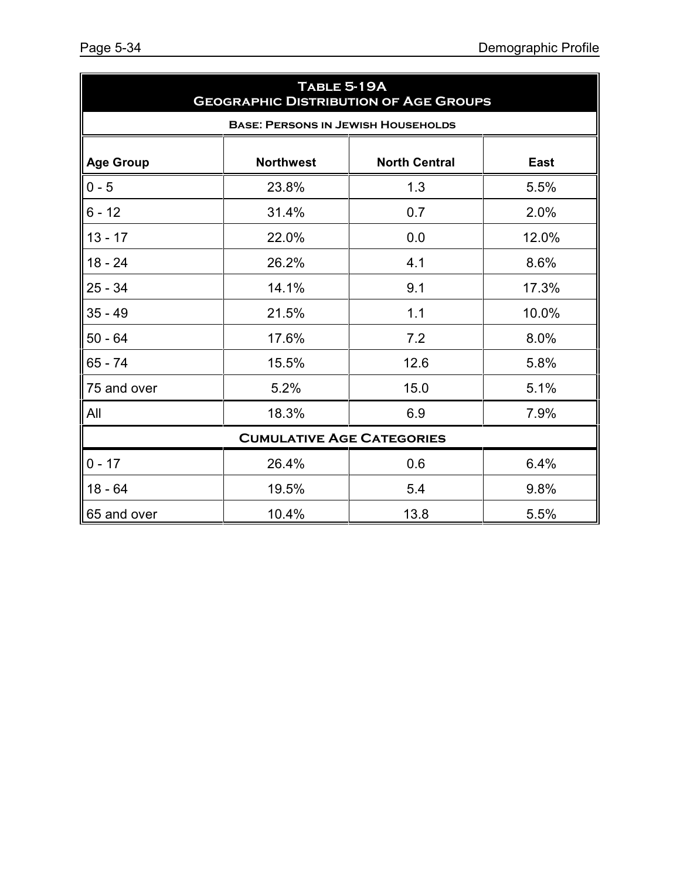## Table 5-19A
## Geographic Distribution of Age Groups

**Base: Persons in Jewish Households**

| Age Group | Northwest | North Central | East |
|---|---|---|---|
| 0 - 5 | 23.8% | 1.3 | 5.5% |
| 6 - 12 | 31.4% | 0.7 | 2.0% |
| 13 - 17 | 22.0% | 0.0 | 12.0% |
| 18 - 24 | 26.2% | 4.1 | 8.6% |
| 25 - 34 | 14.1% | 9.1 | 17.3% |
| 35 - 49 | 21.5% | 1.1 | 10.0% |
| 50 - 64 | 17.6% | 7.2 | 8.0% |
| 65 - 74 | 15.5% | 12.6 | 5.8% |
| 75 and over | 5.2% | 15.0 | 5.1% |
| All | 18.3% | 6.9 | 7.9% |
| **Cumulative Age Categories** | | | |
| 0 - 17 | 26.4% | 0.6 | 6.4% |
| 18 - 64 | 19.5% | 5.4 | 9.8% |
| 65 and over | 10.4% | 13.8 | 5.5% |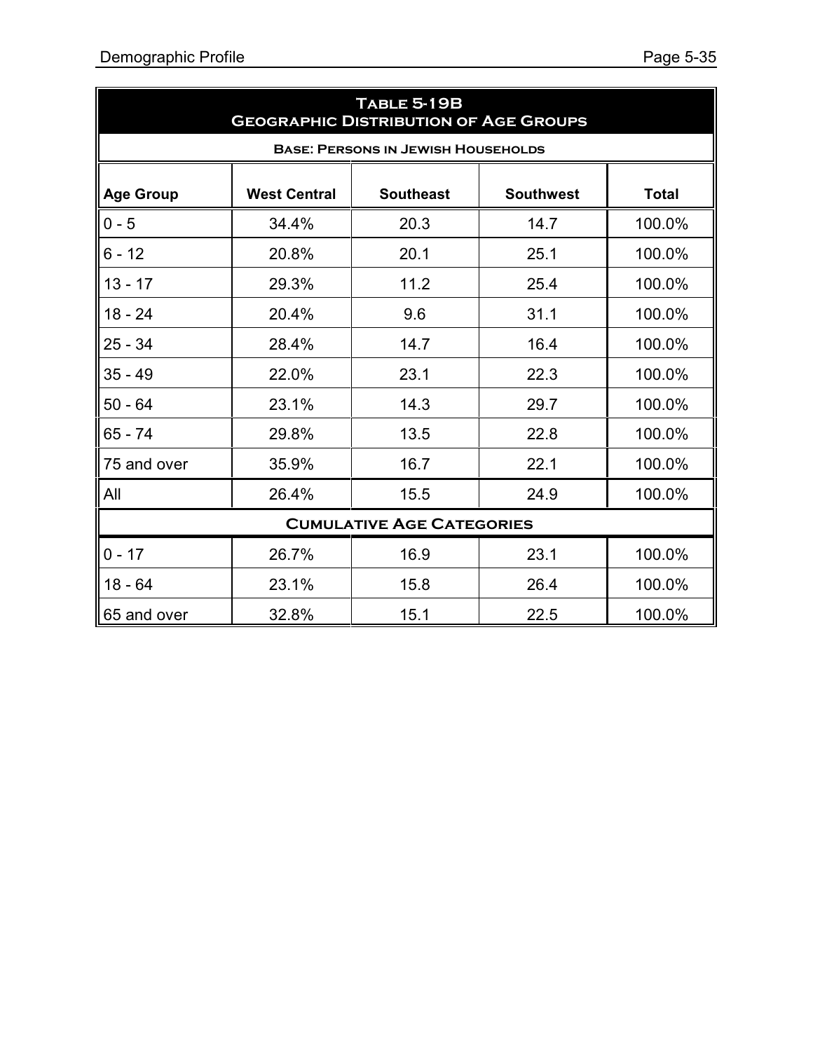## Table 5-19B
## Geographic Distribution of Age Groups

**Base: Persons in Jewish Households**

| Age Group | West Central | Southeast | Southwest | Total |
|---|---|---|---|---|
| 0 - 5 | 34.4% | 20.3 | 14.7 | 100.0% |
| 6 - 12 | 20.8% | 20.1 | 25.1 | 100.0% |
| 13 - 17 | 29.3% | 11.2 | 25.4 | 100.0% |
| 18 - 24 | 20.4% | 9.6 | 31.1 | 100.0% |
| 25 - 34 | 28.4% | 14.7 | 16.4 | 100.0% |
| 35 - 49 | 22.0% | 23.1 | 22.3 | 100.0% |
| 50 - 64 | 23.1% | 14.3 | 29.7 | 100.0% |
| 65 - 74 | 29.8% | 13.5 | 22.8 | 100.0% |
| 75 and over | 35.9% | 16.7 | 22.1 | 100.0% |
| All | 26.4% | 15.5 | 24.9 | 100.0% |
| **Cumulative Age Categories** | | | | |
| 0 - 17 | 26.7% | 16.9 | 23.1 | 100.0% |
| 18 - 64 | 23.1% | 15.8 | 26.4 | 100.0% |
| 65 and over | 32.8% | 15.1 | 22.5 | 100.0% |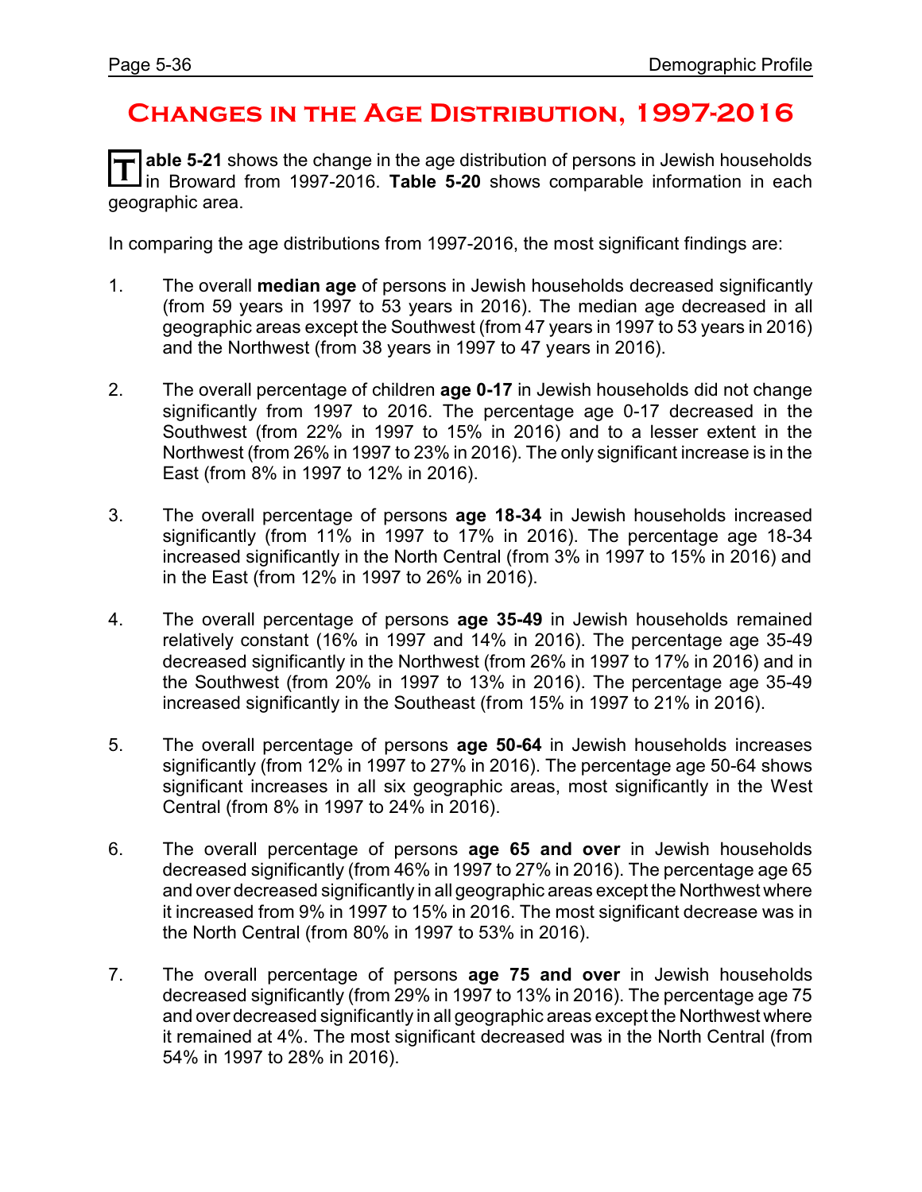# Changes in the Age Distribution, 1997-2016

**Table 5-21** shows the change in the age distribution of persons in Jewish households in Broward from 1997-2016. **Table 5-20** shows comparable information in each geographic area.

In comparing the age distributions from 1997-2016, the most significant findings are:

1. The overall **median age** of persons in Jewish households decreased significantly (from 59 years in 1997 to 53 years in 2016). The median age decreased in all geographic areas except the Southwest (from 47 years in 1997 to 53 years in 2016) and the Northwest (from 38 years in 1997 to 47 years in 2016).

2. The overall percentage of children **age 0-17** in Jewish households did not change significantly from 1997 to 2016. The percentage age 0-17 decreased in the Southwest (from 22% in 1997 to 15% in 2016) and to a lesser extent in the Northwest (from 26% in 1997 to 23% in 2016). The only significant increase is in the East (from 8% in 1997 to 12% in 2016).

3. The overall percentage of persons **age 18-34** in Jewish households increased significantly (from 11% in 1997 to 17% in 2016). The percentage age 18-34 increased significantly in the North Central (from 3% in 1997 to 15% in 2016) and in the East (from 12% in 1997 to 26% in 2016).

4. The overall percentage of persons **age 35-49** in Jewish households remained relatively constant (16% in 1997 and 14% in 2016). The percentage age 35-49 decreased significantly in the Northwest (from 26% in 1997 to 17% in 2016) and in the Southwest (from 20% in 1997 to 13% in 2016). The percentage age 35-49 increased significantly in the Southeast (from 15% in 1997 to 21% in 2016).

5. The overall percentage of persons **age 50-64** in Jewish households increases significantly (from 12% in 1997 to 27% in 2016). The percentage age 50-64 shows significant increases in all six geographic areas, most significantly in the West Central (from 8% in 1997 to 24% in 2016).

6. The overall percentage of persons **age 65 and over** in Jewish households decreased significantly (from 46% in 1997 to 27% in 2016). The percentage age 65 and over decreased significantly in all geographic areas except the Northwest where it increased from 9% in 1997 to 15% in 2016. The most significant decrease was in the North Central (from 80% in 1997 to 53% in 2016).

7. The overall percentage of persons **age 75 and over** in Jewish households decreased significantly (from 29% in 1997 to 13% in 2016). The percentage age 75 and over decreased significantly in all geographic areas except the Northwest where it remained at 4%. The most significant decreased was in the North Central (from 54% in 1997 to 28% in 2016).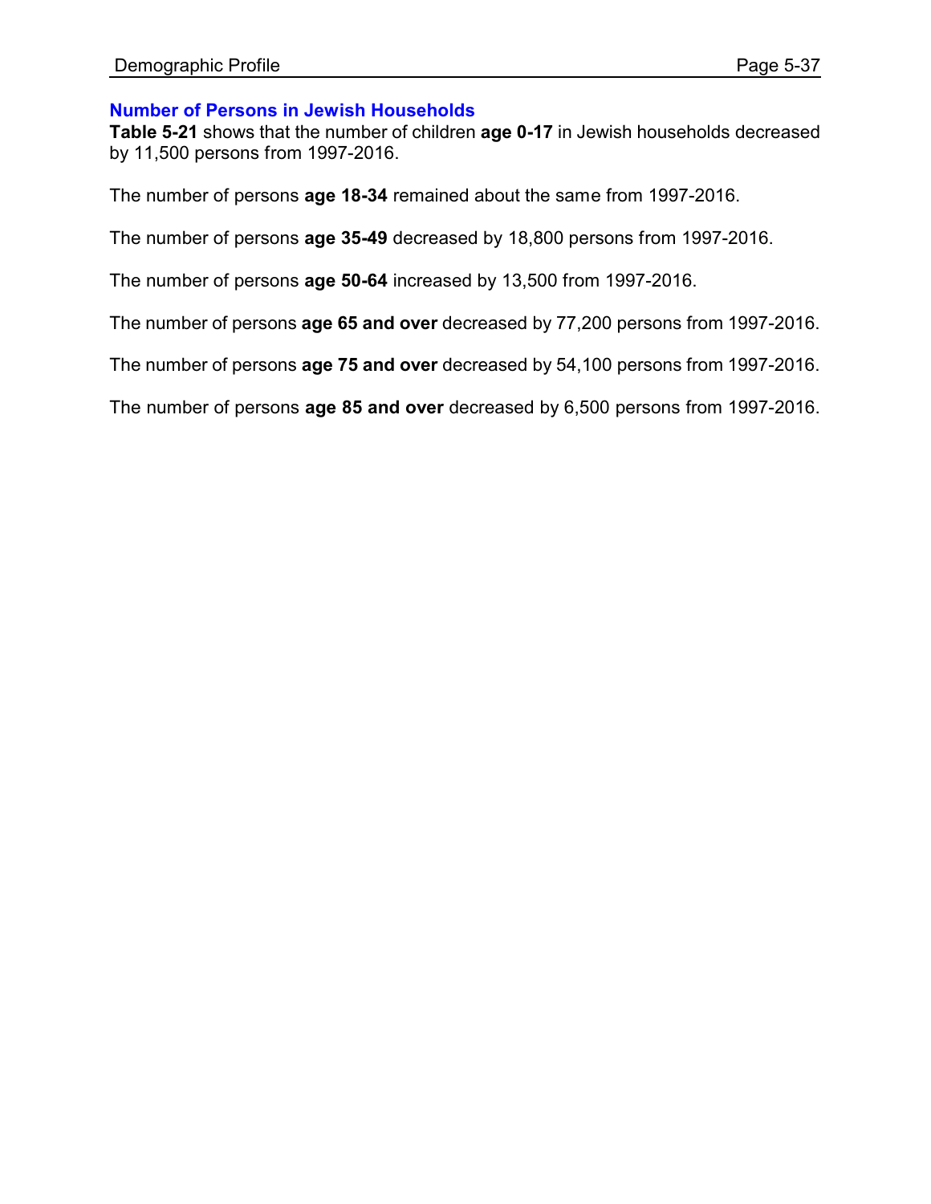### Number of Persons in Jewish Households

**Table 5-21** shows that the number of children **age 0-17** in Jewish households decreased by 11,500 persons from 1997-2016.

The number of persons **age 18-34** remained about the same from 1997-2016.

The number of persons **age 35-49** decreased by 18,800 persons from 1997-2016.

The number of persons **age 50-64** increased by 13,500 from 1997-2016.

The number of persons **age 65 and over** decreased by 77,200 persons from 1997-2016.

The number of persons **age 75 and over** decreased by 54,100 persons from 1997-2016.

The number of persons **age 85 and over** decreased by 6,500 persons from 1997-2016.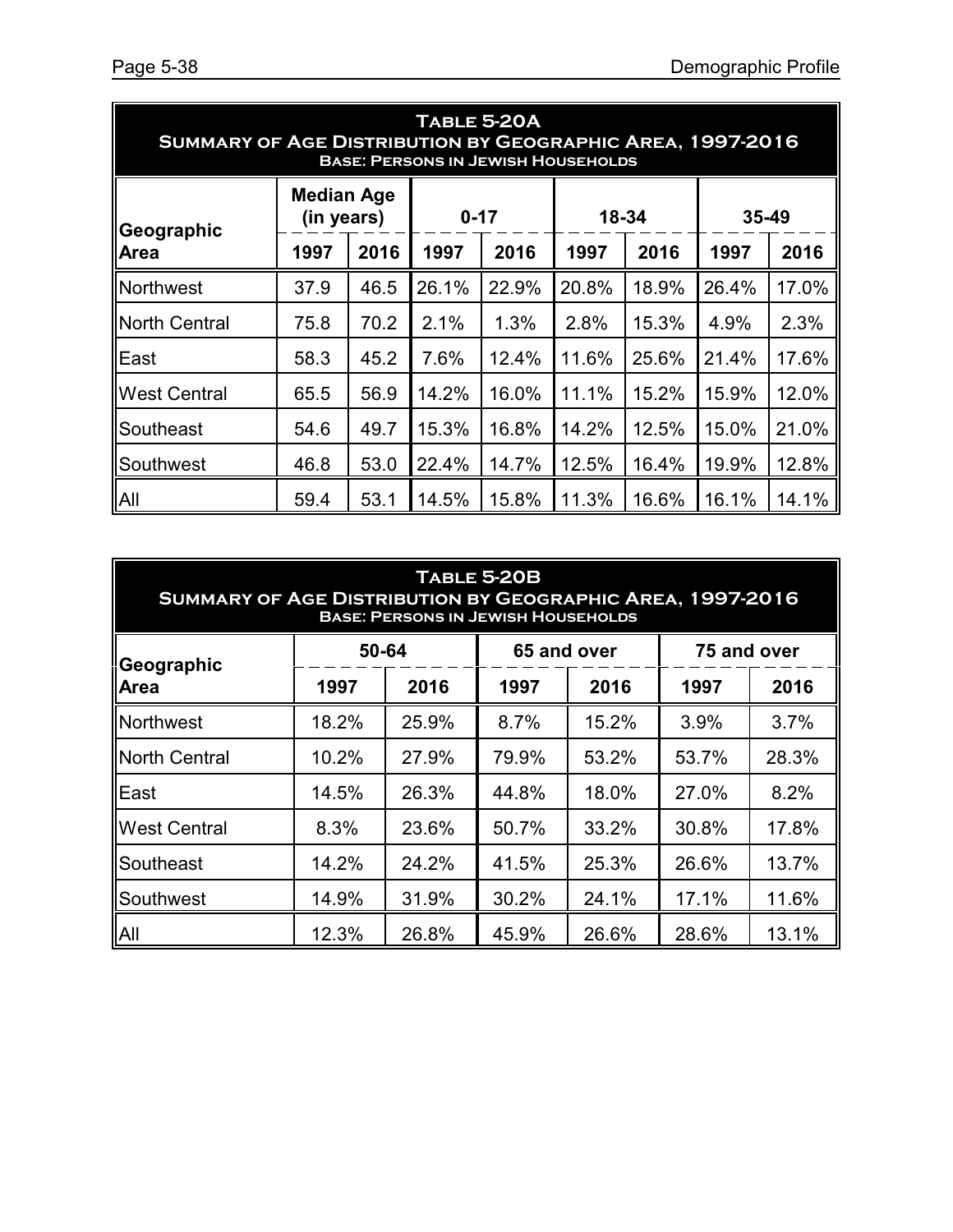## Table 5-20A
### Summary of Age Distribution by Geographic Area, 1997-2016
**Base: Persons in Jewish Households**

| Geographic Area | Median Age (in years) | | 0-17 | | 18-34 | | 35-49 | |
|---|---|---|---|---|---|---|---|---|
| | 1997 | 2016 | 1997 | 2016 | 1997 | 2016 | 1997 | 2016 |
| Northwest | 37.9 | 46.5 | 26.1% | 22.9% | 20.8% | 18.9% | 26.4% | 17.0% |
| North Central | 75.8 | 70.2 | 2.1% | 1.3% | 2.8% | 15.3% | 4.9% | 2.3% |
| East | 58.3 | 45.2 | 7.6% | 12.4% | 11.6% | 25.6% | 21.4% | 17.6% |
| West Central | 65.5 | 56.9 | 14.2% | 16.0% | 11.1% | 15.2% | 15.9% | 12.0% |
| Southeast | 54.6 | 49.7 | 15.3% | 16.8% | 14.2% | 12.5% | 15.0% | 21.0% |
| Southwest | 46.8 | 53.0 | 22.4% | 14.7% | 12.5% | 16.4% | 19.9% | 12.8% |
| All | 59.4 | 53.1 | 14.5% | 15.8% | 11.3% | 16.6% | 16.1% | 14.1% |

## Table 5-20B
### Summary of Age Distribution by Geographic Area, 1997-2016
**Base: Persons in Jewish Households**

| Geographic Area | 50-64 | | 65 and over | | 75 and over | |
|---|---|---|---|---|---|---|
| | 1997 | 2016 | 1997 | 2016 | 1997 | 2016 |
| Northwest | 18.2% | 25.9% | 8.7% | 15.2% | 3.9% | 3.7% |
| North Central | 10.2% | 27.9% | 79.9% | 53.2% | 53.7% | 28.3% |
| East | 14.5% | 26.3% | 44.8% | 18.0% | 27.0% | 8.2% |
| West Central | 8.3% | 23.6% | 50.7% | 33.2% | 30.8% | 17.8% |
| Southeast | 14.2% | 24.2% | 41.5% | 25.3% | 26.6% | 13.7% |
| Southwest | 14.9% | 31.9% | 30.2% | 24.1% | 17.1% | 11.6% |
| All | 12.3% | 26.8% | 45.9% | 26.6% | 28.6% | 13.1% |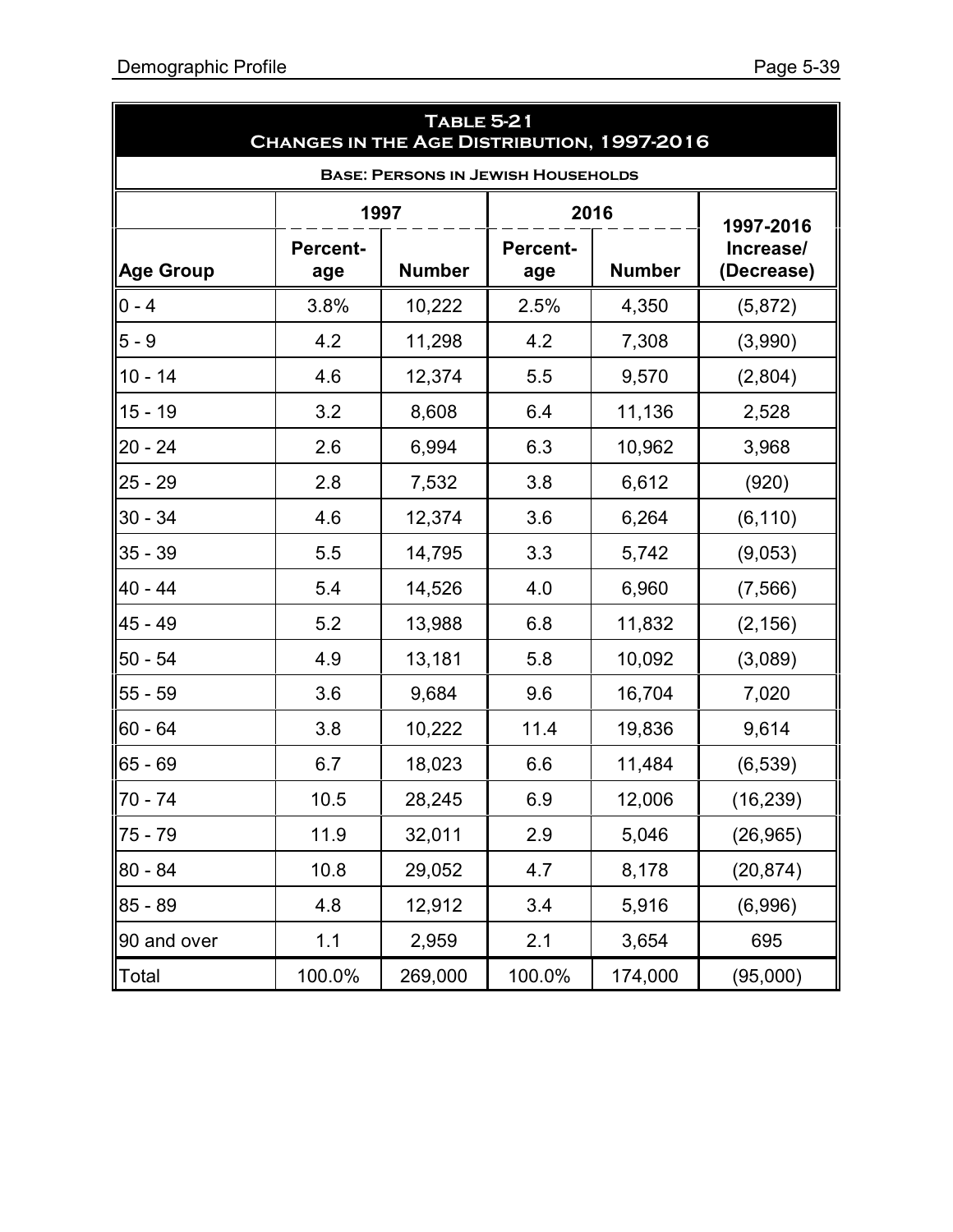## Table 5-21
## Changes in the Age Distribution, 1997-2016

**Base: Persons in Jewish Households**

| Age Group | 1997 | | 2016 | | 1997-2016 Increase/ (Decrease) |
|---|---|---|---|---|---|
| | Percent-age | Number | Percent-age | Number | |
| 0 - 4 | 3.8% | 10,222 | 2.5% | 4,350 | (5,872) |
| 5 - 9 | 4.2 | 11,298 | 4.2 | 7,308 | (3,990) |
| 10 - 14 | 4.6 | 12,374 | 5.5 | 9,570 | (2,804) |
| 15 - 19 | 3.2 | 8,608 | 6.4 | 11,136 | 2,528 |
| 20 - 24 | 2.6 | 6,994 | 6.3 | 10,962 | 3,968 |
| 25 - 29 | 2.8 | 7,532 | 3.8 | 6,612 | (920) |
| 30 - 34 | 4.6 | 12,374 | 3.6 | 6,264 | (6,110) |
| 35 - 39 | 5.5 | 14,795 | 3.3 | 5,742 | (9,053) |
| 40 - 44 | 5.4 | 14,526 | 4.0 | 6,960 | (7,566) |
| 45 - 49 | 5.2 | 13,988 | 6.8 | 11,832 | (2,156) |
| 50 - 54 | 4.9 | 13,181 | 5.8 | 10,092 | (3,089) |
| 55 - 59 | 3.6 | 9,684 | 9.6 | 16,704 | 7,020 |
| 60 - 64 | 3.8 | 10,222 | 11.4 | 19,836 | 9,614 |
| 65 - 69 | 6.7 | 18,023 | 6.6 | 11,484 | (6,539) |
| 70 - 74 | 10.5 | 28,245 | 6.9 | 12,006 | (16,239) |
| 75 - 79 | 11.9 | 32,011 | 2.9 | 5,046 | (26,965) |
| 80 - 84 | 10.8 | 29,052 | 4.7 | 8,178 | (20,874) |
| 85 - 89 | 4.8 | 12,912 | 3.4 | 5,916 | (6,996) |
| 90 and over | 1.1 | 2,959 | 2.1 | 3,654 | 695 |
| Total | 100.0% | 269,000 | 100.0% | 174,000 | (95,000) |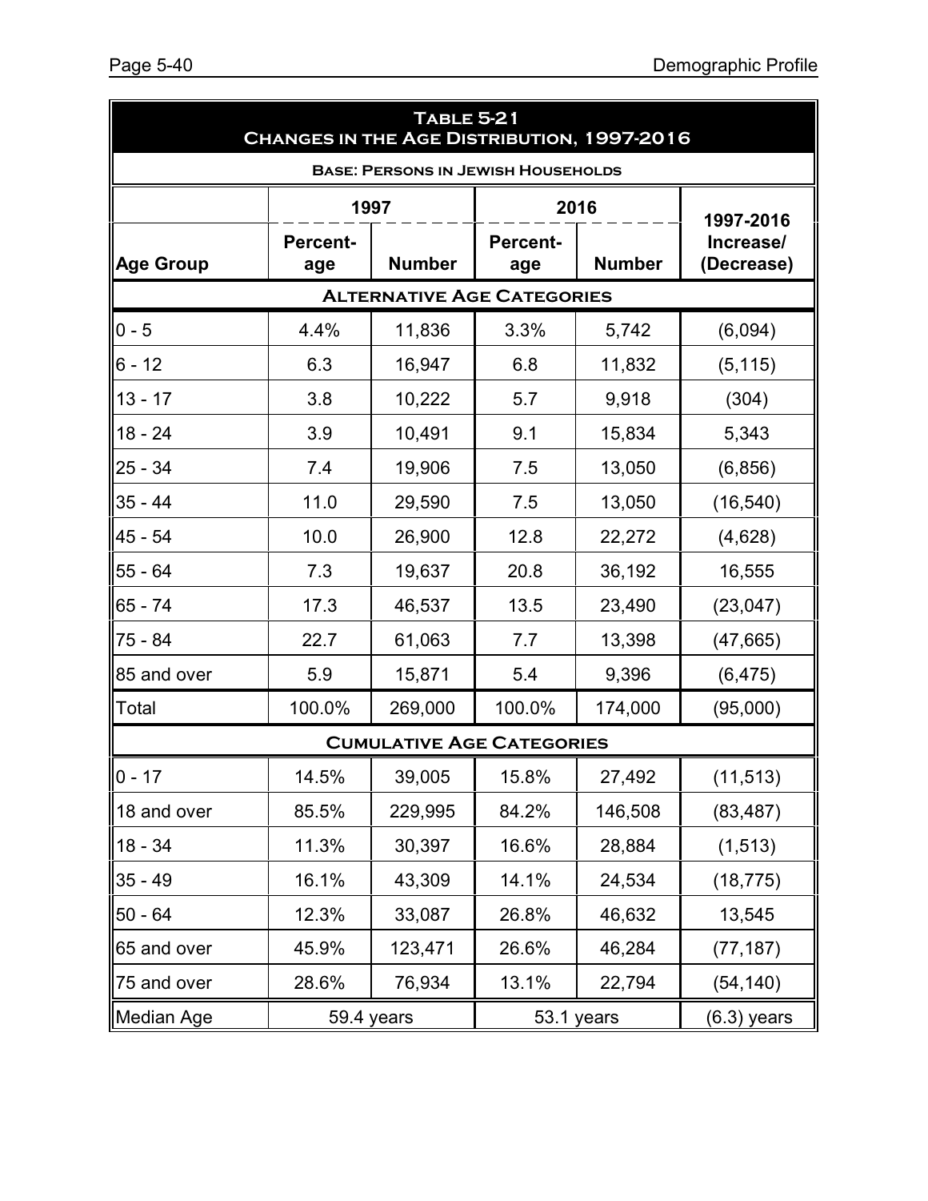## Table 5-21
## Changes in the Age Distribution, 1997-2016

**Base: Persons in Jewish Households**

| Age Group | 1997 | | 2016 | | 1997-2016 Increase/ (Decrease) |
|---|---|---|---|---|---|
| | Percent-age | Number | Percent-age | Number | |
| **Alternative Age Categories** | | | | | |
| 0 - 5 | 4.4% | 11,836 | 3.3% | 5,742 | (6,094) |
| 6 - 12 | 6.3 | 16,947 | 6.8 | 11,832 | (5,115) |
| 13 - 17 | 3.8 | 10,222 | 5.7 | 9,918 | (304) |
| 18 - 24 | 3.9 | 10,491 | 9.1 | 15,834 | 5,343 |
| 25 - 34 | 7.4 | 19,906 | 7.5 | 13,050 | (6,856) |
| 35 - 44 | 11.0 | 29,590 | 7.5 | 13,050 | (16,540) |
| 45 - 54 | 10.0 | 26,900 | 12.8 | 22,272 | (4,628) |
| 55 - 64 | 7.3 | 19,637 | 20.8 | 36,192 | 16,555 |
| 65 - 74 | 17.3 | 46,537 | 13.5 | 23,490 | (23,047) |
| 75 - 84 | 22.7 | 61,063 | 7.7 | 13,398 | (47,665) |
| 85 and over | 5.9 | 15,871 | 5.4 | 9,396 | (6,475) |
| Total | 100.0% | 269,000 | 100.0% | 174,000 | (95,000) |
| **Cumulative Age Categories** | | | | | |
| 0 - 17 | 14.5% | 39,005 | 15.8% | 27,492 | (11,513) |
| 18 and over | 85.5% | 229,995 | 84.2% | 146,508 | (83,487) |
| 18 - 34 | 11.3% | 30,397 | 16.6% | 28,884 | (1,513) |
| 35 - 49 | 16.1% | 43,309 | 14.1% | 24,534 | (18,775) |
| 50 - 64 | 12.3% | 33,087 | 26.8% | 46,632 | 13,545 |
| 65 and over | 45.9% | 123,471 | 26.6% | 46,284 | (77,187) |
| 75 and over | 28.6% | 76,934 | 13.1% | 22,794 | (54,140) |
| Median Age | 59.4 years | | 53.1 years | | (6.3) years |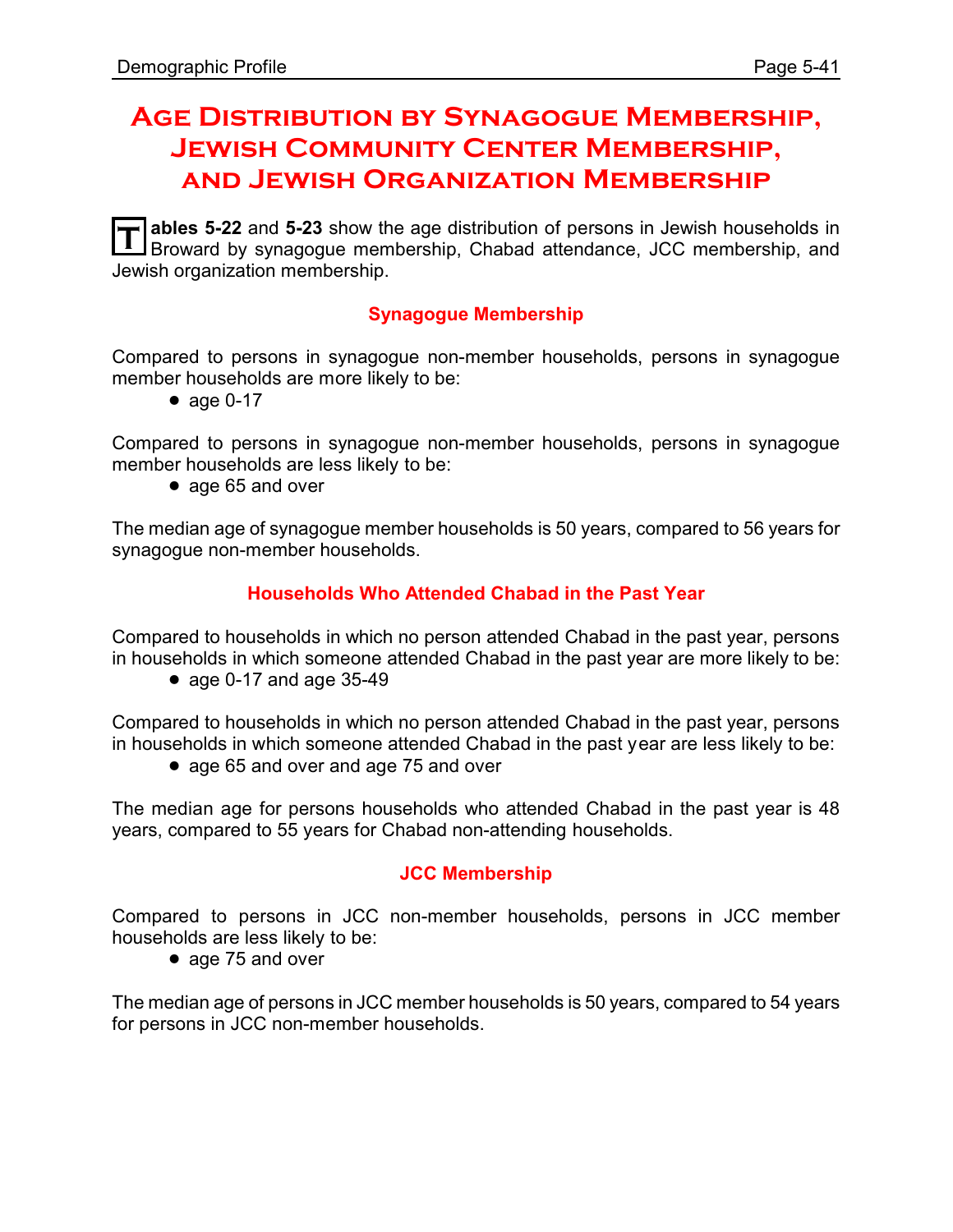# Age Distribution by Synagogue Membership, Jewish Community Center Membership, and Jewish Organization Membership

**Tables 5-22** and **5-23** show the age distribution of persons in Jewish households in Broward by synagogue membership, Chabad attendance, JCC membership, and Jewish organization membership.

## Synagogue Membership

Compared to persons in synagogue non-member households, persons in synagogue member households are more likely to be:

- age 0-17

Compared to persons in synagogue non-member households, persons in synagogue member households are less likely to be:

- age 65 and over

The median age of synagogue member households is 50 years, compared to 56 years for synagogue non-member households.

## Households Who Attended Chabad in the Past Year

Compared to households in which no person attended Chabad in the past year, persons in households in which someone attended Chabad in the past year are more likely to be:

- age 0-17 and age 35-49

Compared to households in which no person attended Chabad in the past year, persons in households in which someone attended Chabad in the past year are less likely to be:

- age 65 and over and age 75 and over

The median age for persons households who attended Chabad in the past year is 48 years, compared to 55 years for Chabad non-attending households.

## JCC Membership

Compared to persons in JCC non-member households, persons in JCC member households are less likely to be:

- age 75 and over

The median age of persons in JCC member households is 50 years, compared to 54 years for persons in JCC non-member households.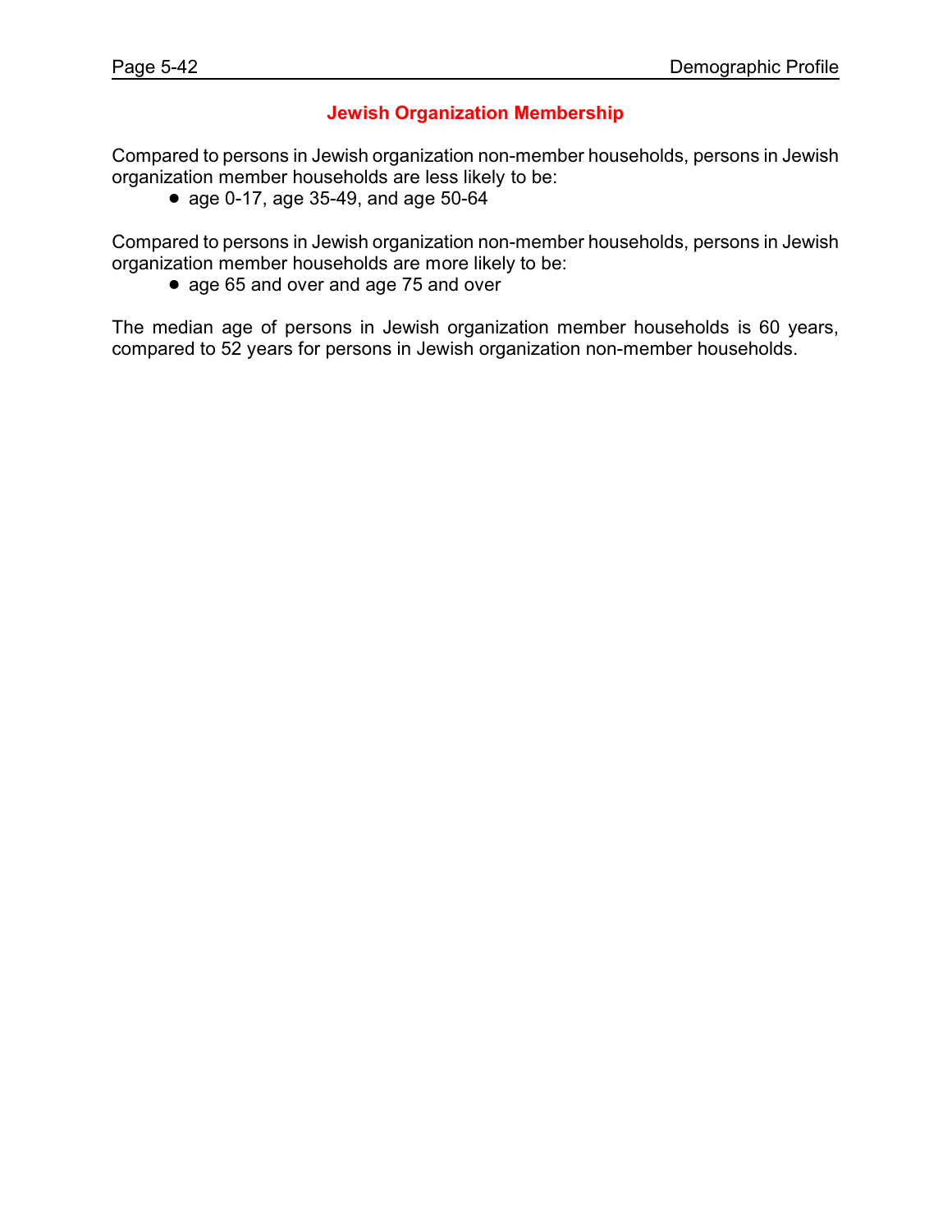## Jewish Organization Membership

Compared to persons in Jewish organization non-member households, persons in Jewish organization member households are less likely to be:

- age 0-17, age 35-49, and age 50-64

Compared to persons in Jewish organization non-member households, persons in Jewish organization member households are more likely to be:

- age 65 and over and age 75 and over

The median age of persons in Jewish organization member households is 60 years, compared to 52 years for persons in Jewish organization non-member households.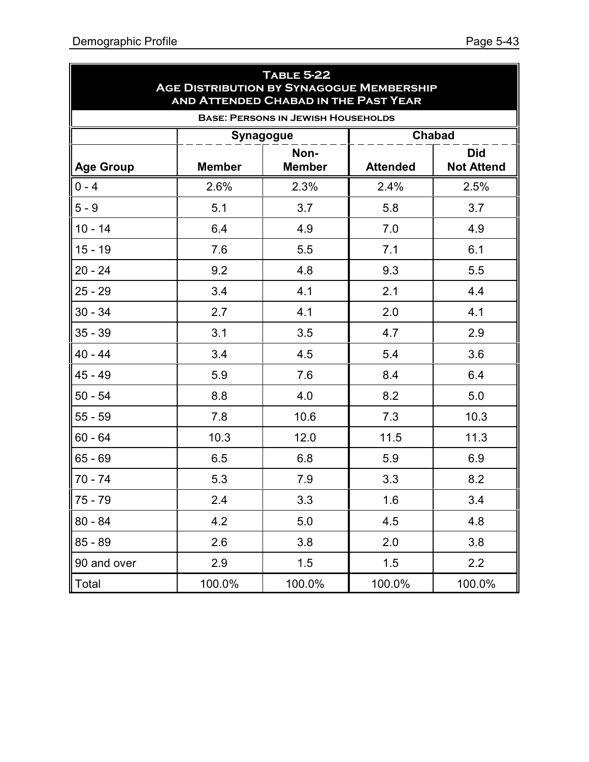## Table 5-22
## Age Distribution by Synagogue Membership and Attended Chabad in the Past Year

**Base: Persons in Jewish Households**

| | Synagogue | | Chabad | |
|---|---|---|---|---|
| **Age Group** | **Member** | **Non-Member** | **Attended** | **Did Not Attend** |
| 0 - 4 | 2.6% | 2.3% | 2.4% | 2.5% |
| 5 - 9 | 5.1 | 3.7 | 5.8 | 3.7 |
| 10 - 14 | 6.4 | 4.9 | 7.0 | 4.9 |
| 15 - 19 | 7.6 | 5.5 | 7.1 | 6.1 |
| 20 - 24 | 9.2 | 4.8 | 9.3 | 5.5 |
| 25 - 29 | 3.4 | 4.1 | 2.1 | 4.4 |
| 30 - 34 | 2.7 | 4.1 | 2.0 | 4.1 |
| 35 - 39 | 3.1 | 3.5 | 4.7 | 2.9 |
| 40 - 44 | 3.4 | 4.5 | 5.4 | 3.6 |
| 45 - 49 | 5.9 | 7.6 | 8.4 | 6.4 |
| 50 - 54 | 8.8 | 4.0 | 8.2 | 5.0 |
| 55 - 59 | 7.8 | 10.6 | 7.3 | 10.3 |
| 60 - 64 | 10.3 | 12.0 | 11.5 | 11.3 |
| 65 - 69 | 6.5 | 6.8 | 5.9 | 6.9 |
| 70 - 74 | 5.3 | 7.9 | 3.3 | 8.2 |
| 75 - 79 | 2.4 | 3.3 | 1.6 | 3.4 |
| 80 - 84 | 4.2 | 5.0 | 4.5 | 4.8 |
| 85 - 89 | 2.6 | 3.8 | 2.0 | 3.8 |
| 90 and over | 2.9 | 1.5 | 1.5 | 2.2 |
| Total | 100.0% | 100.0% | 100.0% | 100.0% |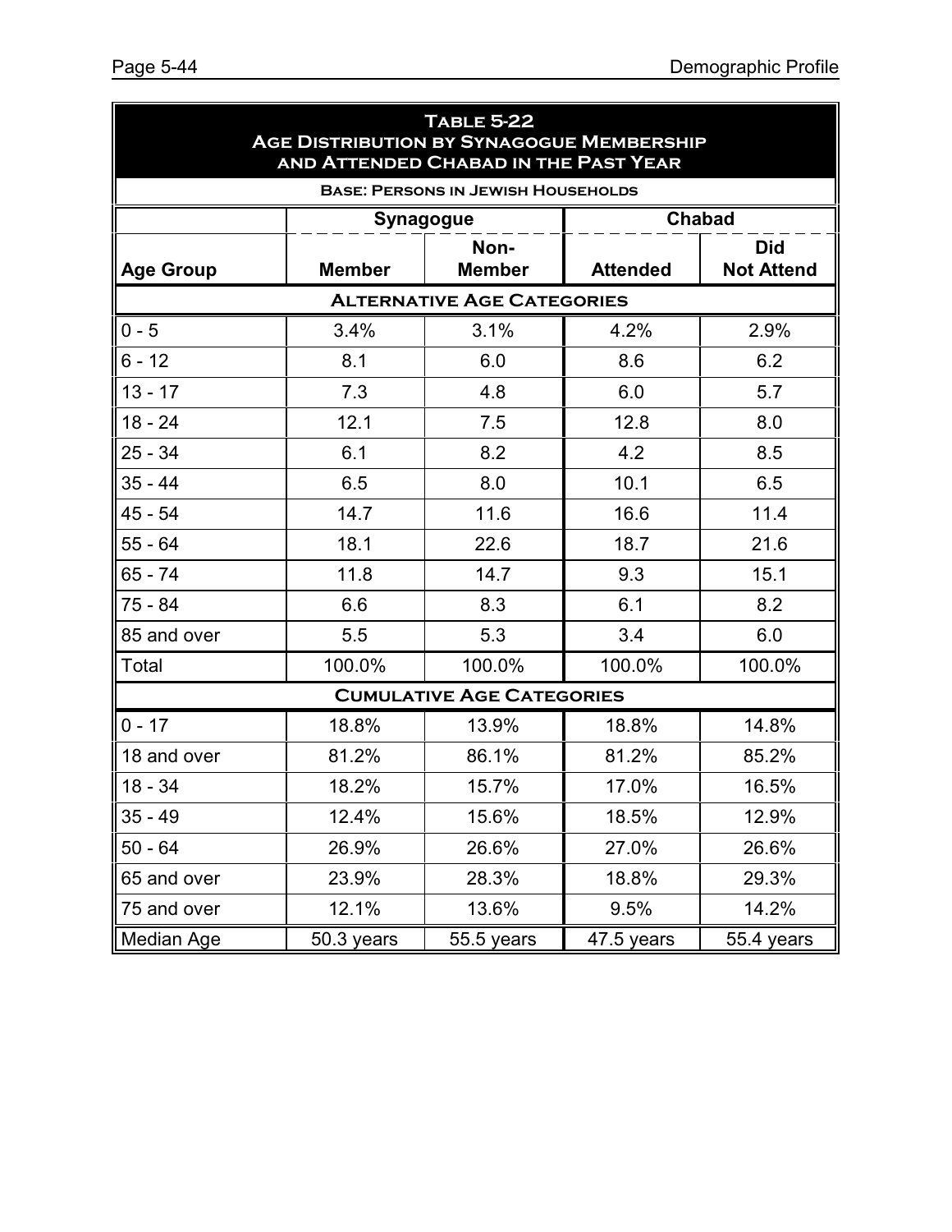| Table 5-22<br>Age Distribution by Synagogue Membership and Attended Chabad in the Past Year | | | | |
|---|---|---|---|---|
| Base: Persons in Jewish Households | | | | |
| | Synagogue | | Chabad | |
| Age Group | Member | Non-Member | Attended | Did Not Attend |
| **Alternative Age Categories** | | | | |
| 0 - 5 | 3.4% | 3.1% | 4.2% | 2.9% |
| 6 - 12 | 8.1 | 6.0 | 8.6 | 6.2 |
| 13 - 17 | 7.3 | 4.8 | 6.0 | 5.7 |
| 18 - 24 | 12.1 | 7.5 | 12.8 | 8.0 |
| 25 - 34 | 6.1 | 8.2 | 4.2 | 8.5 |
| 35 - 44 | 6.5 | 8.0 | 10.1 | 6.5 |
| 45 - 54 | 14.7 | 11.6 | 16.6 | 11.4 |
| 55 - 64 | 18.1 | 22.6 | 18.7 | 21.6 |
| 65 - 74 | 11.8 | 14.7 | 9.3 | 15.1 |
| 75 - 84 | 6.6 | 8.3 | 6.1 | 8.2 |
| 85 and over | 5.5 | 5.3 | 3.4 | 6.0 |
| Total | 100.0% | 100.0% | 100.0% | 100.0% |
| **Cumulative Age Categories** | | | | |
| 0 - 17 | 18.8% | 13.9% | 18.8% | 14.8% |
| 18 and over | 81.2% | 86.1% | 81.2% | 85.2% |
| 18 - 34 | 18.2% | 15.7% | 17.0% | 16.5% |
| 35 - 49 | 12.4% | 15.6% | 18.5% | 12.9% |
| 50 - 64 | 26.9% | 26.6% | 27.0% | 26.6% |
| 65 and over | 23.9% | 28.3% | 18.8% | 29.3% |
| 75 and over | 12.1% | 13.6% | 9.5% | 14.2% |
| Median Age | 50.3 years | 55.5 years | 47.5 years | 55.4 years |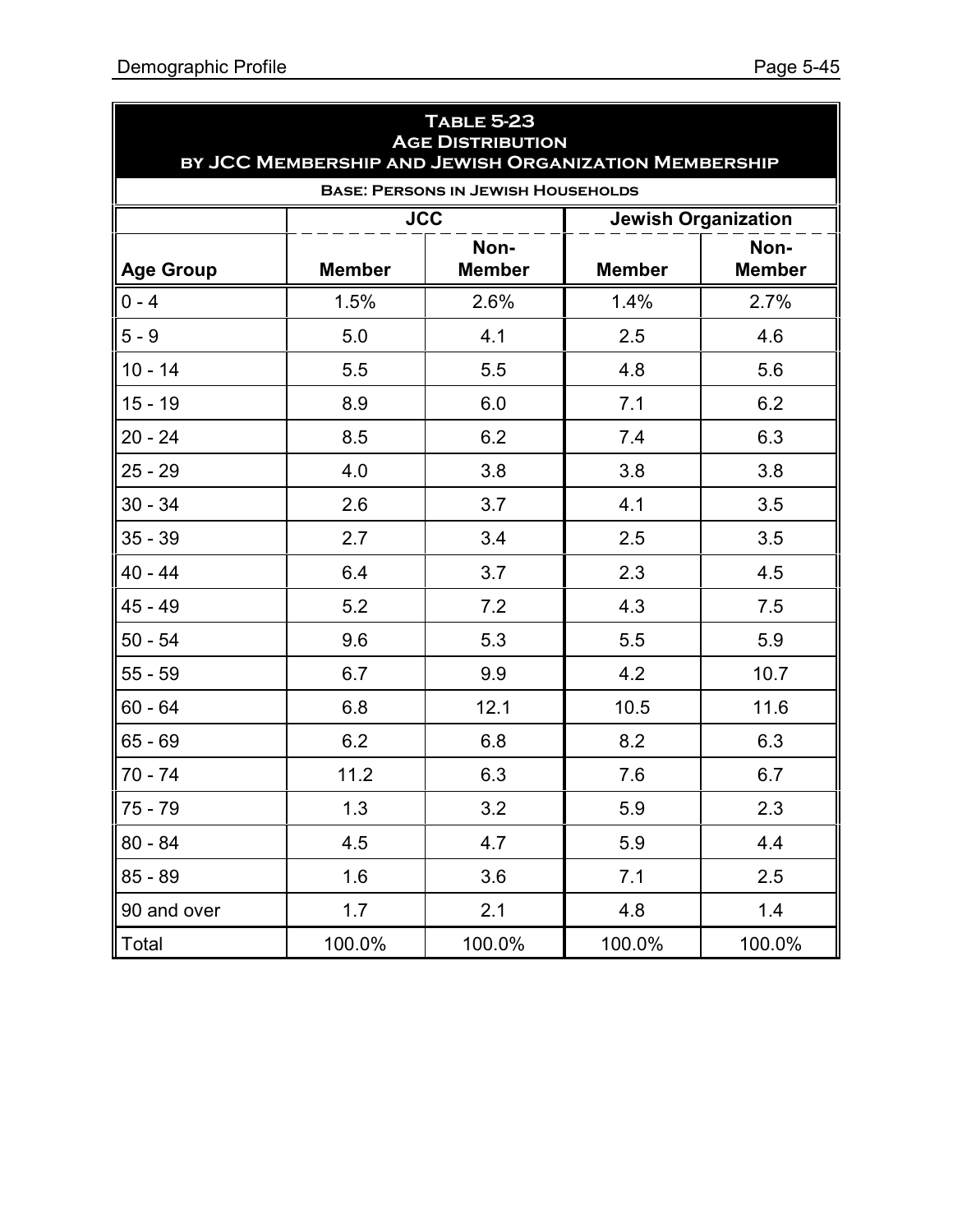## Table 5-23
### Age Distribution
### by JCC Membership and Jewish Organization Membership

**Base: Persons in Jewish Households**

| | JCC | | Jewish Organization | |
|---|---|---|---|---|
| **Age Group** | **Member** | **Non-Member** | **Member** | **Non-Member** |
| 0 - 4 | 1.5% | 2.6% | 1.4% | 2.7% |
| 5 - 9 | 5.0 | 4.1 | 2.5 | 4.6 |
| 10 - 14 | 5.5 | 5.5 | 4.8 | 5.6 |
| 15 - 19 | 8.9 | 6.0 | 7.1 | 6.2 |
| 20 - 24 | 8.5 | 6.2 | 7.4 | 6.3 |
| 25 - 29 | 4.0 | 3.8 | 3.8 | 3.8 |
| 30 - 34 | 2.6 | 3.7 | 4.1 | 3.5 |
| 35 - 39 | 2.7 | 3.4 | 2.5 | 3.5 |
| 40 - 44 | 6.4 | 3.7 | 2.3 | 4.5 |
| 45 - 49 | 5.2 | 7.2 | 4.3 | 7.5 |
| 50 - 54 | 9.6 | 5.3 | 5.5 | 5.9 |
| 55 - 59 | 6.7 | 9.9 | 4.2 | 10.7 |
| 60 - 64 | 6.8 | 12.1 | 10.5 | 11.6 |
| 65 - 69 | 6.2 | 6.8 | 8.2 | 6.3 |
| 70 - 74 | 11.2 | 6.3 | 7.6 | 6.7 |
| 75 - 79 | 1.3 | 3.2 | 5.9 | 2.3 |
| 80 - 84 | 4.5 | 4.7 | 5.9 | 4.4 |
| 85 - 89 | 1.6 | 3.6 | 7.1 | 2.5 |
| 90 and over | 1.7 | 2.1 | 4.8 | 1.4 |
| Total | 100.0% | 100.0% | 100.0% | 100.0% |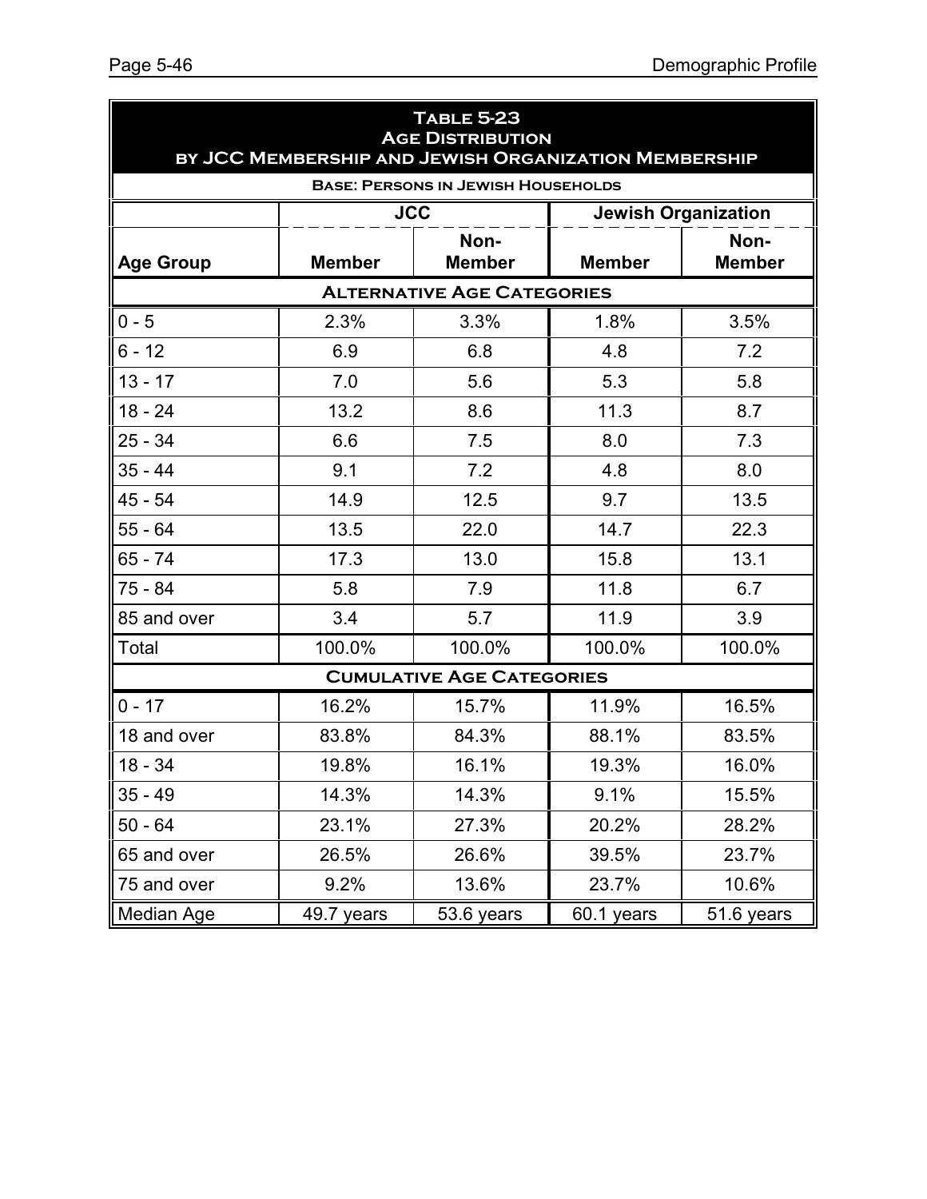**Table 5-23**
**Age Distribution**
**by JCC Membership and Jewish Organization Membership**

**Base: Persons in Jewish Households**

| | JCC | | Jewish Organization | |
|---|---|---|---|---|
| **Age Group** | **Member** | **Non-Member** | **Member** | **Non-Member** |
| **Alternative Age Categories** | | | | |
| 0 - 5 | 2.3% | 3.3% | 1.8% | 3.5% |
| 6 - 12 | 6.9 | 6.8 | 4.8 | 7.2 |
| 13 - 17 | 7.0 | 5.6 | 5.3 | 5.8 |
| 18 - 24 | 13.2 | 8.6 | 11.3 | 8.7 |
| 25 - 34 | 6.6 | 7.5 | 8.0 | 7.3 |
| 35 - 44 | 9.1 | 7.2 | 4.8 | 8.0 |
| 45 - 54 | 14.9 | 12.5 | 9.7 | 13.5 |
| 55 - 64 | 13.5 | 22.0 | 14.7 | 22.3 |
| 65 - 74 | 17.3 | 13.0 | 15.8 | 13.1 |
| 75 - 84 | 5.8 | 7.9 | 11.8 | 6.7 |
| 85 and over | 3.4 | 5.7 | 11.9 | 3.9 |
| Total | 100.0% | 100.0% | 100.0% | 100.0% |
| **Cumulative Age Categories** | | | | |
| 0 - 17 | 16.2% | 15.7% | 11.9% | 16.5% |
| 18 and over | 83.8% | 84.3% | 88.1% | 83.5% |
| 18 - 34 | 19.8% | 16.1% | 19.3% | 16.0% |
| 35 - 49 | 14.3% | 14.3% | 9.1% | 15.5% |
| 50 - 64 | 23.1% | 27.3% | 20.2% | 28.2% |
| 65 and over | 26.5% | 26.6% | 39.5% | 23.7% |
| 75 and over | 9.2% | 13.6% | 23.7% | 10.6% |
| Median Age | 49.7 years | 53.6 years | 60.1 years | 51.6 years |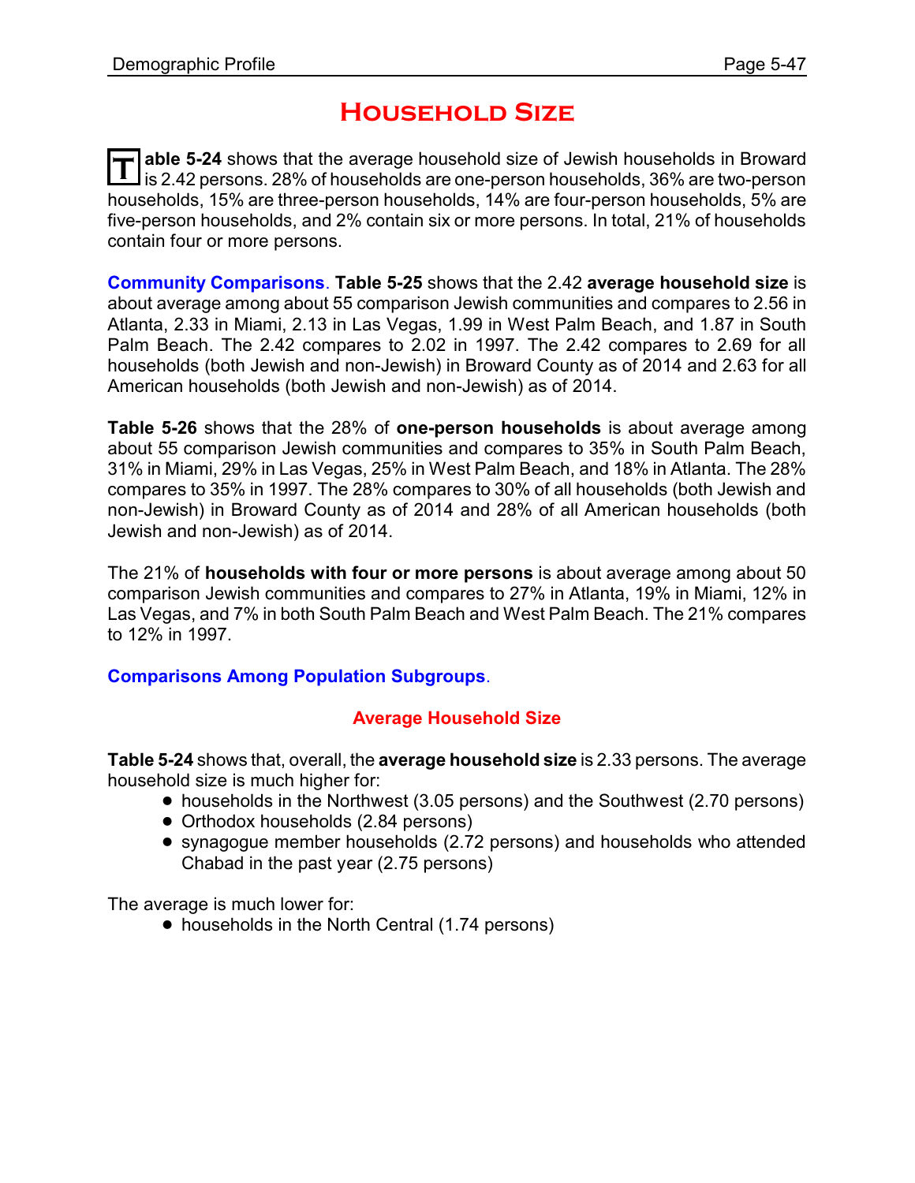# Household Size

**Table 5-24** shows that the average household size of Jewish households in Broward is 2.42 persons. 28% of households are one-person households, 36% are two-person households, 15% are three-person households, 14% are four-person households, 5% are five-person households, and 2% contain six or more persons. In total, 21% of households contain four or more persons.

**Community Comparisons**. **Table 5-25** shows that the 2.42 **average household size** is about average among about 55 comparison Jewish communities and compares to 2.56 in Atlanta, 2.33 in Miami, 2.13 in Las Vegas, 1.99 in West Palm Beach, and 1.87 in South Palm Beach. The 2.42 compares to 2.02 in 1997. The 2.42 compares to 2.69 for all households (both Jewish and non-Jewish) in Broward County as of 2014 and 2.63 for all American households (both Jewish and non-Jewish) as of 2014.

**Table 5-26** shows that the 28% of **one-person households** is about average among about 55 comparison Jewish communities and compares to 35% in South Palm Beach, 31% in Miami, 29% in Las Vegas, 25% in West Palm Beach, and 18% in Atlanta. The 28% compares to 35% in 1997. The 28% compares to 30% of all households (both Jewish and non-Jewish) in Broward County as of 2014 and 28% of all American households (both Jewish and non-Jewish) as of 2014.

The 21% of **households with four or more persons** is about average among about 50 comparison Jewish communities and compares to 27% in Atlanta, 19% in Miami, 12% in Las Vegas, and 7% in both South Palm Beach and West Palm Beach. The 21% compares to 12% in 1997.

**Comparisons Among Population Subgroups**.

### Average Household Size

**Table 5-24** shows that, overall, the **average household size** is 2.33 persons. The average household size is much higher for:

- households in the Northwest (3.05 persons) and the Southwest (2.70 persons)
- Orthodox households (2.84 persons)
- synagogue member households (2.72 persons) and households who attended Chabad in the past year (2.75 persons)

The average is much lower for:

- households in the North Central (1.74 persons)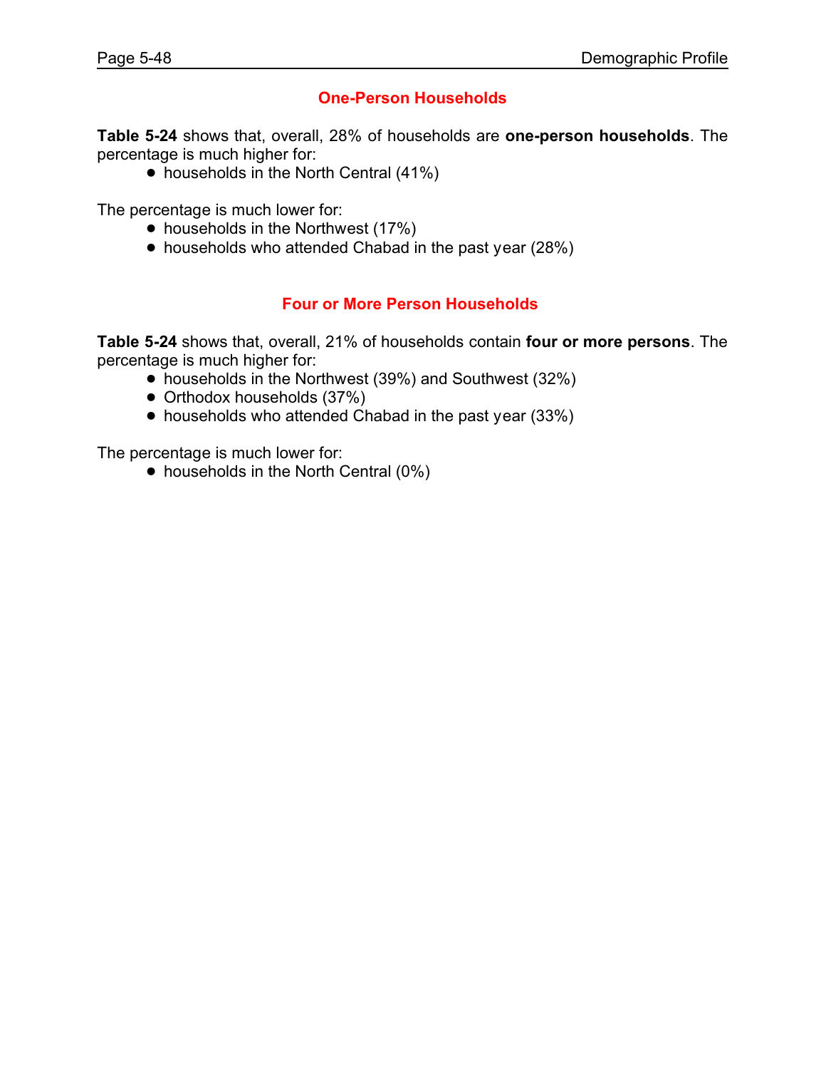## One-Person Households

**Table 5-24** shows that, overall, 28% of households are **one-person households**. The percentage is much higher for:

- households in the North Central (41%)

The percentage is much lower for:

- households in the Northwest (17%)
- households who attended Chabad in the past year (28%)

## Four or More Person Households

**Table 5-24** shows that, overall, 21% of households contain **four or more persons**. The percentage is much higher for:

- households in the Northwest (39%) and Southwest (32%)
- Orthodox households (37%)
- households who attended Chabad in the past year (33%)

The percentage is much lower for:

- households in the North Central (0%)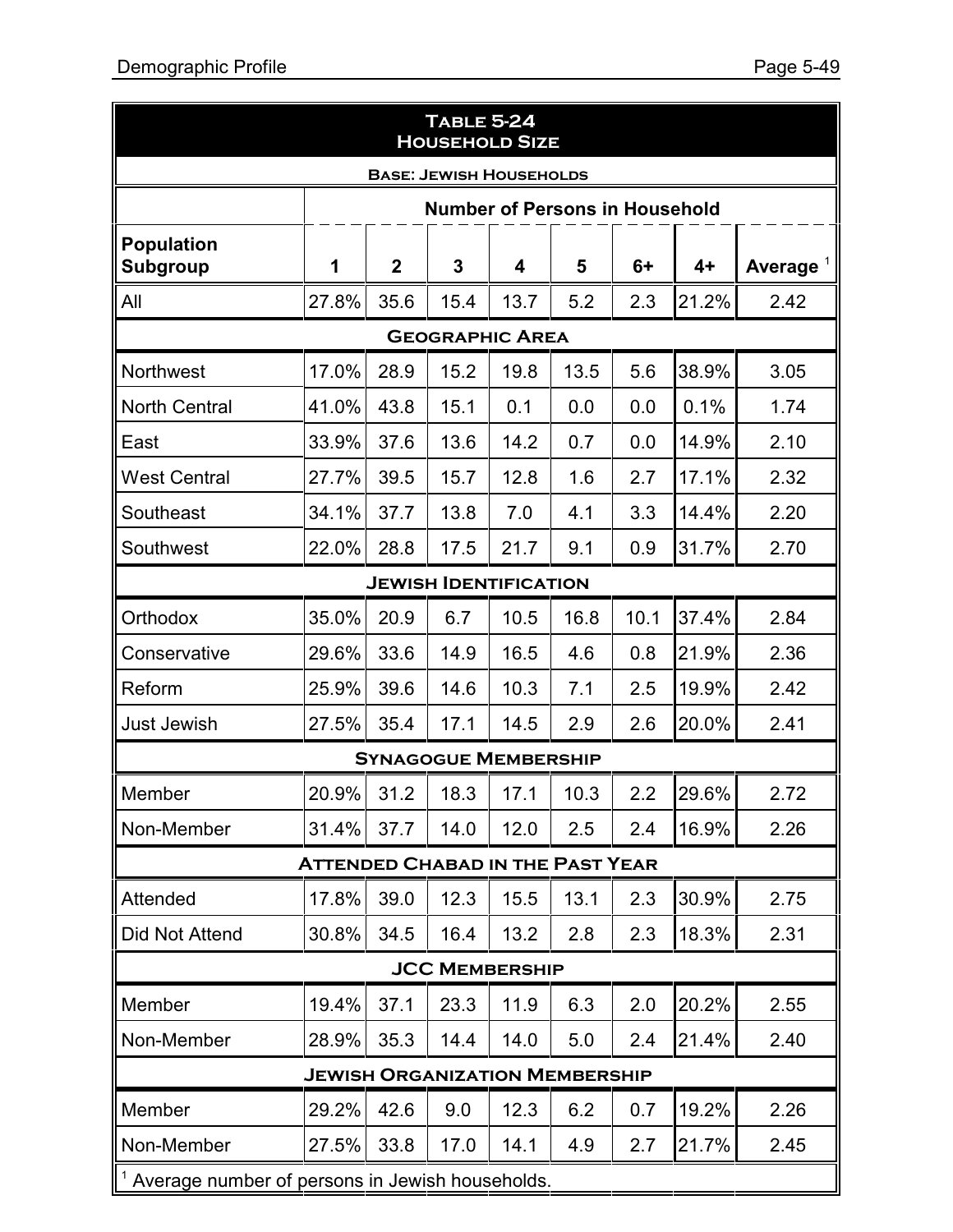**Table 5-24**
**Household Size**

**Base: Jewish Households**

| Population Subgroup | Number of Persons in Household | | | | | | | |
|---|---|---|---|---|---|---|---|---|
| | 1 | 2 | 3 | 4 | 5 | 6+ | 4+ | Average [1] |
| All | 27.8% | 35.6 | 15.4 | 13.7 | 5.2 | 2.3 | 21.2% | 2.42 |
| **Geographic Area** | | | | | | | | |
| Northwest | 17.0% | 28.9 | 15.2 | 19.8 | 13.5 | 5.6 | 38.9% | 3.05 |
| North Central | 41.0% | 43.8 | 15.1 | 0.1 | 0.0 | 0.0 | 0.1% | 1.74 |
| East | 33.9% | 37.6 | 13.6 | 14.2 | 0.7 | 0.0 | 14.9% | 2.10 |
| West Central | 27.7% | 39.5 | 15.7 | 12.8 | 1.6 | 2.7 | 17.1% | 2.32 |
| Southeast | 34.1% | 37.7 | 13.8 | 7.0 | 4.1 | 3.3 | 14.4% | 2.20 |
| Southwest | 22.0% | 28.8 | 17.5 | 21.7 | 9.1 | 0.9 | 31.7% | 2.70 |
| **Jewish Identification** | | | | | | | | |
| Orthodox | 35.0% | 20.9 | 6.7 | 10.5 | 16.8 | 10.1 | 37.4% | 2.84 |
| Conservative | 29.6% | 33.6 | 14.9 | 16.5 | 4.6 | 0.8 | 21.9% | 2.36 |
| Reform | 25.9% | 39.6 | 14.6 | 10.3 | 7.1 | 2.5 | 19.9% | 2.42 |
| Just Jewish | 27.5% | 35.4 | 17.1 | 14.5 | 2.9 | 2.6 | 20.0% | 2.41 |
| **Synagogue Membership** | | | | | | | | |
| Member | 20.9% | 31.2 | 18.3 | 17.1 | 10.3 | 2.2 | 29.6% | 2.72 |
| Non-Member | 31.4% | 37.7 | 14.0 | 12.0 | 2.5 | 2.4 | 16.9% | 2.26 |
| **Attended Chabad in the Past Year** | | | | | | | | |
| Attended | 17.8% | 39.0 | 12.3 | 15.5 | 13.1 | 2.3 | 30.9% | 2.75 |
| Did Not Attend | 30.8% | 34.5 | 16.4 | 13.2 | 2.8 | 2.3 | 18.3% | 2.31 |
| **JCC Membership** | | | | | | | | |
| Member | 19.4% | 37.1 | 23.3 | 11.9 | 6.3 | 2.0 | 20.2% | 2.55 |
| Non-Member | 28.9% | 35.3 | 14.4 | 14.0 | 5.0 | 2.4 | 21.4% | 2.40 |
| **Jewish Organization Membership** | | | | | | | | |
| Member | 29.2% | 42.6 | 9.0 | 12.3 | 6.2 | 0.7 | 19.2% | 2.26 |
| Non-Member | 27.5% | 33.8 | 17.0 | 14.1 | 4.9 | 2.7 | 21.7% | 2.45 |

[1] Average number of persons in Jewish households.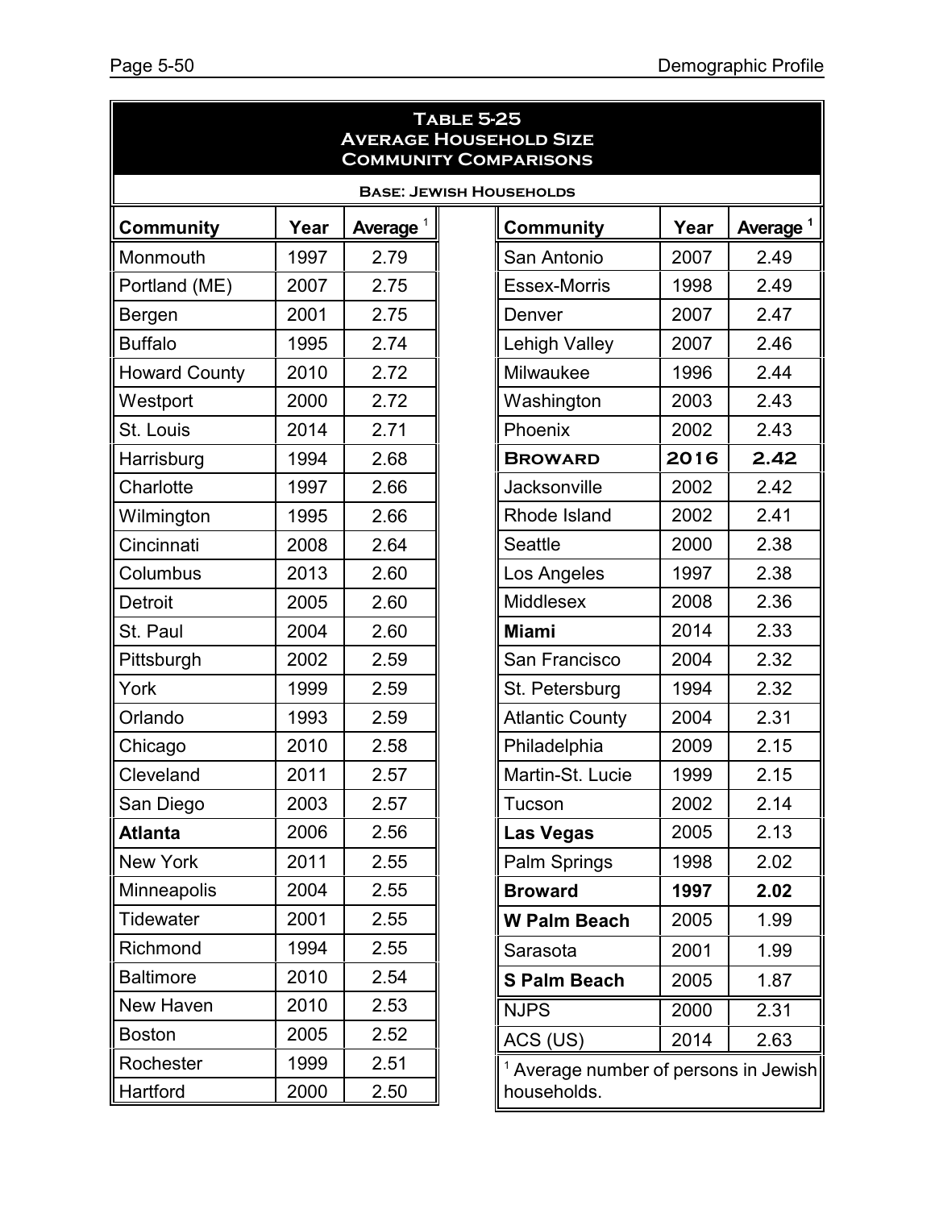## Table 5-25
## Average Household Size
## Community Comparisons

**Base: Jewish Households**

| Community | Year | Average[1] | Community | Year | Average[1] |
|---|---|---|---|---|---|
| Monmouth | 1997 | 2.79 | San Antonio | 2007 | 2.49 |
| Portland (ME) | 2007 | 2.75 | Essex-Morris | 1998 | 2.49 |
| Bergen | 2001 | 2.75 | Denver | 2007 | 2.47 |
| Buffalo | 1995 | 2.74 | Lehigh Valley | 2007 | 2.46 |
| Howard County | 2010 | 2.72 | Milwaukee | 1996 | 2.44 |
| Westport | 2000 | 2.72 | Washington | 2003 | 2.43 |
| St. Louis | 2014 | 2.71 | Phoenix | 2002 | 2.43 |
| Harrisburg | 1994 | 2.68 | **BROWARD** | **2016** | **2.42** |
| Charlotte | 1997 | 2.66 | Jacksonville | 2002 | 2.42 |
| Wilmington | 1995 | 2.66 | Rhode Island | 2002 | 2.41 |
| Cincinnati | 2008 | 2.64 | Seattle | 2000 | 2.38 |
| Columbus | 2013 | 2.60 | Los Angeles | 1997 | 2.38 |
| Detroit | 2005 | 2.60 | Middlesex | 2008 | 2.36 |
| St. Paul | 2004 | 2.60 | **Miami** | 2014 | 2.33 |
| Pittsburgh | 2002 | 2.59 | San Francisco | 2004 | 2.32 |
| York | 1999 | 2.59 | St. Petersburg | 1994 | 2.32 |
| Orlando | 1993 | 2.59 | Atlantic County | 2004 | 2.31 |
| Chicago | 2010 | 2.58 | Philadelphia | 2009 | 2.15 |
| Cleveland | 2011 | 2.57 | Martin-St. Lucie | 1999 | 2.15 |
| San Diego | 2003 | 2.57 | Tucson | 2002 | 2.14 |
| **Atlanta** | 2006 | 2.56 | **Las Vegas** | 2005 | 2.13 |
| New York | 2011 | 2.55 | Palm Springs | 1998 | 2.02 |
| Minneapolis | 2004 | 2.55 | **Broward** | **1997** | **2.02** |
| Tidewater | 2001 | 2.55 | **W Palm Beach** | 2005 | 1.99 |
| Richmond | 1994 | 2.55 | Sarasota | 2001 | 1.99 |
| Baltimore | 2010 | 2.54 | **S Palm Beach** | 2005 | 1.87 |
| New Haven | 2010 | 2.53 | NJPS | 2000 | 2.31 |
| Boston | 2005 | 2.52 | ACS (US) | 2014 | 2.63 |
| Rochester | 1999 | 2.51 | | | |
| Hartford | 2000 | 2.50 | | | |

[1] Average number of persons in Jewish households.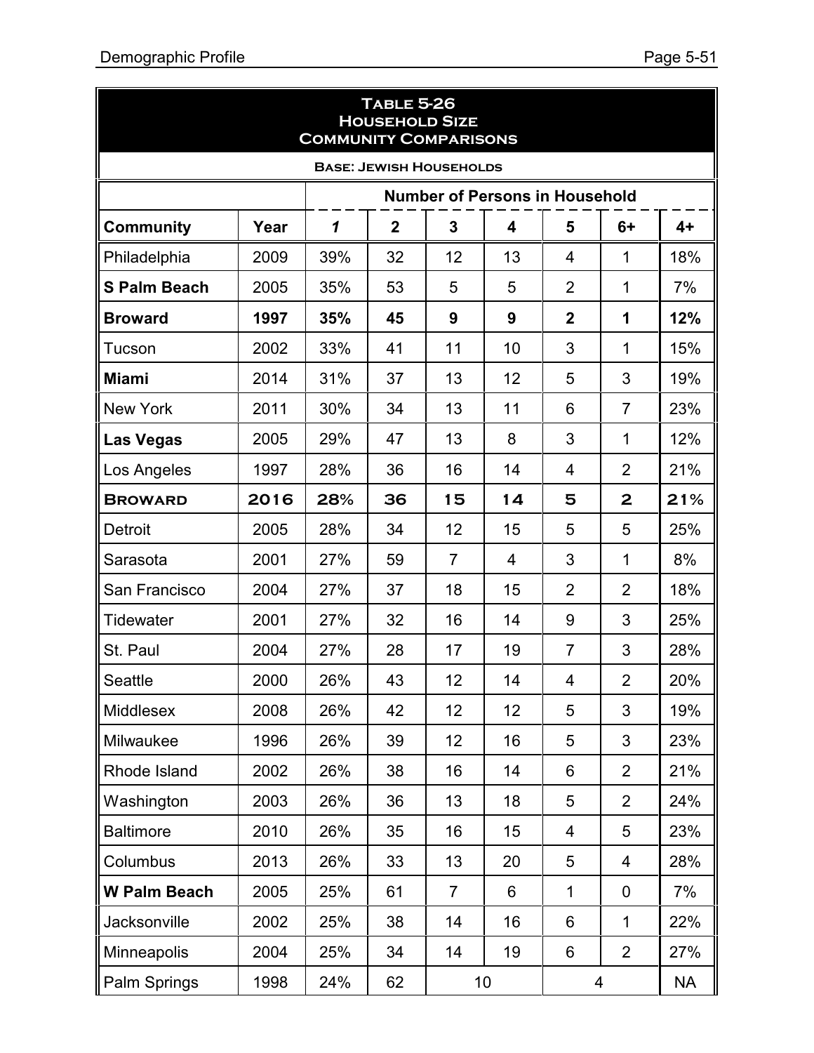**Table 5-26**
**Household Size**
**Community Comparisons**

**Base: Jewish Households**

| | | Number of Persons in Household | | | | | | |
|---|---|---|---|---|---|---|---|---|
| **Community** | **Year** | ***1*** | **2** | **3** | **4** | **5** | **6+** | **4+** |
| Philadelphia | 2009 | 39% | 32 | 12 | 13 | 4 | 1 | 18% |
| **S Palm Beach** | 2005 | 35% | 53 | 5 | 5 | 2 | 1 | 7% |
| **Broward** | **1997** | **35%** | **45** | **9** | **9** | **2** | **1** | **12%** |
| Tucson | 2002 | 33% | 41 | 11 | 10 | 3 | 1 | 15% |
| **Miami** | 2014 | 31% | 37 | 13 | 12 | 5 | 3 | 19% |
| New York | 2011 | 30% | 34 | 13 | 11 | 6 | 7 | 23% |
| **Las Vegas** | 2005 | 29% | 47 | 13 | 8 | 3 | 1 | 12% |
| Los Angeles | 1997 | 28% | 36 | 16 | 14 | 4 | 2 | 21% |
| **Broward** | **2016** | **28%** | **36** | **15** | **14** | **5** | **2** | **21%** |
| Detroit | 2005 | 28% | 34 | 12 | 15 | 5 | 5 | 25% |
| Sarasota | 2001 | 27% | 59 | 7 | 4 | 3 | 1 | 8% |
| San Francisco | 2004 | 27% | 37 | 18 | 15 | 2 | 2 | 18% |
| Tidewater | 2001 | 27% | 32 | 16 | 14 | 9 | 3 | 25% |
| St. Paul | 2004 | 27% | 28 | 17 | 19 | 7 | 3 | 28% |
| Seattle | 2000 | 26% | 43 | 12 | 14 | 4 | 2 | 20% |
| Middlesex | 2008 | 26% | 42 | 12 | 12 | 5 | 3 | 19% |
| Milwaukee | 1996 | 26% | 39 | 12 | 16 | 5 | 3 | 23% |
| Rhode Island | 2002 | 26% | 38 | 16 | 14 | 6 | 2 | 21% |
| Washington | 2003 | 26% | 36 | 13 | 18 | 5 | 2 | 24% |
| Baltimore | 2010 | 26% | 35 | 16 | 15 | 4 | 5 | 23% |
| Columbus | 2013 | 26% | 33 | 13 | 20 | 5 | 4 | 28% |
| **W Palm Beach** | 2005 | 25% | 61 | 7 | 6 | 1 | 0 | 7% |
| Jacksonville | 2002 | 25% | 38 | 14 | 16 | 6 | 1 | 22% |
| Minneapolis | 2004 | 25% | 34 | 14 | 19 | 6 | 2 | 27% |
| Palm Springs | 1998 | 24% | 62 | 10 | | 4 | | NA |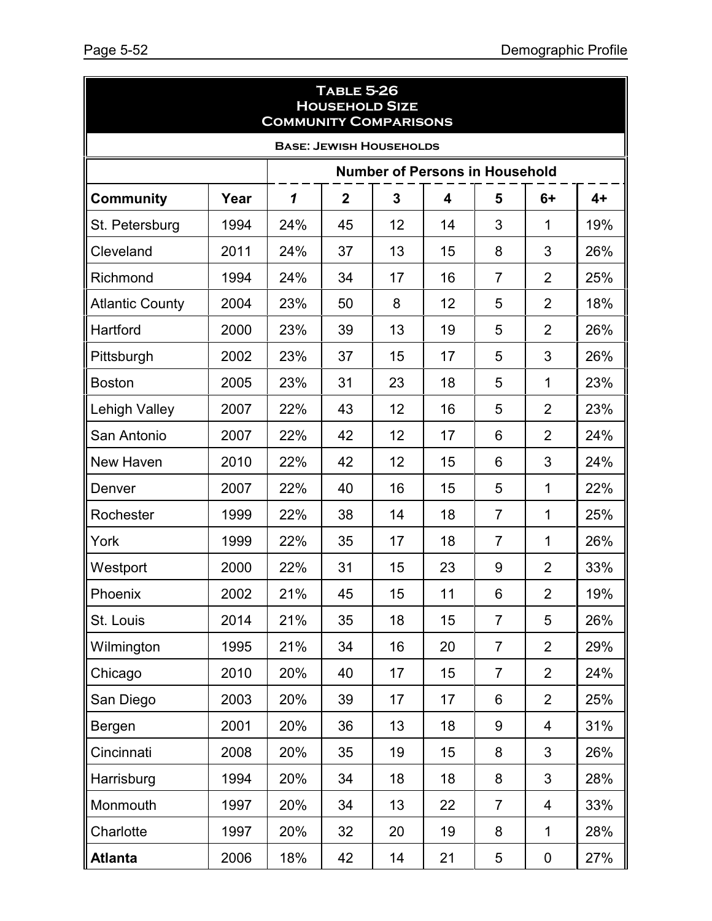## Table 5-26
### Household Size
### Community Comparisons

**Base: Jewish Households**

| | | Number of Persons in Household | | | | | | |
|---|---|---|---|---|---|---|---|---|
| **Community** | **Year** | ***1*** | **2** | **3** | **4** | **5** | **6+** | **4+** |
| St. Petersburg | 1994 | 24% | 45 | 12 | 14 | 3 | 1 | 19% |
| Cleveland | 2011 | 24% | 37 | 13 | 15 | 8 | 3 | 26% |
| Richmond | 1994 | 24% | 34 | 17 | 16 | 7 | 2 | 25% |
| Atlantic County | 2004 | 23% | 50 | 8 | 12 | 5 | 2 | 18% |
| Hartford | 2000 | 23% | 39 | 13 | 19 | 5 | 2 | 26% |
| Pittsburgh | 2002 | 23% | 37 | 15 | 17 | 5 | 3 | 26% |
| Boston | 2005 | 23% | 31 | 23 | 18 | 5 | 1 | 23% |
| Lehigh Valley | 2007 | 22% | 43 | 12 | 16 | 5 | 2 | 23% |
| San Antonio | 2007 | 22% | 42 | 12 | 17 | 6 | 2 | 24% |
| New Haven | 2010 | 22% | 42 | 12 | 15 | 6 | 3 | 24% |
| Denver | 2007 | 22% | 40 | 16 | 15 | 5 | 1 | 22% |
| Rochester | 1999 | 22% | 38 | 14 | 18 | 7 | 1 | 25% |
| York | 1999 | 22% | 35 | 17 | 18 | 7 | 1 | 26% |
| Westport | 2000 | 22% | 31 | 15 | 23 | 9 | 2 | 33% |
| Phoenix | 2002 | 21% | 45 | 15 | 11 | 6 | 2 | 19% |
| St. Louis | 2014 | 21% | 35 | 18 | 15 | 7 | 5 | 26% |
| Wilmington | 1995 | 21% | 34 | 16 | 20 | 7 | 2 | 29% |
| Chicago | 2010 | 20% | 40 | 17 | 15 | 7 | 2 | 24% |
| San Diego | 2003 | 20% | 39 | 17 | 17 | 6 | 2 | 25% |
| Bergen | 2001 | 20% | 36 | 13 | 18 | 9 | 4 | 31% |
| Cincinnati | 2008 | 20% | 35 | 19 | 15 | 8 | 3 | 26% |
| Harrisburg | 1994 | 20% | 34 | 18 | 18 | 8 | 3 | 28% |
| Monmouth | 1997 | 20% | 34 | 13 | 22 | 7 | 4 | 33% |
| Charlotte | 1997 | 20% | 32 | 20 | 19 | 8 | 1 | 28% |
| **Atlanta** | 2006 | 18% | 42 | 14 | 21 | 5 | 0 | 27% |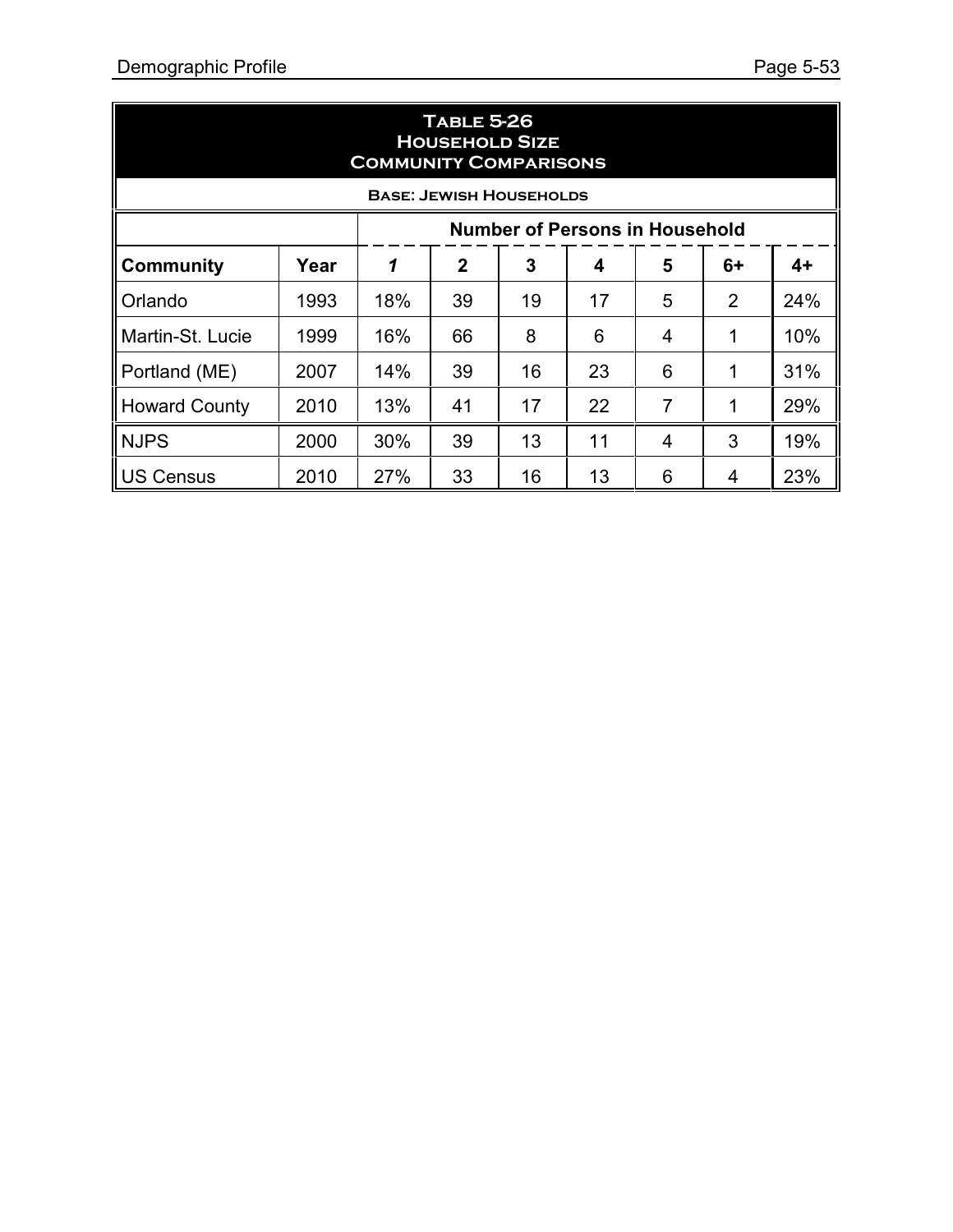## Table 5-26
## Household Size
## Community Comparisons

**Base: Jewish Households**

| | | Number of Persons in Household | | | | | | |
|---|---|---|---|---|---|---|---|---|
| **Community** | **Year** | ***1*** | **2** | **3** | **4** | **5** | **6+** | **4+** |
| Orlando | 1993 | 18% | 39 | 19 | 17 | 5 | 2 | 24% |
| Martin-St. Lucie | 1999 | 16% | 66 | 8 | 6 | 4 | 1 | 10% |
| Portland (ME) | 2007 | 14% | 39 | 16 | 23 | 6 | 1 | 31% |
| Howard County | 2010 | 13% | 41 | 17 | 22 | 7 | 1 | 29% |
| NJPS | 2000 | 30% | 39 | 13 | 11 | 4 | 3 | 19% |
| US Census | 2010 | 27% | 33 | 16 | 13 | 6 | 4 | 23% |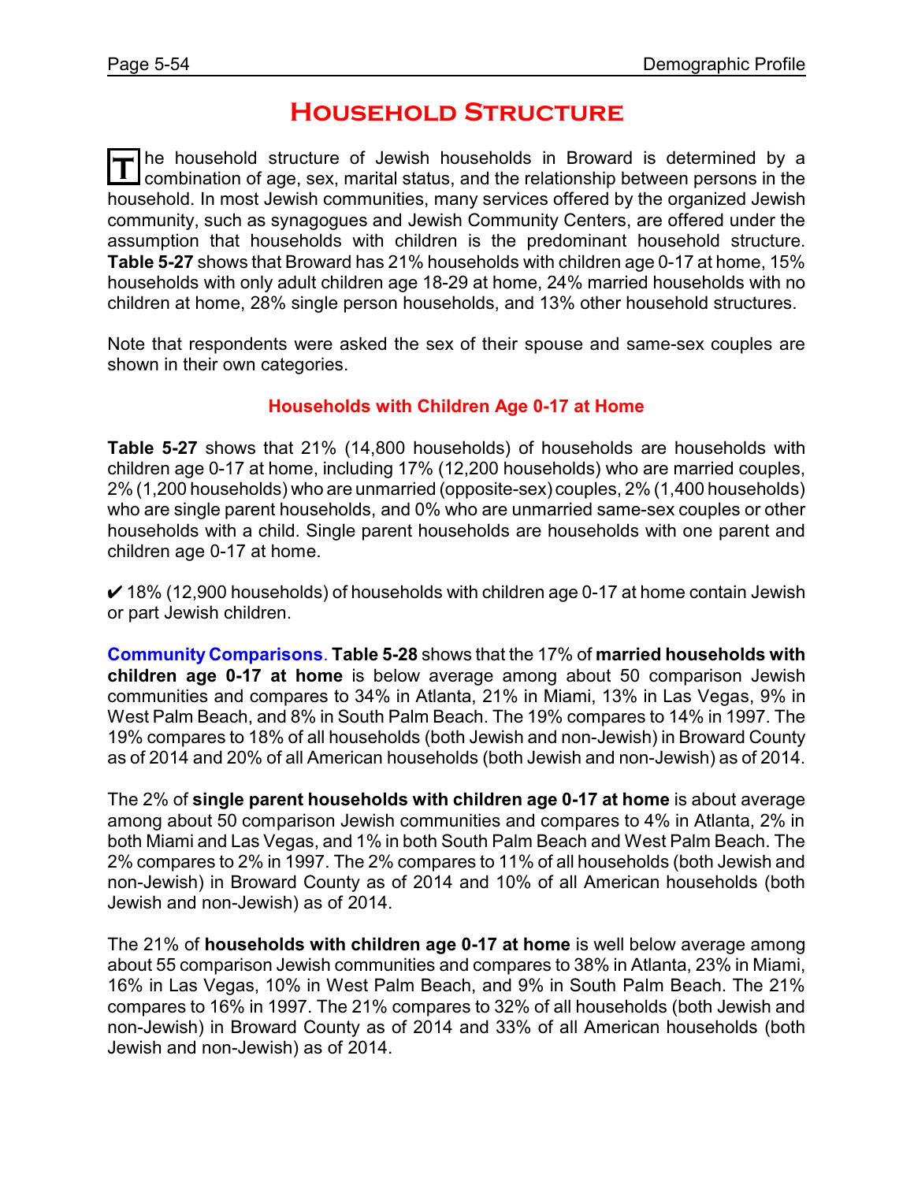# Household Structure

The household structure of Jewish households in Broward is determined by a combination of age, sex, marital status, and the relationship between persons in the household. In most Jewish communities, many services offered by the organized Jewish community, such as synagogues and Jewish Community Centers, are offered under the assumption that households with children is the predominant household structure. **Table 5-27** shows that Broward has 21% households with children age 0-17 at home, 15% households with only adult children age 18-29 at home, 24% married households with no children at home, 28% single person households, and 13% other household structures.

Note that respondents were asked the sex of their spouse and same-sex couples are shown in their own categories.

### Households with Children Age 0-17 at Home

**Table 5-27** shows that 21% (14,800 households) of households are households with children age 0-17 at home, including 17% (12,200 households) who are married couples, 2% (1,200 households) who are unmarried (opposite-sex) couples, 2% (1,400 households) who are single parent households, and 0% who are unmarried same-sex couples or other households with a child. Single parent households are households with one parent and children age 0-17 at home.

✔ 18% (12,900 households) of households with children age 0-17 at home contain Jewish or part Jewish children.

**Community Comparisons**. **Table 5-28** shows that the 17% of **married households with children age 0-17 at home** is below average among about 50 comparison Jewish communities and compares to 34% in Atlanta, 21% in Miami, 13% in Las Vegas, 9% in West Palm Beach, and 8% in South Palm Beach. The 19% compares to 14% in 1997. The 19% compares to 18% of all households (both Jewish and non-Jewish) in Broward County as of 2014 and 20% of all American households (both Jewish and non-Jewish) as of 2014.

The 2% of **single parent households with children age 0-17 at home** is about average among about 50 comparison Jewish communities and compares to 4% in Atlanta, 2% in both Miami and Las Vegas, and 1% in both South Palm Beach and West Palm Beach. The 2% compares to 2% in 1997. The 2% compares to 11% of all households (both Jewish and non-Jewish) in Broward County as of 2014 and 10% of all American households (both Jewish and non-Jewish) as of 2014.

The 21% of **households with children age 0-17 at home** is well below average among about 55 comparison Jewish communities and compares to 38% in Atlanta, 23% in Miami, 16% in Las Vegas, 10% in West Palm Beach, and 9% in South Palm Beach. The 21% compares to 16% in 1997. The 21% compares to 32% of all households (both Jewish and non-Jewish) in Broward County as of 2014 and 33% of all American households (both Jewish and non-Jewish) as of 2014.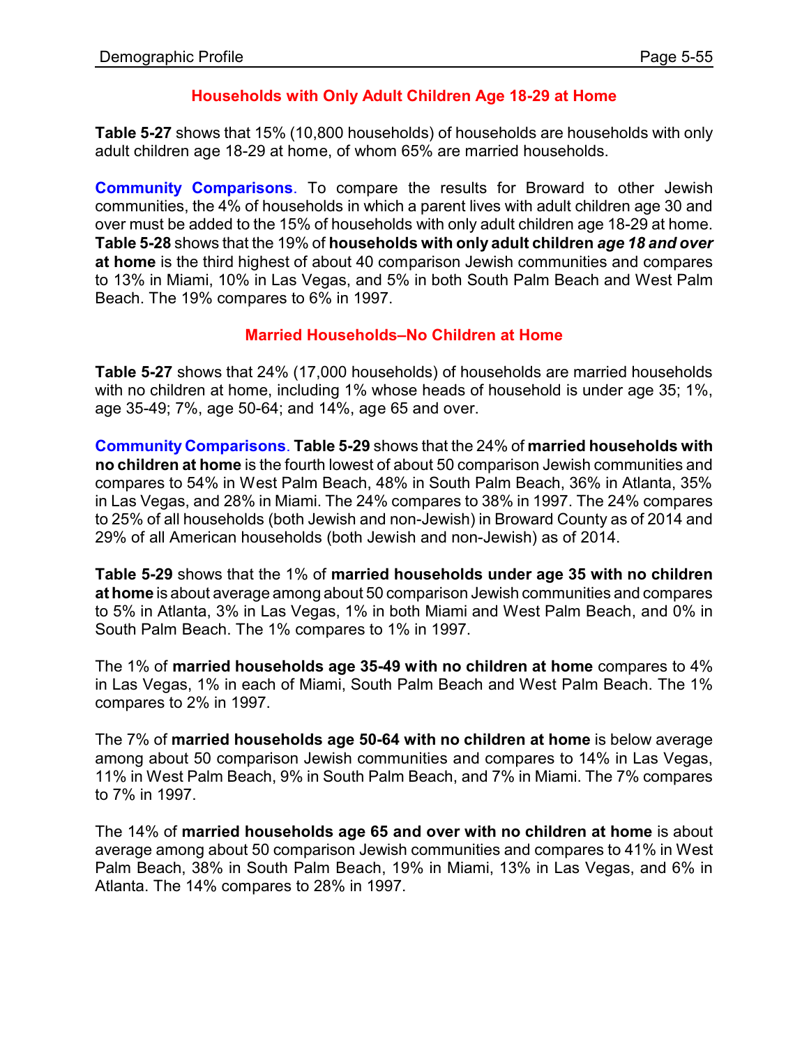## Households with Only Adult Children Age 18-29 at Home

**Table 5-27** shows that 15% (10,800 households) of households are households with only adult children age 18-29 at home, of whom 65% are married households.

**Community Comparisons**. To compare the results for Broward to other Jewish communities, the 4% of households in which a parent lives with adult children age 30 and over must be added to the 15% of households with only adult children age 18-29 at home. **Table 5-28** shows that the 19% of **households with only adult children *age 18 and over* at home** is the third highest of about 40 comparison Jewish communities and compares to 13% in Miami, 10% in Las Vegas, and 5% in both South Palm Beach and West Palm Beach. The 19% compares to 6% in 1997.

## Married Households–No Children at Home

**Table 5-27** shows that 24% (17,000 households) of households are married households with no children at home, including 1% whose heads of household is under age 35; 1%, age 35-49; 7%, age 50-64; and 14%, age 65 and over.

**Community Comparisons**. **Table 5-29** shows that the 24% of **married households with no children at home** is the fourth lowest of about 50 comparison Jewish communities and compares to 54% in West Palm Beach, 48% in South Palm Beach, 36% in Atlanta, 35% in Las Vegas, and 28% in Miami. The 24% compares to 38% in 1997. The 24% compares to 25% of all households (both Jewish and non-Jewish) in Broward County as of 2014 and 29% of all American households (both Jewish and non-Jewish) as of 2014.

**Table 5-29** shows that the 1% of **married households under age 35 with no children at home** is about average among about 50 comparison Jewish communities and compares to 5% in Atlanta, 3% in Las Vegas, 1% in both Miami and West Palm Beach, and 0% in South Palm Beach. The 1% compares to 1% in 1997.

The 1% of **married households age 35-49 with no children at home** compares to 4% in Las Vegas, 1% in each of Miami, South Palm Beach and West Palm Beach. The 1% compares to 2% in 1997.

The 7% of **married households age 50-64 with no children at home** is below average among about 50 comparison Jewish communities and compares to 14% in Las Vegas, 11% in West Palm Beach, 9% in South Palm Beach, and 7% in Miami. The 7% compares to 7% in 1997.

The 14% of **married households age 65 and over with no children at home** is about average among about 50 comparison Jewish communities and compares to 41% in West Palm Beach, 38% in South Palm Beach, 19% in Miami, 13% in Las Vegas, and 6% in Atlanta. The 14% compares to 28% in 1997.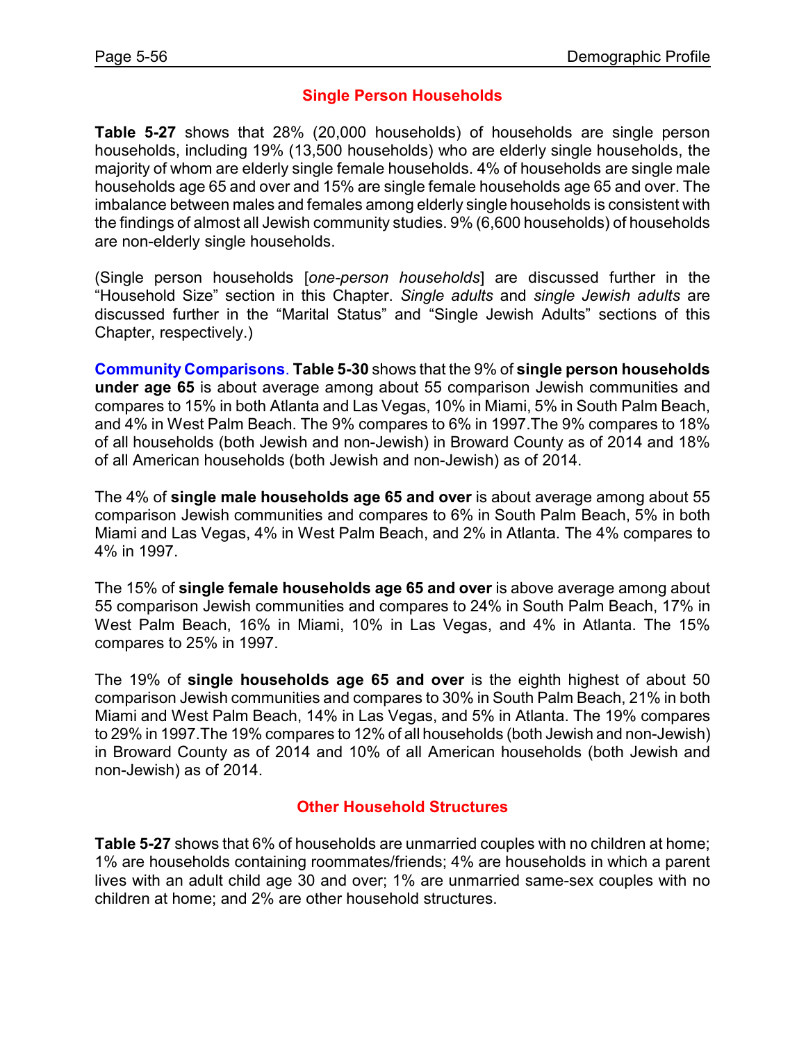## Single Person Households

**Table 5-27** shows that 28% (20,000 households) of households are single person households, including 19% (13,500 households) who are elderly single households, the majority of whom are elderly single female households. 4% of households are single male households age 65 and over and 15% are single female households age 65 and over. The imbalance between males and females among elderly single households is consistent with the findings of almost all Jewish community studies. 9% (6,600 households) of households are non-elderly single households.

(Single person households [*one-person households*] are discussed further in the "Household Size" section in this Chapter. *Single adults* and *single Jewish adults* are discussed further in the "Marital Status" and "Single Jewish Adults" sections of this Chapter, respectively.)

**Community Comparisons**. **Table 5-30** shows that the 9% of **single person households under age 65** is about average among about 55 comparison Jewish communities and compares to 15% in both Atlanta and Las Vegas, 10% in Miami, 5% in South Palm Beach, and 4% in West Palm Beach. The 9% compares to 6% in 1997.The 9% compares to 18% of all households (both Jewish and non-Jewish) in Broward County as of 2014 and 18% of all American households (both Jewish and non-Jewish) as of 2014.

The 4% of **single male households age 65 and over** is about average among about 55 comparison Jewish communities and compares to 6% in South Palm Beach, 5% in both Miami and Las Vegas, 4% in West Palm Beach, and 2% in Atlanta. The 4% compares to 4% in 1997.

The 15% of **single female households age 65 and over** is above average among about 55 comparison Jewish communities and compares to 24% in South Palm Beach, 17% in West Palm Beach, 16% in Miami, 10% in Las Vegas, and 4% in Atlanta. The 15% compares to 25% in 1997.

The 19% of **single households age 65 and over** is the eighth highest of about 50 comparison Jewish communities and compares to 30% in South Palm Beach, 21% in both Miami and West Palm Beach, 14% in Las Vegas, and 5% in Atlanta. The 19% compares to 29% in 1997.The 19% compares to 12% of all households (both Jewish and non-Jewish) in Broward County as of 2014 and 10% of all American households (both Jewish and non-Jewish) as of 2014.

## Other Household Structures

**Table 5-27** shows that 6% of households are unmarried couples with no children at home; 1% are households containing roommates/friends; 4% are households in which a parent lives with an adult child age 30 and over; 1% are unmarried same-sex couples with no children at home; and 2% are other household structures.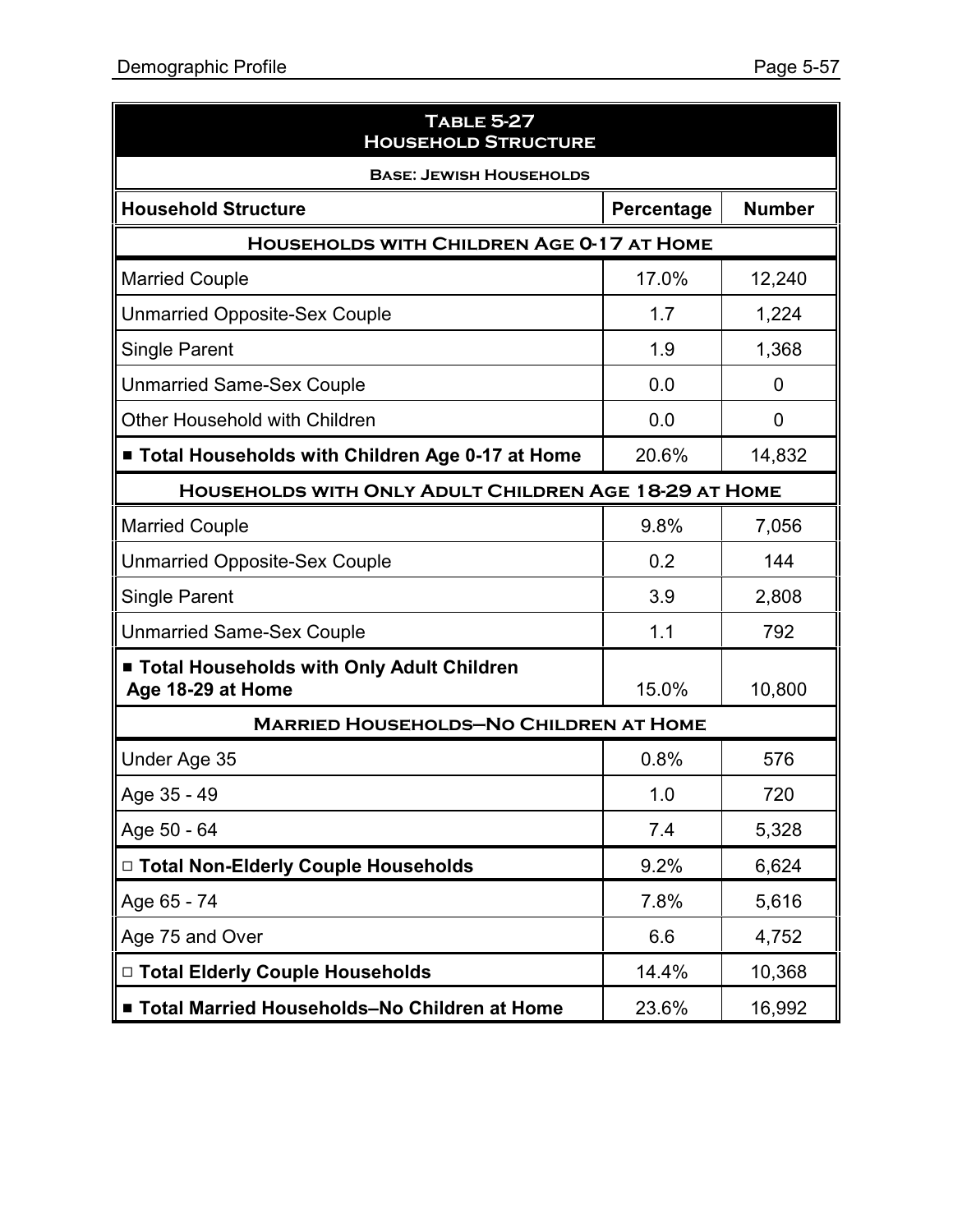| Table 5-27<br>Household Structure | | |
|---|---|---|
| **Base: Jewish Households** | | |
| **Household Structure** | **Percentage** | **Number** |
| **Households with Children Age 0-17 at Home** | | |
| Married Couple | 17.0% | 12,240 |
| Unmarried Opposite-Sex Couple | 1.7 | 1,224 |
| Single Parent | 1.9 | 1,368 |
| Unmarried Same-Sex Couple | 0.0 | 0 |
| Other Household with Children | 0.0 | 0 |
| ■ **Total Households with Children Age 0-17 at Home** | 20.6% | 14,832 |
| **Households with Only Adult Children Age 18-29 at Home** | | |
| Married Couple | 9.8% | 7,056 |
| Unmarried Opposite-Sex Couple | 0.2 | 144 |
| Single Parent | 3.9 | 2,808 |
| Unmarried Same-Sex Couple | 1.1 | 792 |
| ■ **Total Households with Only Adult Children Age 18-29 at Home** | 15.0% | 10,800 |
| **Married Households–No Children at Home** | | |
| Under Age 35 | 0.8% | 576 |
| Age 35 - 49 | 1.0 | 720 |
| Age 50 - 64 | 7.4 | 5,328 |
| □ **Total Non-Elderly Couple Households** | 9.2% | 6,624 |
| Age 65 - 74 | 7.8% | 5,616 |
| Age 75 and Over | 6.6 | 4,752 |
| □ **Total Elderly Couple Households** | 14.4% | 10,368 |
| ■ **Total Married Households–No Children at Home** | 23.6% | 16,992 |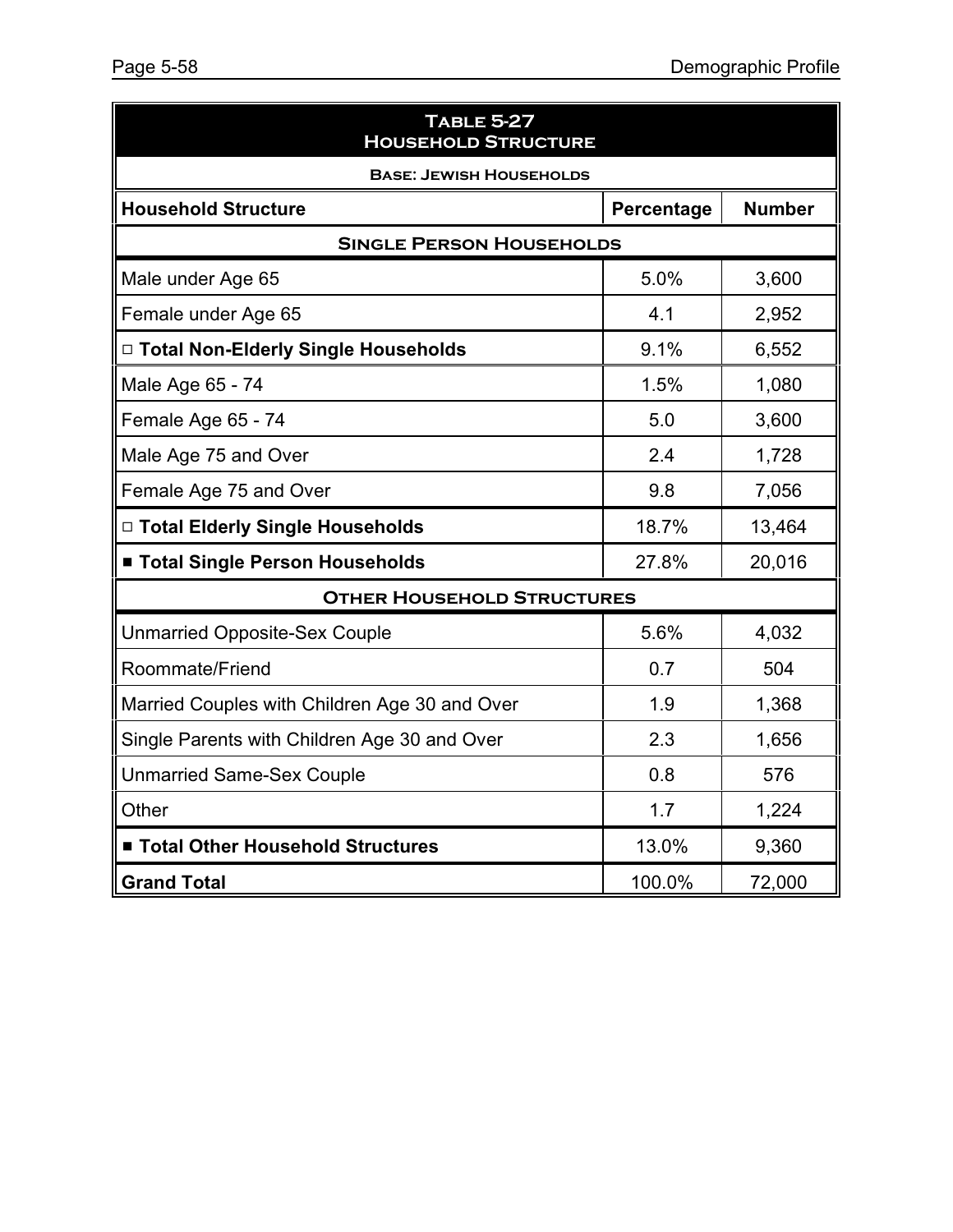| Table 5-27<br>Household Structure | | |
|---|---|---|
| Base: Jewish Households | | |
| **Household Structure** | **Percentage** | **Number** |
| **Single Person Households** | | |
| Male under Age 65 | 5.0% | 3,600 |
| Female under Age 65 | 4.1 | 2,952 |
| □ **Total Non-Elderly Single Households** | 9.1% | 6,552 |
| Male Age 65 - 74 | 1.5% | 1,080 |
| Female Age 65 - 74 | 5.0 | 3,600 |
| Male Age 75 and Over | 2.4 | 1,728 |
| Female Age 75 and Over | 9.8 | 7,056 |
| □ **Total Elderly Single Households** | 18.7% | 13,464 |
| ■ **Total Single Person Households** | 27.8% | 20,016 |
| **Other Household Structures** | | |
| Unmarried Opposite-Sex Couple | 5.6% | 4,032 |
| Roommate/Friend | 0.7 | 504 |
| Married Couples with Children Age 30 and Over | 1.9 | 1,368 |
| Single Parents with Children Age 30 and Over | 2.3 | 1,656 |
| Unmarried Same-Sex Couple | 0.8 | 576 |
| Other | 1.7 | 1,224 |
| ■ **Total Other Household Structures** | 13.0% | 9,360 |
| **Grand Total** | 100.0% | 72,000 |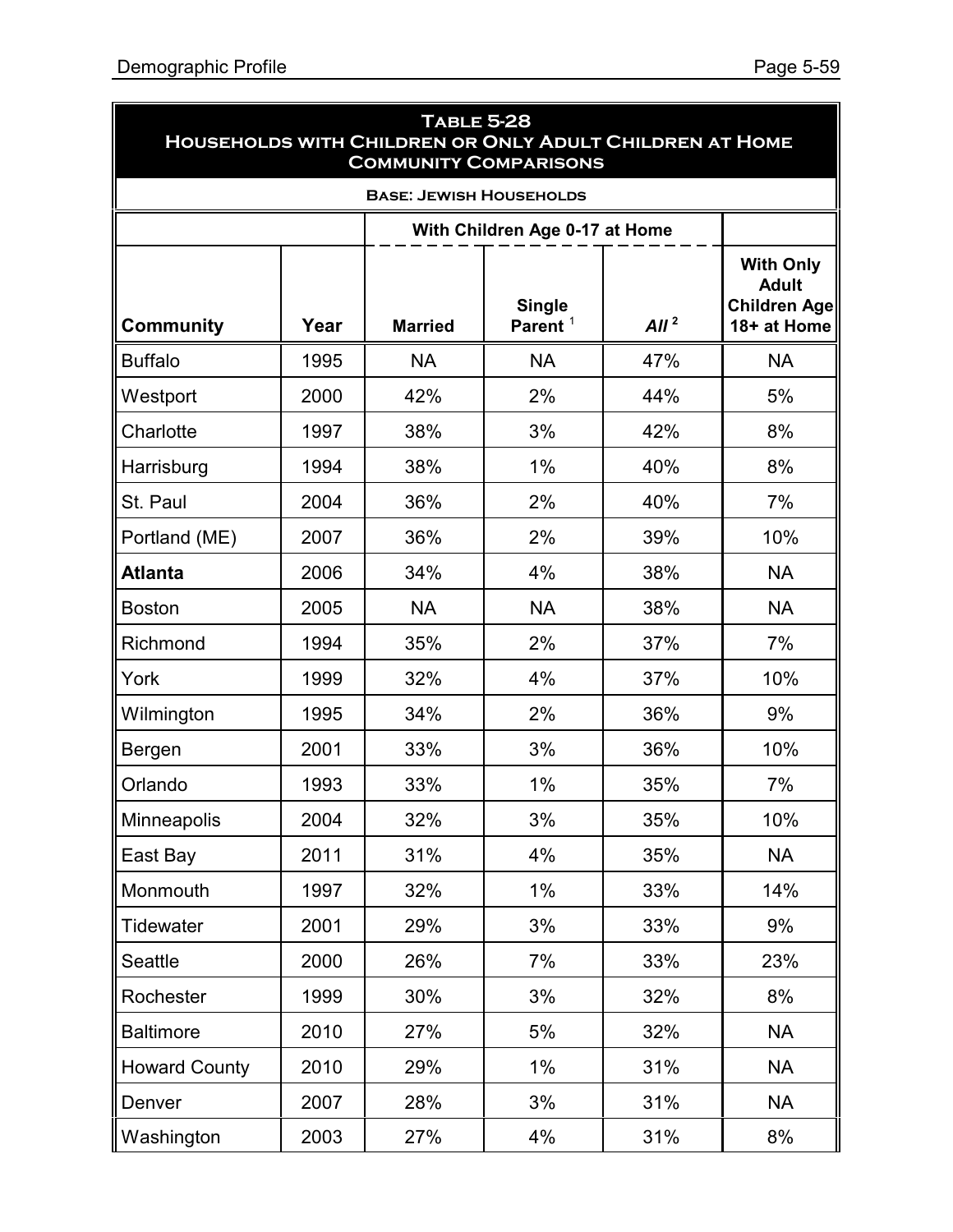## Table 5-28
## Households with Children or Only Adult Children at Home
## Community Comparisons

**Base: Jewish Households**

| | | With Children Age 0-17 at Home | | | |
|---|---|---|---|---|---|
| **Community** | **Year** | **Married** | **Single Parent** [1] | ***All*** [2] | **With Only Adult Children Age 18+ at Home** |
| Buffalo | 1995 | NA | NA | 47% | NA |
| Westport | 2000 | 42% | 2% | 44% | 5% |
| Charlotte | 1997 | 38% | 3% | 42% | 8% |
| Harrisburg | 1994 | 38% | 1% | 40% | 8% |
| St. Paul | 2004 | 36% | 2% | 40% | 7% |
| Portland (ME) | 2007 | 36% | 2% | 39% | 10% |
| **Atlanta** | 2006 | 34% | 4% | 38% | NA |
| Boston | 2005 | NA | NA | 38% | NA |
| Richmond | 1994 | 35% | 2% | 37% | 7% |
| York | 1999 | 32% | 4% | 37% | 10% |
| Wilmington | 1995 | 34% | 2% | 36% | 9% |
| Bergen | 2001 | 33% | 3% | 36% | 10% |
| Orlando | 1993 | 33% | 1% | 35% | 7% |
| Minneapolis | 2004 | 32% | 3% | 35% | 10% |
| East Bay | 2011 | 31% | 4% | 35% | NA |
| Monmouth | 1997 | 32% | 1% | 33% | 14% |
| Tidewater | 2001 | 29% | 3% | 33% | 9% |
| Seattle | 2000 | 26% | 7% | 33% | 23% |
| Rochester | 1999 | 30% | 3% | 32% | 8% |
| Baltimore | 2010 | 27% | 5% | 32% | NA |
| Howard County | 2010 | 29% | 1% | 31% | NA |
| Denver | 2007 | 28% | 3% | 31% | NA |
| Washington | 2003 | 27% | 4% | 31% | 8% |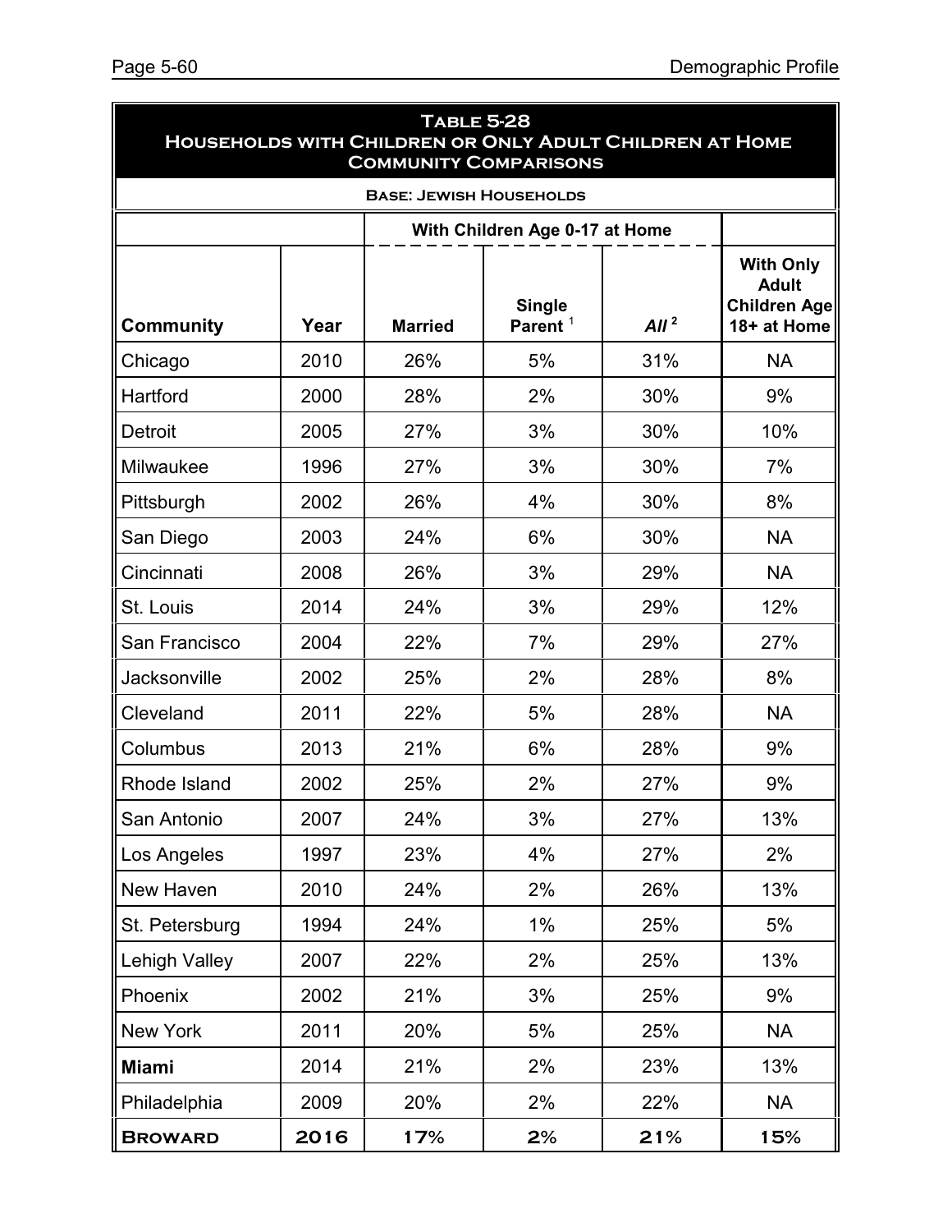## Table 5-28
## Households with Children or Only Adult Children at Home
## Community Comparisons

**Base: Jewish Households**

| | | With Children Age 0-17 at Home | | | |
|---|---|---|---|---|---|
| **Community** | **Year** | **Married** | **Single Parent** [1] | ***All*** [2] | **With Only Adult Children Age 18+ at Home** |
| Chicago | 2010 | 26% | 5% | 31% | NA |
| Hartford | 2000 | 28% | 2% | 30% | 9% |
| Detroit | 2005 | 27% | 3% | 30% | 10% |
| Milwaukee | 1996 | 27% | 3% | 30% | 7% |
| Pittsburgh | 2002 | 26% | 4% | 30% | 8% |
| San Diego | 2003 | 24% | 6% | 30% | NA |
| Cincinnati | 2008 | 26% | 3% | 29% | NA |
| St. Louis | 2014 | 24% | 3% | 29% | 12% |
| San Francisco | 2004 | 22% | 7% | 29% | 27% |
| Jacksonville | 2002 | 25% | 2% | 28% | 8% |
| Cleveland | 2011 | 22% | 5% | 28% | NA |
| Columbus | 2013 | 21% | 6% | 28% | 9% |
| Rhode Island | 2002 | 25% | 2% | 27% | 9% |
| San Antonio | 2007 | 24% | 3% | 27% | 13% |
| Los Angeles | 1997 | 23% | 4% | 27% | 2% |
| New Haven | 2010 | 24% | 2% | 26% | 13% |
| St. Petersburg | 1994 | 24% | 1% | 25% | 5% |
| Lehigh Valley | 2007 | 22% | 2% | 25% | 13% |
| Phoenix | 2002 | 21% | 3% | 25% | 9% |
| New York | 2011 | 20% | 5% | 25% | NA |
| **Miami** | 2014 | 21% | 2% | 23% | 13% |
| Philadelphia | 2009 | 20% | 2% | 22% | NA |
| **BROWARD** | **2016** | **17%** | **2%** | **21%** | **15%** |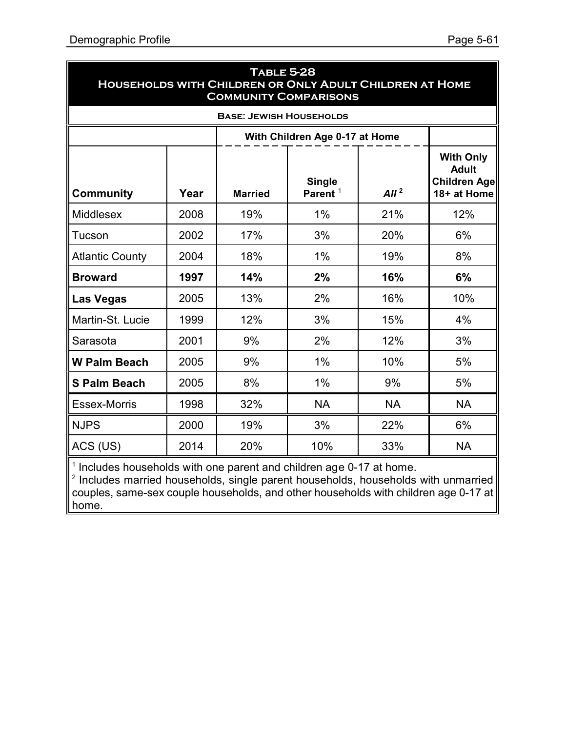## Table 5-28
## Households with Children or Only Adult Children at Home
## Community Comparisons

**Base: Jewish Households**

| | | With Children Age 0-17 at Home | | | |
|---|---|---|---|---|---|
| **Community** | **Year** | **Married** | **Single Parent** [1] | ***All*** [2] | **With Only Adult Children Age 18+ at Home** |
| Middlesex | 2008 | 19% | 1% | 21% | 12% |
| Tucson | 2002 | 17% | 3% | 20% | 6% |
| Atlantic County | 2004 | 18% | 1% | 19% | 8% |
| **Broward** | **1997** | **14%** | **2%** | **16%** | **6%** |
| **Las Vegas** | 2005 | 13% | 2% | 16% | 10% |
| Martin-St. Lucie | 1999 | 12% | 3% | 15% | 4% |
| Sarasota | 2001 | 9% | 2% | 12% | 3% |
| **W Palm Beach** | 2005 | 9% | 1% | 10% | 5% |
| **S Palm Beach** | 2005 | 8% | 1% | 9% | 5% |
| Essex-Morris | 1998 | 32% | NA | NA | NA |
| NJPS | 2000 | 19% | 3% | 22% | 6% |
| ACS (US) | 2014 | 20% | 10% | 33% | NA |

[1] Includes households with one parent and children age 0-17 at home.
[2] Includes married households, single parent households, households with unmarried couples, same-sex couple households, and other households with children age 0-17 at home.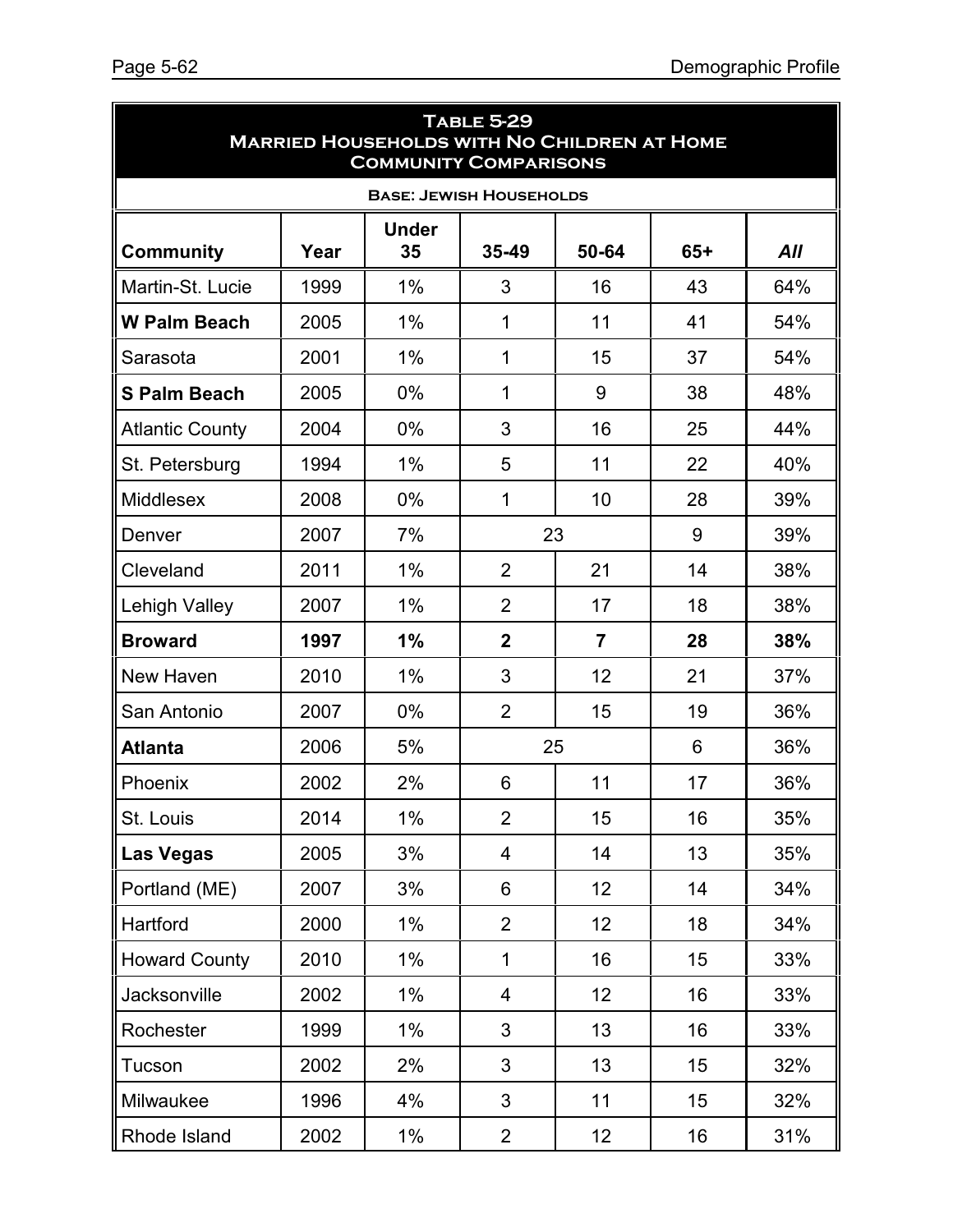**Table 5-29**
**Married Households with No Children at Home**
**Community Comparisons**

**Base: Jewish Households**

| Community | Year | Under 35 | 35-49 | 50-64 | 65+ | *All* |
|---|---|---|---|---|---|---|
| Martin-St. Lucie | 1999 | 1% | 3 | 16 | 43 | 64% |
| **W Palm Beach** | 2005 | 1% | 1 | 11 | 41 | 54% |
| Sarasota | 2001 | 1% | 1 | 15 | 37 | 54% |
| **S Palm Beach** | 2005 | 0% | 1 | 9 | 38 | 48% |
| Atlantic County | 2004 | 0% | 3 | 16 | 25 | 44% |
| St. Petersburg | 1994 | 1% | 5 | 11 | 22 | 40% |
| Middlesex | 2008 | 0% | 1 | 10 | 28 | 39% |
| Denver | 2007 | 7% | 23 | | 9 | 39% |
| Cleveland | 2011 | 1% | 2 | 21 | 14 | 38% |
| Lehigh Valley | 2007 | 1% | 2 | 17 | 18 | 38% |
| **Broward** | **1997** | **1%** | **2** | **7** | **28** | **38%** |
| New Haven | 2010 | 1% | 3 | 12 | 21 | 37% |
| San Antonio | 2007 | 0% | 2 | 15 | 19 | 36% |
| **Atlanta** | 2006 | 5% | 25 | | 6 | 36% |
| Phoenix | 2002 | 2% | 6 | 11 | 17 | 36% |
| St. Louis | 2014 | 1% | 2 | 15 | 16 | 35% |
| **Las Vegas** | 2005 | 3% | 4 | 14 | 13 | 35% |
| Portland (ME) | 2007 | 3% | 6 | 12 | 14 | 34% |
| Hartford | 2000 | 1% | 2 | 12 | 18 | 34% |
| Howard County | 2010 | 1% | 1 | 16 | 15 | 33% |
| Jacksonville | 2002 | 1% | 4 | 12 | 16 | 33% |
| Rochester | 1999 | 1% | 3 | 13 | 16 | 33% |
| Tucson | 2002 | 2% | 3 | 13 | 15 | 32% |
| Milwaukee | 1996 | 4% | 3 | 11 | 15 | 32% |
| Rhode Island | 2002 | 1% | 2 | 12 | 16 | 31% |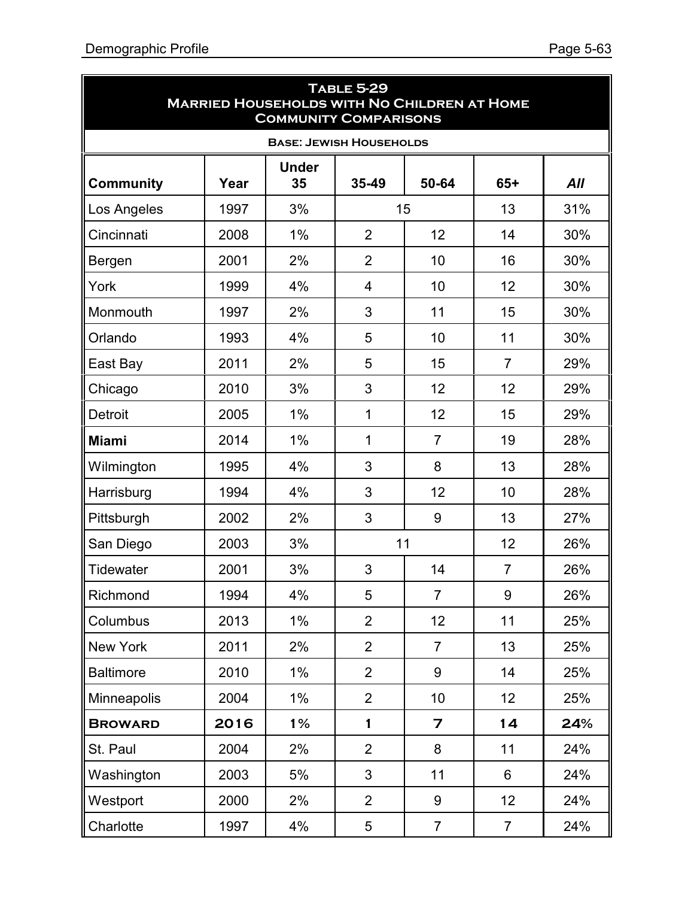## Table 5-29
## Married Households with No Children at Home
## Community Comparisons

**Base: Jewish Households**

| Community | Year | Under 35 | 35-49 | 50-64 | 65+ | *All* |
|---|---|---|---|---|---|---|
| Los Angeles | 1997 | 3% | 15 | | 13 | 31% |
| Cincinnati | 2008 | 1% | 2 | 12 | 14 | 30% |
| Bergen | 2001 | 2% | 2 | 10 | 16 | 30% |
| York | 1999 | 4% | 4 | 10 | 12 | 30% |
| Monmouth | 1997 | 2% | 3 | 11 | 15 | 30% |
| Orlando | 1993 | 4% | 5 | 10 | 11 | 30% |
| East Bay | 2011 | 2% | 5 | 15 | 7 | 29% |
| Chicago | 2010 | 3% | 3 | 12 | 12 | 29% |
| Detroit | 2005 | 1% | 1 | 12 | 15 | 29% |
| **Miami** | 2014 | 1% | 1 | 7 | 19 | 28% |
| Wilmington | 1995 | 4% | 3 | 8 | 13 | 28% |
| Harrisburg | 1994 | 4% | 3 | 12 | 10 | 28% |
| Pittsburgh | 2002 | 2% | 3 | 9 | 13 | 27% |
| San Diego | 2003 | 3% | 11 | | 12 | 26% |
| Tidewater | 2001 | 3% | 3 | 14 | 7 | 26% |
| Richmond | 1994 | 4% | 5 | 7 | 9 | 26% |
| Columbus | 2013 | 1% | 2 | 12 | 11 | 25% |
| New York | 2011 | 2% | 2 | 7 | 13 | 25% |
| Baltimore | 2010 | 1% | 2 | 9 | 14 | 25% |
| Minneapolis | 2004 | 1% | 2 | 10 | 12 | 25% |
| **Broward** | **2016** | **1%** | **1** | **7** | **14** | **24%** |
| St. Paul | 2004 | 2% | 2 | 8 | 11 | 24% |
| Washington | 2003 | 5% | 3 | 11 | 6 | 24% |
| Westport | 2000 | 2% | 2 | 9 | 12 | 24% |
| Charlotte | 1997 | 4% | 5 | 7 | 7 | 24% |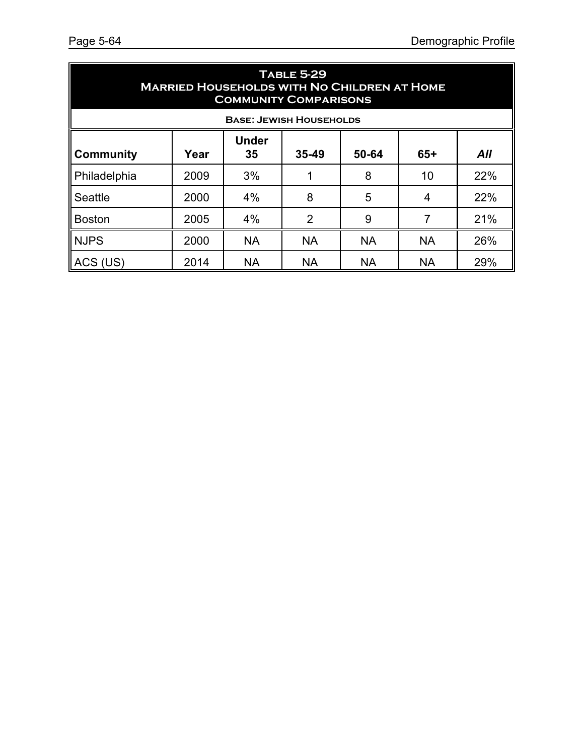## Table 5-29
## Married Households with No Children at Home
## Community Comparisons

**Base: Jewish Households**

| Community | Year | Under 35 | 35-49 | 50-64 | 65+ | *All* |
|---|---|---|---|---|---|---|
| Philadelphia | 2009 | 3% | 1 | 8 | 10 | 22% |
| Seattle | 2000 | 4% | 8 | 5 | 4 | 22% |
| Boston | 2005 | 4% | 2 | 9 | 7 | 21% |
| NJPS | 2000 | NA | NA | NA | NA | 26% |
| ACS (US) | 2014 | NA | NA | NA | NA | 29% |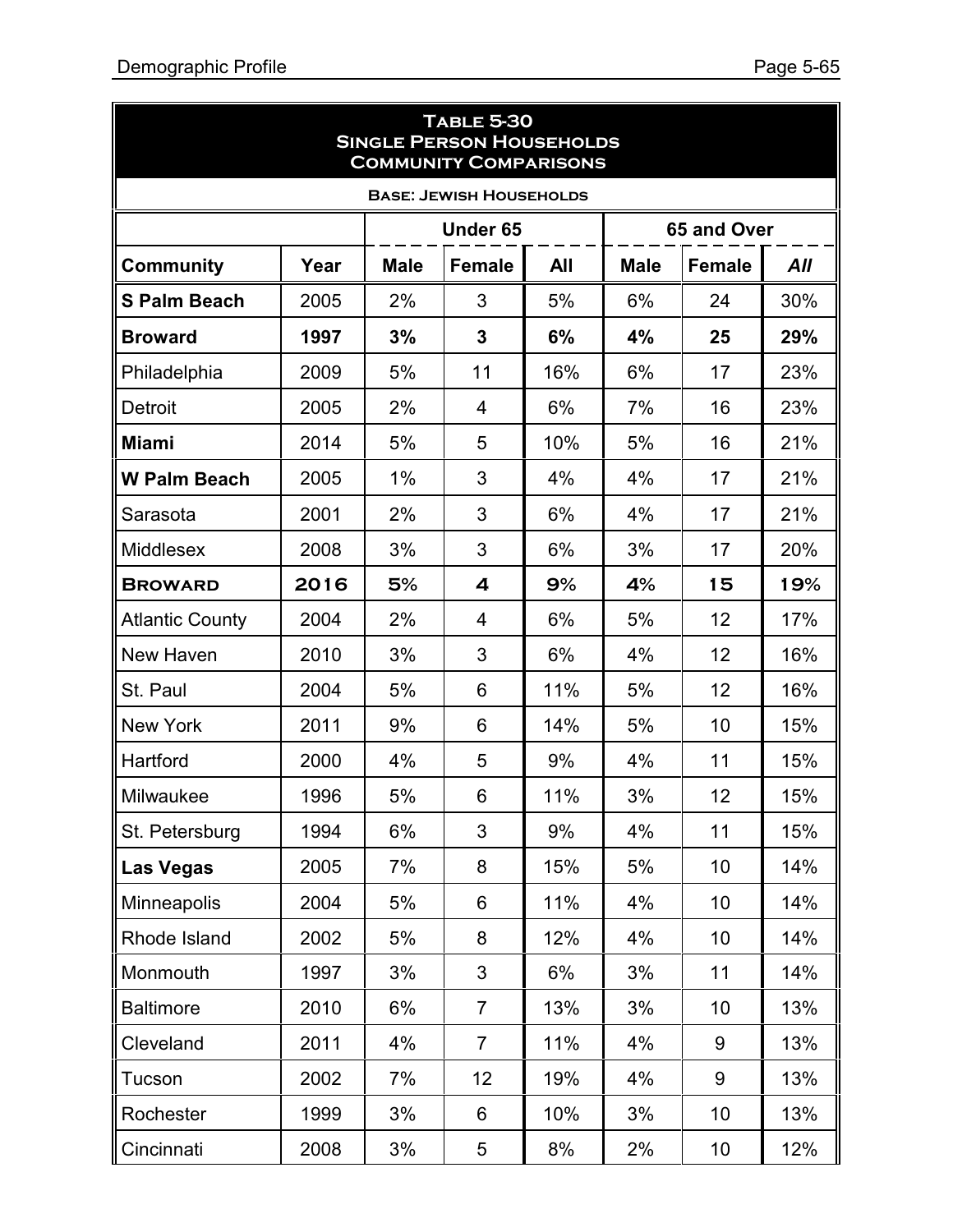**Table 5-30**
**Single Person Households**
**Community Comparisons**

**Base: Jewish Households**

| | | Under 65 | | | 65 and Over | | |
|---|---|---|---|---|---|---|---|
| **Community** | **Year** | **Male** | **Female** | **All** | **Male** | **Female** | ***All*** |
| **S Palm Beach** | 2005 | 2% | 3 | 5% | 6% | 24 | 30% |
| **Broward** | **1997** | **3%** | **3** | **6%** | **4%** | **25** | **29%** |
| Philadelphia | 2009 | 5% | 11 | 16% | 6% | 17 | 23% |
| Detroit | 2005 | 2% | 4 | 6% | 7% | 16 | 23% |
| **Miami** | 2014 | 5% | 5 | 10% | 5% | 16 | 21% |
| **W Palm Beach** | 2005 | 1% | 3 | 4% | 4% | 17 | 21% |
| Sarasota | 2001 | 2% | 3 | 6% | 4% | 17 | 21% |
| Middlesex | 2008 | 3% | 3 | 6% | 3% | 17 | 20% |
| **BROWARD** | **2016** | **5%** | **4** | **9%** | **4%** | **15** | **19%** |
| Atlantic County | 2004 | 2% | 4 | 6% | 5% | 12 | 17% |
| New Haven | 2010 | 3% | 3 | 6% | 4% | 12 | 16% |
| St. Paul | 2004 | 5% | 6 | 11% | 5% | 12 | 16% |
| New York | 2011 | 9% | 6 | 14% | 5% | 10 | 15% |
| Hartford | 2000 | 4% | 5 | 9% | 4% | 11 | 15% |
| Milwaukee | 1996 | 5% | 6 | 11% | 3% | 12 | 15% |
| St. Petersburg | 1994 | 6% | 3 | 9% | 4% | 11 | 15% |
| **Las Vegas** | 2005 | 7% | 8 | 15% | 5% | 10 | 14% |
| Minneapolis | 2004 | 5% | 6 | 11% | 4% | 10 | 14% |
| Rhode Island | 2002 | 5% | 8 | 12% | 4% | 10 | 14% |
| Monmouth | 1997 | 3% | 3 | 6% | 3% | 11 | 14% |
| Baltimore | 2010 | 6% | 7 | 13% | 3% | 10 | 13% |
| Cleveland | 2011 | 4% | 7 | 11% | 4% | 9 | 13% |
| Tucson | 2002 | 7% | 12 | 19% | 4% | 9 | 13% |
| Rochester | 1999 | 3% | 6 | 10% | 3% | 10 | 13% |
| Cincinnati | 2008 | 3% | 5 | 8% | 2% | 10 | 12% |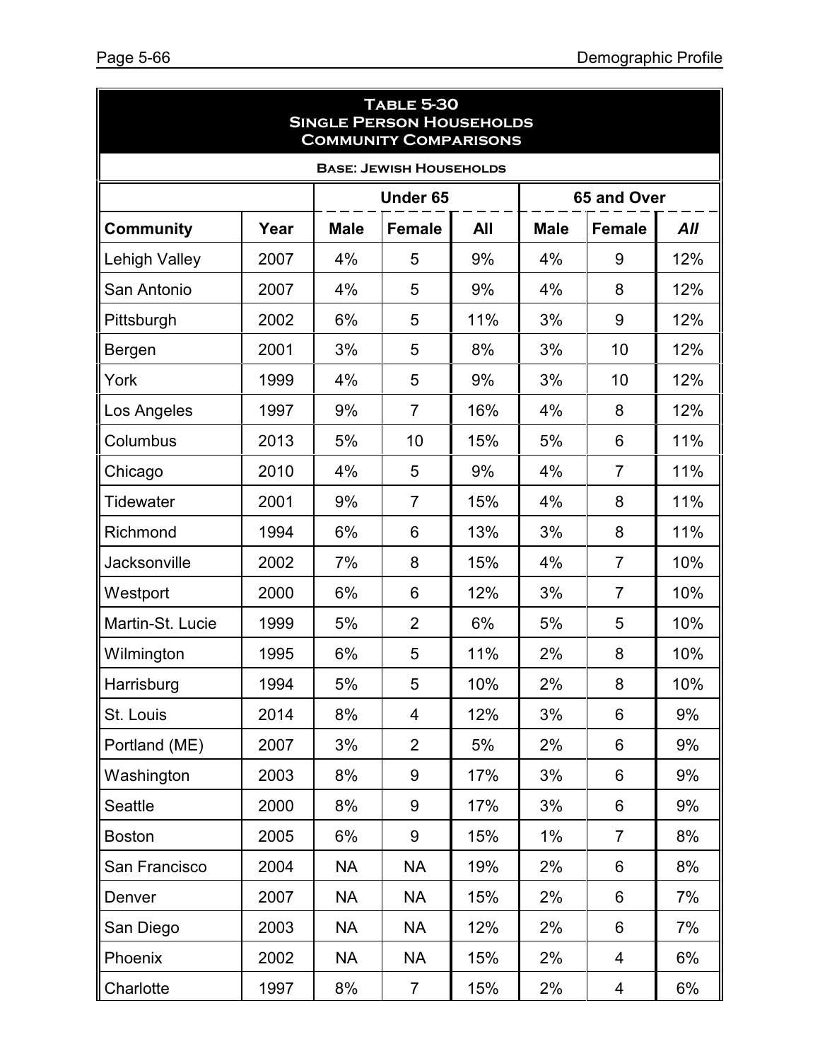**Table 5-30**
**Single Person Households**
**Community Comparisons**

**Base: Jewish Households**

| | | Under 65 | | | 65 and Over | | |
|---|---|---|---|---|---|---|---|
| **Community** | **Year** | **Male** | **Female** | **All** | **Male** | **Female** | ***All*** |
| Lehigh Valley | 2007 | 4% | 5 | 9% | 4% | 9 | 12% |
| San Antonio | 2007 | 4% | 5 | 9% | 4% | 8 | 12% |
| Pittsburgh | 2002 | 6% | 5 | 11% | 3% | 9 | 12% |
| Bergen | 2001 | 3% | 5 | 8% | 3% | 10 | 12% |
| York | 1999 | 4% | 5 | 9% | 3% | 10 | 12% |
| Los Angeles | 1997 | 9% | 7 | 16% | 4% | 8 | 12% |
| Columbus | 2013 | 5% | 10 | 15% | 5% | 6 | 11% |
| Chicago | 2010 | 4% | 5 | 9% | 4% | 7 | 11% |
| Tidewater | 2001 | 9% | 7 | 15% | 4% | 8 | 11% |
| Richmond | 1994 | 6% | 6 | 13% | 3% | 8 | 11% |
| Jacksonville | 2002 | 7% | 8 | 15% | 4% | 7 | 10% |
| Westport | 2000 | 6% | 6 | 12% | 3% | 7 | 10% |
| Martin-St. Lucie | 1999 | 5% | 2 | 6% | 5% | 5 | 10% |
| Wilmington | 1995 | 6% | 5 | 11% | 2% | 8 | 10% |
| Harrisburg | 1994 | 5% | 5 | 10% | 2% | 8 | 10% |
| St. Louis | 2014 | 8% | 4 | 12% | 3% | 6 | 9% |
| Portland (ME) | 2007 | 3% | 2 | 5% | 2% | 6 | 9% |
| Washington | 2003 | 8% | 9 | 17% | 3% | 6 | 9% |
| Seattle | 2000 | 8% | 9 | 17% | 3% | 6 | 9% |
| Boston | 2005 | 6% | 9 | 15% | 1% | 7 | 8% |
| San Francisco | 2004 | NA | NA | 19% | 2% | 6 | 8% |
| Denver | 2007 | NA | NA | 15% | 2% | 6 | 7% |
| San Diego | 2003 | NA | NA | 12% | 2% | 6 | 7% |
| Phoenix | 2002 | NA | NA | 15% | 2% | 4 | 6% |
| Charlotte | 1997 | 8% | 7 | 15% | 2% | 4 | 6% |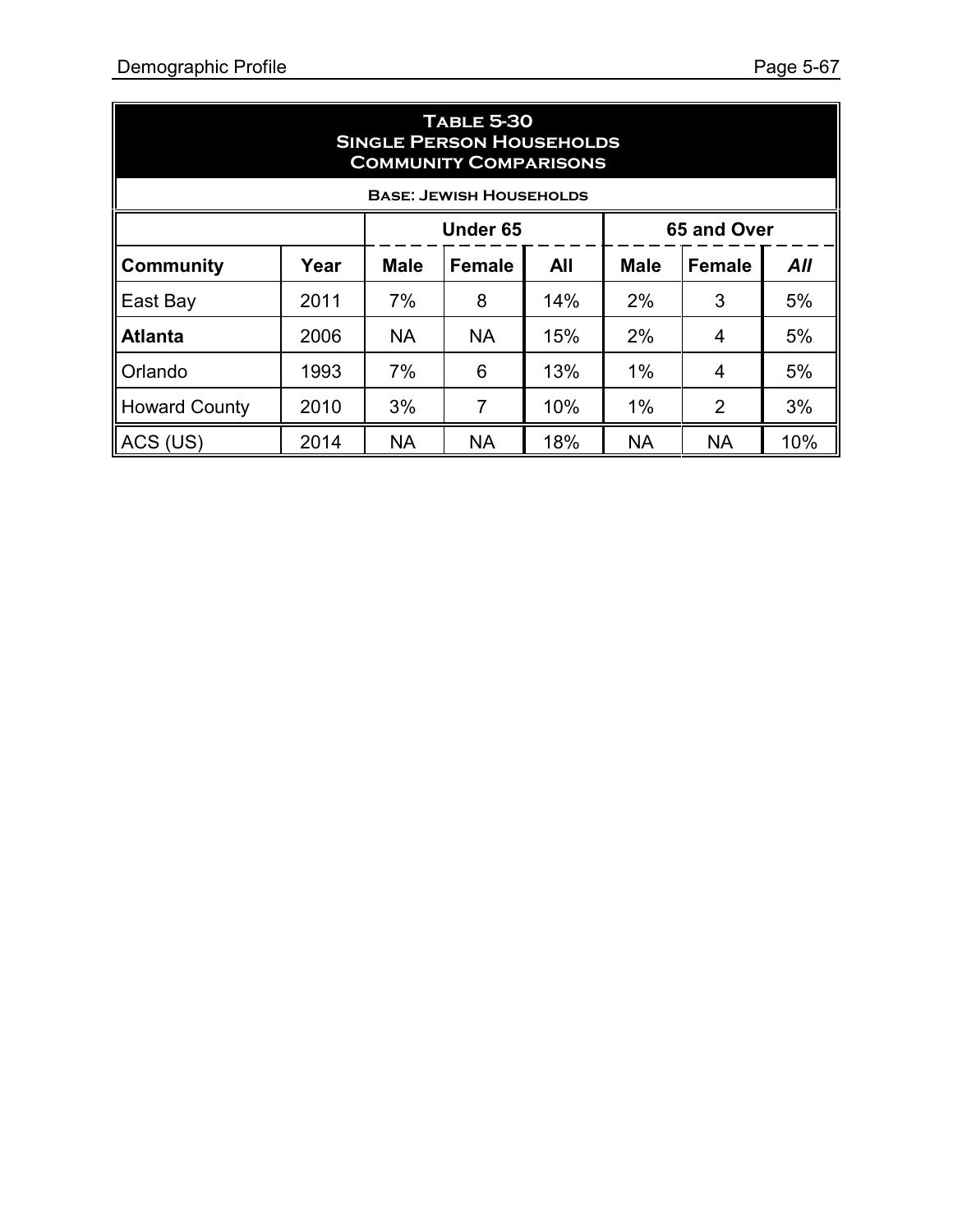## Table 5-30
## Single Person Households
## Community Comparisons

**Base: Jewish Households**

| | | Under 65 | | | 65 and Over | | |
|---|---|---|---|---|---|---|---|
| **Community** | **Year** | **Male** | **Female** | **All** | **Male** | **Female** | ***All*** |
| East Bay | 2011 | 7% | 8 | 14% | 2% | 3 | 5% |
| **Atlanta** | 2006 | NA | NA | 15% | 2% | 4 | 5% |
| Orlando | 1993 | 7% | 6 | 13% | 1% | 4 | 5% |
| Howard County | 2010 | 3% | 7 | 10% | 1% | 2 | 3% |
| ACS (US) | 2014 | NA | NA | 18% | NA | NA | 10% |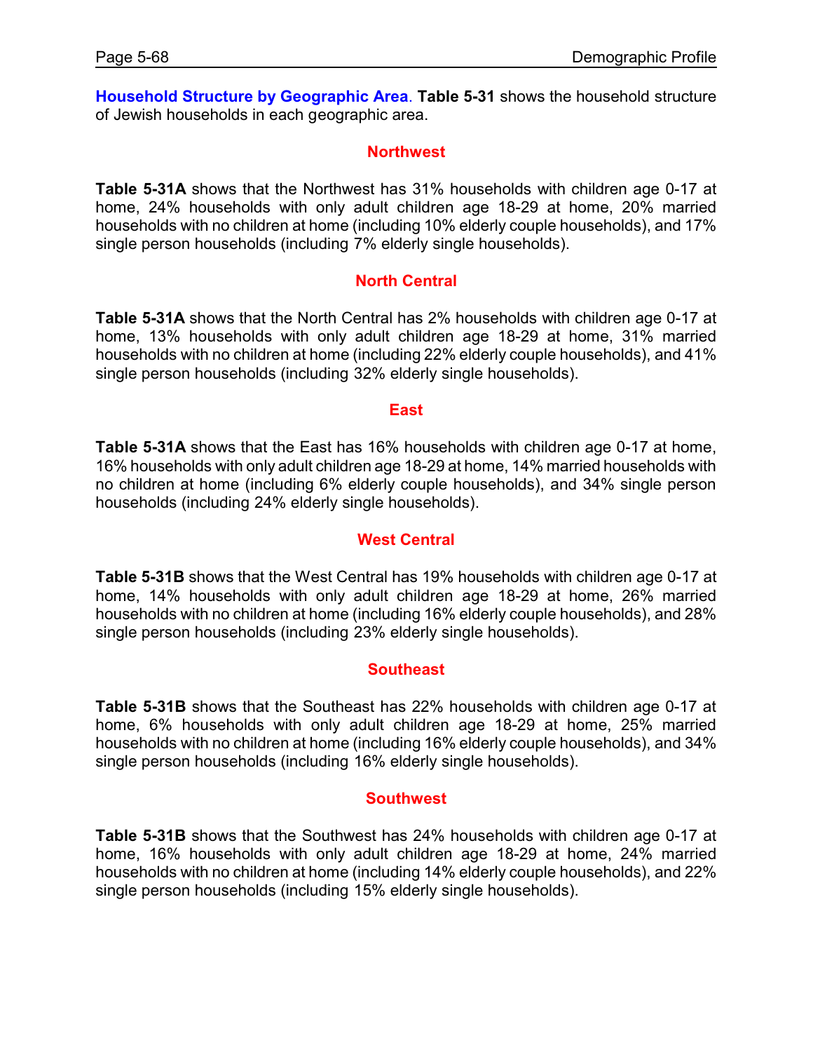**Household Structure by Geographic Area**. **Table 5-31** shows the household structure of Jewish households in each geographic area.

### Northwest

**Table 5-31A** shows that the Northwest has 31% households with children age 0-17 at home, 24% households with only adult children age 18-29 at home, 20% married households with no children at home (including 10% elderly couple households), and 17% single person households (including 7% elderly single households).

### North Central

**Table 5-31A** shows that the North Central has 2% households with children age 0-17 at home, 13% households with only adult children age 18-29 at home, 31% married households with no children at home (including 22% elderly couple households), and 41% single person households (including 32% elderly single households).

### East

**Table 5-31A** shows that the East has 16% households with children age 0-17 at home, 16% households with only adult children age 18-29 at home, 14% married households with no children at home (including 6% elderly couple households), and 34% single person households (including 24% elderly single households).

### West Central

**Table 5-31B** shows that the West Central has 19% households with children age 0-17 at home, 14% households with only adult children age 18-29 at home, 26% married households with no children at home (including 16% elderly couple households), and 28% single person households (including 23% elderly single households).

### Southeast

**Table 5-31B** shows that the Southeast has 22% households with children age 0-17 at home, 6% households with only adult children age 18-29 at home, 25% married households with no children at home (including 16% elderly couple households), and 34% single person households (including 16% elderly single households).

### Southwest

**Table 5-31B** shows that the Southwest has 24% households with children age 0-17 at home, 16% households with only adult children age 18-29 at home, 24% married households with no children at home (including 14% elderly couple households), and 22% single person households (including 15% elderly single households).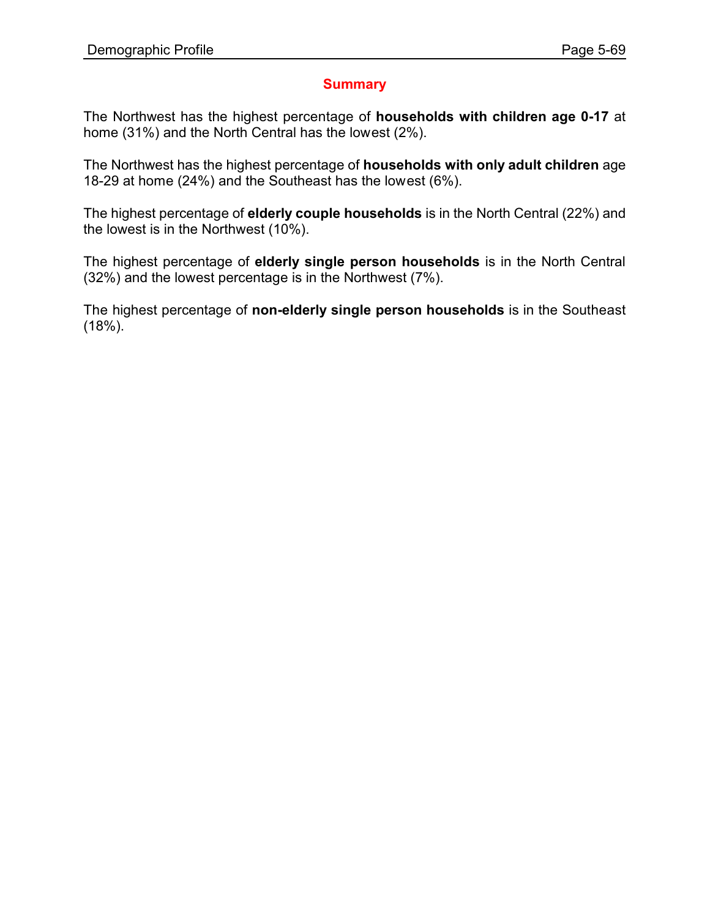## Summary

The Northwest has the highest percentage of **households with children age 0-17** at home (31%) and the North Central has the lowest (2%).

The Northwest has the highest percentage of **households with only adult children** age 18-29 at home (24%) and the Southeast has the lowest (6%).

The highest percentage of **elderly couple households** is in the North Central (22%) and the lowest is in the Northwest (10%).

The highest percentage of **elderly single person households** is in the North Central (32%) and the lowest percentage is in the Northwest (7%).

The highest percentage of **non-elderly single person households** is in the Southeast (18%).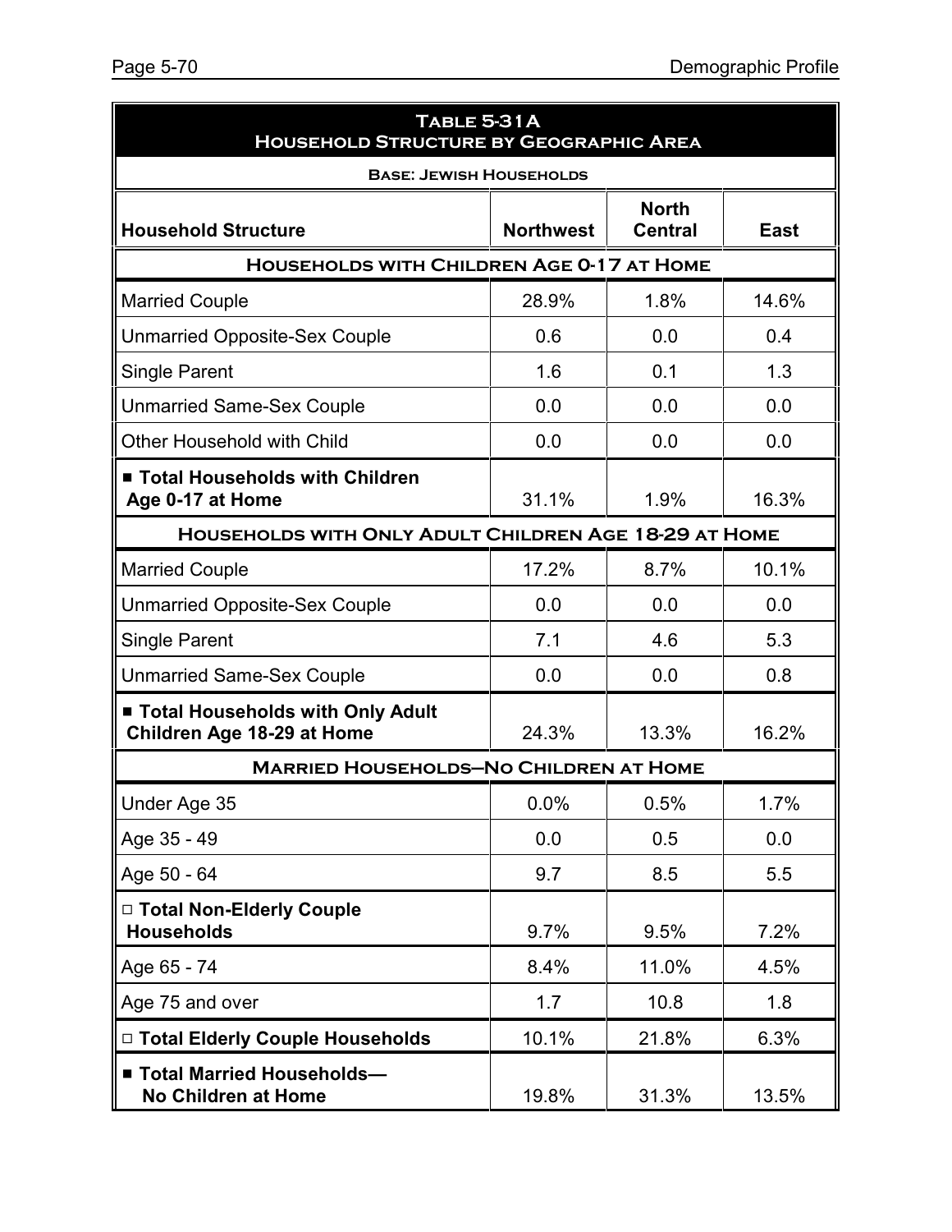**Table 5-31A**
**Household Structure by Geographic Area**

**Base: Jewish Households**

| Household Structure | Northwest | North Central | East |
|---|---|---|---|
| **Households with Children Age 0-17 at Home** | | | |
| Married Couple | 28.9% | 1.8% | 14.6% |
| Unmarried Opposite-Sex Couple | 0.6 | 0.0 | 0.4 |
| Single Parent | 1.6 | 0.1 | 1.3 |
| Unmarried Same-Sex Couple | 0.0 | 0.0 | 0.0 |
| Other Household with Child | 0.0 | 0.0 | 0.0 |
| ■ **Total Households with Children Age 0-17 at Home** | 31.1% | 1.9% | 16.3% |
| **Households with Only Adult Children Age 18-29 at Home** | | | |
| Married Couple | 17.2% | 8.7% | 10.1% |
| Unmarried Opposite-Sex Couple | 0.0 | 0.0 | 0.0 |
| Single Parent | 7.1 | 4.6 | 5.3 |
| Unmarried Same-Sex Couple | 0.0 | 0.0 | 0.8 |
| ■ **Total Households with Only Adult Children Age 18-29 at Home** | 24.3% | 13.3% | 16.2% |
| **Married Households–No Children at Home** | | | |
| Under Age 35 | 0.0% | 0.5% | 1.7% |
| Age 35 - 49 | 0.0 | 0.5 | 0.0 |
| Age 50 - 64 | 9.7 | 8.5 | 5.5 |
| □ **Total Non-Elderly Couple Households** | 9.7% | 9.5% | 7.2% |
| Age 65 - 74 | 8.4% | 11.0% | 4.5% |
| Age 75 and over | 1.7 | 10.8 | 1.8 |
| □ **Total Elderly Couple Households** | 10.1% | 21.8% | 6.3% |
| ■ **Total Married Households— No Children at Home** | 19.8% | 31.3% | 13.5% |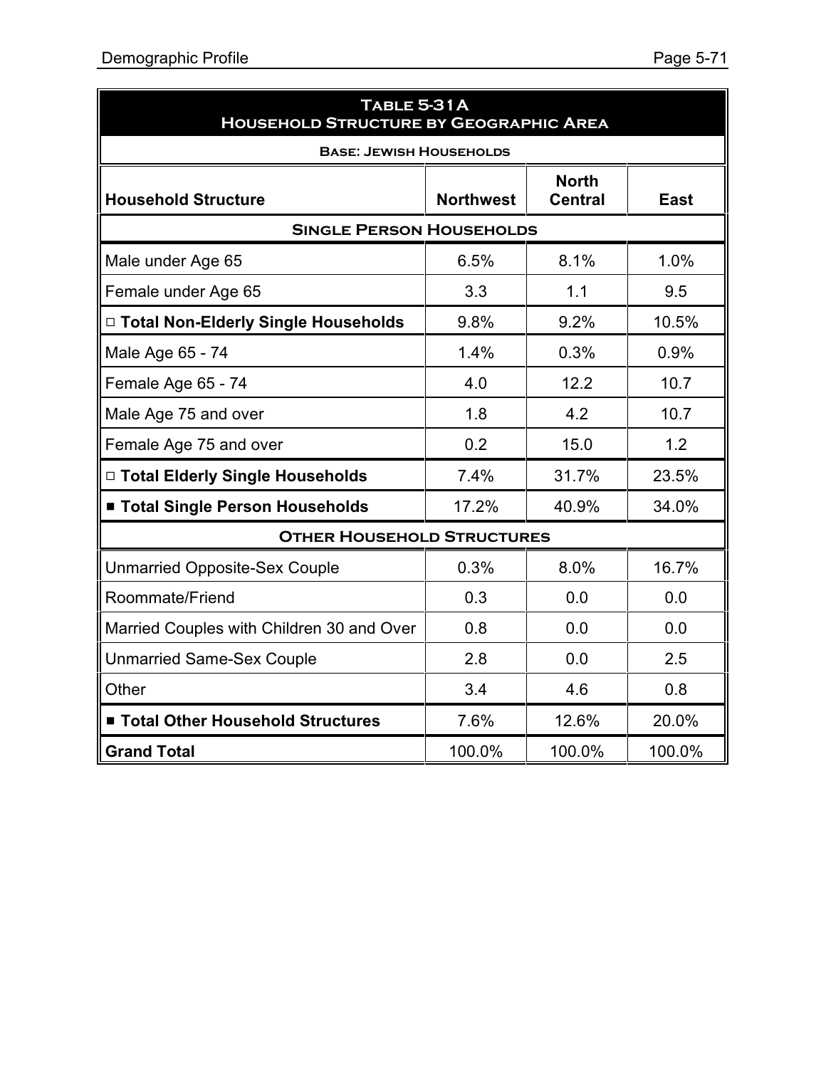| Table 5-31A<br>Household Structure by Geographic Area | | | |
|---|---|---|---|
| Base: Jewish Households | | | |
| **Household Structure** | **Northwest** | **North Central** | **East** |
| **Single Person Households** | | | |
| Male under Age 65 | 6.5% | 8.1% | 1.0% |
| Female under Age 65 | 3.3 | 1.1 | 9.5 |
| □ **Total Non-Elderly Single Households** | 9.8% | 9.2% | 10.5% |
| Male Age 65 - 74 | 1.4% | 0.3% | 0.9% |
| Female Age 65 - 74 | 4.0 | 12.2 | 10.7 |
| Male Age 75 and over | 1.8 | 4.2 | 10.7 |
| Female Age 75 and over | 0.2 | 15.0 | 1.2 |
| □ **Total Elderly Single Households** | 7.4% | 31.7% | 23.5% |
| ■ **Total Single Person Households** | 17.2% | 40.9% | 34.0% |
| **Other Household Structures** | | | |
| Unmarried Opposite-Sex Couple | 0.3% | 8.0% | 16.7% |
| Roommate/Friend | 0.3 | 0.0 | 0.0 |
| Married Couples with Children 30 and Over | 0.8 | 0.0 | 0.0 |
| Unmarried Same-Sex Couple | 2.8 | 0.0 | 2.5 |
| Other | 3.4 | 4.6 | 0.8 |
| ■ **Total Other Household Structures** | 7.6% | 12.6% | 20.0% |
| **Grand Total** | 100.0% | 100.0% | 100.0% |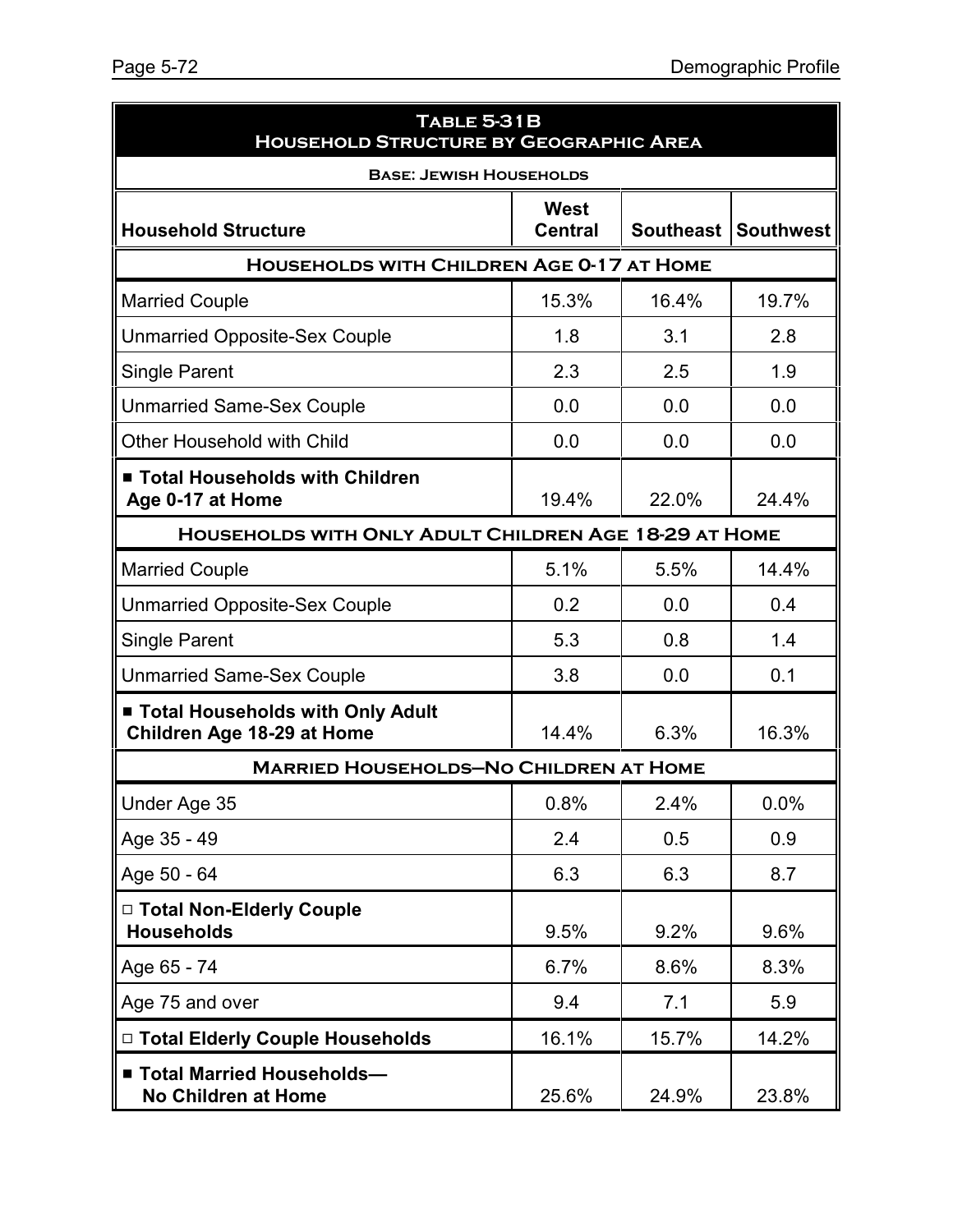## Table 5-31B
## Household Structure by Geographic Area

**Base: Jewish Households**

| Household Structure | West Central | Southeast | Southwest |
|---|---|---|---|
| **Households with Children Age 0-17 at Home** | | | |
| Married Couple | 15.3% | 16.4% | 19.7% |
| Unmarried Opposite-Sex Couple | 1.8 | 3.1 | 2.8 |
| Single Parent | 2.3 | 2.5 | 1.9 |
| Unmarried Same-Sex Couple | 0.0 | 0.0 | 0.0 |
| Other Household with Child | 0.0 | 0.0 | 0.0 |
| ■ **Total Households with Children Age 0-17 at Home** | 19.4% | 22.0% | 24.4% |
| **Households with Only Adult Children Age 18-29 at Home** | | | |
| Married Couple | 5.1% | 5.5% | 14.4% |
| Unmarried Opposite-Sex Couple | 0.2 | 0.0 | 0.4 |
| Single Parent | 5.3 | 0.8 | 1.4 |
| Unmarried Same-Sex Couple | 3.8 | 0.0 | 0.1 |
| ■ **Total Households with Only Adult Children Age 18-29 at Home** | 14.4% | 6.3% | 16.3% |
| **Married Households–No Children at Home** | | | |
| Under Age 35 | 0.8% | 2.4% | 0.0% |
| Age 35 - 49 | 2.4 | 0.5 | 0.9 |
| Age 50 - 64 | 6.3 | 6.3 | 8.7 |
| □ **Total Non-Elderly Couple Households** | 9.5% | 9.2% | 9.6% |
| Age 65 - 74 | 6.7% | 8.6% | 8.3% |
| Age 75 and over | 9.4 | 7.1 | 5.9 |
| □ **Total Elderly Couple Households** | 16.1% | 15.7% | 14.2% |
| ■ **Total Married Households—No Children at Home** | 25.6% | 24.9% | 23.8% |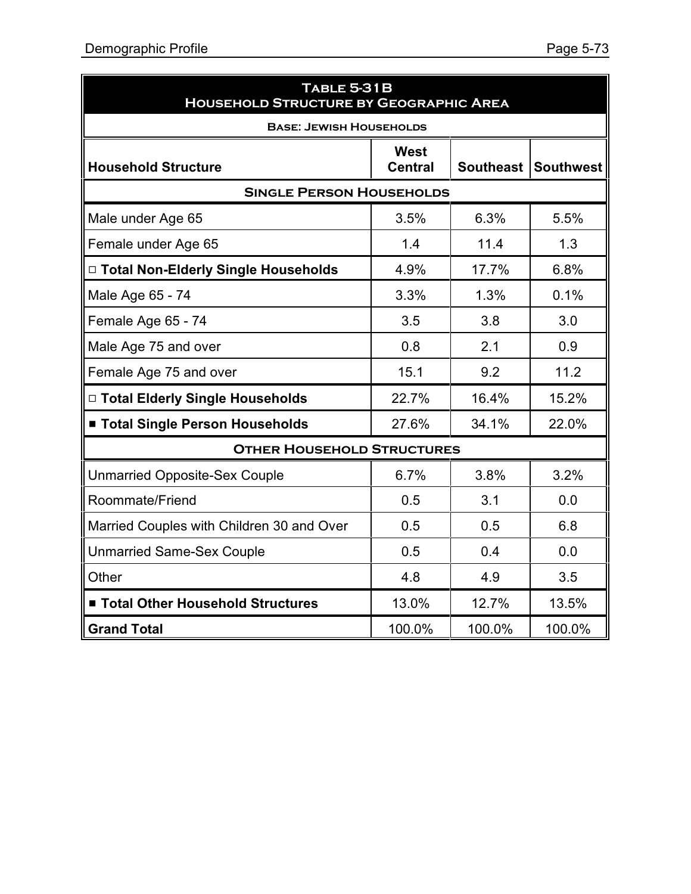## Table 5-31B
### Household Structure by Geographic Area

**Base: Jewish Households**

| Household Structure | West Central | Southeast | Southwest |
|---|---|---|---|
| **Single Person Households** | | | |
| Male under Age 65 | 3.5% | 6.3% | 5.5% |
| Female under Age 65 | 1.4 | 11.4 | 1.3 |
| □ **Total Non-Elderly Single Households** | 4.9% | 17.7% | 6.8% |
| Male Age 65 - 74 | 3.3% | 1.3% | 0.1% |
| Female Age 65 - 74 | 3.5 | 3.8 | 3.0 |
| Male Age 75 and over | 0.8 | 2.1 | 0.9 |
| Female Age 75 and over | 15.1 | 9.2 | 11.2 |
| □ **Total Elderly Single Households** | 22.7% | 16.4% | 15.2% |
| ■ **Total Single Person Households** | 27.6% | 34.1% | 22.0% |
| **Other Household Structures** | | | |
| Unmarried Opposite-Sex Couple | 6.7% | 3.8% | 3.2% |
| Roommate/Friend | 0.5 | 3.1 | 0.0 |
| Married Couples with Children 30 and Over | 0.5 | 0.5 | 6.8 |
| Unmarried Same-Sex Couple | 0.5 | 0.4 | 0.0 |
| Other | 4.8 | 4.9 | 3.5 |
| ■ **Total Other Household Structures** | 13.0% | 12.7% | 13.5% |
| **Grand Total** | 100.0% | 100.0% | 100.0% |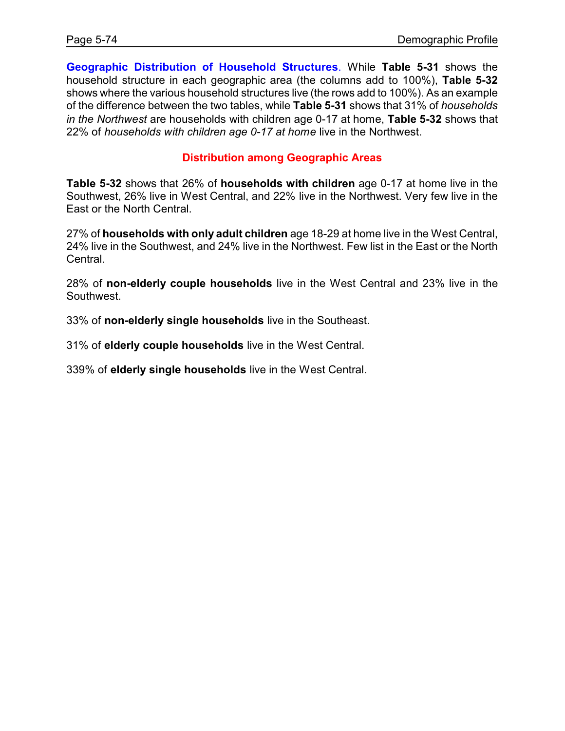**Geographic Distribution of Household Structures**. While **Table 5-31** shows the household structure in each geographic area (the columns add to 100%), **Table 5-32** shows where the various household structures live (the rows add to 100%). As an example of the difference between the two tables, while **Table 5-31** shows that 31% of *households in the Northwest* are households with children age 0-17 at home, **Table 5-32** shows that 22% of *households with children age 0-17 at home* live in the Northwest.

## Distribution among Geographic Areas

**Table 5-32** shows that 26% of **households with children** age 0-17 at home live in the Southwest, 26% live in West Central, and 22% live in the Northwest. Very few live in the East or the North Central.

27% of **households with only adult children** age 18-29 at home live in the West Central, 24% live in the Southwest, and 24% live in the Northwest. Few list in the East or the North Central.

28% of **non-elderly couple households** live in the West Central and 23% live in the Southwest.

33% of **non-elderly single households** live in the Southeast.

31% of **elderly couple households** live in the West Central.

339% of **elderly single households** live in the West Central.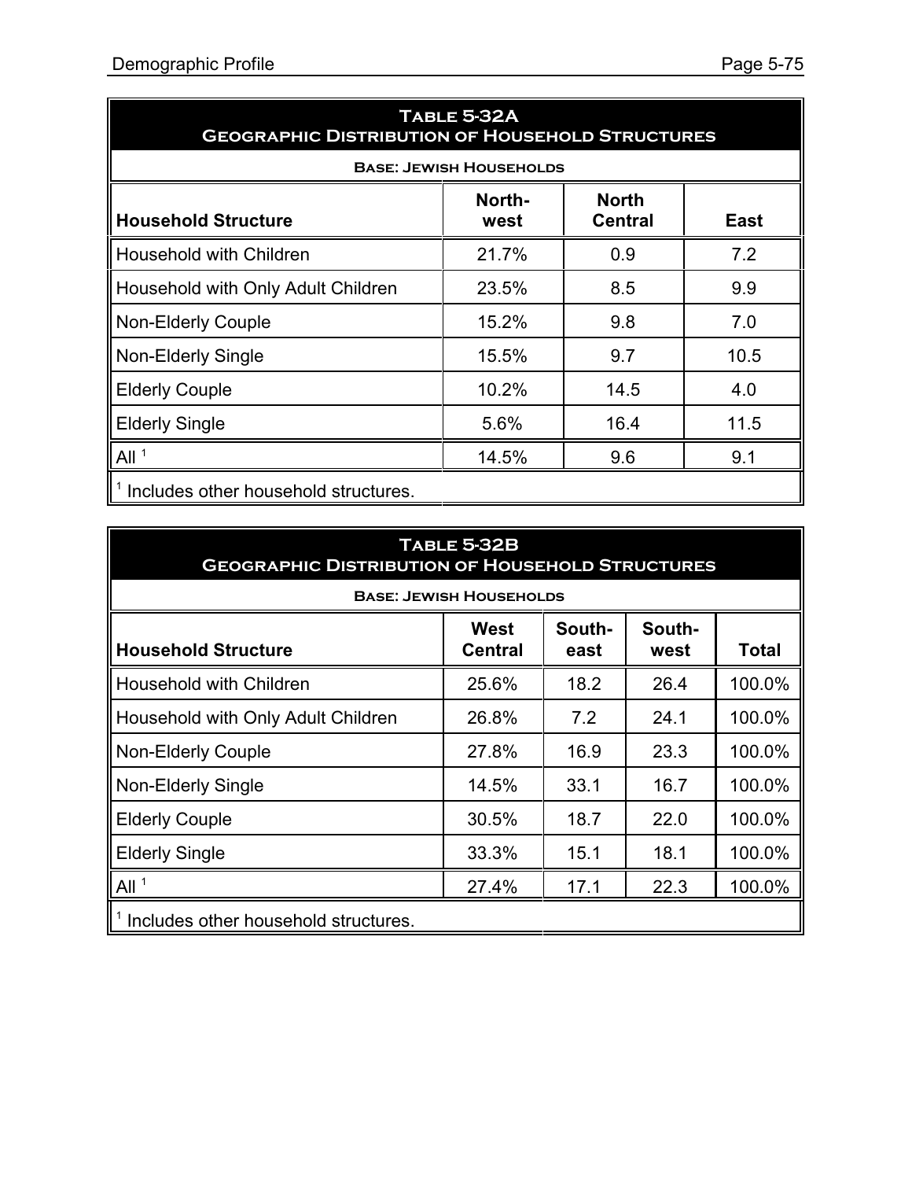### Table 5-32A
### Geographic Distribution of Household Structures

**Base: Jewish Households**

| Household Structure | North-west | North Central | East |
|---|---|---|---|
| Household with Children | 21.7% | 0.9 | 7.2 |
| Household with Only Adult Children | 23.5% | 8.5 | 9.9 |
| Non-Elderly Couple | 15.2% | 9.8 | 7.0 |
| Non-Elderly Single | 15.5% | 9.7 | 10.5 |
| Elderly Couple | 10.2% | 14.5 | 4.0 |
| Elderly Single | 5.6% | 16.4 | 11.5 |
| All [1] | 14.5% | 9.6 | 9.1 |

[1] Includes other household structures.

### Table 5-32B
### Geographic Distribution of Household Structures

**Base: Jewish Households**

| Household Structure | West Central | South-east | South-west | Total |
|---|---|---|---|---|
| Household with Children | 25.6% | 18.2 | 26.4 | 100.0% |
| Household with Only Adult Children | 26.8% | 7.2 | 24.1 | 100.0% |
| Non-Elderly Couple | 27.8% | 16.9 | 23.3 | 100.0% |
| Non-Elderly Single | 14.5% | 33.1 | 16.7 | 100.0% |
| Elderly Couple | 30.5% | 18.7 | 22.0 | 100.0% |
| Elderly Single | 33.3% | 15.1 | 18.1 | 100.0% |
| All [1] | 27.4% | 17.1 | 22.3 | 100.0% |

[1] Includes other household structures.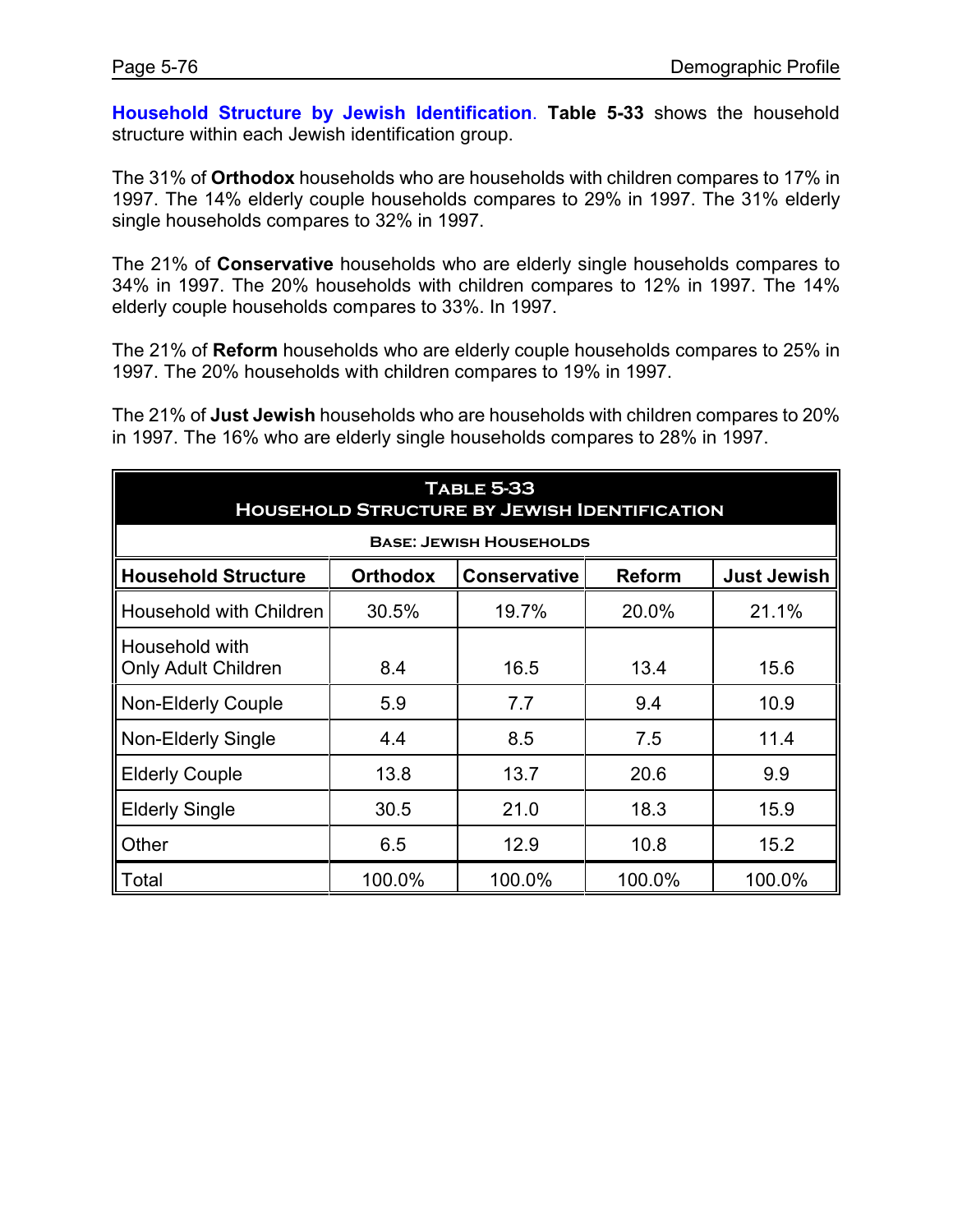**Household Structure by Jewish Identification**. **Table 5-33** shows the household structure within each Jewish identification group.

The 31% of **Orthodox** households who are households with children compares to 17% in 1997. The 14% elderly couple households compares to 29% in 1997. The 31% elderly single households compares to 32% in 1997.

The 21% of **Conservative** households who are elderly single households compares to 34% in 1997. The 20% households with children compares to 12% in 1997. The 14% elderly couple households compares to 33%. In 1997.

The 21% of **Reform** households who are elderly couple households compares to 25% in 1997. The 20% households with children compares to 19% in 1997.

The 21% of **Just Jewish** households who are households with children compares to 20% in 1997. The 16% who are elderly single households compares to 28% in 1997.

**Table 5-33**
**Household Structure by Jewish Identification**

**Base: Jewish Households**

| Household Structure | Orthodox | Conservative | Reform | Just Jewish |
|---|---|---|---|---|
| Household with Children | 30.5% | 19.7% | 20.0% | 21.1% |
| Household with Only Adult Children | 8.4 | 16.5 | 13.4 | 15.6 |
| Non-Elderly Couple | 5.9 | 7.7 | 9.4 | 10.9 |
| Non-Elderly Single | 4.4 | 8.5 | 7.5 | 11.4 |
| Elderly Couple | 13.8 | 13.7 | 20.6 | 9.9 |
| Elderly Single | 30.5 | 21.0 | 18.3 | 15.9 |
| Other | 6.5 | 12.9 | 10.8 | 15.2 |
| Total | 100.0% | 100.0% | 100.0% | 100.0% |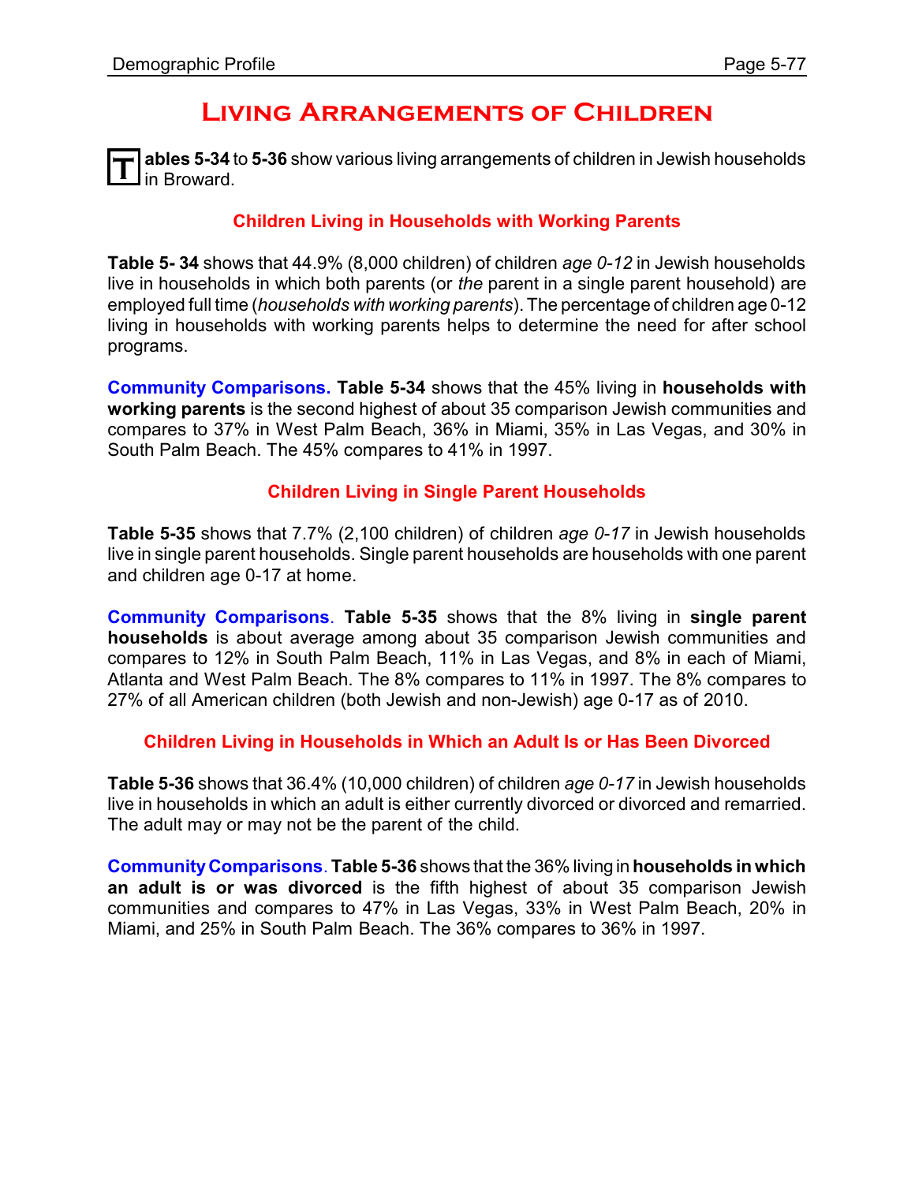# Living Arrangements of Children

**Tables 5-34** to **5-36** show various living arrangements of children in Jewish households in Broward.

### Children Living in Households with Working Parents

**Table 5- 34** shows that 44.9% (8,000 children) of children *age 0-12* in Jewish households live in households in which both parents (or *the* parent in a single parent household) are employed full time (*households with working parents*). The percentage of children age 0-12 living in households with working parents helps to determine the need for after school programs.

**Community Comparisons. Table 5-34** shows that the 45% living in **households with working parents** is the second highest of about 35 comparison Jewish communities and compares to 37% in West Palm Beach, 36% in Miami, 35% in Las Vegas, and 30% in South Palm Beach. The 45% compares to 41% in 1997.

### Children Living in Single Parent Households

**Table 5-35** shows that 7.7% (2,100 children) of children *age 0-17* in Jewish households live in single parent households. Single parent households are households with one parent and children age 0-17 at home.

**Community Comparisons**. **Table 5-35** shows that the 8% living in **single parent households** is about average among about 35 comparison Jewish communities and compares to 12% in South Palm Beach, 11% in Las Vegas, and 8% in each of Miami, Atlanta and West Palm Beach. The 8% compares to 11% in 1997. The 8% compares to 27% of all American children (both Jewish and non-Jewish) age 0-17 as of 2010.

### Children Living in Households in Which an Adult Is or Has Been Divorced

**Table 5-36** shows that 36.4% (10,000 children) of children *age 0-17* in Jewish households live in households in which an adult is either currently divorced or divorced and remarried. The adult may or may not be the parent of the child.

**Community Comparisons**. **Table 5-36** shows that the 36% living in **households in which an adult is or was divorced** is the fifth highest of about 35 comparison Jewish communities and compares to 47% in Las Vegas, 33% in West Palm Beach, 20% in Miami, and 25% in South Palm Beach. The 36% compares to 36% in 1997.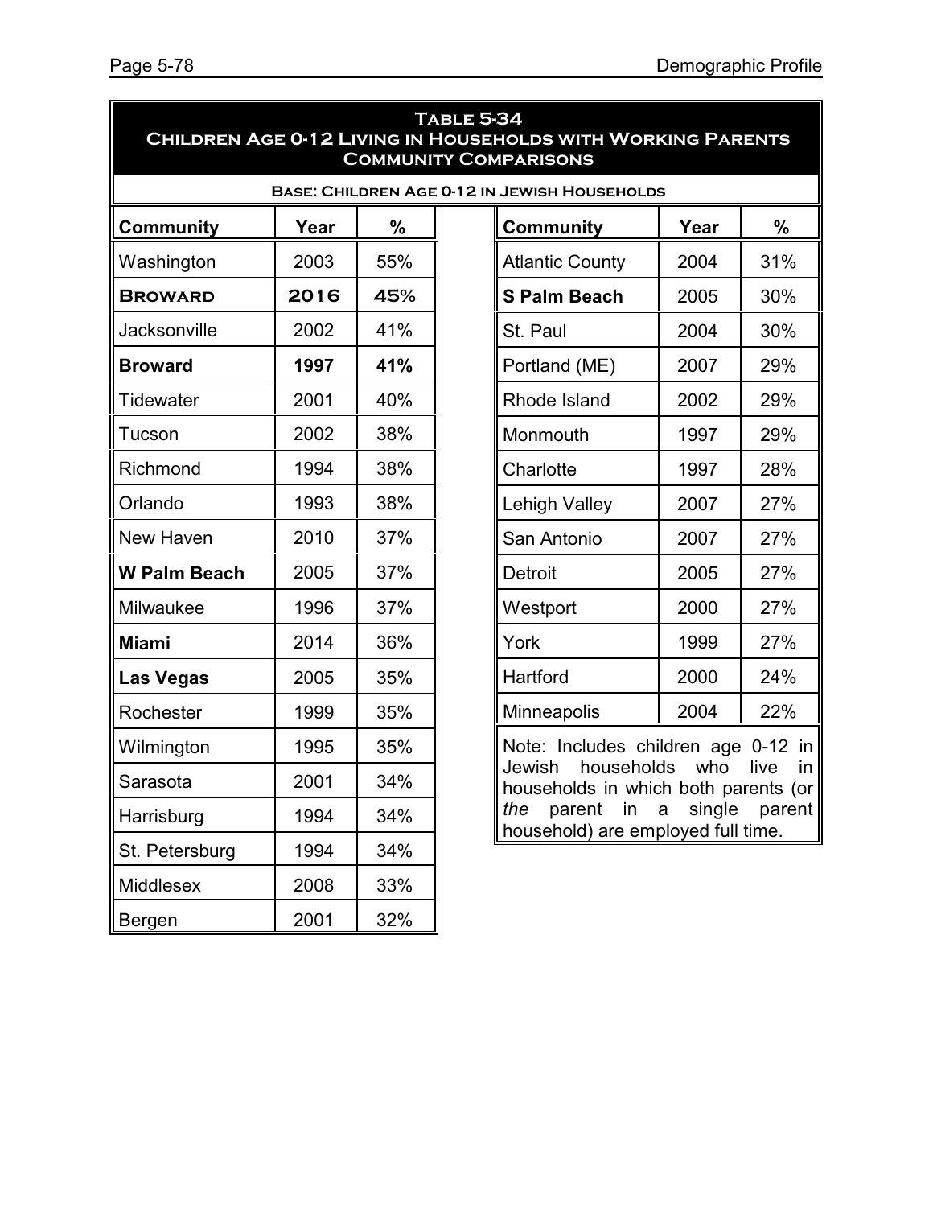**Table 5-34**
**Children Age 0-12 Living in Households with Working Parents**
**Community Comparisons**

**Base: Children Age 0-12 in Jewish Households**

| Community | Year | % |
|---|---|---|
| Washington | 2003 | 55% |
| **Broward** | **2016** | **45%** |
| Jacksonville | 2002 | 41% |
| **Broward** | **1997** | **41%** |
| Tidewater | 2001 | 40% |
| Tucson | 2002 | 38% |
| Richmond | 1994 | 38% |
| Orlando | 1993 | 38% |
| New Haven | 2010 | 37% |
| **W Palm Beach** | 2005 | 37% |
| Milwaukee | 1996 | 37% |
| **Miami** | 2014 | 36% |
| **Las Vegas** | 2005 | 35% |
| Rochester | 1999 | 35% |
| Wilmington | 1995 | 35% |
| Sarasota | 2001 | 34% |
| Harrisburg | 1994 | 34% |
| St. Petersburg | 1994 | 34% |
| Middlesex | 2008 | 33% |
| Bergen | 2001 | 32% |
| Atlantic County | 2004 | 31% |
| **S Palm Beach** | 2005 | 30% |
| St. Paul | 2004 | 30% |
| Portland (ME) | 2007 | 29% |
| Rhode Island | 2002 | 29% |
| Monmouth | 1997 | 29% |
| Charlotte | 1997 | 28% |
| Lehigh Valley | 2007 | 27% |
| San Antonio | 2007 | 27% |
| Detroit | 2005 | 27% |
| Westport | 2000 | 27% |
| York | 1999 | 27% |
| Hartford | 2000 | 24% |
| Minneapolis | 2004 | 22% |

Note: Includes children age 0-12 in Jewish households who live in households in which both parents (or *the* parent in a single parent household) are employed full time.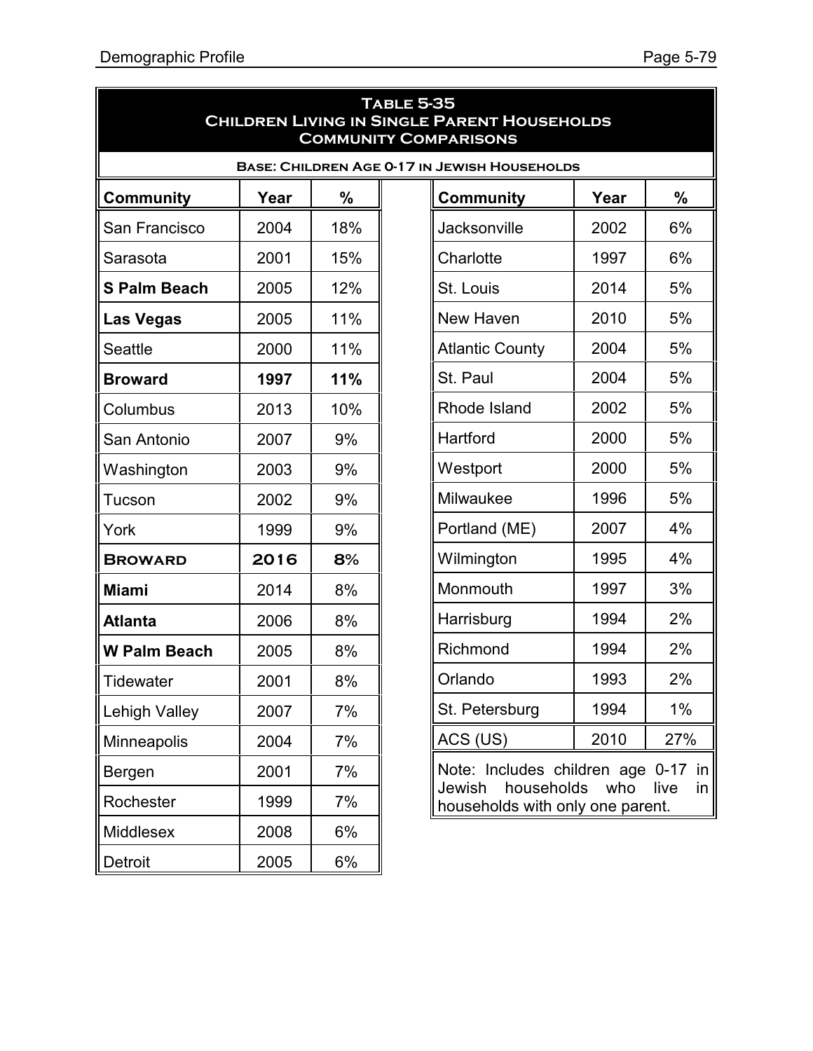### Table 5-35
### Children Living in Single Parent Households
### Community Comparisons

**Base: Children Age 0-17 in Jewish Households**

| Community | Year | % |
|---|---|---|
| San Francisco | 2004 | 18% |
| Sarasota | 2001 | 15% |
| **S Palm Beach** | 2005 | 12% |
| **Las Vegas** | 2005 | 11% |
| Seattle | 2000 | 11% |
| **Broward** | **1997** | **11%** |
| Columbus | 2013 | 10% |
| San Antonio | 2007 | 9% |
| Washington | 2003 | 9% |
| Tucson | 2002 | 9% |
| York | 1999 | 9% |
| **BROWARD** | **2016** | **8%** |
| **Miami** | 2014 | 8% |
| **Atlanta** | 2006 | 8% |
| **W Palm Beach** | 2005 | 8% |
| Tidewater | 2001 | 8% |
| Lehigh Valley | 2007 | 7% |
| Minneapolis | 2004 | 7% |
| Bergen | 2001 | 7% |
| Rochester | 1999 | 7% |
| Middlesex | 2008 | 6% |
| Detroit | 2005 | 6% |
| Jacksonville | 2002 | 6% |
| Charlotte | 1997 | 6% |
| St. Louis | 2014 | 5% |
| New Haven | 2010 | 5% |
| Atlantic County | 2004 | 5% |
| St. Paul | 2004 | 5% |
| Rhode Island | 2002 | 5% |
| Hartford | 2000 | 5% |
| Westport | 2000 | 5% |
| Milwaukee | 1996 | 5% |
| Portland (ME) | 2007 | 4% |
| Wilmington | 1995 | 4% |
| Monmouth | 1997 | 3% |
| Harrisburg | 1994 | 2% |
| Richmond | 1994 | 2% |
| Orlando | 1993 | 2% |
| St. Petersburg | 1994 | 1% |
| ACS (US) | 2010 | 27% |

Note: Includes children age 0-17 in Jewish households who live in households with only one parent.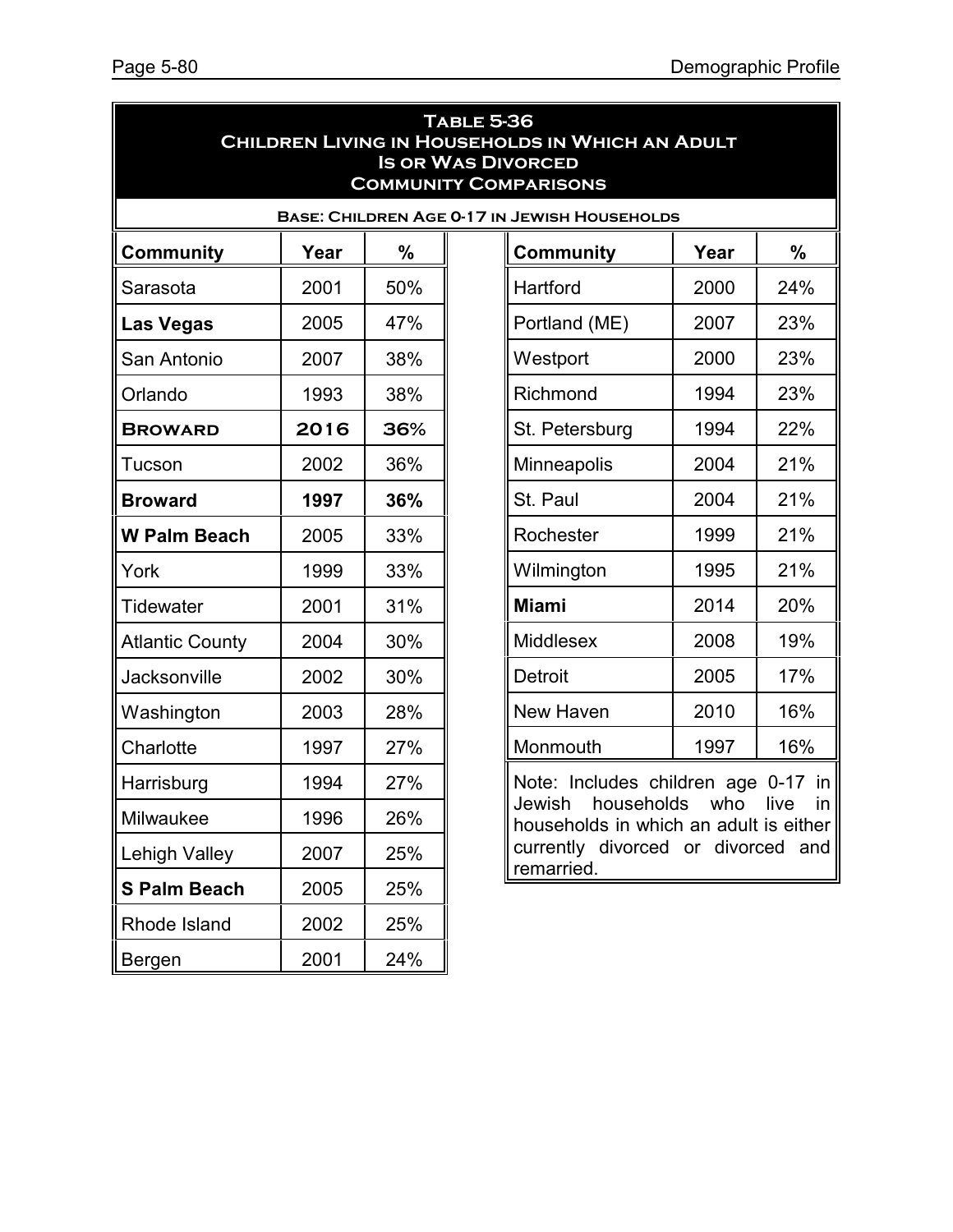## Table 5-36
## Children Living in Households in Which an Adult Is or Was Divorced
## Community Comparisons

**Base: Children Age 0-17 in Jewish Households**

| Community | Year | % |
|---|---|---|
| Sarasota | 2001 | 50% |
| **Las Vegas** | 2005 | 47% |
| San Antonio | 2007 | 38% |
| Orlando | 1993 | 38% |
| **BROWARD** | **2016** | **36%** |
| Tucson | 2002 | 36% |
| **Broward** | **1997** | **36%** |
| **W Palm Beach** | 2005 | 33% |
| York | 1999 | 33% |
| Tidewater | 2001 | 31% |
| Atlantic County | 2004 | 30% |
| Jacksonville | 2002 | 30% |
| Washington | 2003 | 28% |
| Charlotte | 1997 | 27% |
| Harrisburg | 1994 | 27% |
| Milwaukee | 1996 | 26% |
| Lehigh Valley | 2007 | 25% |
| **S Palm Beach** | 2005 | 25% |
| Rhode Island | 2002 | 25% |
| Bergen | 2001 | 24% |
| Hartford | 2000 | 24% |
| Portland (ME) | 2007 | 23% |
| Westport | 2000 | 23% |
| Richmond | 1994 | 23% |
| St. Petersburg | 1994 | 22% |
| Minneapolis | 2004 | 21% |
| St. Paul | 2004 | 21% |
| Rochester | 1999 | 21% |
| Wilmington | 1995 | 21% |
| **Miami** | 2014 | 20% |
| Middlesex | 2008 | 19% |
| Detroit | 2005 | 17% |
| New Haven | 2010 | 16% |
| Monmouth | 1997 | 16% |

Note: Includes children age 0-17 in Jewish households who live in households in which an adult is either currently divorced or divorced and remarried.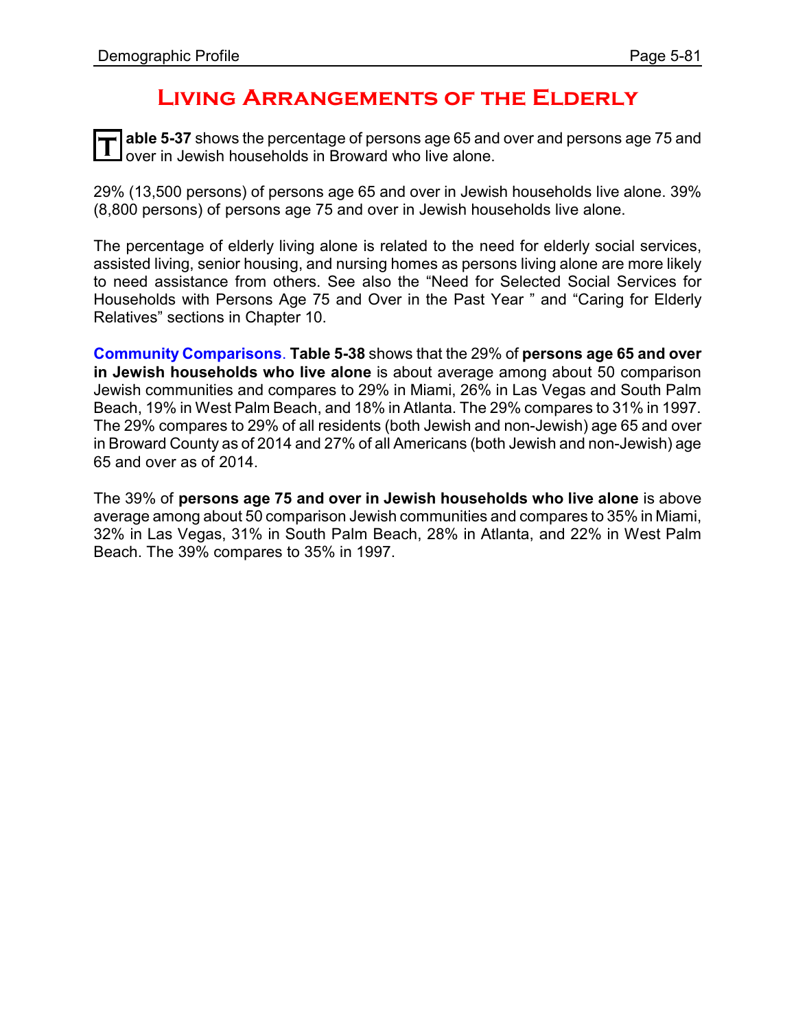# Living Arrangements of the Elderly

**Table 5-37** shows the percentage of persons age 65 and over and persons age 75 and over in Jewish households in Broward who live alone.

29% (13,500 persons) of persons age 65 and over in Jewish households live alone. 39% (8,800 persons) of persons age 75 and over in Jewish households live alone.

The percentage of elderly living alone is related to the need for elderly social services, assisted living, senior housing, and nursing homes as persons living alone are more likely to need assistance from others. See also the "Need for Selected Social Services for Households with Persons Age 75 and Over in the Past Year " and "Caring for Elderly Relatives" sections in Chapter 10.

**Community Comparisons**. **Table 5-38** shows that the 29% of **persons age 65 and over in Jewish households who live alone** is about average among about 50 comparison Jewish communities and compares to 29% in Miami, 26% in Las Vegas and South Palm Beach, 19% in West Palm Beach, and 18% in Atlanta. The 29% compares to 31% in 1997. The 29% compares to 29% of all residents (both Jewish and non-Jewish) age 65 and over in Broward County as of 2014 and 27% of all Americans (both Jewish and non-Jewish) age 65 and over as of 2014.

The 39% of **persons age 75 and over in Jewish households who live alone** is above average among about 50 comparison Jewish communities and compares to 35% in Miami, 32% in Las Vegas, 31% in South Palm Beach, 28% in Atlanta, and 22% in West Palm Beach. The 39% compares to 35% in 1997.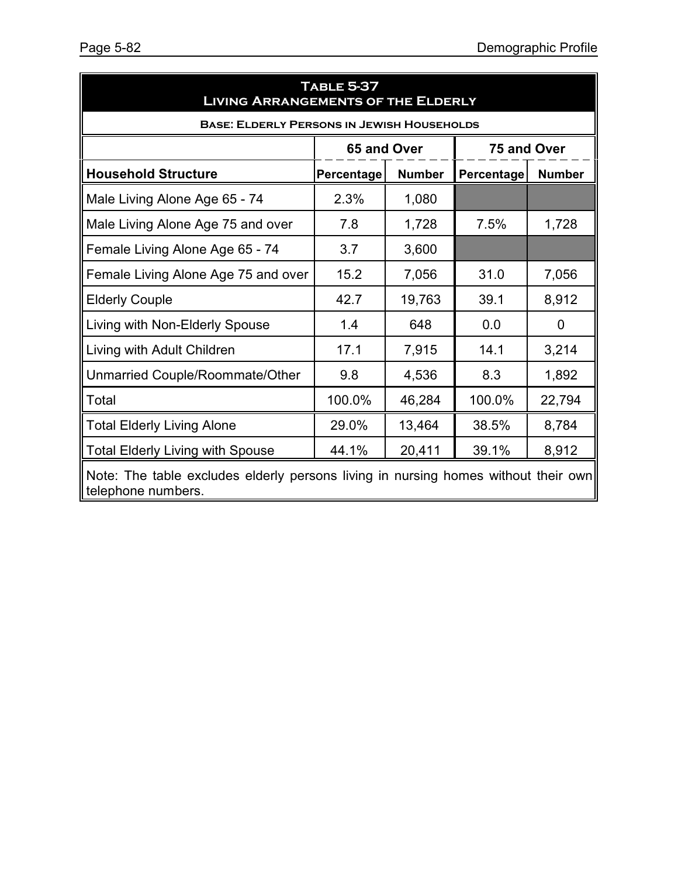**Table 5-37**
**Living Arrangements of the Elderly**

**Base: Elderly Persons in Jewish Households**

| | 65 and Over | | 75 and Over | |
|---|---|---|---|---|
| **Household Structure** | **Percentage** | **Number** | **Percentage** | **Number** |
| Male Living Alone Age 65 - 74 | 2.3% | 1,080 | | |
| Male Living Alone Age 75 and over | 7.8 | 1,728 | 7.5% | 1,728 |
| Female Living Alone Age 65 - 74 | 3.7 | 3,600 | | |
| Female Living Alone Age 75 and over | 15.2 | 7,056 | 31.0 | 7,056 |
| Elderly Couple | 42.7 | 19,763 | 39.1 | 8,912 |
| Living with Non-Elderly Spouse | 1.4 | 648 | 0.0 | 0 |
| Living with Adult Children | 17.1 | 7,915 | 14.1 | 3,214 |
| Unmarried Couple/Roommate/Other | 9.8 | 4,536 | 8.3 | 1,892 |
| Total | 100.0% | 46,284 | 100.0% | 22,794 |
| Total Elderly Living Alone | 29.0% | 13,464 | 38.5% | 8,784 |
| Total Elderly Living with Spouse | 44.1% | 20,411 | 39.1% | 8,912 |

Note: The table excludes elderly persons living in nursing homes without their own telephone numbers.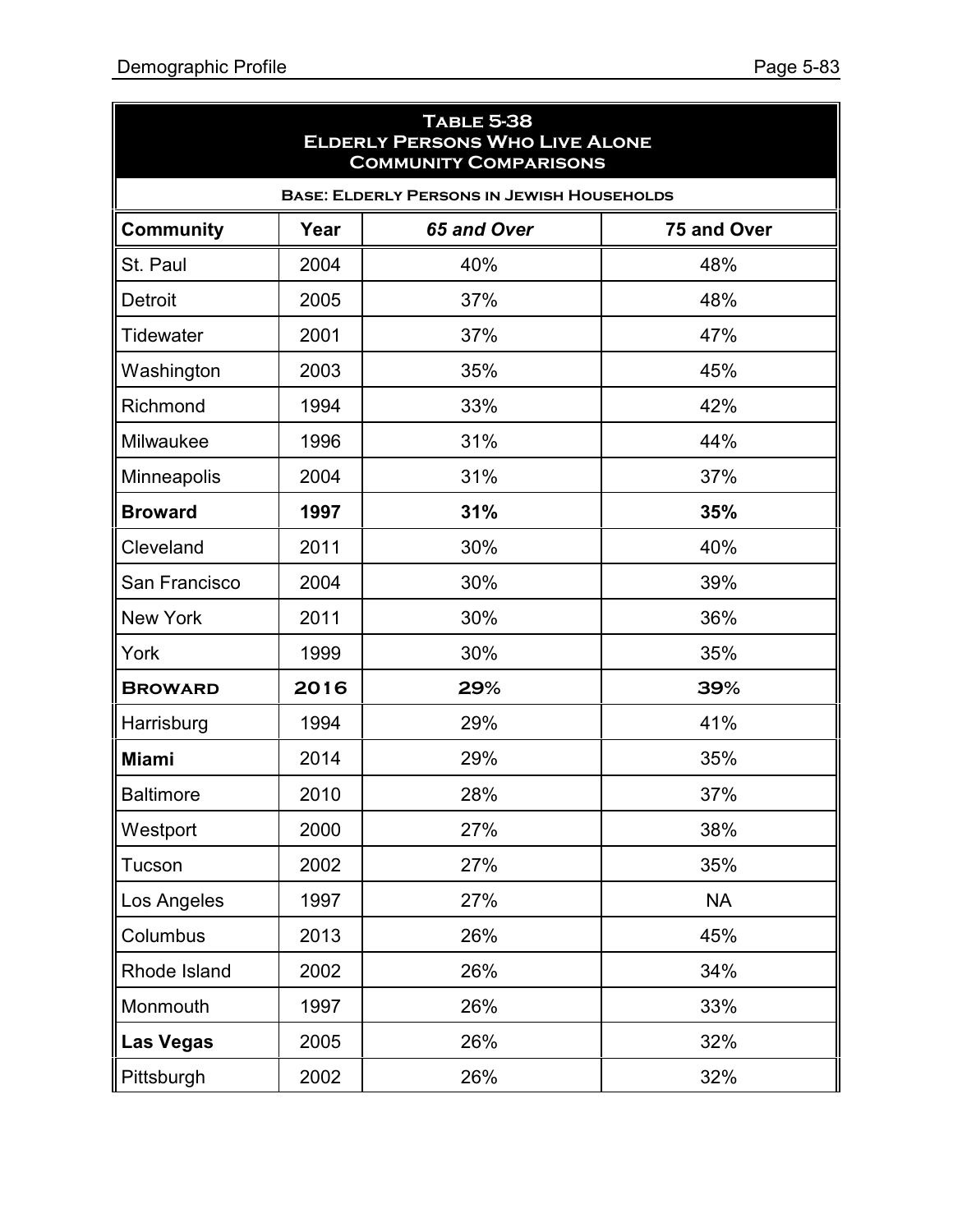**Table 5-38**
**Elderly Persons Who Live Alone**
**Community Comparisons**

**Base: Elderly Persons in Jewish Households**

| Community | Year | *65 and Over* | 75 and Over |
|---|---|---|---|
| St. Paul | 2004 | 40% | 48% |
| Detroit | 2005 | 37% | 48% |
| Tidewater | 2001 | 37% | 47% |
| Washington | 2003 | 35% | 45% |
| Richmond | 1994 | 33% | 42% |
| Milwaukee | 1996 | 31% | 44% |
| Minneapolis | 2004 | 31% | 37% |
| **Broward** | **1997** | **31%** | **35%** |
| Cleveland | 2011 | 30% | 40% |
| San Francisco | 2004 | 30% | 39% |
| New York | 2011 | 30% | 36% |
| York | 1999 | 30% | 35% |
| **BROWARD** | **2016** | **29%** | **39%** |
| Harrisburg | 1994 | 29% | 41% |
| **Miami** | 2014 | 29% | 35% |
| Baltimore | 2010 | 28% | 37% |
| Westport | 2000 | 27% | 38% |
| Tucson | 2002 | 27% | 35% |
| Los Angeles | 1997 | 27% | NA |
| Columbus | 2013 | 26% | 45% |
| Rhode Island | 2002 | 26% | 34% |
| Monmouth | 1997 | 26% | 33% |
| **Las Vegas** | 2005 | 26% | 32% |
| Pittsburgh | 2002 | 26% | 32% |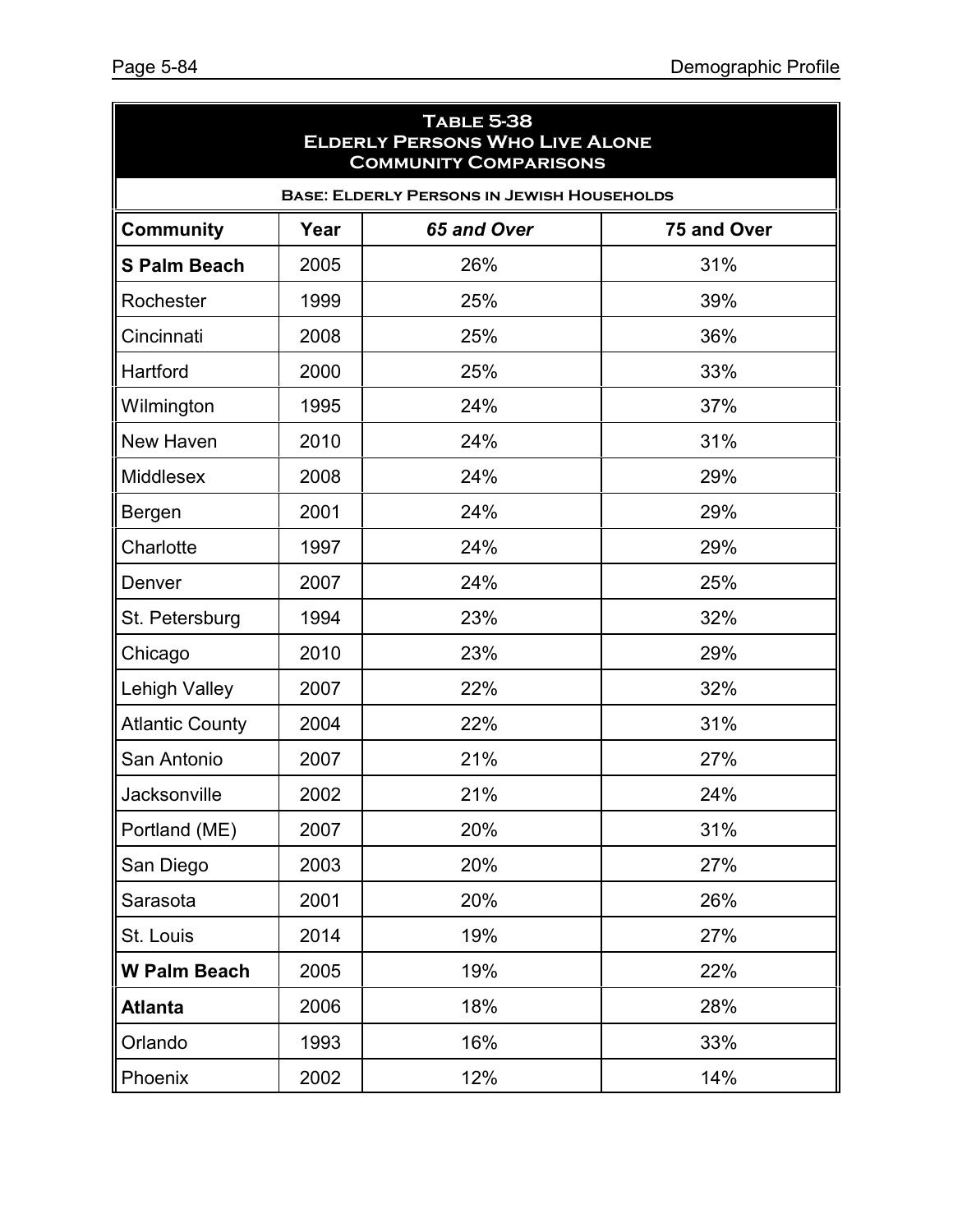## Table 5-38
## Elderly Persons Who Live Alone
## Community Comparisons

**Base: Elderly Persons in Jewish Households**

| Community | Year | *65 and Over* | 75 and Over |
|---|---|---|---|
| **S Palm Beach** | 2005 | 26% | 31% |
| Rochester | 1999 | 25% | 39% |
| Cincinnati | 2008 | 25% | 36% |
| Hartford | 2000 | 25% | 33% |
| Wilmington | 1995 | 24% | 37% |
| New Haven | 2010 | 24% | 31% |
| Middlesex | 2008 | 24% | 29% |
| Bergen | 2001 | 24% | 29% |
| Charlotte | 1997 | 24% | 29% |
| Denver | 2007 | 24% | 25% |
| St. Petersburg | 1994 | 23% | 32% |
| Chicago | 2010 | 23% | 29% |
| Lehigh Valley | 2007 | 22% | 32% |
| Atlantic County | 2004 | 22% | 31% |
| San Antonio | 2007 | 21% | 27% |
| Jacksonville | 2002 | 21% | 24% |
| Portland (ME) | 2007 | 20% | 31% |
| San Diego | 2003 | 20% | 27% |
| Sarasota | 2001 | 20% | 26% |
| St. Louis | 2014 | 19% | 27% |
| **W Palm Beach** | 2005 | 19% | 22% |
| **Atlanta** | 2006 | 18% | 28% |
| Orlando | 1993 | 16% | 33% |
| Phoenix | 2002 | 12% | 14% |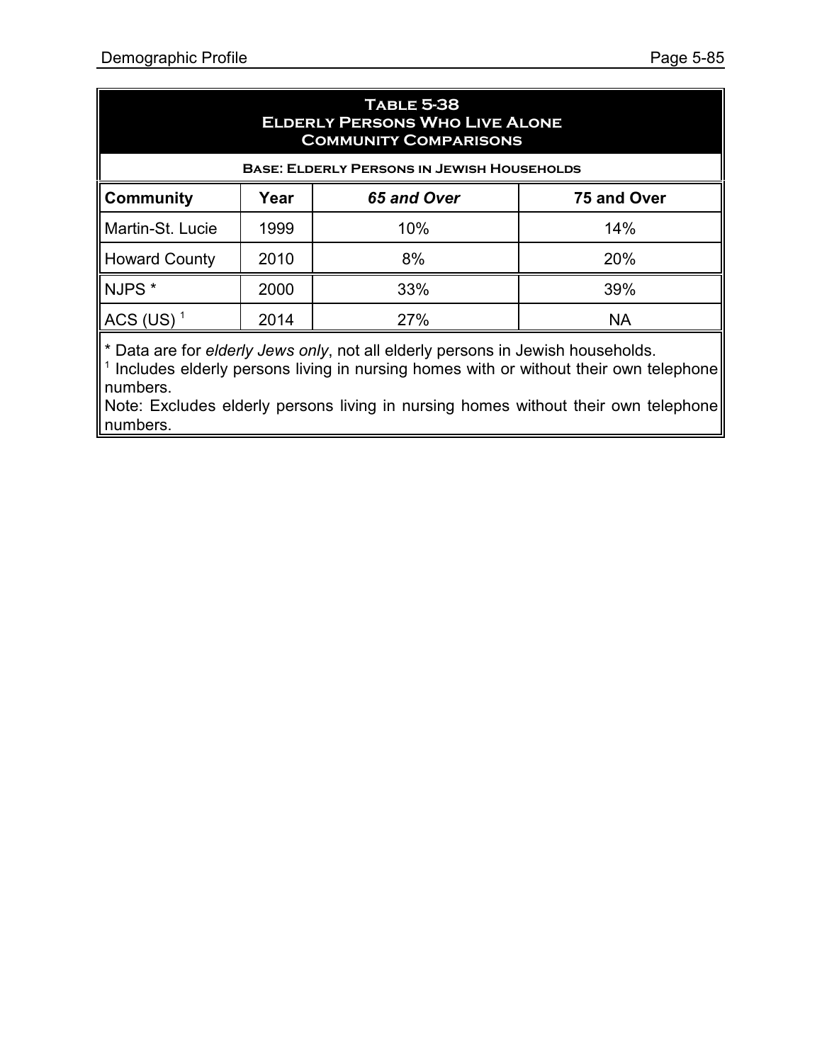## Table 5-38 Elderly Persons Who Live Alone Community Comparisons

**Base: Elderly Persons in Jewish Households**

| Community | Year | *65 and Over* | 75 and Over |
|---|---|---|---|
| Martin-St. Lucie | 1999 | 10% | 14% |
| Howard County | 2010 | 8% | 20% |
| NJPS * | 2000 | 33% | 39% |
| ACS (US) [1] | 2014 | 27% | NA |

* Data are for *elderly Jews only*, not all elderly persons in Jewish households.

[1] Includes elderly persons living in nursing homes with or without their own telephone numbers.

Note: Excludes elderly persons living in nursing homes without their own telephone numbers.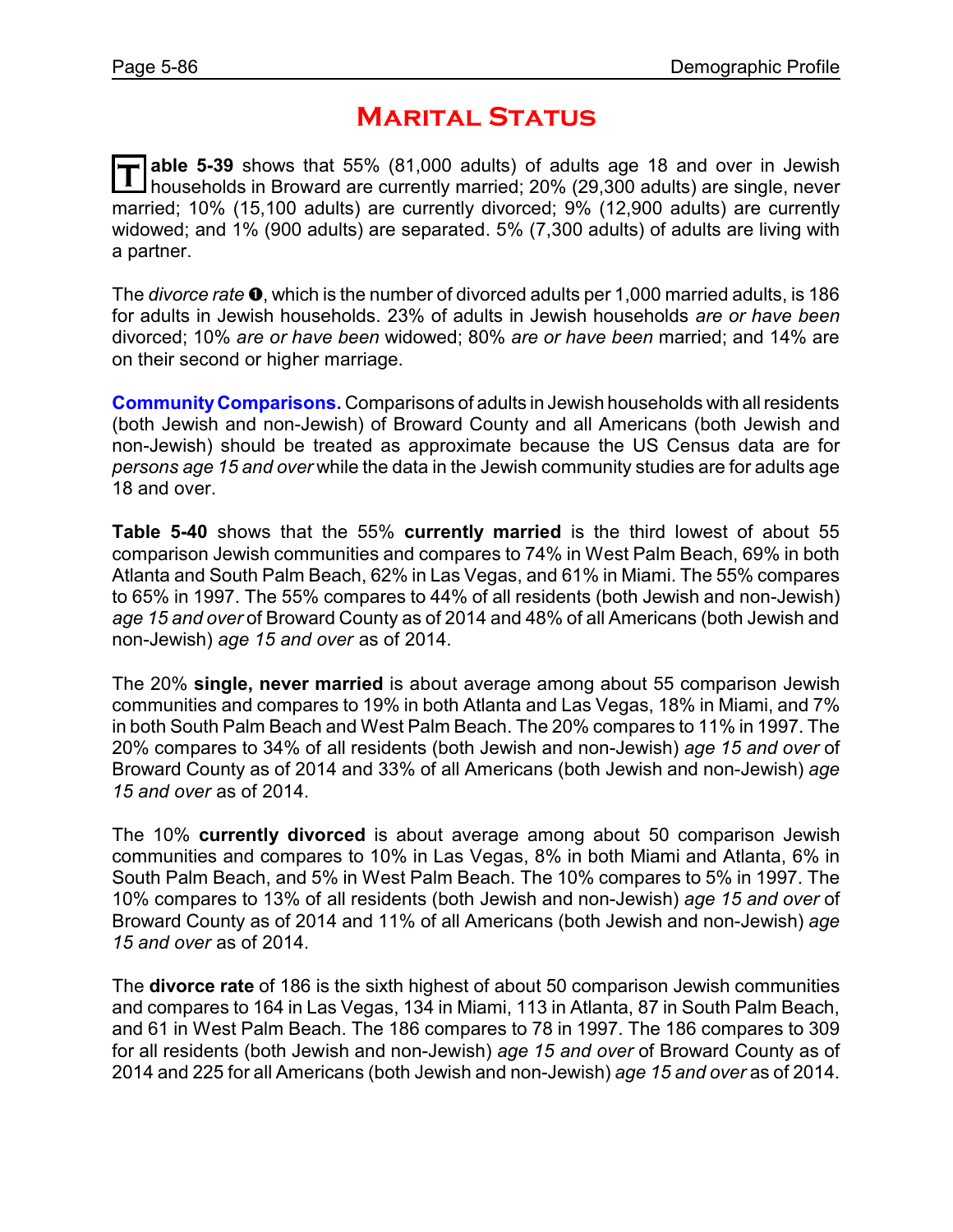# Marital Status

**Table 5-39** shows that 55% (81,000 adults) of adults age 18 and over in Jewish households in Broward are currently married; 20% (29,300 adults) are single, never married; 10% (15,100 adults) are currently divorced; 9% (12,900 adults) are currently widowed; and 1% (900 adults) are separated. 5% (7,300 adults) of adults are living with a partner.

The *divorce rate* ❶, which is the number of divorced adults per 1,000 married adults, is 186 for adults in Jewish households. 23% of adults in Jewish households *are or have been* divorced; 10% *are or have been* widowed; 80% *are or have been* married; and 14% are on their second or higher marriage.

**Community Comparisons.** Comparisons of adults in Jewish households with all residents (both Jewish and non-Jewish) of Broward County and all Americans (both Jewish and non-Jewish) should be treated as approximate because the US Census data are for *persons age 15 and over* while the data in the Jewish community studies are for adults age 18 and over.

**Table 5-40** shows that the 55% **currently married** is the third lowest of about 55 comparison Jewish communities and compares to 74% in West Palm Beach, 69% in both Atlanta and South Palm Beach, 62% in Las Vegas, and 61% in Miami. The 55% compares to 65% in 1997. The 55% compares to 44% of all residents (both Jewish and non-Jewish) *age 15 and over* of Broward County as of 2014 and 48% of all Americans (both Jewish and non-Jewish) *age 15 and over* as of 2014.

The 20% **single, never married** is about average among about 55 comparison Jewish communities and compares to 19% in both Atlanta and Las Vegas, 18% in Miami, and 7% in both South Palm Beach and West Palm Beach. The 20% compares to 11% in 1997. The 20% compares to 34% of all residents (both Jewish and non-Jewish) *age 15 and over* of Broward County as of 2014 and 33% of all Americans (both Jewish and non-Jewish) *age 15 and over* as of 2014.

The 10% **currently divorced** is about average among about 50 comparison Jewish communities and compares to 10% in Las Vegas, 8% in both Miami and Atlanta, 6% in South Palm Beach, and 5% in West Palm Beach. The 10% compares to 5% in 1997. The 10% compares to 13% of all residents (both Jewish and non-Jewish) *age 15 and over* of Broward County as of 2014 and 11% of all Americans (both Jewish and non-Jewish) *age 15 and over* as of 2014.

The **divorce rate** of 186 is the sixth highest of about 50 comparison Jewish communities and compares to 164 in Las Vegas, 134 in Miami, 113 in Atlanta, 87 in South Palm Beach, and 61 in West Palm Beach. The 186 compares to 78 in 1997. The 186 compares to 309 for all residents (both Jewish and non-Jewish) *age 15 and over* of Broward County as of 2014 and 225 for all Americans (both Jewish and non-Jewish) *age 15 and over* as of 2014.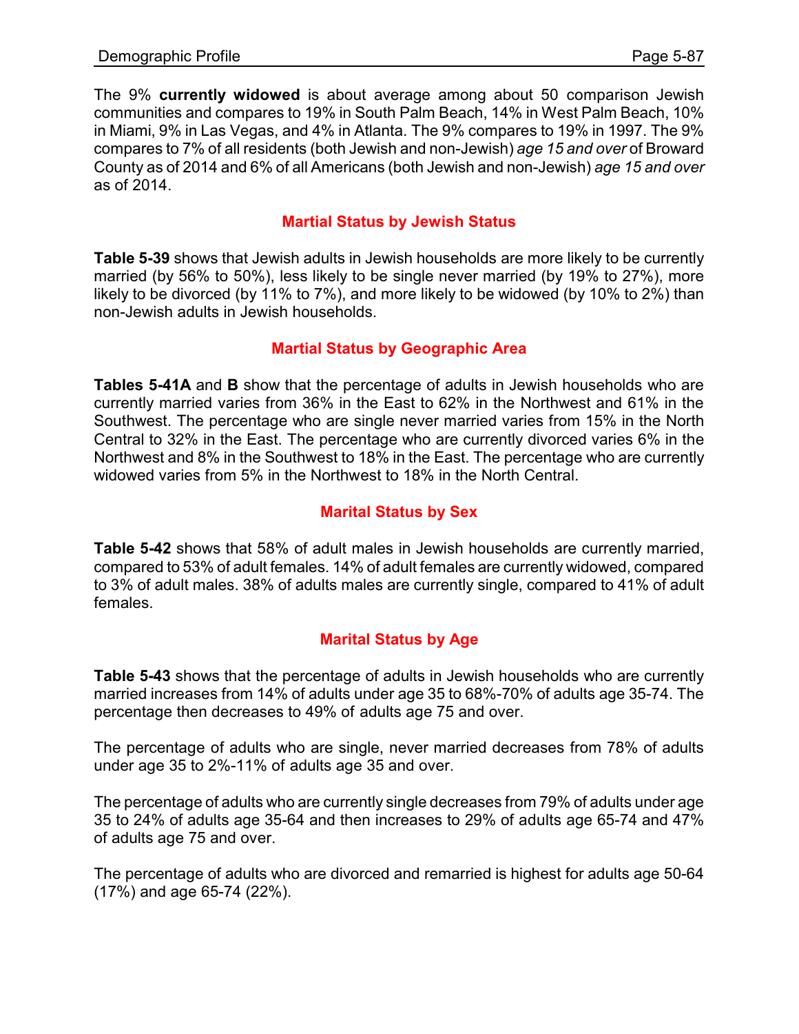The 9% **currently widowed** is about average among about 50 comparison Jewish communities and compares to 19% in South Palm Beach, 14% in West Palm Beach, 10% in Miami, 9% in Las Vegas, and 4% in Atlanta. The 9% compares to 19% in 1997. The 9% compares to 7% of all residents (both Jewish and non-Jewish) *age 15 and over* of Broward County as of 2014 and 6% of all Americans (both Jewish and non-Jewish) *age 15 and over* as of 2014.

## Martial Status by Jewish Status

**Table 5-39** shows that Jewish adults in Jewish households are more likely to be currently married (by 56% to 50%), less likely to be single never married (by 19% to 27%), more likely to be divorced (by 11% to 7%), and more likely to be widowed (by 10% to 2%) than non-Jewish adults in Jewish households.

## Martial Status by Geographic Area

**Tables 5-41A** and **B** show that the percentage of adults in Jewish households who are currently married varies from 36% in the East to 62% in the Northwest and 61% in the Southwest. The percentage who are single never married varies from 15% in the North Central to 32% in the East. The percentage who are currently divorced varies 6% in the Northwest and 8% in the Southwest to 18% in the East. The percentage who are currently widowed varies from 5% in the Northwest to 18% in the North Central.

## Marital Status by Sex

**Table 5-42** shows that 58% of adult males in Jewish households are currently married, compared to 53% of adult females. 14% of adult females are currently widowed, compared to 3% of adult males. 38% of adults males are currently single, compared to 41% of adult females.

## Marital Status by Age

**Table 5-43** shows that the percentage of adults in Jewish households who are currently married increases from 14% of adults under age 35 to 68%-70% of adults age 35-74. The percentage then decreases to 49% of adults age 75 and over.

The percentage of adults who are single, never married decreases from 78% of adults under age 35 to 2%-11% of adults age 35 and over.

The percentage of adults who are currently single decreases from 79% of adults under age 35 to 24% of adults age 35-64 and then increases to 29% of adults age 65-74 and 47% of adults age 75 and over.

The percentage of adults who are divorced and remarried is highest for adults age 50-64 (17%) and age 65-74 (22%).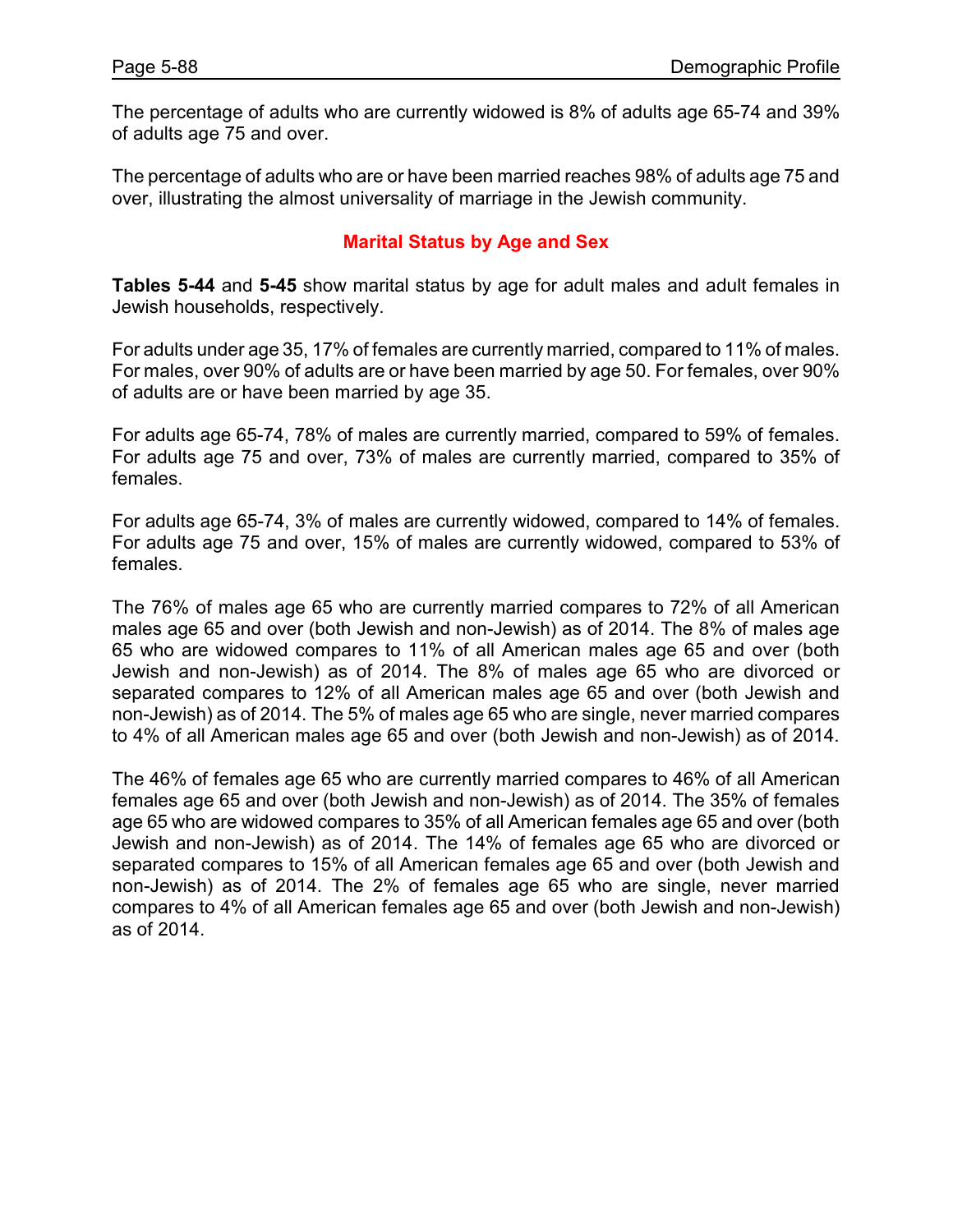The percentage of adults who are currently widowed is 8% of adults age 65-74 and 39% of adults age 75 and over.

The percentage of adults who are or have been married reaches 98% of adults age 75 and over, illustrating the almost universality of marriage in the Jewish community.

### Marital Status by Age and Sex

**Tables 5-44** and **5-45** show marital status by age for adult males and adult females in Jewish households, respectively.

For adults under age 35, 17% of females are currently married, compared to 11% of males. For males, over 90% of adults are or have been married by age 50. For females, over 90% of adults are or have been married by age 35.

For adults age 65-74, 78% of males are currently married, compared to 59% of females. For adults age 75 and over, 73% of males are currently married, compared to 35% of females.

For adults age 65-74, 3% of males are currently widowed, compared to 14% of females. For adults age 75 and over, 15% of males are currently widowed, compared to 53% of females.

The 76% of males age 65 who are currently married compares to 72% of all American males age 65 and over (both Jewish and non-Jewish) as of 2014. The 8% of males age 65 who are widowed compares to 11% of all American males age 65 and over (both Jewish and non-Jewish) as of 2014. The 8% of males age 65 who are divorced or separated compares to 12% of all American males age 65 and over (both Jewish and non-Jewish) as of 2014. The 5% of males age 65 who are single, never married compares to 4% of all American males age 65 and over (both Jewish and non-Jewish) as of 2014.

The 46% of females age 65 who are currently married compares to 46% of all American females age 65 and over (both Jewish and non-Jewish) as of 2014. The 35% of females age 65 who are widowed compares to 35% of all American females age 65 and over (both Jewish and non-Jewish) as of 2014. The 14% of females age 65 who are divorced or separated compares to 15% of all American females age 65 and over (both Jewish and non-Jewish) as of 2014. The 2% of females age 65 who are single, never married compares to 4% of all American females age 65 and over (both Jewish and non-Jewish) as of 2014.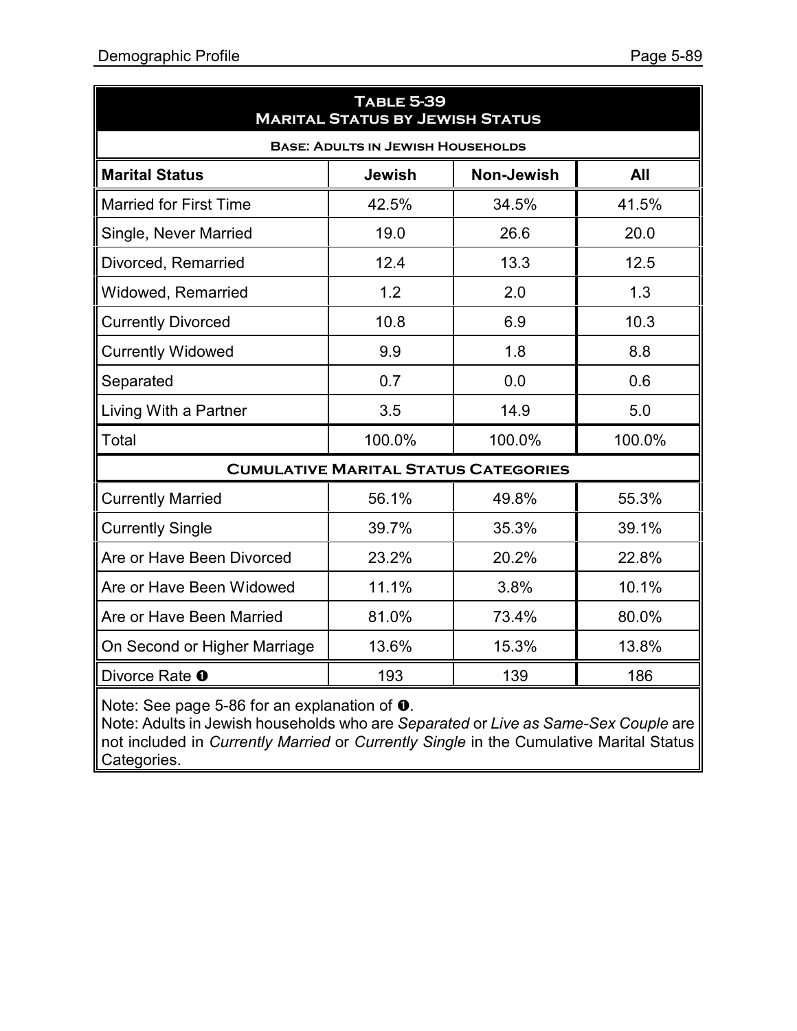## Table 5-39
## Marital Status by Jewish Status

**Base: Adults in Jewish Households**

| Marital Status | Jewish | Non-Jewish | All |
|---|---|---|---|
| Married for First Time | 42.5% | 34.5% | 41.5% |
| Single, Never Married | 19.0 | 26.6 | 20.0 |
| Divorced, Remarried | 12.4 | 13.3 | 12.5 |
| Widowed, Remarried | 1.2 | 2.0 | 1.3 |
| Currently Divorced | 10.8 | 6.9 | 10.3 |
| Currently Widowed | 9.9 | 1.8 | 8.8 |
| Separated | 0.7 | 0.0 | 0.6 |
| Living With a Partner | 3.5 | 14.9 | 5.0 |
| Total | 100.0% | 100.0% | 100.0% |
| **Cumulative Marital Status Categories** | | | |
| Currently Married | 56.1% | 49.8% | 55.3% |
| Currently Single | 39.7% | 35.3% | 39.1% |
| Are or Have Been Divorced | 23.2% | 20.2% | 22.8% |
| Are or Have Been Widowed | 11.1% | 3.8% | 10.1% |
| Are or Have Been Married | 81.0% | 73.4% | 80.0% |
| On Second or Higher Marriage | 13.6% | 15.3% | 13.8% |
| Divorce Rate ➊ | 193 | 139 | 186 |

Note: See page 5-86 for an explanation of ➊.

Note: Adults in Jewish households who are *Separated* or *Live as Same-Sex Couple* are not included in *Currently Married* or *Currently Single* in the Cumulative Marital Status Categories.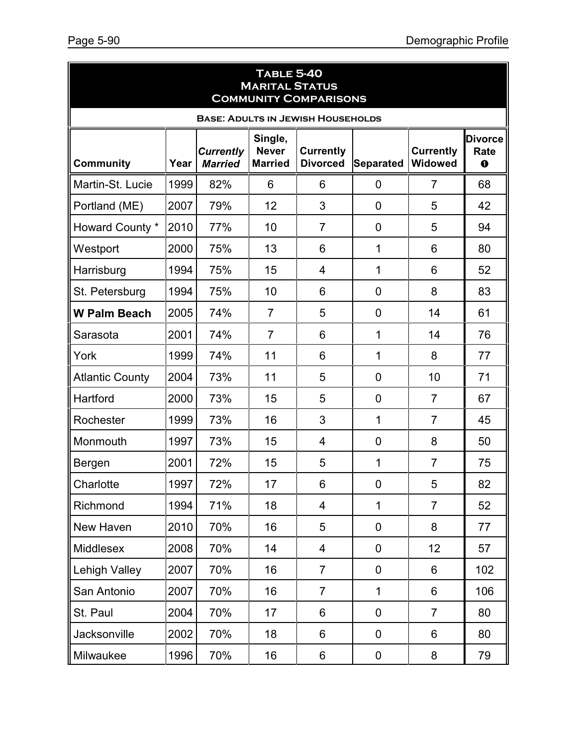## Table 5-40
## Marital Status
## Community Comparisons

**Base: Adults in Jewish Households**

| Community | Year | *Currently Married* | Single, Never Married | Currently Divorced | Separated | Currently Widowed | Divorce Rate ❶ |
|---|---|---|---|---|---|---|---|
| Martin-St. Lucie | 1999 | 82% | 6 | 6 | 0 | 7 | 68 |
| Portland (ME) | 2007 | 79% | 12 | 3 | 0 | 5 | 42 |
| Howard County * | 2010 | 77% | 10 | 7 | 0 | 5 | 94 |
| Westport | 2000 | 75% | 13 | 6 | 1 | 6 | 80 |
| Harrisburg | 1994 | 75% | 15 | 4 | 1 | 6 | 52 |
| St. Petersburg | 1994 | 75% | 10 | 6 | 0 | 8 | 83 |
| **W Palm Beach** | 2005 | 74% | 7 | 5 | 0 | 14 | 61 |
| Sarasota | 2001 | 74% | 7 | 6 | 1 | 14 | 76 |
| York | 1999 | 74% | 11 | 6 | 1 | 8 | 77 |
| Atlantic County | 2004 | 73% | 11 | 5 | 0 | 10 | 71 |
| Hartford | 2000 | 73% | 15 | 5 | 0 | 7 | 67 |
| Rochester | 1999 | 73% | 16 | 3 | 1 | 7 | 45 |
| Monmouth | 1997 | 73% | 15 | 4 | 0 | 8 | 50 |
| Bergen | 2001 | 72% | 15 | 5 | 1 | 7 | 75 |
| Charlotte | 1997 | 72% | 17 | 6 | 0 | 5 | 82 |
| Richmond | 1994 | 71% | 18 | 4 | 1 | 7 | 52 |
| New Haven | 2010 | 70% | 16 | 5 | 0 | 8 | 77 |
| Middlesex | 2008 | 70% | 14 | 4 | 0 | 12 | 57 |
| Lehigh Valley | 2007 | 70% | 16 | 7 | 0 | 6 | 102 |
| San Antonio | 2007 | 70% | 16 | 7 | 1 | 6 | 106 |
| St. Paul | 2004 | 70% | 17 | 6 | 0 | 7 | 80 |
| Jacksonville | 2002 | 70% | 18 | 6 | 0 | 6 | 80 |
| Milwaukee | 1996 | 70% | 16 | 6 | 0 | 8 | 79 |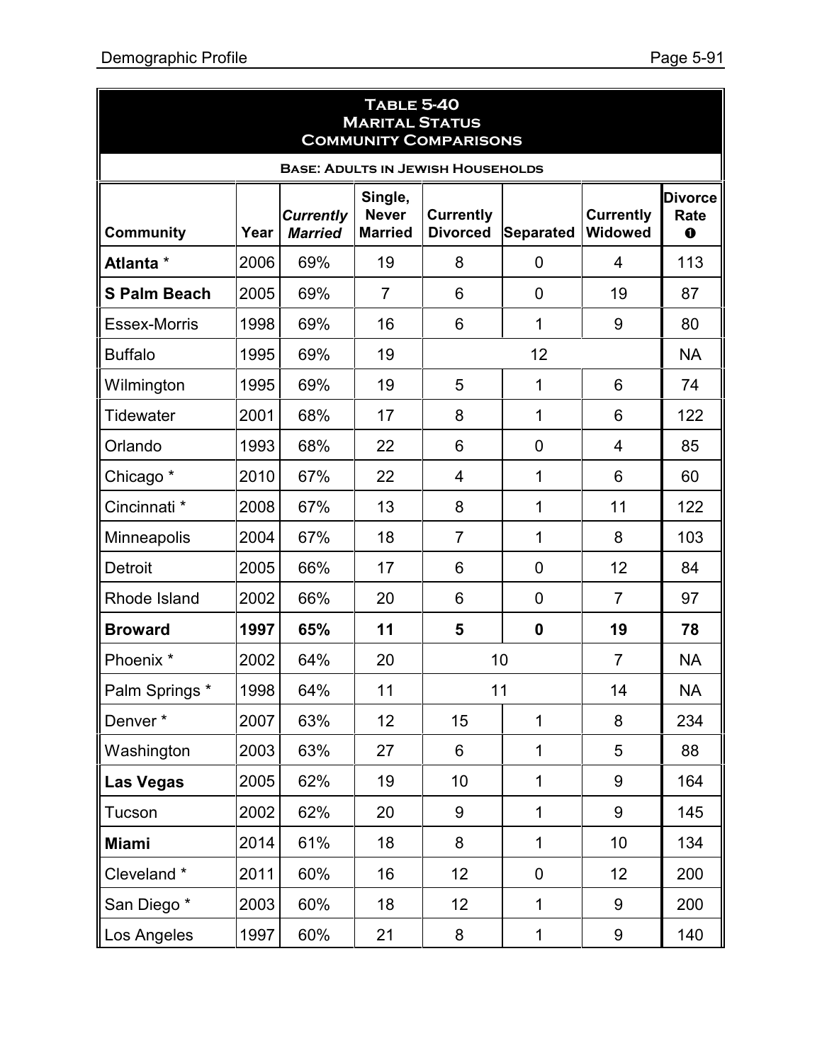**Table 5-40**
**Marital Status**
**Community Comparisons**

**Base: Adults in Jewish Households**

| Community | Year | *Currently Married* | Single, Never Married | Currently Divorced | Separated | Currently Widowed | Divorce Rate ❶ |
|---|---|---|---|---|---|---|---|
| **Atlanta** * | 2006 | 69% | 19 | 8 | 0 | 4 | 113 |
| **S Palm Beach** | 2005 | 69% | 7 | 6 | 0 | 19 | 87 |
| Essex-Morris | 1998 | 69% | 16 | 6 | 1 | 9 | 80 |
| Buffalo | 1995 | 69% | 19 | 12 | | | NA |
| Wilmington | 1995 | 69% | 19 | 5 | 1 | 6 | 74 |
| Tidewater | 2001 | 68% | 17 | 8 | 1 | 6 | 122 |
| Orlando | 1993 | 68% | 22 | 6 | 0 | 4 | 85 |
| Chicago * | 2010 | 67% | 22 | 4 | 1 | 6 | 60 |
| Cincinnati * | 2008 | 67% | 13 | 8 | 1 | 11 | 122 |
| Minneapolis | 2004 | 67% | 18 | 7 | 1 | 8 | 103 |
| Detroit | 2005 | 66% | 17 | 6 | 0 | 12 | 84 |
| Rhode Island | 2002 | 66% | 20 | 6 | 0 | 7 | 97 |
| **Broward** | **1997** | **65%** | **11** | **5** | **0** | **19** | **78** |
| Phoenix * | 2002 | 64% | 20 | 10 | | 7 | NA |
| Palm Springs * | 1998 | 64% | 11 | 11 | | 14 | NA |
| Denver * | 2007 | 63% | 12 | 15 | 1 | 8 | 234 |
| Washington | 2003 | 63% | 27 | 6 | 1 | 5 | 88 |
| **Las Vegas** | 2005 | 62% | 19 | 10 | 1 | 9 | 164 |
| Tucson | 2002 | 62% | 20 | 9 | 1 | 9 | 145 |
| **Miami** | 2014 | 61% | 18 | 8 | 1 | 10 | 134 |
| Cleveland * | 2011 | 60% | 16 | 12 | 0 | 12 | 200 |
| San Diego * | 2003 | 60% | 18 | 12 | 1 | 9 | 200 |
| Los Angeles | 1997 | 60% | 21 | 8 | 1 | 9 | 140 |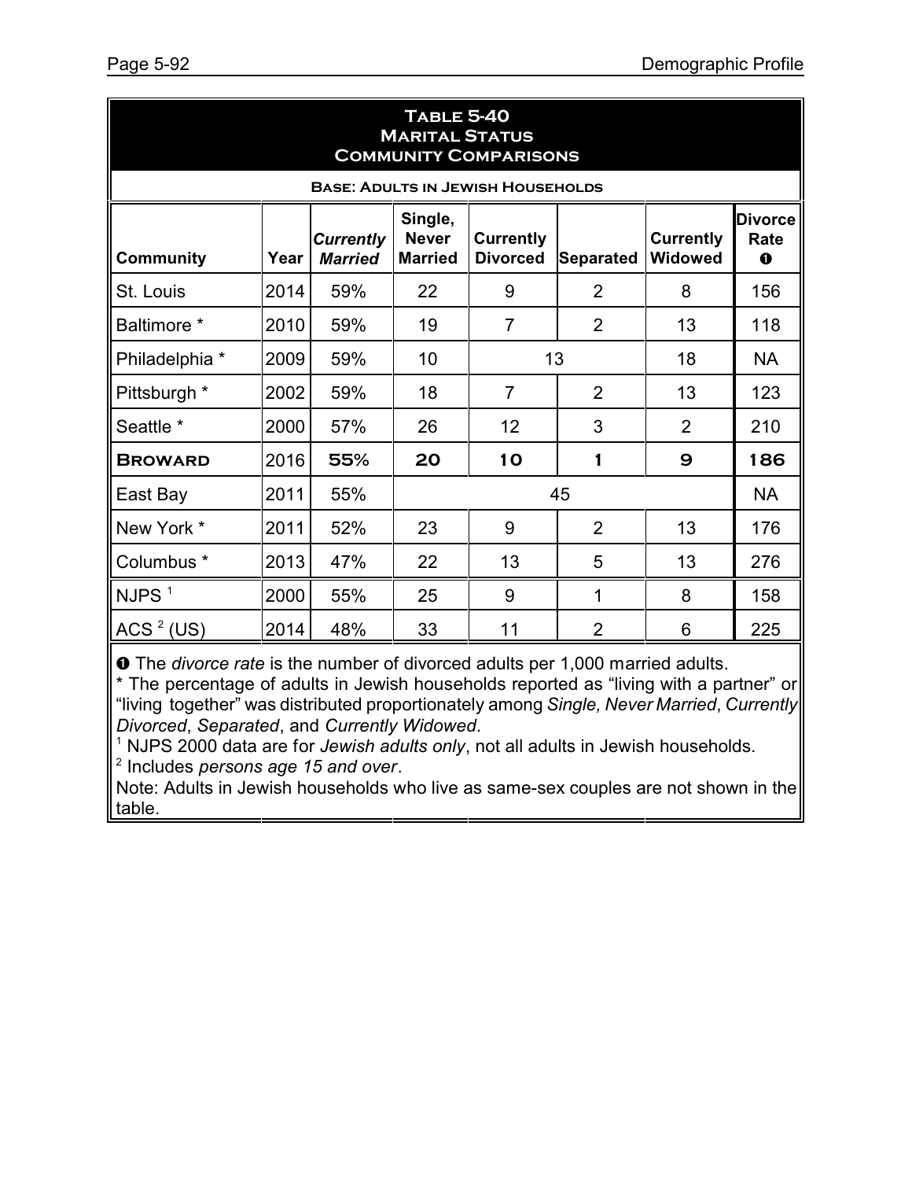## Table 5-40
## Marital Status
## Community Comparisons

**Base: Adults in Jewish Households**

| Community | Year | *Currently Married* | Single, Never Married | Currently Divorced | Separated | Currently Widowed | Divorce Rate ❶ |
|---|---|---|---|---|---|---|---|
| St. Louis | 2014 | 59% | 22 | 9 | 2 | 8 | 156 |
| Baltimore * | 2010 | 59% | 19 | 7 | 2 | 13 | 118 |
| Philadelphia * | 2009 | 59% | 10 | 13 | | 18 | NA |
| Pittsburgh * | 2002 | 59% | 18 | 7 | 2 | 13 | 123 |
| Seattle * | 2000 | 57% | 26 | 12 | 3 | 2 | 210 |
| **Broward** | 2016 | **55%** | **20** | **10** | **1** | **9** | **186** |
| East Bay | 2011 | 55% | 45 | | | | NA |
| New York * | 2011 | 52% | 23 | 9 | 2 | 13 | 176 |
| Columbus * | 2013 | 47% | 22 | 13 | 5 | 13 | 276 |
| NJPS [1] | 2000 | 55% | 25 | 9 | 1 | 8 | 158 |
| ACS [2] (US) | 2014 | 48% | 33 | 11 | 2 | 6 | 225 |

❶ The *divorce rate* is the number of divorced adults per 1,000 married adults.
* The percentage of adults in Jewish households reported as "living with a partner" or "living together" was distributed proportionately among *Single, Never Married*, *Currently Divorced*, *Separated*, and *Currently Widowed*.
[1] NJPS 2000 data are for *Jewish adults only*, not all adults in Jewish households.
[2] Includes *persons age 15 and over*.
Note: Adults in Jewish households who live as same-sex couples are not shown in the table.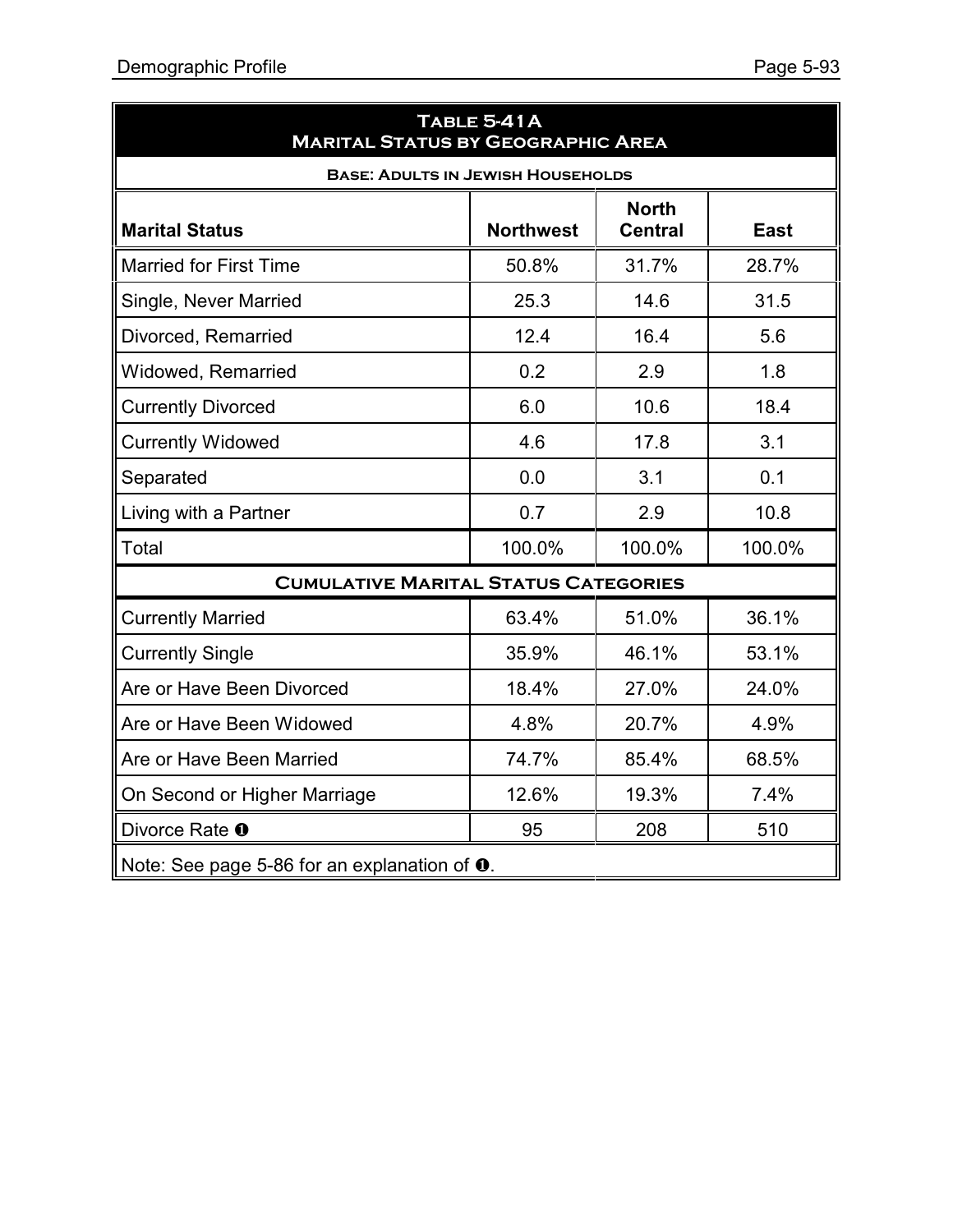## Table 5-41A
## Marital Status by Geographic Area

**Base: Adults in Jewish Households**

| Marital Status | Northwest | North Central | East |
|---|---|---|---|
| Married for First Time | 50.8% | 31.7% | 28.7% |
| Single, Never Married | 25.3 | 14.6 | 31.5 |
| Divorced, Remarried | 12.4 | 16.4 | 5.6 |
| Widowed, Remarried | 0.2 | 2.9 | 1.8 |
| Currently Divorced | 6.0 | 10.6 | 18.4 |
| Currently Widowed | 4.6 | 17.8 | 3.1 |
| Separated | 0.0 | 3.1 | 0.1 |
| Living with a Partner | 0.7 | 2.9 | 10.8 |
| Total | 100.0% | 100.0% | 100.0% |
| **Cumulative Marital Status Categories** | | | |
| Currently Married | 63.4% | 51.0% | 36.1% |
| Currently Single | 35.9% | 46.1% | 53.1% |
| Are or Have Been Divorced | 18.4% | 27.0% | 24.0% |
| Are or Have Been Widowed | 4.8% | 20.7% | 4.9% |
| Are or Have Been Married | 74.7% | 85.4% | 68.5% |
| On Second or Higher Marriage | 12.6% | 19.3% | 7.4% |
| Divorce Rate ❶ | 95 | 208 | 510 |

Note: See page 5-86 for an explanation of ❶.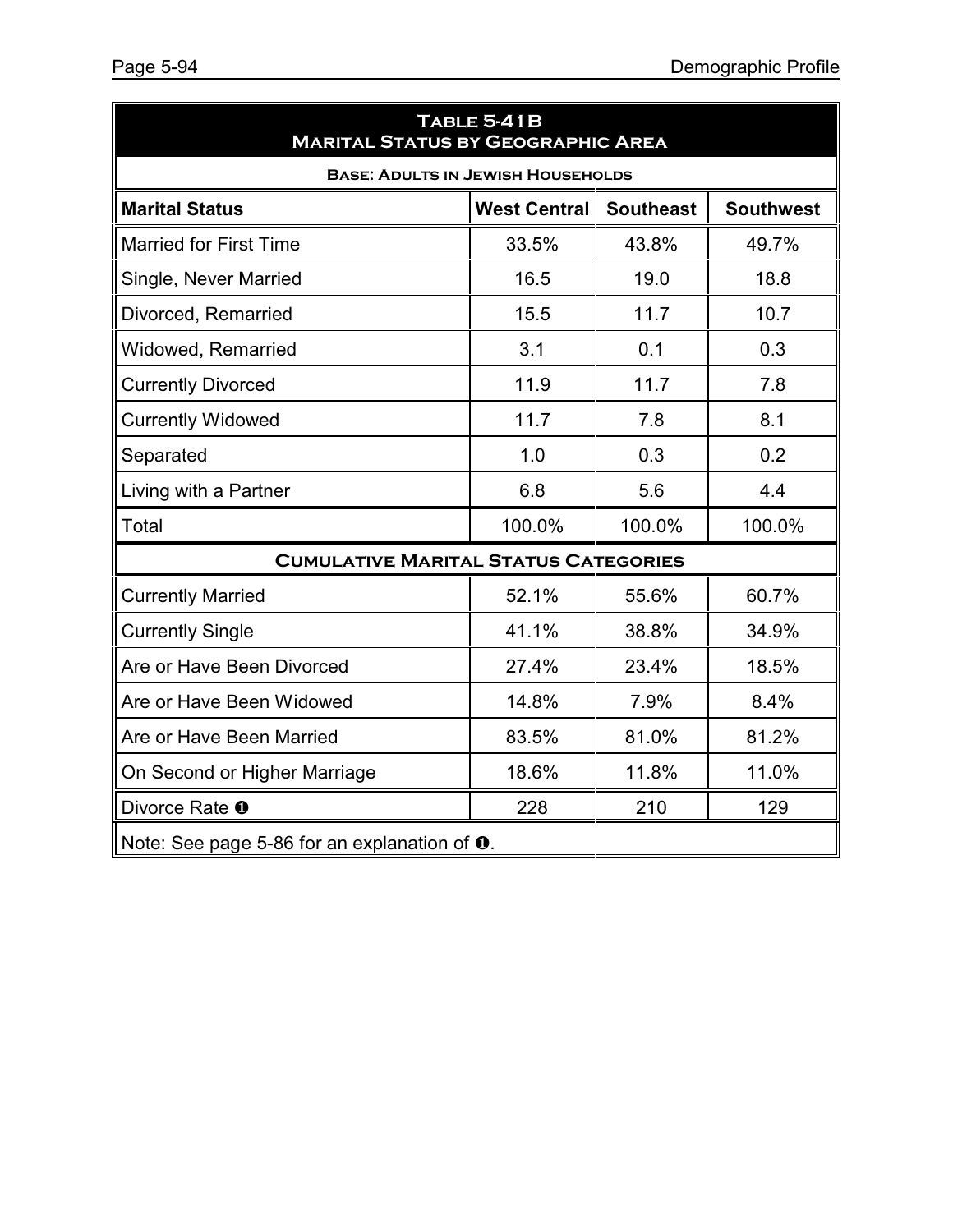## Table 5-41B
## Marital Status by Geographic Area

**Base: Adults in Jewish Households**

| Marital Status | West Central | Southeast | Southwest |
|---|---|---|---|
| Married for First Time | 33.5% | 43.8% | 49.7% |
| Single, Never Married | 16.5 | 19.0 | 18.8 |
| Divorced, Remarried | 15.5 | 11.7 | 10.7 |
| Widowed, Remarried | 3.1 | 0.1 | 0.3 |
| Currently Divorced | 11.9 | 11.7 | 7.8 |
| Currently Widowed | 11.7 | 7.8 | 8.1 |
| Separated | 1.0 | 0.3 | 0.2 |
| Living with a Partner | 6.8 | 5.6 | 4.4 |
| Total | 100.0% | 100.0% | 100.0% |
| **Cumulative Marital Status Categories** | | | |
| Currently Married | 52.1% | 55.6% | 60.7% |
| Currently Single | 41.1% | 38.8% | 34.9% |
| Are or Have Been Divorced | 27.4% | 23.4% | 18.5% |
| Are or Have Been Widowed | 14.8% | 7.9% | 8.4% |
| Are or Have Been Married | 83.5% | 81.0% | 81.2% |
| On Second or Higher Marriage | 18.6% | 11.8% | 11.0% |
| Divorce Rate ❶ | 228 | 210 | 129 |

Note: See page 5-86 for an explanation of ❶.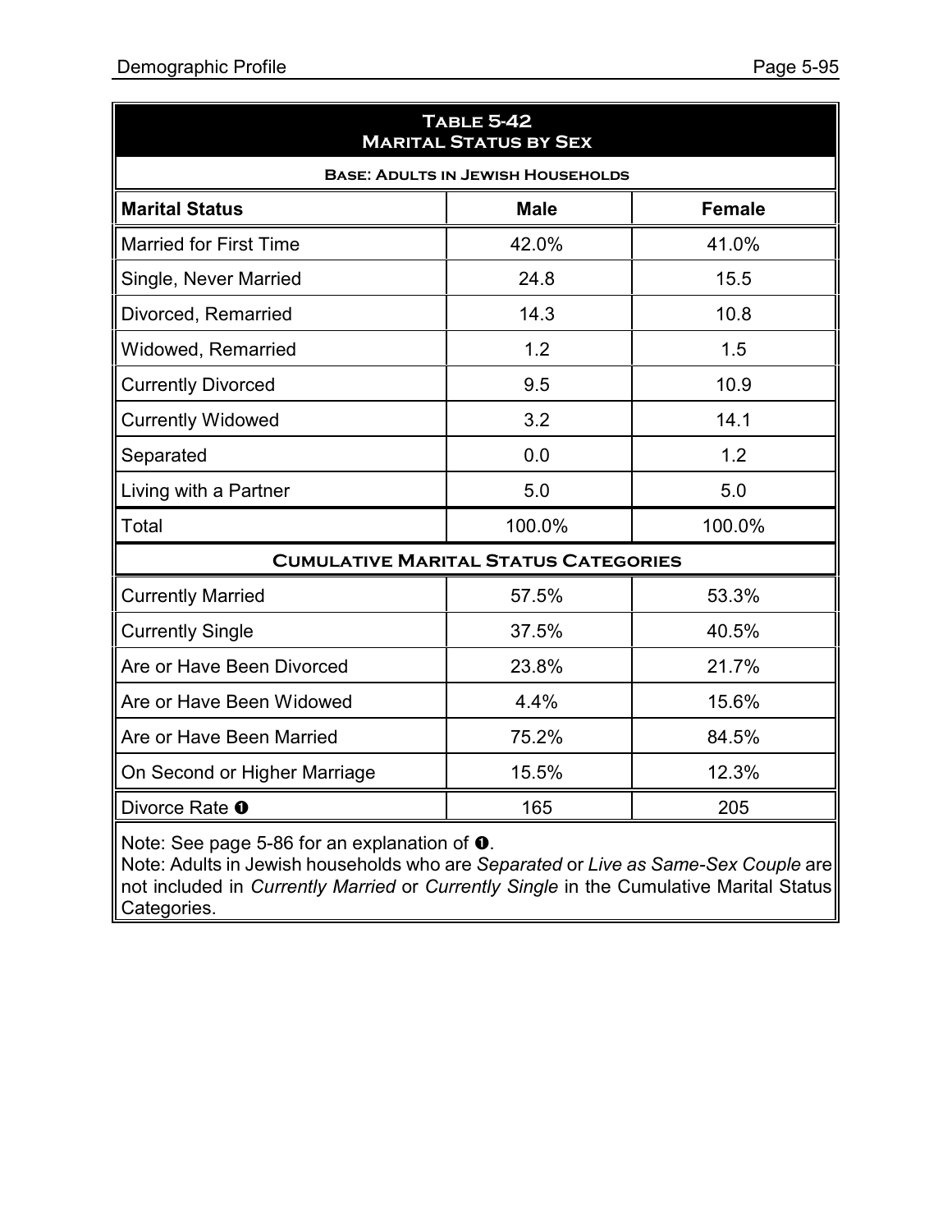**Table 5-42**
**Marital Status by Sex**

**Base: Adults in Jewish Households**

| Marital Status | Male | Female |
|---|---|---|
| Married for First Time | 42.0% | 41.0% |
| Single, Never Married | 24.8 | 15.5 |
| Divorced, Remarried | 14.3 | 10.8 |
| Widowed, Remarried | 1.2 | 1.5 |
| Currently Divorced | 9.5 | 10.9 |
| Currently Widowed | 3.2 | 14.1 |
| Separated | 0.0 | 1.2 |
| Living with a Partner | 5.0 | 5.0 |
| Total | 100.0% | 100.0% |
| **Cumulative Marital Status Categories** | | |
| Currently Married | 57.5% | 53.3% |
| Currently Single | 37.5% | 40.5% |
| Are or Have Been Divorced | 23.8% | 21.7% |
| Are or Have Been Widowed | 4.4% | 15.6% |
| Are or Have Been Married | 75.2% | 84.5% |
| On Second or Higher Marriage | 15.5% | 12.3% |
| Divorce Rate ❶ | 165 | 205 |

Note: See page 5-86 for an explanation of ❶.
Note: Adults in Jewish households who are *Separated* or *Live as Same-Sex Couple* are not included in *Currently Married* or *Currently Single* in the Cumulative Marital Status Categories.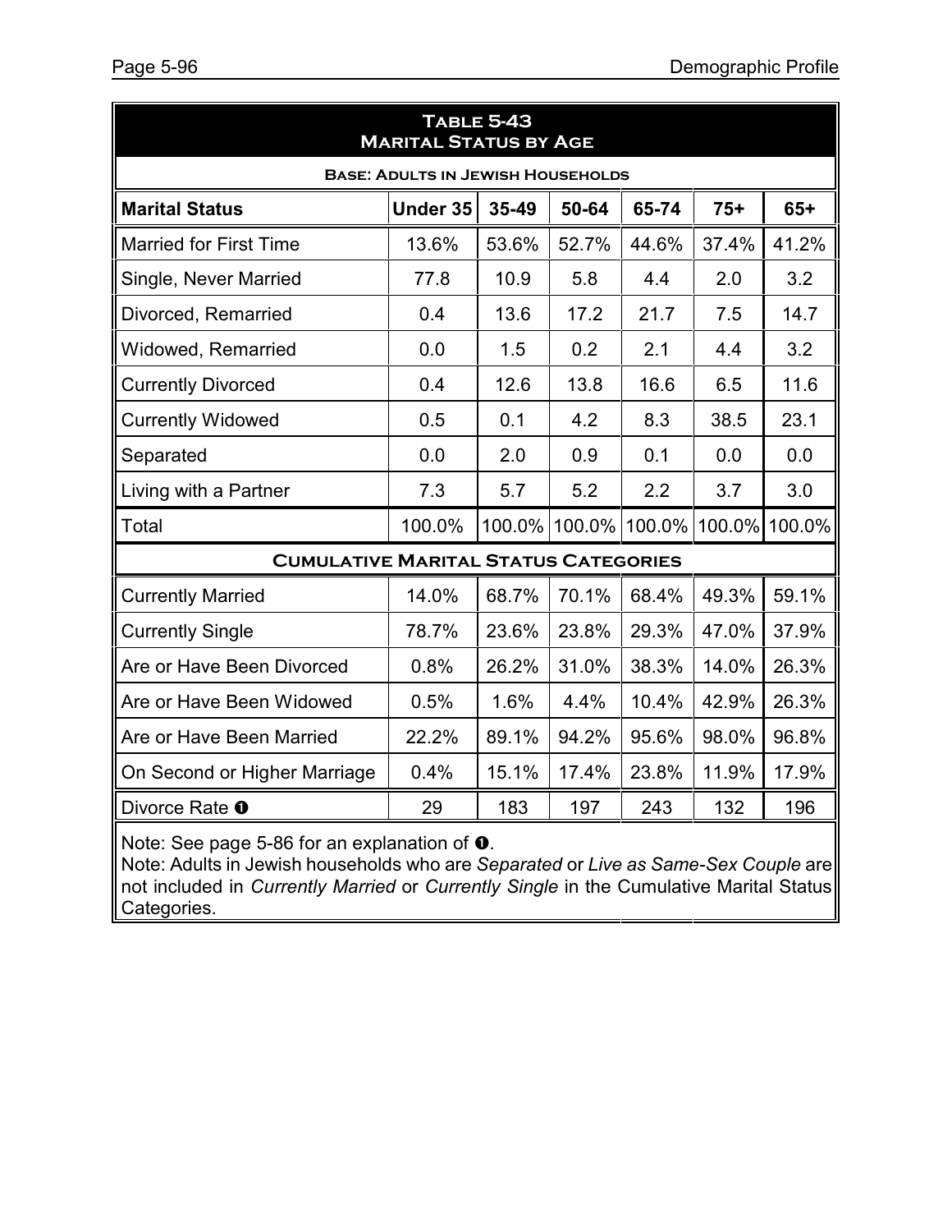## Table 5-43
## Marital Status by Age

**Base: Adults in Jewish Households**

| Marital Status | Under 35 | 35-49 | 50-64 | 65-74 | 75+ | 65+ |
|---|---|---|---|---|---|---|
| Married for First Time | 13.6% | 53.6% | 52.7% | 44.6% | 37.4% | 41.2% |
| Single, Never Married | 77.8 | 10.9 | 5.8 | 4.4 | 2.0 | 3.2 |
| Divorced, Remarried | 0.4 | 13.6 | 17.2 | 21.7 | 7.5 | 14.7 |
| Widowed, Remarried | 0.0 | 1.5 | 0.2 | 2.1 | 4.4 | 3.2 |
| Currently Divorced | 0.4 | 12.6 | 13.8 | 16.6 | 6.5 | 11.6 |
| Currently Widowed | 0.5 | 0.1 | 4.2 | 8.3 | 38.5 | 23.1 |
| Separated | 0.0 | 2.0 | 0.9 | 0.1 | 0.0 | 0.0 |
| Living with a Partner | 7.3 | 5.7 | 5.2 | 2.2 | 3.7 | 3.0 |
| Total | 100.0% | 100.0% | 100.0% | 100.0% | 100.0% | 100.0% |
| **Cumulative Marital Status Categories** | | | | | | |
| Currently Married | 14.0% | 68.7% | 70.1% | 68.4% | 49.3% | 59.1% |
| Currently Single | 78.7% | 23.6% | 23.8% | 29.3% | 47.0% | 37.9% |
| Are or Have Been Divorced | 0.8% | 26.2% | 31.0% | 38.3% | 14.0% | 26.3% |
| Are or Have Been Widowed | 0.5% | 1.6% | 4.4% | 10.4% | 42.9% | 26.3% |
| Are or Have Been Married | 22.2% | 89.1% | 94.2% | 95.6% | 98.0% | 96.8% |
| On Second or Higher Marriage | 0.4% | 15.1% | 17.4% | 23.8% | 11.9% | 17.9% |
| Divorce Rate ➊ | 29 | 183 | 197 | 243 | 132 | 196 |

Note: See page 5-86 for an explanation of ➊.
Note: Adults in Jewish households who are *Separated* or *Live as Same-Sex Couple* are not included in *Currently Married* or *Currently Single* in the Cumulative Marital Status Categories.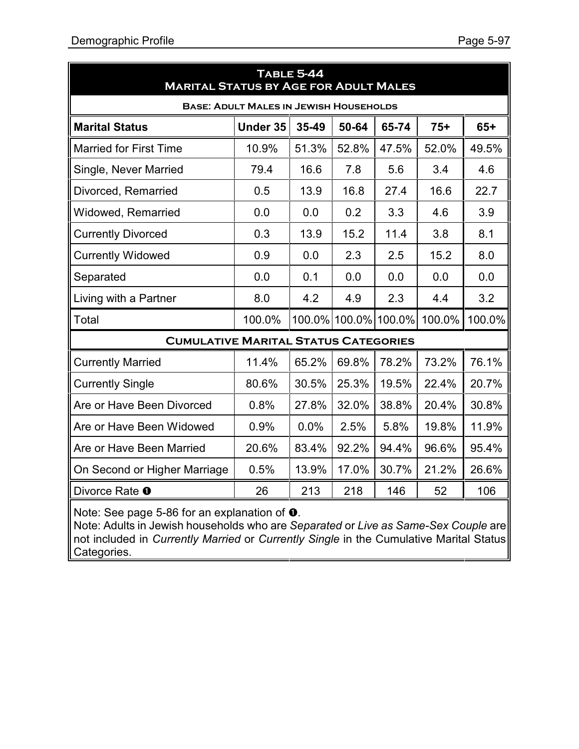## Table 5-44
### Marital Status by Age for Adult Males

**Base: Adult Males in Jewish Households**

| Marital Status | Under 35 | 35-49 | 50-64 | 65-74 | 75+ | 65+ |
|---|---|---|---|---|---|---|
| Married for First Time | 10.9% | 51.3% | 52.8% | 47.5% | 52.0% | 49.5% |
| Single, Never Married | 79.4 | 16.6 | 7.8 | 5.6 | 3.4 | 4.6 |
| Divorced, Remarried | 0.5 | 13.9 | 16.8 | 27.4 | 16.6 | 22.7 |
| Widowed, Remarried | 0.0 | 0.0 | 0.2 | 3.3 | 4.6 | 3.9 |
| Currently Divorced | 0.3 | 13.9 | 15.2 | 11.4 | 3.8 | 8.1 |
| Currently Widowed | 0.9 | 0.0 | 2.3 | 2.5 | 15.2 | 8.0 |
| Separated | 0.0 | 0.1 | 0.0 | 0.0 | 0.0 | 0.0 |
| Living with a Partner | 8.0 | 4.2 | 4.9 | 2.3 | 4.4 | 3.2 |
| Total | 100.0% | 100.0% | 100.0% | 100.0% | 100.0% | 100.0% |
| **Cumulative Marital Status Categories** | | | | | | |
| Currently Married | 11.4% | 65.2% | 69.8% | 78.2% | 73.2% | 76.1% |
| Currently Single | 80.6% | 30.5% | 25.3% | 19.5% | 22.4% | 20.7% |
| Are or Have Been Divorced | 0.8% | 27.8% | 32.0% | 38.8% | 20.4% | 30.8% |
| Are or Have Been Widowed | 0.9% | 0.0% | 2.5% | 5.8% | 19.8% | 11.9% |
| Are or Have Been Married | 20.6% | 83.4% | 92.2% | 94.4% | 96.6% | 95.4% |
| On Second or Higher Marriage | 0.5% | 13.9% | 17.0% | 30.7% | 21.2% | 26.6% |
| Divorce Rate ➊ | 26 | 213 | 218 | 146 | 52 | 106 |

Note: See page 5-86 for an explanation of ➊.

Note: Adults in Jewish households who are *Separated* or *Live as Same-Sex Couple* are not included in *Currently Married* or *Currently Single* in the Cumulative Marital Status Categories.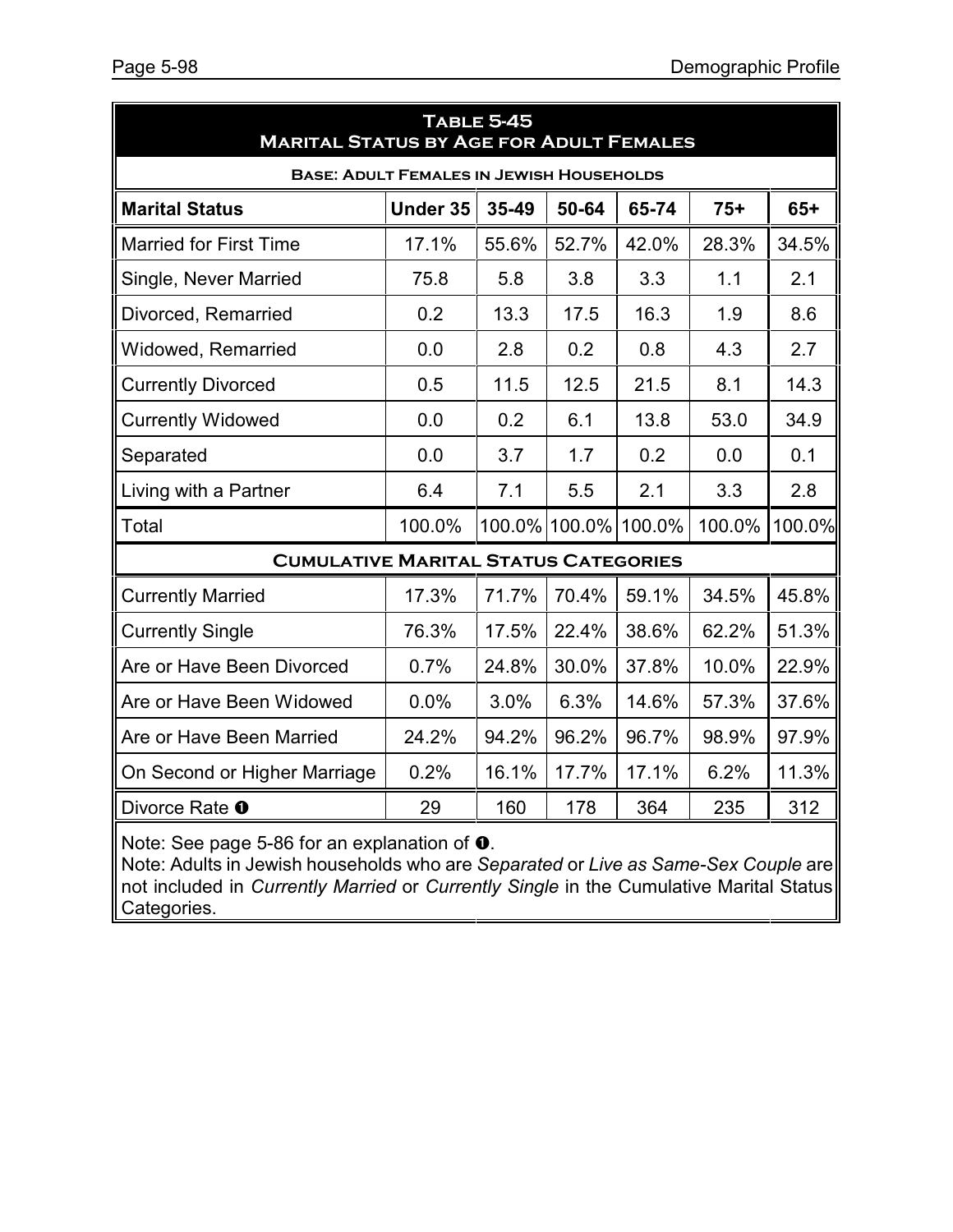## Table 5-45
## Marital Status by Age for Adult Females

**Base: Adult Females in Jewish Households**

| Marital Status | Under 35 | 35-49 | 50-64 | 65-74 | 75+ | 65+ |
|---|---|---|---|---|---|---|
| Married for First Time | 17.1% | 55.6% | 52.7% | 42.0% | 28.3% | 34.5% |
| Single, Never Married | 75.8 | 5.8 | 3.8 | 3.3 | 1.1 | 2.1 |
| Divorced, Remarried | 0.2 | 13.3 | 17.5 | 16.3 | 1.9 | 8.6 |
| Widowed, Remarried | 0.0 | 2.8 | 0.2 | 0.8 | 4.3 | 2.7 |
| Currently Divorced | 0.5 | 11.5 | 12.5 | 21.5 | 8.1 | 14.3 |
| Currently Widowed | 0.0 | 0.2 | 6.1 | 13.8 | 53.0 | 34.9 |
| Separated | 0.0 | 3.7 | 1.7 | 0.2 | 0.0 | 0.1 |
| Living with a Partner | 6.4 | 7.1 | 5.5 | 2.1 | 3.3 | 2.8 |
| Total | 100.0% | 100.0% | 100.0% | 100.0% | 100.0% | 100.0% |
| **Cumulative Marital Status Categories** | | | | | | |
| Currently Married | 17.3% | 71.7% | 70.4% | 59.1% | 34.5% | 45.8% |
| Currently Single | 76.3% | 17.5% | 22.4% | 38.6% | 62.2% | 51.3% |
| Are or Have Been Divorced | 0.7% | 24.8% | 30.0% | 37.8% | 10.0% | 22.9% |
| Are or Have Been Widowed | 0.0% | 3.0% | 6.3% | 14.6% | 57.3% | 37.6% |
| Are or Have Been Married | 24.2% | 94.2% | 96.2% | 96.7% | 98.9% | 97.9% |
| On Second or Higher Marriage | 0.2% | 16.1% | 17.7% | 17.1% | 6.2% | 11.3% |
| Divorce Rate ❶ | 29 | 160 | 178 | 364 | 235 | 312 |

Note: See page 5-86 for an explanation of ❶.

Note: Adults in Jewish households who are *Separated* or *Live as Same-Sex Couple* are not included in *Currently Married* or *Currently Single* in the Cumulative Marital Status Categories.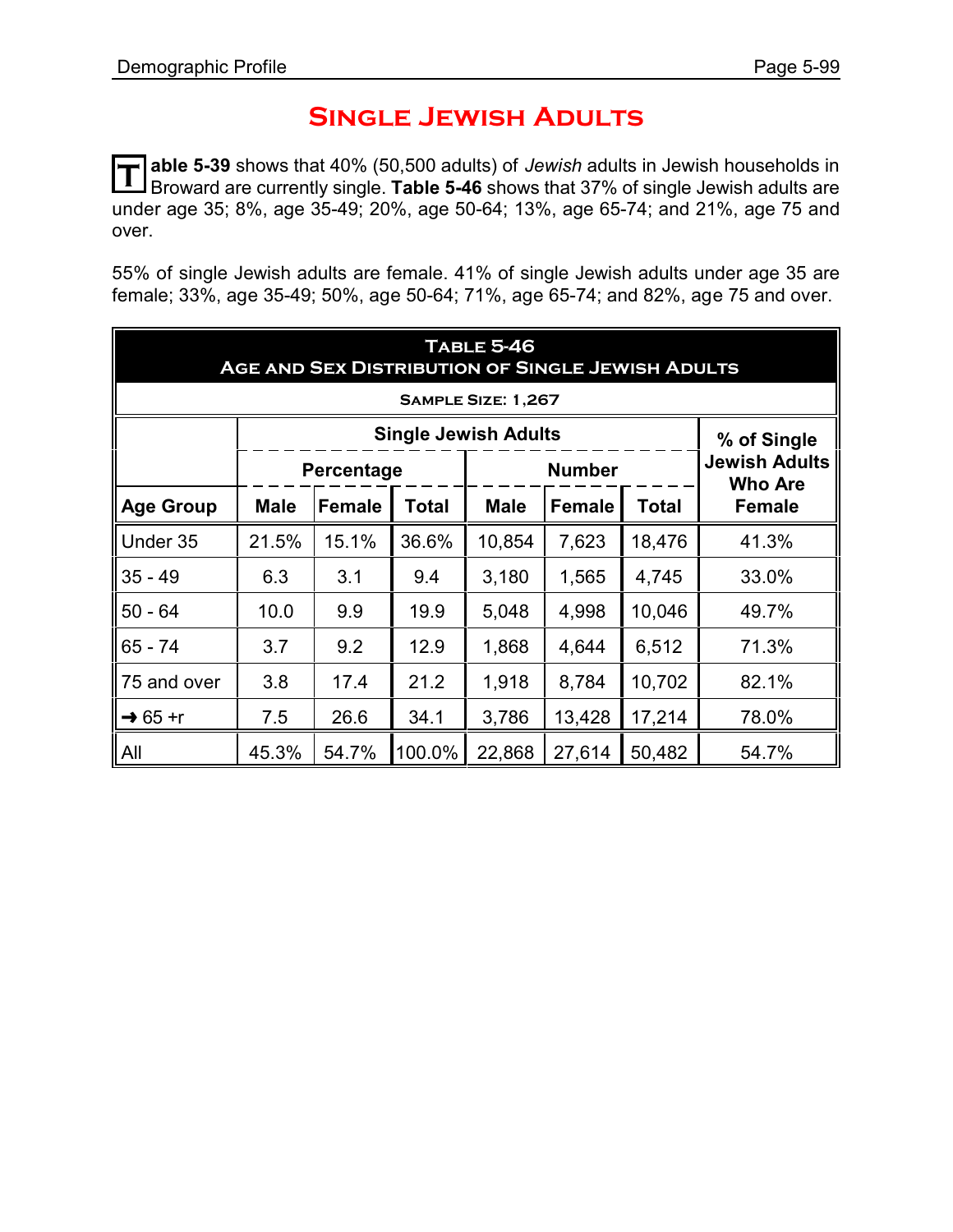# Single Jewish Adults

**Table 5-39** shows that 40% (50,500 adults) of *Jewish* adults in Jewish households in Broward are currently single. **Table 5-46** shows that 37% of single Jewish adults are under age 35; 8%, age 35-49; 20%, age 50-64; 13%, age 65-74; and 21%, age 75 and over.

55% of single Jewish adults are female. 41% of single Jewish adults under age 35 are female; 33%, age 35-49; 50%, age 50-64; 71%, age 65-74; and 82%, age 75 and over.

**Table 5-46**
**Age and Sex Distribution of Single Jewish Adults**
**Sample Size: 1,267**

| | Single Jewish Adults | | | | | | % of Single Jewish Adults Who Are Female |
|---|---|---|---|---|---|---|---|
| | Percentage | | | Number | | | |
| **Age Group** | **Male** | **Female** | **Total** | **Male** | **Female** | **Total** | |
| Under 35 | 21.5% | 15.1% | 36.6% | 10,854 | 7,623 | 18,476 | 41.3% |
| 35 - 49 | 6.3 | 3.1 | 9.4 | 3,180 | 1,565 | 4,745 | 33.0% |
| 50 - 64 | 10.0 | 9.9 | 19.9 | 5,048 | 4,998 | 10,046 | 49.7% |
| 65 - 74 | 3.7 | 9.2 | 12.9 | 1,868 | 4,644 | 6,512 | 71.3% |
| 75 and over | 3.8 | 17.4 | 21.2 | 1,918 | 8,784 | 10,702 | 82.1% |
| ➜ 65 +r | 7.5 | 26.6 | 34.1 | 3,786 | 13,428 | 17,214 | 78.0% |
| All | 45.3% | 54.7% | 100.0% | 22,868 | 27,614 | 50,482 | 54.7% |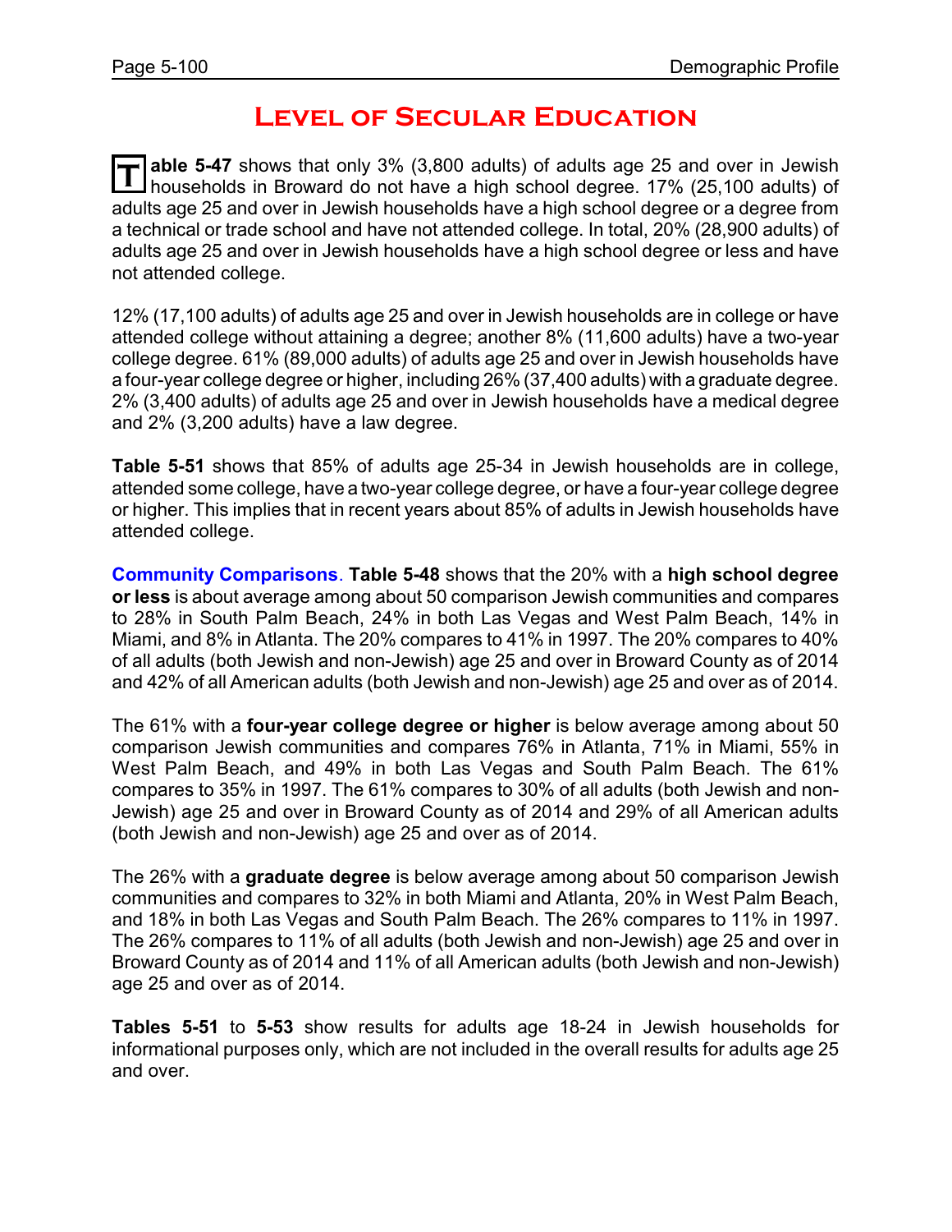# Level of Secular Education

**Table 5-47** shows that only 3% (3,800 adults) of adults age 25 and over in Jewish households in Broward do not have a high school degree. 17% (25,100 adults) of adults age 25 and over in Jewish households have a high school degree or a degree from a technical or trade school and have not attended college. In total, 20% (28,900 adults) of adults age 25 and over in Jewish households have a high school degree or less and have not attended college.

12% (17,100 adults) of adults age 25 and over in Jewish households are in college or have attended college without attaining a degree; another 8% (11,600 adults) have a two-year college degree. 61% (89,000 adults) of adults age 25 and over in Jewish households have a four-year college degree or higher, including 26% (37,400 adults) with a graduate degree. 2% (3,400 adults) of adults age 25 and over in Jewish households have a medical degree and 2% (3,200 adults) have a law degree.

**Table 5-51** shows that 85% of adults age 25-34 in Jewish households are in college, attended some college, have a two-year college degree, or have a four-year college degree or higher. This implies that in recent years about 85% of adults in Jewish households have attended college.

**Community Comparisons**. **Table 5-48** shows that the 20% with a **high school degree or less** is about average among about 50 comparison Jewish communities and compares to 28% in South Palm Beach, 24% in both Las Vegas and West Palm Beach, 14% in Miami, and 8% in Atlanta. The 20% compares to 41% in 1997. The 20% compares to 40% of all adults (both Jewish and non-Jewish) age 25 and over in Broward County as of 2014 and 42% of all American adults (both Jewish and non-Jewish) age 25 and over as of 2014.

The 61% with a **four-year college degree or higher** is below average among about 50 comparison Jewish communities and compares 76% in Atlanta, 71% in Miami, 55% in West Palm Beach, and 49% in both Las Vegas and South Palm Beach. The 61% compares to 35% in 1997. The 61% compares to 30% of all adults (both Jewish and non-Jewish) age 25 and over in Broward County as of 2014 and 29% of all American adults (both Jewish and non-Jewish) age 25 and over as of 2014.

The 26% with a **graduate degree** is below average among about 50 comparison Jewish communities and compares to 32% in both Miami and Atlanta, 20% in West Palm Beach, and 18% in both Las Vegas and South Palm Beach. The 26% compares to 11% in 1997. The 26% compares to 11% of all adults (both Jewish and non-Jewish) age 25 and over in Broward County as of 2014 and 11% of all American adults (both Jewish and non-Jewish) age 25 and over as of 2014.

**Tables 5-51** to **5-53** show results for adults age 18-24 in Jewish households for informational purposes only, which are not included in the overall results for adults age 25 and over.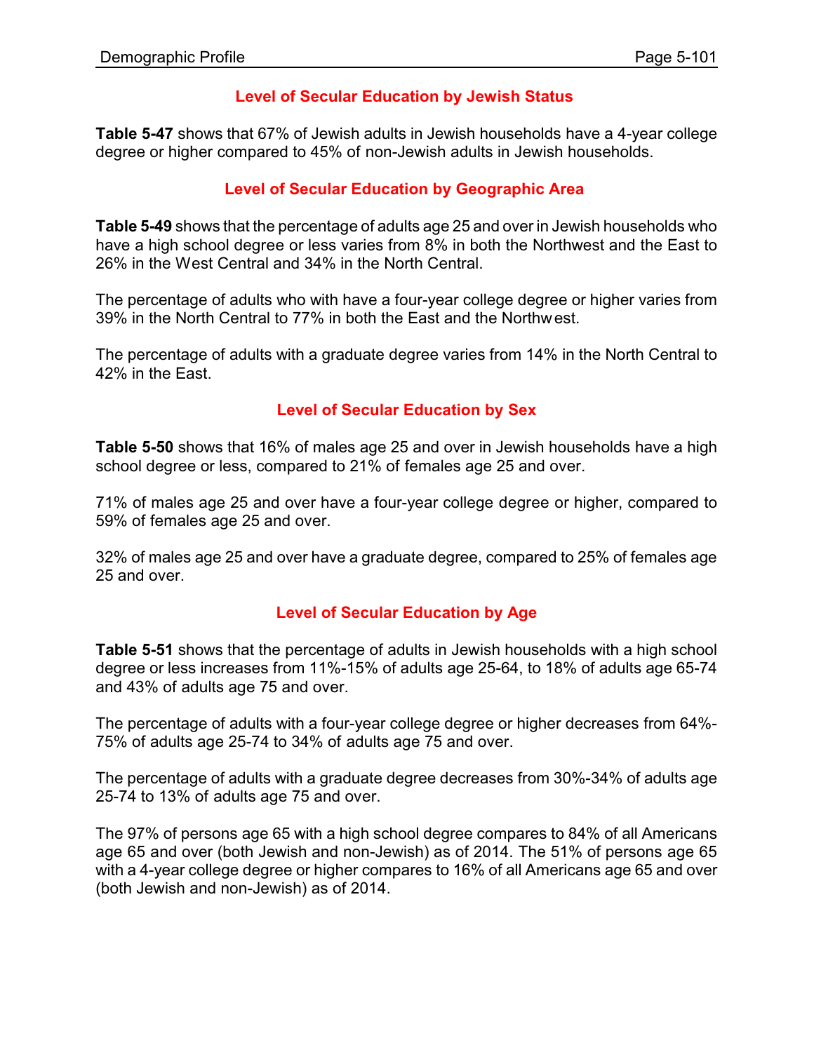## Level of Secular Education by Jewish Status

**Table 5-47** shows that 67% of Jewish adults in Jewish households have a 4-year college degree or higher compared to 45% of non-Jewish adults in Jewish households.

## Level of Secular Education by Geographic Area

**Table 5-49** shows that the percentage of adults age 25 and over in Jewish households who have a high school degree or less varies from 8% in both the Northwest and the East to 26% in the West Central and 34% in the North Central.

The percentage of adults who with have a four-year college degree or higher varies from 39% in the North Central to 77% in both the East and the Northwest.

The percentage of adults with a graduate degree varies from 14% in the North Central to 42% in the East.

## Level of Secular Education by Sex

**Table 5-50** shows that 16% of males age 25 and over in Jewish households have a high school degree or less, compared to 21% of females age 25 and over.

71% of males age 25 and over have a four-year college degree or higher, compared to 59% of females age 25 and over.

32% of males age 25 and over have a graduate degree, compared to 25% of females age 25 and over.

## Level of Secular Education by Age

**Table 5-51** shows that the percentage of adults in Jewish households with a high school degree or less increases from 11%-15% of adults age 25-64, to 18% of adults age 65-74 and 43% of adults age 75 and over.

The percentage of adults with a four-year college degree or higher decreases from 64%-75% of adults age 25-74 to 34% of adults age 75 and over.

The percentage of adults with a graduate degree decreases from 30%-34% of adults age 25-74 to 13% of adults age 75 and over.

The 97% of persons age 65 with a high school degree compares to 84% of all Americans age 65 and over (both Jewish and non-Jewish) as of 2014. The 51% of persons age 65 with a 4-year college degree or higher compares to 16% of all Americans age 65 and over (both Jewish and non-Jewish) as of 2014.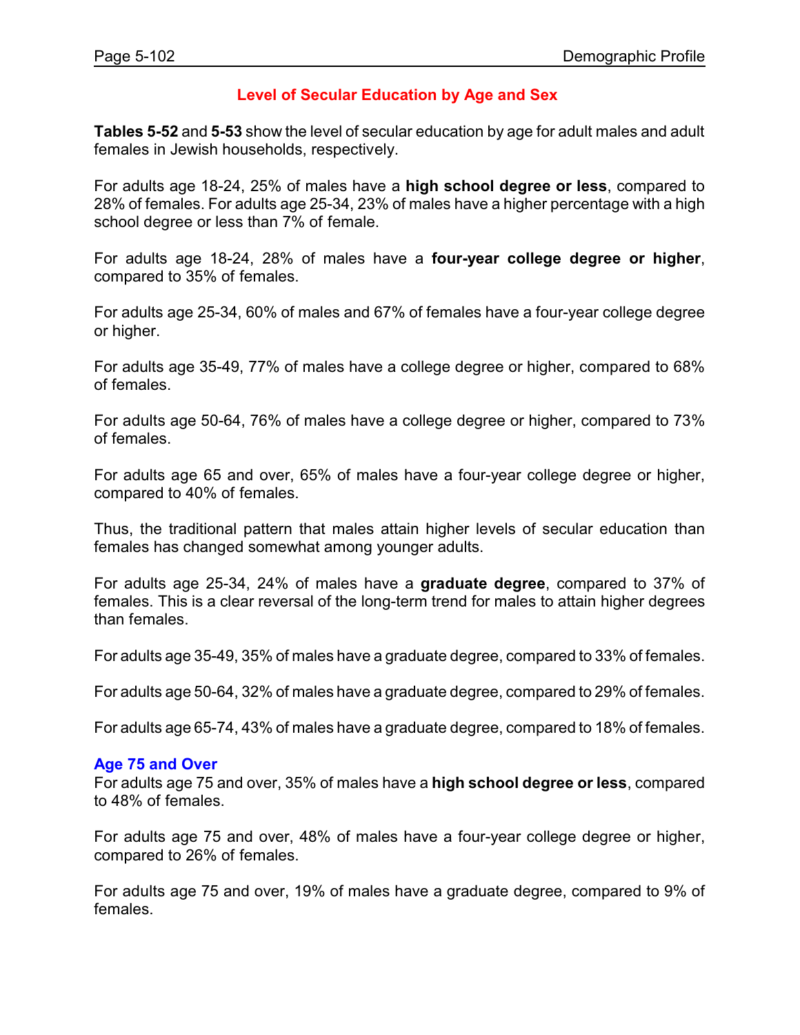## Level of Secular Education by Age and Sex

**Tables 5-52** and **5-53** show the level of secular education by age for adult males and adult females in Jewish households, respectively.

For adults age 18-24, 25% of males have a **high school degree or less**, compared to 28% of females. For adults age 25-34, 23% of males have a higher percentage with a high school degree or less than 7% of female.

For adults age 18-24, 28% of males have a **four-year college degree or higher**, compared to 35% of females.

For adults age 25-34, 60% of males and 67% of females have a four-year college degree or higher.

For adults age 35-49, 77% of males have a college degree or higher, compared to 68% of females.

For adults age 50-64, 76% of males have a college degree or higher, compared to 73% of females.

For adults age 65 and over, 65% of males have a four-year college degree or higher, compared to 40% of females.

Thus, the traditional pattern that males attain higher levels of secular education than females has changed somewhat among younger adults.

For adults age 25-34, 24% of males have a **graduate degree**, compared to 37% of females. This is a clear reversal of the long-term trend for males to attain higher degrees than females.

For adults age 35-49, 35% of males have a graduate degree, compared to 33% of females.

For adults age 50-64, 32% of males have a graduate degree, compared to 29% of females.

For adults age 65-74, 43% of males have a graduate degree, compared to 18% of females.

### Age 75 and Over

For adults age 75 and over, 35% of males have a **high school degree or less**, compared to 48% of females.

For adults age 75 and over, 48% of males have a four-year college degree or higher, compared to 26% of females.

For adults age 75 and over, 19% of males have a graduate degree, compared to 9% of females.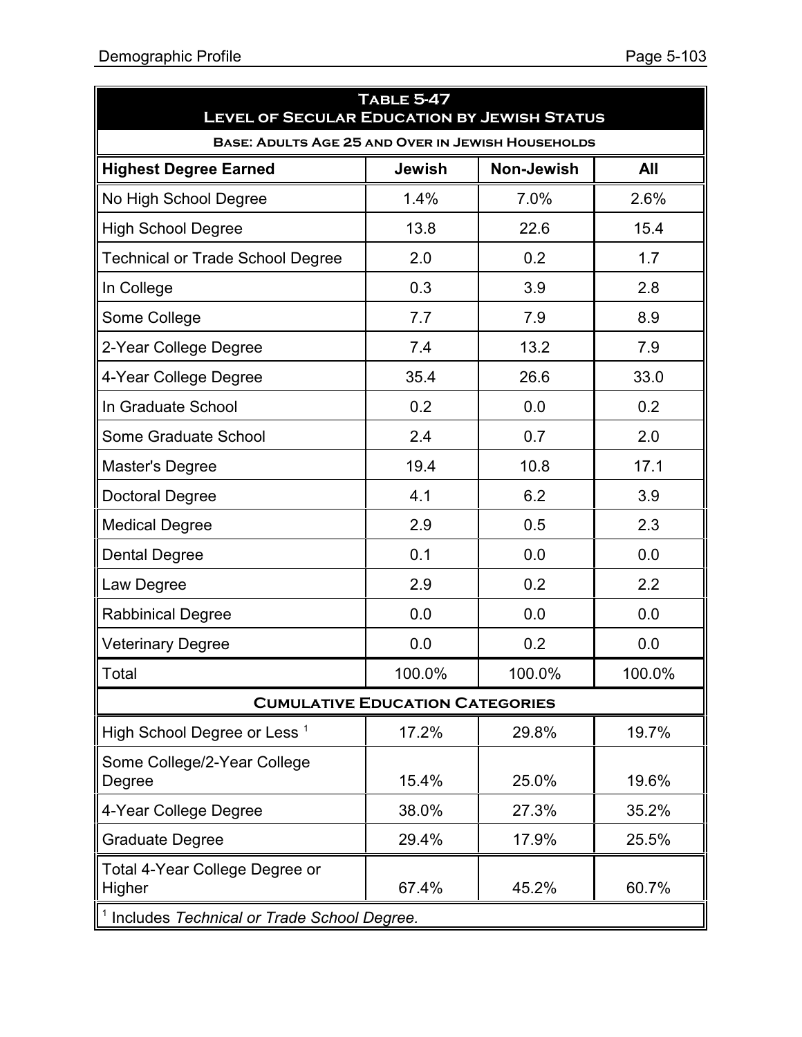## Table 5-47
## Level of Secular Education by Jewish Status

**Base: Adults Age 25 and Over in Jewish Households**

| Highest Degree Earned | Jewish | Non-Jewish | All |
|---|---|---|---|
| No High School Degree | 1.4% | 7.0% | 2.6% |
| High School Degree | 13.8 | 22.6 | 15.4 |
| Technical or Trade School Degree | 2.0 | 0.2 | 1.7 |
| In College | 0.3 | 3.9 | 2.8 |
| Some College | 7.7 | 7.9 | 8.9 |
| 2-Year College Degree | 7.4 | 13.2 | 7.9 |
| 4-Year College Degree | 35.4 | 26.6 | 33.0 |
| In Graduate School | 0.2 | 0.0 | 0.2 |
| Some Graduate School | 2.4 | 0.7 | 2.0 |
| Master's Degree | 19.4 | 10.8 | 17.1 |
| Doctoral Degree | 4.1 | 6.2 | 3.9 |
| Medical Degree | 2.9 | 0.5 | 2.3 |
| Dental Degree | 0.1 | 0.0 | 0.0 |
| Law Degree | 2.9 | 0.2 | 2.2 |
| Rabbinical Degree | 0.0 | 0.0 | 0.0 |
| Veterinary Degree | 0.0 | 0.2 | 0.0 |
| Total | 100.0% | 100.0% | 100.0% |
| **Cumulative Education Categories** | | | |
| High School Degree or Less [1] | 17.2% | 29.8% | 19.7% |
| Some College/2-Year College Degree | 15.4% | 25.0% | 19.6% |
| 4-Year College Degree | 38.0% | 27.3% | 35.2% |
| Graduate Degree | 29.4% | 17.9% | 25.5% |
| Total 4-Year College Degree or Higher | 67.4% | 45.2% | 60.7% |

[1] Includes *Technical or Trade School Degree.*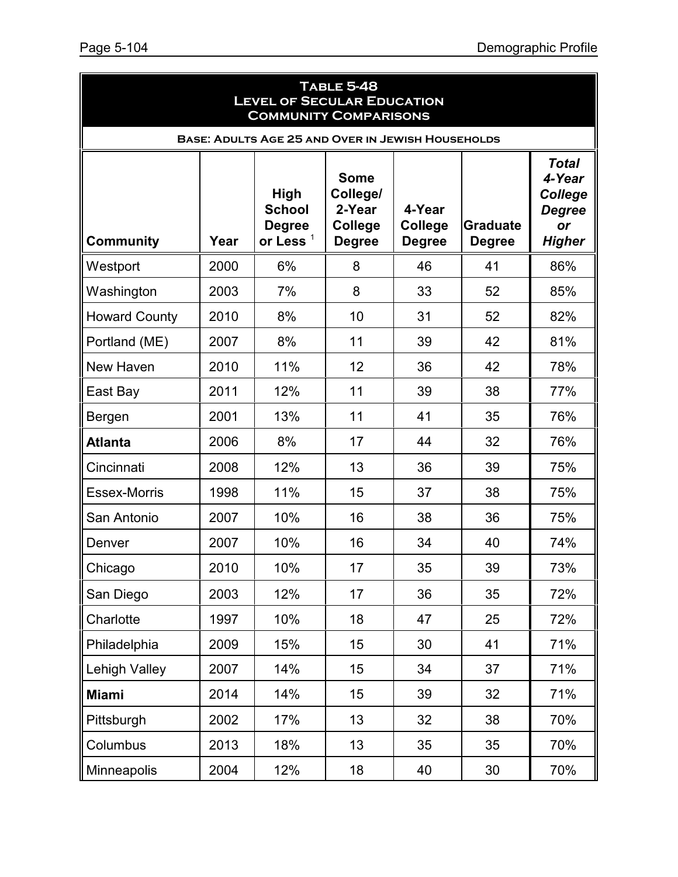## Table 5-48
## Level of Secular Education
## Community Comparisons

**Base: Adults Age 25 and Over in Jewish Households**

| Community | Year | High School Degree or Less [1] | Some College/ 2-Year College Degree | 4-Year College Degree | Graduate Degree | *Total 4-Year College Degree or Higher* |
|---|---|---|---|---|---|---|
| Westport | 2000 | 6% | 8 | 46 | 41 | 86% |
| Washington | 2003 | 7% | 8 | 33 | 52 | 85% |
| Howard County | 2010 | 8% | 10 | 31 | 52 | 82% |
| Portland (ME) | 2007 | 8% | 11 | 39 | 42 | 81% |
| New Haven | 2010 | 11% | 12 | 36 | 42 | 78% |
| East Bay | 2011 | 12% | 11 | 39 | 38 | 77% |
| Bergen | 2001 | 13% | 11 | 41 | 35 | 76% |
| **Atlanta** | 2006 | 8% | 17 | 44 | 32 | 76% |
| Cincinnati | 2008 | 12% | 13 | 36 | 39 | 75% |
| Essex-Morris | 1998 | 11% | 15 | 37 | 38 | 75% |
| San Antonio | 2007 | 10% | 16 | 38 | 36 | 75% |
| Denver | 2007 | 10% | 16 | 34 | 40 | 74% |
| Chicago | 2010 | 10% | 17 | 35 | 39 | 73% |
| San Diego | 2003 | 12% | 17 | 36 | 35 | 72% |
| Charlotte | 1997 | 10% | 18 | 47 | 25 | 72% |
| Philadelphia | 2009 | 15% | 15 | 30 | 41 | 71% |
| Lehigh Valley | 2007 | 14% | 15 | 34 | 37 | 71% |
| **Miami** | 2014 | 14% | 15 | 39 | 32 | 71% |
| Pittsburgh | 2002 | 17% | 13 | 32 | 38 | 70% |
| Columbus | 2013 | 18% | 13 | 35 | 35 | 70% |
| Minneapolis | 2004 | 12% | 18 | 40 | 30 | 70% |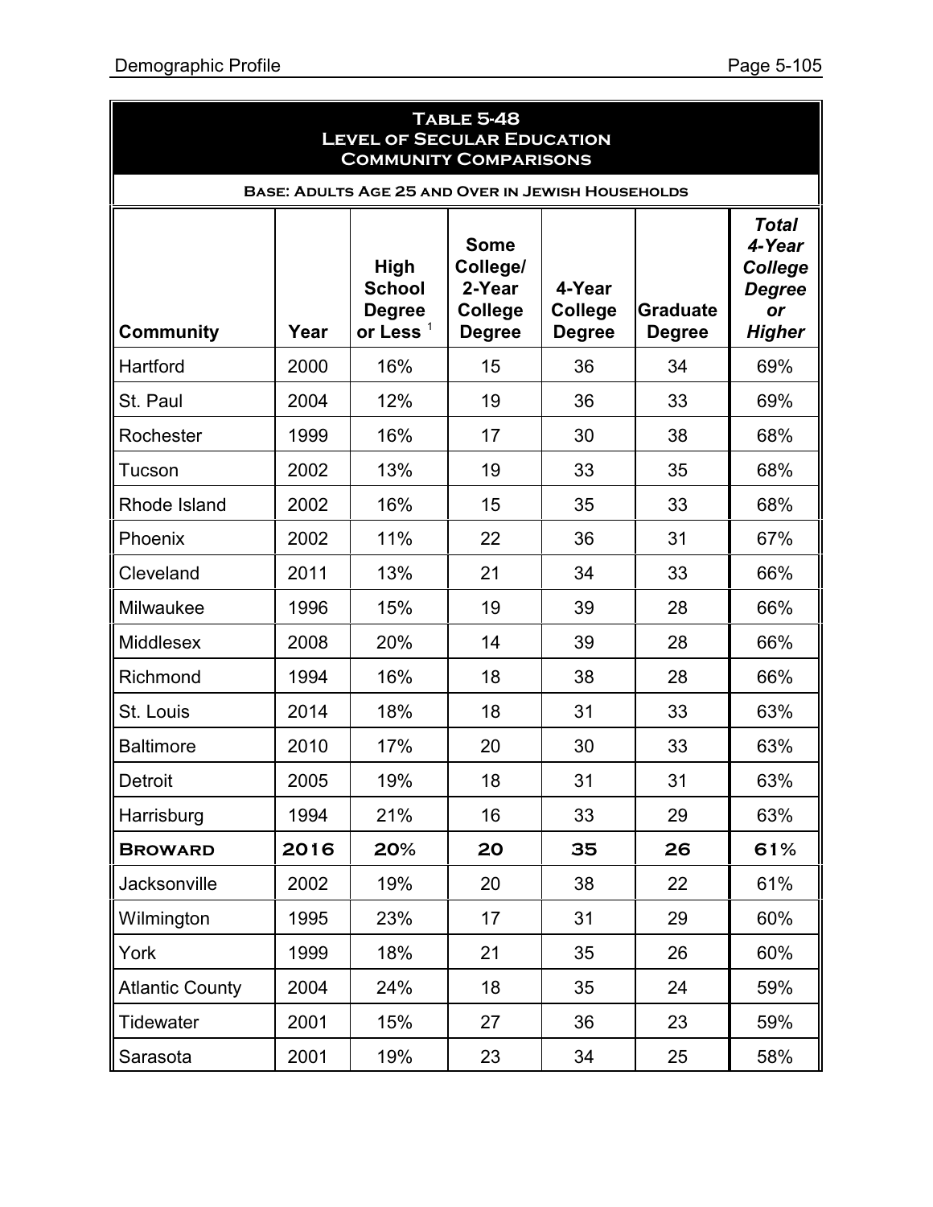## Table 5-48
## Level of Secular Education
## Community Comparisons

**Base: Adults Age 25 and Over in Jewish Households**

| Community | Year | High School Degree or Less [1] | Some College/ 2-Year College Degree | 4-Year College Degree | Graduate Degree | *Total 4-Year College Degree or Higher* |
|---|---|---|---|---|---|---|
| Hartford | 2000 | 16% | 15 | 36 | 34 | 69% |
| St. Paul | 2004 | 12% | 19 | 36 | 33 | 69% |
| Rochester | 1999 | 16% | 17 | 30 | 38 | 68% |
| Tucson | 2002 | 13% | 19 | 33 | 35 | 68% |
| Rhode Island | 2002 | 16% | 15 | 35 | 33 | 68% |
| Phoenix | 2002 | 11% | 22 | 36 | 31 | 67% |
| Cleveland | 2011 | 13% | 21 | 34 | 33 | 66% |
| Milwaukee | 1996 | 15% | 19 | 39 | 28 | 66% |
| Middlesex | 2008 | 20% | 14 | 39 | 28 | 66% |
| Richmond | 1994 | 16% | 18 | 38 | 28 | 66% |
| St. Louis | 2014 | 18% | 18 | 31 | 33 | 63% |
| Baltimore | 2010 | 17% | 20 | 30 | 33 | 63% |
| Detroit | 2005 | 19% | 18 | 31 | 31 | 63% |
| Harrisburg | 1994 | 21% | 16 | 33 | 29 | 63% |
| **Broward** | **2016** | **20%** | **20** | **35** | **26** | **61%** |
| Jacksonville | 2002 | 19% | 20 | 38 | 22 | 61% |
| Wilmington | 1995 | 23% | 17 | 31 | 29 | 60% |
| York | 1999 | 18% | 21 | 35 | 26 | 60% |
| Atlantic County | 2004 | 24% | 18 | 35 | 24 | 59% |
| Tidewater | 2001 | 15% | 27 | 36 | 23 | 59% |
| Sarasota | 2001 | 19% | 23 | 34 | 25 | 58% |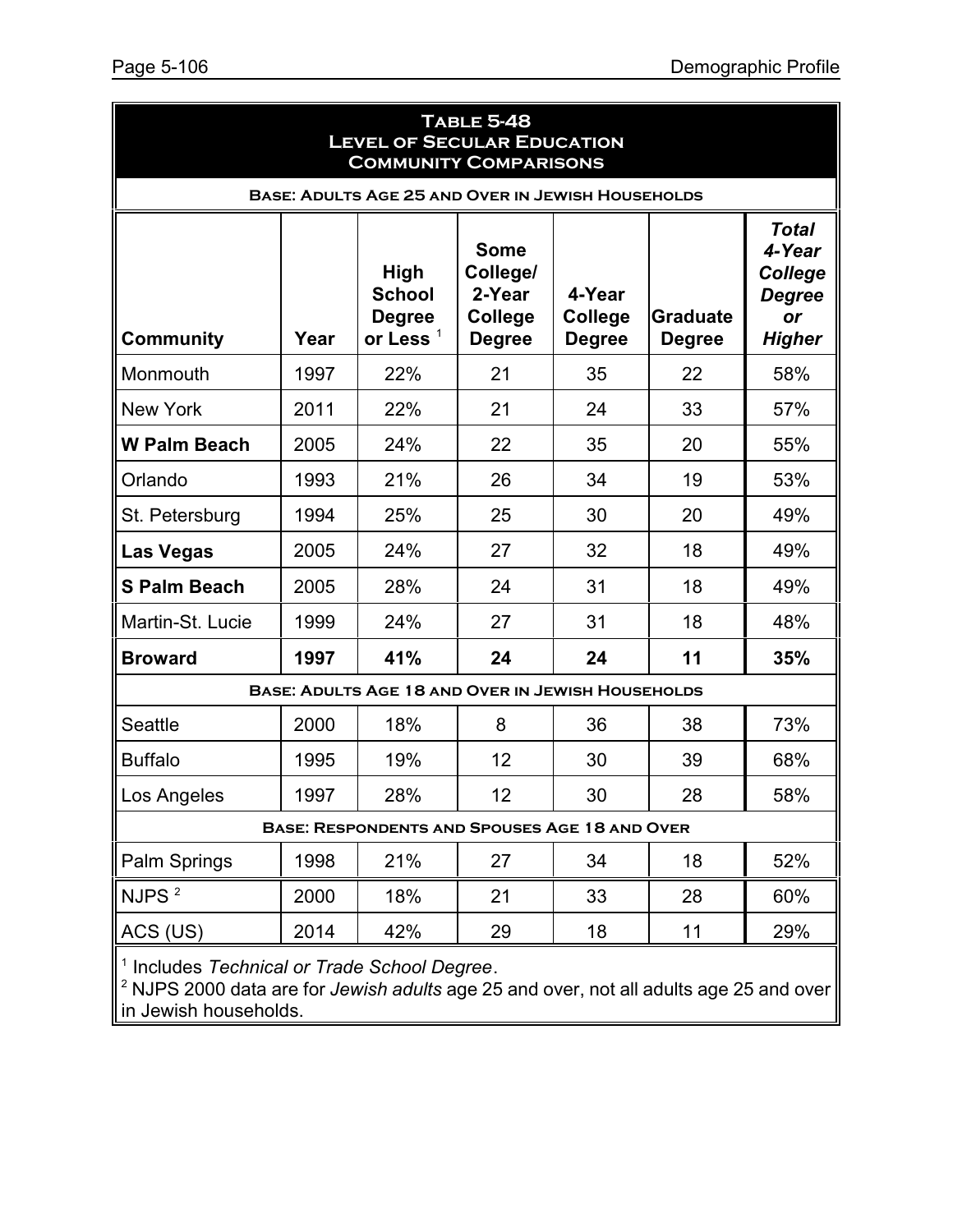## Table 5-48
## Level of Secular Education
## Community Comparisons

| Community | Year | High School Degree or Less [1] | Some College/ 2-Year College Degree | 4-Year College Degree | Graduate Degree | *Total 4-Year College Degree or Higher* |
|---|---|---|---|---|---|---|
| **Base: Adults Age 25 and Over in Jewish Households** | | | | | | |
| Monmouth | 1997 | 22% | 21 | 35 | 22 | 58% |
| New York | 2011 | 22% | 21 | 24 | 33 | 57% |
| **W Palm Beach** | 2005 | 24% | 22 | 35 | 20 | 55% |
| Orlando | 1993 | 21% | 26 | 34 | 19 | 53% |
| St. Petersburg | 1994 | 25% | 25 | 30 | 20 | 49% |
| **Las Vegas** | 2005 | 24% | 27 | 32 | 18 | 49% |
| **S Palm Beach** | 2005 | 28% | 24 | 31 | 18 | 49% |
| Martin-St. Lucie | 1999 | 24% | 27 | 31 | 18 | 48% |
| **Broward** | **1997** | **41%** | **24** | **24** | **11** | **35%** |
| **Base: Adults Age 18 and Over in Jewish Households** | | | | | | |
| Seattle | 2000 | 18% | 8 | 36 | 38 | 73% |
| Buffalo | 1995 | 19% | 12 | 30 | 39 | 68% |
| Los Angeles | 1997 | 28% | 12 | 30 | 28 | 58% |
| **Base: Respondents and Spouses Age 18 and Over** | | | | | | |
| Palm Springs | 1998 | 21% | 27 | 34 | 18 | 52% |
| NJPS [2] | 2000 | 18% | 21 | 33 | 28 | 60% |
| ACS (US) | 2014 | 42% | 29 | 18 | 11 | 29% |

[1] Includes *Technical or Trade School Degree*.
[2] NJPS 2000 data are for *Jewish adults* age 25 and over, not all adults age 25 and over in Jewish households.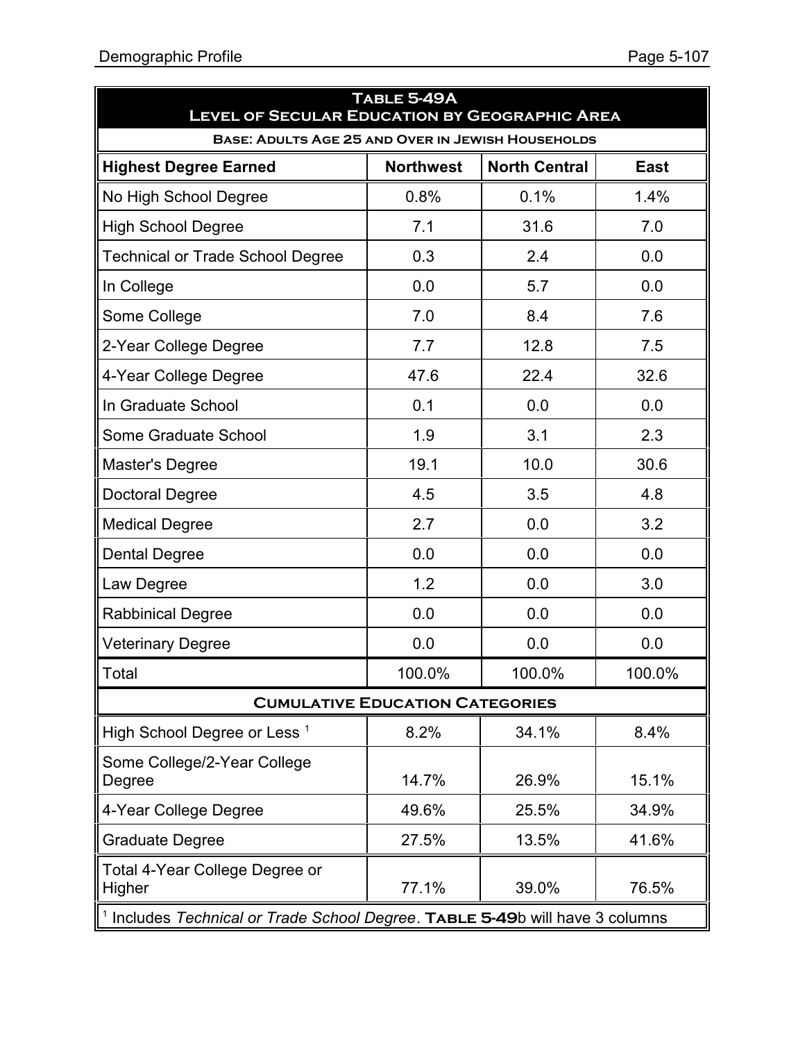## Table 5-49A
## Level of Secular Education by Geographic Area

**Base: Adults Age 25 and Over in Jewish Households**

| Highest Degree Earned | Northwest | North Central | East |
|---|---|---|---|
| No High School Degree | 0.8% | 0.1% | 1.4% |
| High School Degree | 7.1 | 31.6 | 7.0 |
| Technical or Trade School Degree | 0.3 | 2.4 | 0.0 |
| In College | 0.0 | 5.7 | 0.0 |
| Some College | 7.0 | 8.4 | 7.6 |
| 2-Year College Degree | 7.7 | 12.8 | 7.5 |
| 4-Year College Degree | 47.6 | 22.4 | 32.6 |
| In Graduate School | 0.1 | 0.0 | 0.0 |
| Some Graduate School | 1.9 | 3.1 | 2.3 |
| Master's Degree | 19.1 | 10.0 | 30.6 |
| Doctoral Degree | 4.5 | 3.5 | 4.8 |
| Medical Degree | 2.7 | 0.0 | 3.2 |
| Dental Degree | 0.0 | 0.0 | 0.0 |
| Law Degree | 1.2 | 0.0 | 3.0 |
| Rabbinical Degree | 0.0 | 0.0 | 0.0 |
| Veterinary Degree | 0.0 | 0.0 | 0.0 |
| Total | 100.0% | 100.0% | 100.0% |
| **Cumulative Education Categories** | | | |
| High School Degree or Less [1] | 8.2% | 34.1% | 8.4% |
| Some College/2-Year College Degree | 14.7% | 26.9% | 15.1% |
| 4-Year College Degree | 49.6% | 25.5% | 34.9% |
| Graduate Degree | 27.5% | 13.5% | 41.6% |
| Total 4-Year College Degree or Higher | 77.1% | 39.0% | 76.5% |

[1] Includes *Technical or Trade School Degree*. **Table 5-49**b will have 3 columns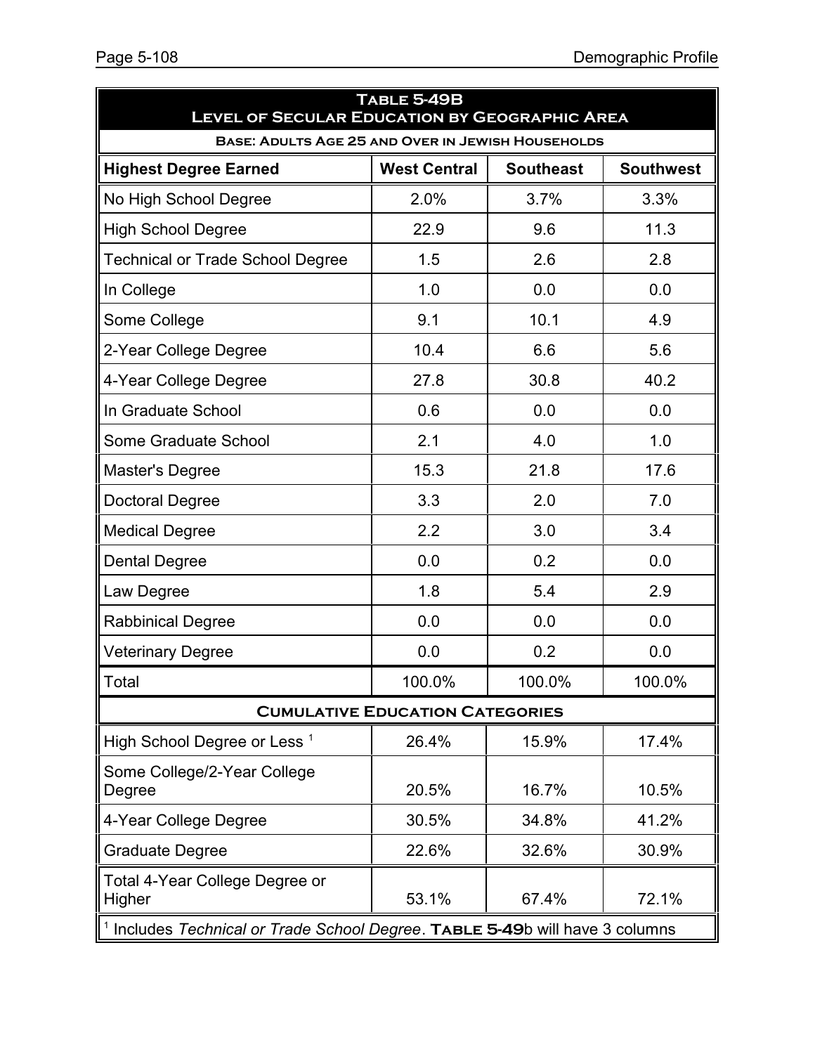| Table 5-49B<br>Level of Secular Education by Geographic Area | | | |
|---|---|---|---|
| Base: Adults Age 25 and Over in Jewish Households | | | |
| **Highest Degree Earned** | **West Central** | **Southeast** | **Southwest** |
| No High School Degree | 2.0% | 3.7% | 3.3% |
| High School Degree | 22.9 | 9.6 | 11.3 |
| Technical or Trade School Degree | 1.5 | 2.6 | 2.8 |
| In College | 1.0 | 0.0 | 0.0 |
| Some College | 9.1 | 10.1 | 4.9 |
| 2-Year College Degree | 10.4 | 6.6 | 5.6 |
| 4-Year College Degree | 27.8 | 30.8 | 40.2 |
| In Graduate School | 0.6 | 0.0 | 0.0 |
| Some Graduate School | 2.1 | 4.0 | 1.0 |
| Master's Degree | 15.3 | 21.8 | 17.6 |
| Doctoral Degree | 3.3 | 2.0 | 7.0 |
| Medical Degree | 2.2 | 3.0 | 3.4 |
| Dental Degree | 0.0 | 0.2 | 0.0 |
| Law Degree | 1.8 | 5.4 | 2.9 |
| Rabbinical Degree | 0.0 | 0.0 | 0.0 |
| Veterinary Degree | 0.0 | 0.2 | 0.0 |
| Total | 100.0% | 100.0% | 100.0% |
| **Cumulative Education Categories** | | | |
| High School Degree or Less [1] | 26.4% | 15.9% | 17.4% |
| Some College/2-Year College Degree | 20.5% | 16.7% | 10.5% |
| 4-Year College Degree | 30.5% | 34.8% | 41.2% |
| Graduate Degree | 22.6% | 32.6% | 30.9% |
| Total 4-Year College Degree or Higher | 53.1% | 67.4% | 72.1% |

[1] Includes *Technical or Trade School Degree*. **Table 5-49**b will have 3 columns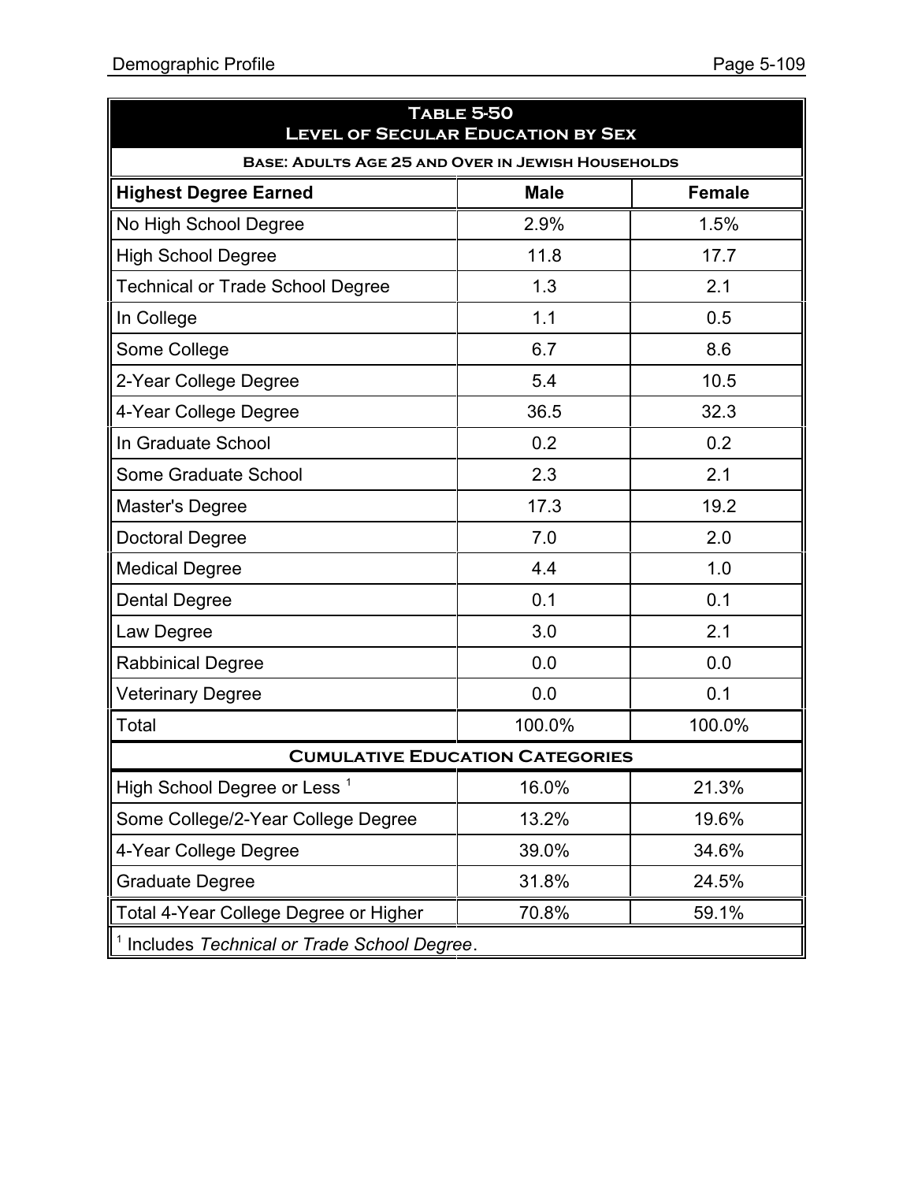## Table 5-50
## Level of Secular Education by Sex

| Base: Adults Age 25 and Over in Jewish Households | | |
|---|---|---|
| **Highest Degree Earned** | **Male** | **Female** |
| No High School Degree | 2.9% | 1.5% |
| High School Degree | 11.8 | 17.7 |
| Technical or Trade School Degree | 1.3 | 2.1 |
| In College | 1.1 | 0.5 |
| Some College | 6.7 | 8.6 |
| 2-Year College Degree | 5.4 | 10.5 |
| 4-Year College Degree | 36.5 | 32.3 |
| In Graduate School | 0.2 | 0.2 |
| Some Graduate School | 2.3 | 2.1 |
| Master's Degree | 17.3 | 19.2 |
| Doctoral Degree | 7.0 | 2.0 |
| Medical Degree | 4.4 | 1.0 |
| Dental Degree | 0.1 | 0.1 |
| Law Degree | 3.0 | 2.1 |
| Rabbinical Degree | 0.0 | 0.0 |
| Veterinary Degree | 0.0 | 0.1 |
| Total | 100.0% | 100.0% |
| **Cumulative Education Categories** | | |
| High School Degree or Less [1] | 16.0% | 21.3% |
| Some College/2-Year College Degree | 13.2% | 19.6% |
| 4-Year College Degree | 39.0% | 34.6% |
| Graduate Degree | 31.8% | 24.5% |
| Total 4-Year College Degree or Higher | 70.8% | 59.1% |

[1] Includes *Technical or Trade School Degree*.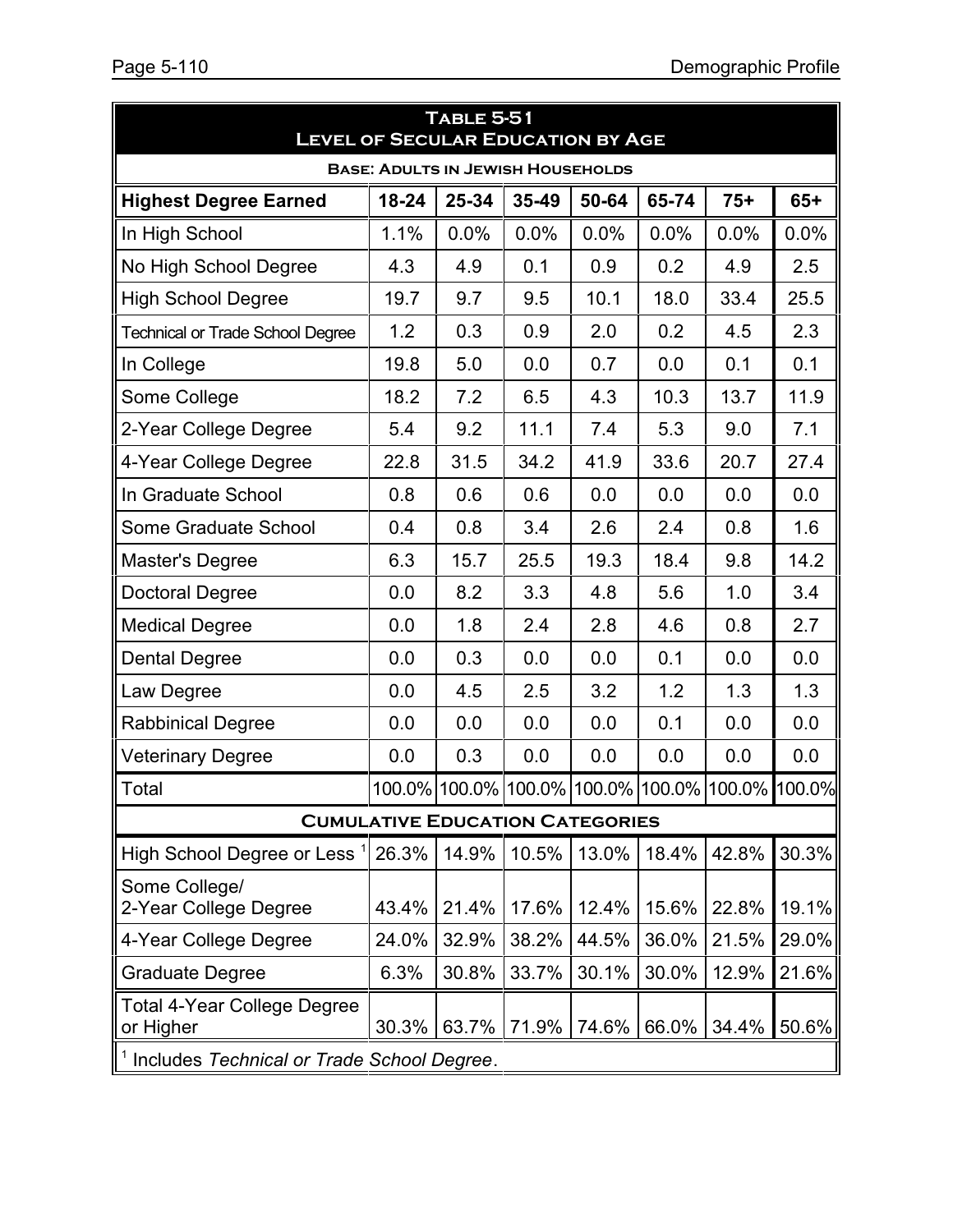**Table 5-51**
**Level of Secular Education by Age**

**Base: Adults in Jewish Households**

| Highest Degree Earned | 18-24 | 25-34 | 35-49 | 50-64 | 65-74 | 75+ | 65+ |
|---|---|---|---|---|---|---|---|
| In High School | 1.1% | 0.0% | 0.0% | 0.0% | 0.0% | 0.0% | 0.0% |
| No High School Degree | 4.3 | 4.9 | 0.1 | 0.9 | 0.2 | 4.9 | 2.5 |
| High School Degree | 19.7 | 9.7 | 9.5 | 10.1 | 18.0 | 33.4 | 25.5 |
| Technical or Trade School Degree | 1.2 | 0.3 | 0.9 | 2.0 | 0.2 | 4.5 | 2.3 |
| In College | 19.8 | 5.0 | 0.0 | 0.7 | 0.0 | 0.1 | 0.1 |
| Some College | 18.2 | 7.2 | 6.5 | 4.3 | 10.3 | 13.7 | 11.9 |
| 2-Year College Degree | 5.4 | 9.2 | 11.1 | 7.4 | 5.3 | 9.0 | 7.1 |
| 4-Year College Degree | 22.8 | 31.5 | 34.2 | 41.9 | 33.6 | 20.7 | 27.4 |
| In Graduate School | 0.8 | 0.6 | 0.6 | 0.0 | 0.0 | 0.0 | 0.0 |
| Some Graduate School | 0.4 | 0.8 | 3.4 | 2.6 | 2.4 | 0.8 | 1.6 |
| Master's Degree | 6.3 | 15.7 | 25.5 | 19.3 | 18.4 | 9.8 | 14.2 |
| Doctoral Degree | 0.0 | 8.2 | 3.3 | 4.8 | 5.6 | 1.0 | 3.4 |
| Medical Degree | 0.0 | 1.8 | 2.4 | 2.8 | 4.6 | 0.8 | 2.7 |
| Dental Degree | 0.0 | 0.3 | 0.0 | 0.0 | 0.1 | 0.0 | 0.0 |
| Law Degree | 0.0 | 4.5 | 2.5 | 3.2 | 1.2 | 1.3 | 1.3 |
| Rabbinical Degree | 0.0 | 0.0 | 0.0 | 0.0 | 0.1 | 0.0 | 0.0 |
| Veterinary Degree | 0.0 | 0.3 | 0.0 | 0.0 | 0.0 | 0.0 | 0.0 |
| Total | 100.0% | 100.0% | 100.0% | 100.0% | 100.0% | 100.0% | 100.0% |
| **Cumulative Education Categories** | | | | | | | |
| High School Degree or Less [1] | 26.3% | 14.9% | 10.5% | 13.0% | 18.4% | 42.8% | 30.3% |
| Some College/ 2-Year College Degree | 43.4% | 21.4% | 17.6% | 12.4% | 15.6% | 22.8% | 19.1% |
| 4-Year College Degree | 24.0% | 32.9% | 38.2% | 44.5% | 36.0% | 21.5% | 29.0% |
| Graduate Degree | 6.3% | 30.8% | 33.7% | 30.1% | 30.0% | 12.9% | 21.6% |
| Total 4-Year College Degree or Higher | 30.3% | 63.7% | 71.9% | 74.6% | 66.0% | 34.4% | 50.6% |

[1] Includes *Technical or Trade School Degree*.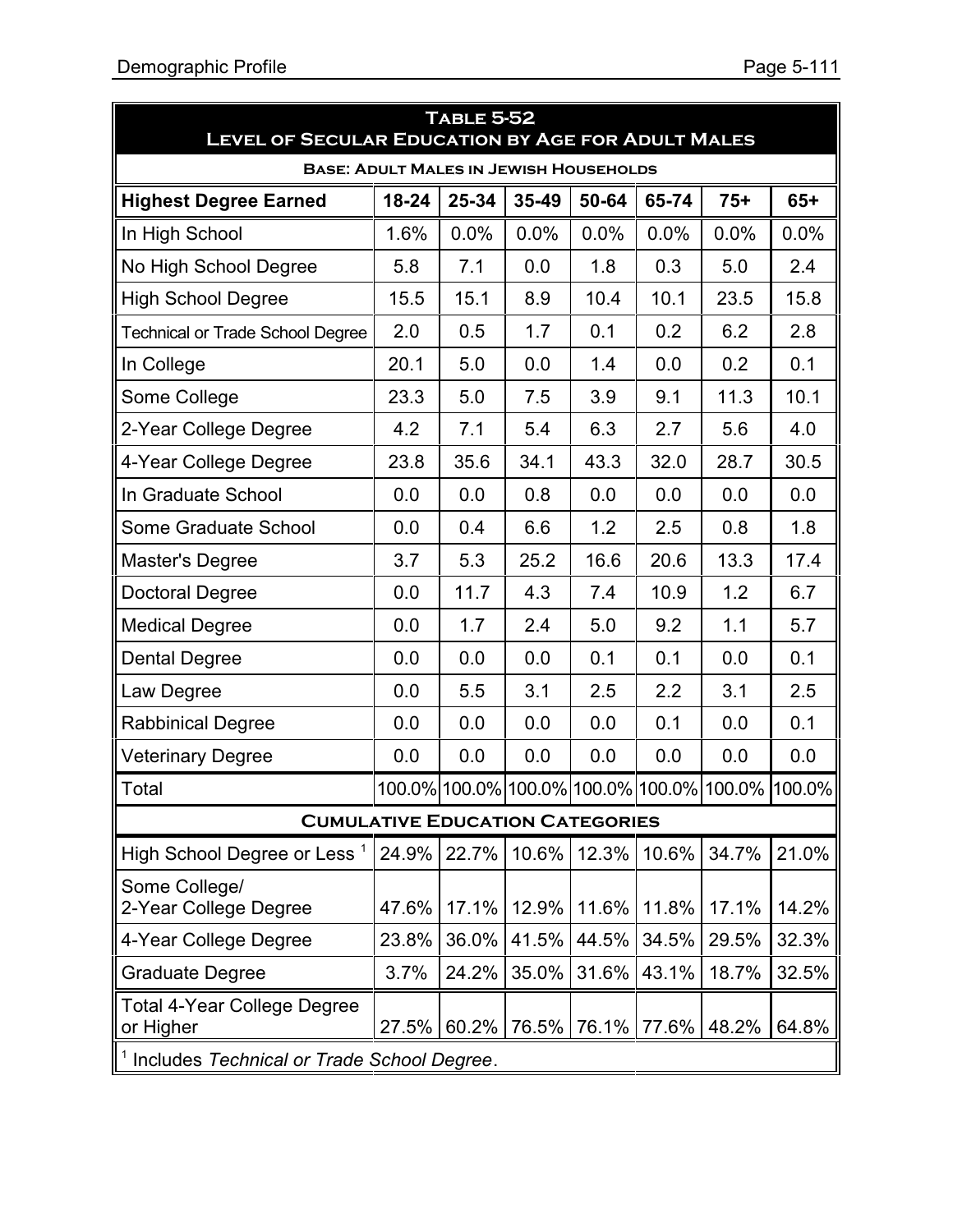**Table 5-52**
**Level of Secular Education by Age for Adult Males**

**Base: Adult Males in Jewish Households**

| Highest Degree Earned | 18-24 | 25-34 | 35-49 | 50-64 | 65-74 | 75+ | 65+ |
|---|---|---|---|---|---|---|---|
| In High School | 1.6% | 0.0% | 0.0% | 0.0% | 0.0% | 0.0% | 0.0% |
| No High School Degree | 5.8 | 7.1 | 0.0 | 1.8 | 0.3 | 5.0 | 2.4 |
| High School Degree | 15.5 | 15.1 | 8.9 | 10.4 | 10.1 | 23.5 | 15.8 |
| Technical or Trade School Degree | 2.0 | 0.5 | 1.7 | 0.1 | 0.2 | 6.2 | 2.8 |
| In College | 20.1 | 5.0 | 0.0 | 1.4 | 0.0 | 0.2 | 0.1 |
| Some College | 23.3 | 5.0 | 7.5 | 3.9 | 9.1 | 11.3 | 10.1 |
| 2-Year College Degree | 4.2 | 7.1 | 5.4 | 6.3 | 2.7 | 5.6 | 4.0 |
| 4-Year College Degree | 23.8 | 35.6 | 34.1 | 43.3 | 32.0 | 28.7 | 30.5 |
| In Graduate School | 0.0 | 0.0 | 0.8 | 0.0 | 0.0 | 0.0 | 0.0 |
| Some Graduate School | 0.0 | 0.4 | 6.6 | 1.2 | 2.5 | 0.8 | 1.8 |
| Master's Degree | 3.7 | 5.3 | 25.2 | 16.6 | 20.6 | 13.3 | 17.4 |
| Doctoral Degree | 0.0 | 11.7 | 4.3 | 7.4 | 10.9 | 1.2 | 6.7 |
| Medical Degree | 0.0 | 1.7 | 2.4 | 5.0 | 9.2 | 1.1 | 5.7 |
| Dental Degree | 0.0 | 0.0 | 0.0 | 0.1 | 0.1 | 0.0 | 0.1 |
| Law Degree | 0.0 | 5.5 | 3.1 | 2.5 | 2.2 | 3.1 | 2.5 |
| Rabbinical Degree | 0.0 | 0.0 | 0.0 | 0.0 | 0.1 | 0.0 | 0.1 |
| Veterinary Degree | 0.0 | 0.0 | 0.0 | 0.0 | 0.0 | 0.0 | 0.0 |
| Total | 100.0% | 100.0% | 100.0% | 100.0% | 100.0% | 100.0% | 100.0% |
| **Cumulative Education Categories** | | | | | | | |
| High School Degree or Less [1] | 24.9% | 22.7% | 10.6% | 12.3% | 10.6% | 34.7% | 21.0% |
| Some College/ 2-Year College Degree | 47.6% | 17.1% | 12.9% | 11.6% | 11.8% | 17.1% | 14.2% |
| 4-Year College Degree | 23.8% | 36.0% | 41.5% | 44.5% | 34.5% | 29.5% | 32.3% |
| Graduate Degree | 3.7% | 24.2% | 35.0% | 31.6% | 43.1% | 18.7% | 32.5% |
| Total 4-Year College Degree or Higher | 27.5% | 60.2% | 76.5% | 76.1% | 77.6% | 48.2% | 64.8% |

[1] Includes *Technical or Trade School Degree*.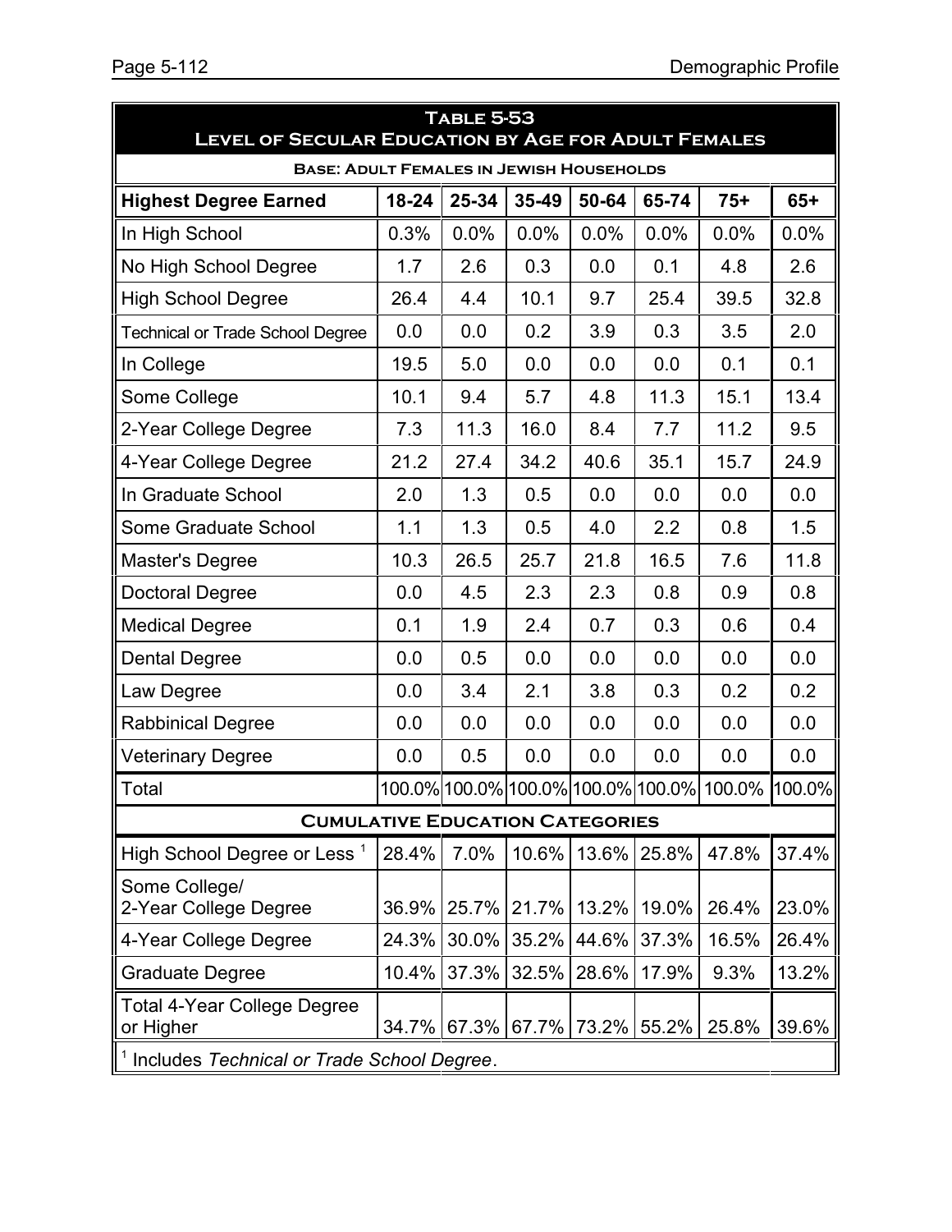**Table 5-53**
**Level of Secular Education by Age for Adult Females**

**Base: Adult Females in Jewish Households**

| Highest Degree Earned | 18-24 | 25-34 | 35-49 | 50-64 | 65-74 | 75+ | 65+ |
|---|---|---|---|---|---|---|---|
| In High School | 0.3% | 0.0% | 0.0% | 0.0% | 0.0% | 0.0% | 0.0% |
| No High School Degree | 1.7 | 2.6 | 0.3 | 0.0 | 0.1 | 4.8 | 2.6 |
| High School Degree | 26.4 | 4.4 | 10.1 | 9.7 | 25.4 | 39.5 | 32.8 |
| Technical or Trade School Degree | 0.0 | 0.0 | 0.2 | 3.9 | 0.3 | 3.5 | 2.0 |
| In College | 19.5 | 5.0 | 0.0 | 0.0 | 0.0 | 0.1 | 0.1 |
| Some College | 10.1 | 9.4 | 5.7 | 4.8 | 11.3 | 15.1 | 13.4 |
| 2-Year College Degree | 7.3 | 11.3 | 16.0 | 8.4 | 7.7 | 11.2 | 9.5 |
| 4-Year College Degree | 21.2 | 27.4 | 34.2 | 40.6 | 35.1 | 15.7 | 24.9 |
| In Graduate School | 2.0 | 1.3 | 0.5 | 0.0 | 0.0 | 0.0 | 0.0 |
| Some Graduate School | 1.1 | 1.3 | 0.5 | 4.0 | 2.2 | 0.8 | 1.5 |
| Master's Degree | 10.3 | 26.5 | 25.7 | 21.8 | 16.5 | 7.6 | 11.8 |
| Doctoral Degree | 0.0 | 4.5 | 2.3 | 2.3 | 0.8 | 0.9 | 0.8 |
| Medical Degree | 0.1 | 1.9 | 2.4 | 0.7 | 0.3 | 0.6 | 0.4 |
| Dental Degree | 0.0 | 0.5 | 0.0 | 0.0 | 0.0 | 0.0 | 0.0 |
| Law Degree | 0.0 | 3.4 | 2.1 | 3.8 | 0.3 | 0.2 | 0.2 |
| Rabbinical Degree | 0.0 | 0.0 | 0.0 | 0.0 | 0.0 | 0.0 | 0.0 |
| Veterinary Degree | 0.0 | 0.5 | 0.0 | 0.0 | 0.0 | 0.0 | 0.0 |
| Total | 100.0% | 100.0% | 100.0% | 100.0% | 100.0% | 100.0% | 100.0% |
| **Cumulative Education Categories** | | | | | | | |
| High School Degree or Less [1] | 28.4% | 7.0% | 10.6% | 13.6% | 25.8% | 47.8% | 37.4% |
| Some College/ 2-Year College Degree | 36.9% | 25.7% | 21.7% | 13.2% | 19.0% | 26.4% | 23.0% |
| 4-Year College Degree | 24.3% | 30.0% | 35.2% | 44.6% | 37.3% | 16.5% | 26.4% |
| Graduate Degree | 10.4% | 37.3% | 32.5% | 28.6% | 17.9% | 9.3% | 13.2% |
| Total 4-Year College Degree or Higher | 34.7% | 67.3% | 67.7% | 73.2% | 55.2% | 25.8% | 39.6% |

[1] Includes *Technical or Trade School Degree*.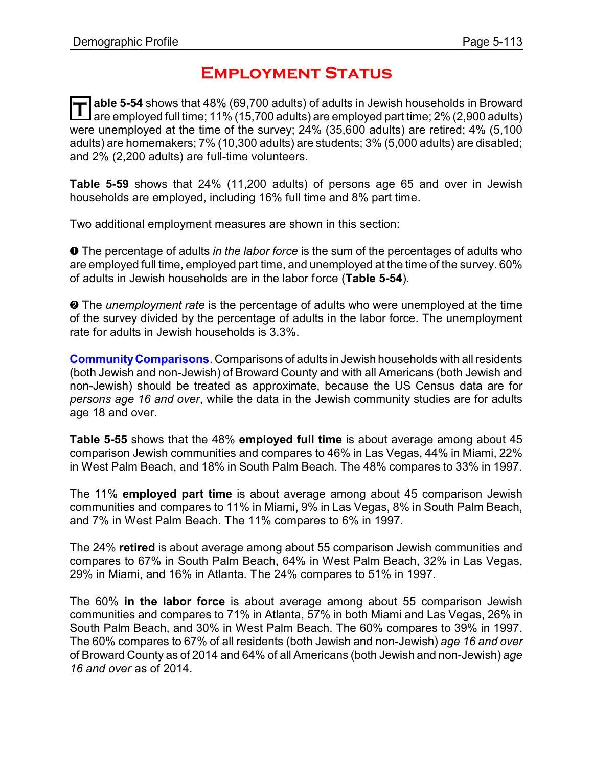# Employment Status

**Table 5-54** shows that 48% (69,700 adults) of adults in Jewish households in Broward are employed full time; 11% (15,700 adults) are employed part time; 2% (2,900 adults) were unemployed at the time of the survey; 24% (35,600 adults) are retired; 4% (5,100 adults) are homemakers; 7% (10,300 adults) are students; 3% (5,000 adults) are disabled; and 2% (2,200 adults) are full-time volunteers.

**Table 5-59** shows that 24% (11,200 adults) of persons age 65 and over in Jewish households are employed, including 16% full time and 8% part time.

Two additional employment measures are shown in this section:

❶ The percentage of adults *in the labor force* is the sum of the percentages of adults who are employed full time, employed part time, and unemployed at the time of the survey. 60% of adults in Jewish households are in the labor force (**Table 5-54**).

❷ The *unemployment rate* is the percentage of adults who were unemployed at the time of the survey divided by the percentage of adults in the labor force. The unemployment rate for adults in Jewish households is 3.3%.

**Community Comparisons**. Comparisons of adults in Jewish households with all residents (both Jewish and non-Jewish) of Broward County and with all Americans (both Jewish and non-Jewish) should be treated as approximate, because the US Census data are for *persons age 16 and over*, while the data in the Jewish community studies are for adults age 18 and over.

**Table 5-55** shows that the 48% **employed full time** is about average among about 45 comparison Jewish communities and compares to 46% in Las Vegas, 44% in Miami, 22% in West Palm Beach, and 18% in South Palm Beach. The 48% compares to 33% in 1997.

The 11% **employed part time** is about average among about 45 comparison Jewish communities and compares to 11% in Miami, 9% in Las Vegas, 8% in South Palm Beach, and 7% in West Palm Beach. The 11% compares to 6% in 1997.

The 24% **retired** is about average among about 55 comparison Jewish communities and compares to 67% in South Palm Beach, 64% in West Palm Beach, 32% in Las Vegas, 29% in Miami, and 16% in Atlanta. The 24% compares to 51% in 1997.

The 60% **in the labor force** is about average among about 55 comparison Jewish communities and compares to 71% in Atlanta, 57% in both Miami and Las Vegas, 26% in South Palm Beach, and 30% in West Palm Beach. The 60% compares to 39% in 1997. The 60% compares to 67% of all residents (both Jewish and non-Jewish) *age 16 and over* of Broward County as of 2014 and 64% of all Americans (both Jewish and non-Jewish) *age 16 and over* as of 2014.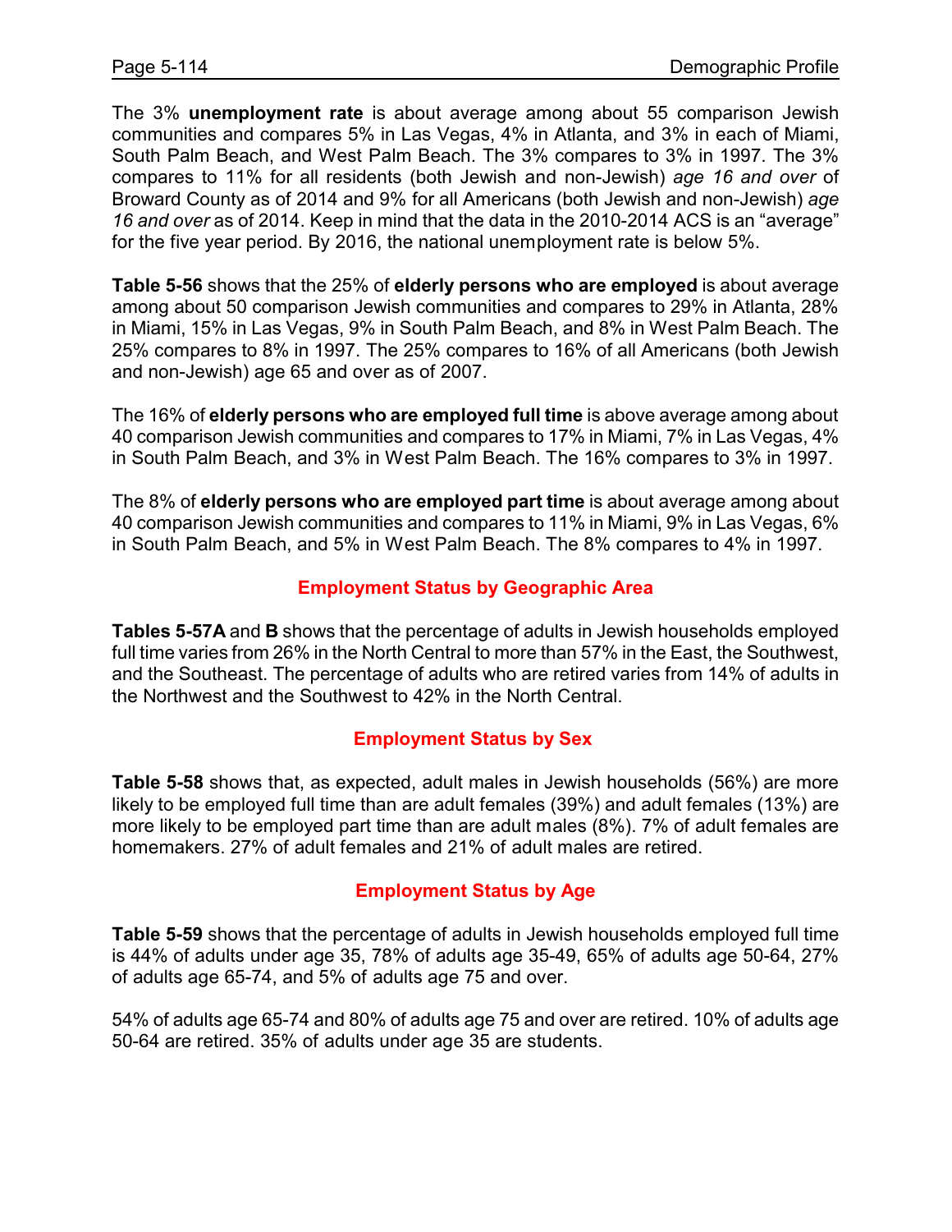The 3% **unemployment rate** is about average among about 55 comparison Jewish communities and compares 5% in Las Vegas, 4% in Atlanta, and 3% in each of Miami, South Palm Beach, and West Palm Beach. The 3% compares to 3% in 1997. The 3% compares to 11% for all residents (both Jewish and non-Jewish) *age 16 and over* of Broward County as of 2014 and 9% for all Americans (both Jewish and non-Jewish) *age 16 and over* as of 2014. Keep in mind that the data in the 2010-2014 ACS is an "average" for the five year period. By 2016, the national unemployment rate is below 5%.

**Table 5-56** shows that the 25% of **elderly persons who are employed** is about average among about 50 comparison Jewish communities and compares to 29% in Atlanta, 28% in Miami, 15% in Las Vegas, 9% in South Palm Beach, and 8% in West Palm Beach. The 25% compares to 8% in 1997. The 25% compares to 16% of all Americans (both Jewish and non-Jewish) age 65 and over as of 2007.

The 16% of **elderly persons who are employed full time** is above average among about 40 comparison Jewish communities and compares to 17% in Miami, 7% in Las Vegas, 4% in South Palm Beach, and 3% in West Palm Beach. The 16% compares to 3% in 1997.

The 8% of **elderly persons who are employed part time** is about average among about 40 comparison Jewish communities and compares to 11% in Miami, 9% in Las Vegas, 6% in South Palm Beach, and 5% in West Palm Beach. The 8% compares to 4% in 1997.

## Employment Status by Geographic Area

**Tables 5-57A** and **B** shows that the percentage of adults in Jewish households employed full time varies from 26% in the North Central to more than 57% in the East, the Southwest, and the Southeast. The percentage of adults who are retired varies from 14% of adults in the Northwest and the Southwest to 42% in the North Central.

## Employment Status by Sex

**Table 5-58** shows that, as expected, adult males in Jewish households (56%) are more likely to be employed full time than are adult females (39%) and adult females (13%) are more likely to be employed part time than are adult males (8%). 7% of adult females are homemakers. 27% of adult females and 21% of adult males are retired.

## Employment Status by Age

**Table 5-59** shows that the percentage of adults in Jewish households employed full time is 44% of adults under age 35, 78% of adults age 35-49, 65% of adults age 50-64, 27% of adults age 65-74, and 5% of adults age 75 and over.

54% of adults age 65-74 and 80% of adults age 75 and over are retired. 10% of adults age 50-64 are retired. 35% of adults under age 35 are students.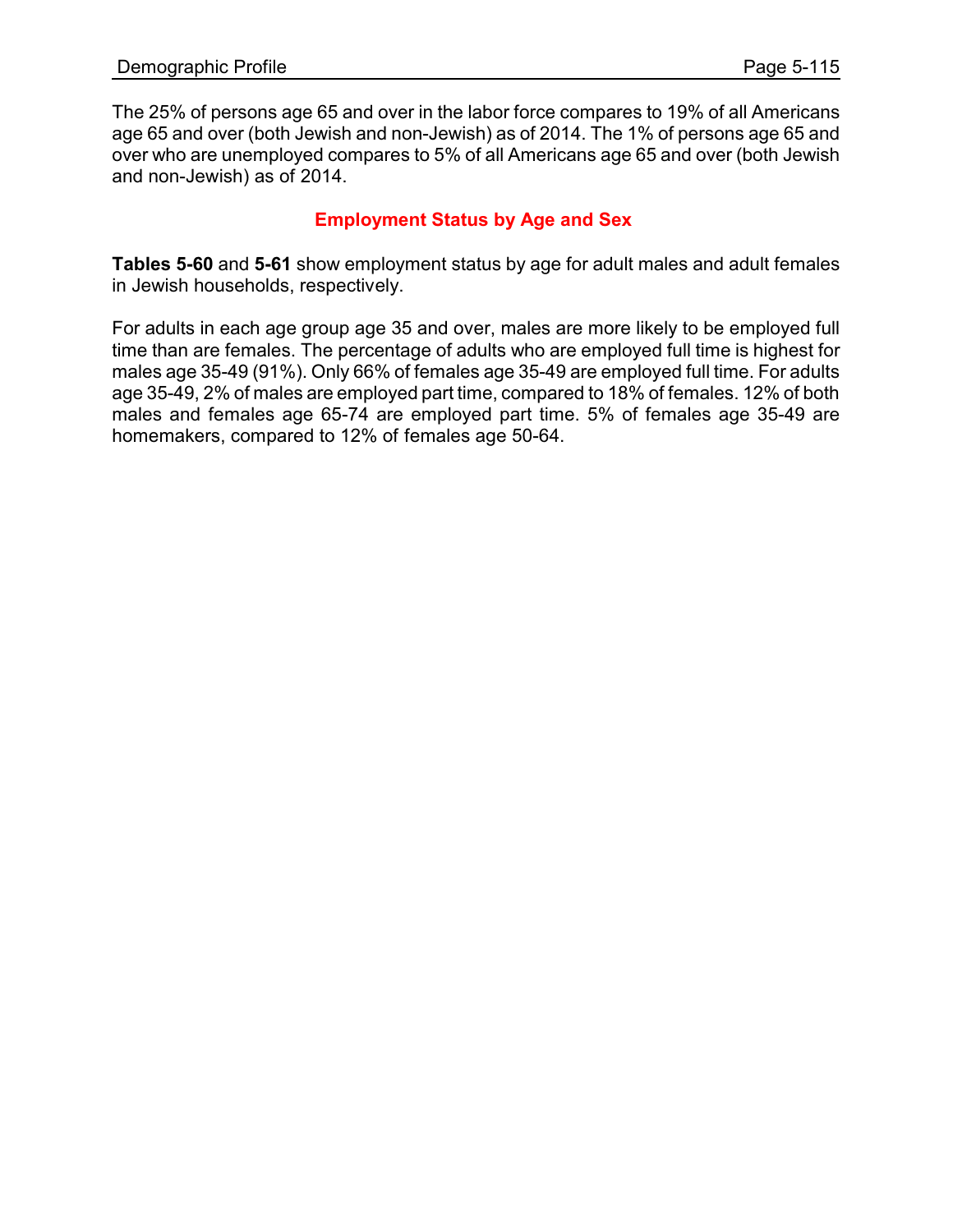The 25% of persons age 65 and over in the labor force compares to 19% of all Americans age 65 and over (both Jewish and non-Jewish) as of 2014. The 1% of persons age 65 and over who are unemployed compares to 5% of all Americans age 65 and over (both Jewish and non-Jewish) as of 2014.

## Employment Status by Age and Sex

**Tables 5-60** and **5-61** show employment status by age for adult males and adult females in Jewish households, respectively.

For adults in each age group age 35 and over, males are more likely to be employed full time than are females. The percentage of adults who are employed full time is highest for males age 35-49 (91%). Only 66% of females age 35-49 are employed full time. For adults age 35-49, 2% of males are employed part time, compared to 18% of females. 12% of both males and females age 65-74 are employed part time. 5% of females age 35-49 are homemakers, compared to 12% of females age 50-64.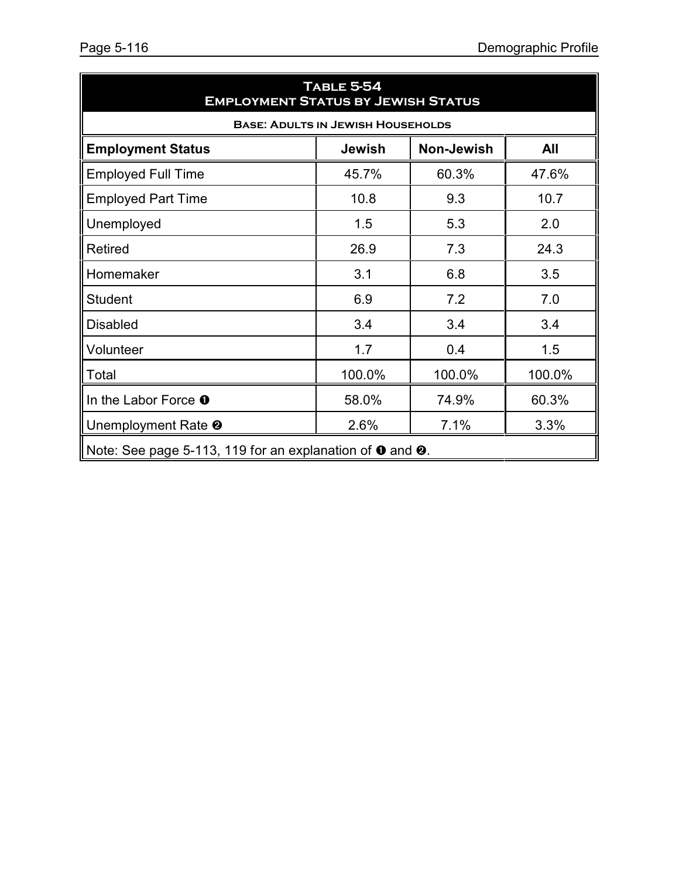| Table 5-54<br>Employment Status by Jewish Status | | | |
|---|---|---|---|
| **Base: Adults in Jewish Households** | | | |
| **Employment Status** | **Jewish** | **Non-Jewish** | **All** |
| Employed Full Time | 45.7% | 60.3% | 47.6% |
| Employed Part Time | 10.8 | 9.3 | 10.7 |
| Unemployed | 1.5 | 5.3 | 2.0 |
| Retired | 26.9 | 7.3 | 24.3 |
| Homemaker | 3.1 | 6.8 | 3.5 |
| Student | 6.9 | 7.2 | 7.0 |
| Disabled | 3.4 | 3.4 | 3.4 |
| Volunteer | 1.7 | 0.4 | 1.5 |
| Total | 100.0% | 100.0% | 100.0% |
| In the Labor Force ❶ | 58.0% | 74.9% | 60.3% |
| Unemployment Rate ❷ | 2.6% | 7.1% | 3.3% |

Note: See page 5-113, 119 for an explanation of ❶ and ❷.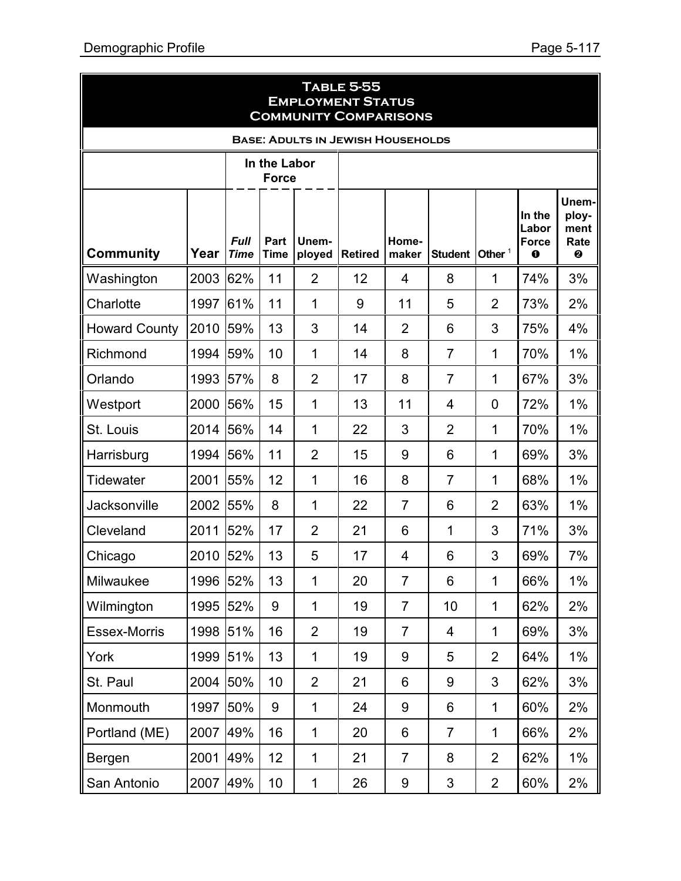**Table 5-55**
**Employment Status**
**Community Comparisons**

**Base: Adults in Jewish Households**

| | | In the Labor Force | | | | | | | | |
|---|---|---|---|---|---|---|---|---|---|---|
| **Community** | **Year** | ***Full Time*** | **Part Time** | **Unem-ployed** | **Retired** | **Home-maker** | **Student** | **Other** [1] | **In the Labor Force** ❶ | **Unem-ploy-ment Rate** ❷ |
| Washington | 2003 | 62% | 11 | 2 | 12 | 4 | 8 | 1 | 74% | 3% |
| Charlotte | 1997 | 61% | 11 | 1 | 9 | 11 | 5 | 2 | 73% | 2% |
| Howard County | 2010 | 59% | 13 | 3 | 14 | 2 | 6 | 3 | 75% | 4% |
| Richmond | 1994 | 59% | 10 | 1 | 14 | 8 | 7 | 1 | 70% | 1% |
| Orlando | 1993 | 57% | 8 | 2 | 17 | 8 | 7 | 1 | 67% | 3% |
| Westport | 2000 | 56% | 15 | 1 | 13 | 11 | 4 | 0 | 72% | 1% |
| St. Louis | 2014 | 56% | 14 | 1 | 22 | 3 | 2 | 1 | 70% | 1% |
| Harrisburg | 1994 | 56% | 11 | 2 | 15 | 9 | 6 | 1 | 69% | 3% |
| Tidewater | 2001 | 55% | 12 | 1 | 16 | 8 | 7 | 1 | 68% | 1% |
| Jacksonville | 2002 | 55% | 8 | 1 | 22 | 7 | 6 | 2 | 63% | 1% |
| Cleveland | 2011 | 52% | 17 | 2 | 21 | 6 | 1 | 3 | 71% | 3% |
| Chicago | 2010 | 52% | 13 | 5 | 17 | 4 | 6 | 3 | 69% | 7% |
| Milwaukee | 1996 | 52% | 13 | 1 | 20 | 7 | 6 | 1 | 66% | 1% |
| Wilmington | 1995 | 52% | 9 | 1 | 19 | 7 | 10 | 1 | 62% | 2% |
| Essex-Morris | 1998 | 51% | 16 | 2 | 19 | 7 | 4 | 1 | 69% | 3% |
| York | 1999 | 51% | 13 | 1 | 19 | 9 | 5 | 2 | 64% | 1% |
| St. Paul | 2004 | 50% | 10 | 2 | 21 | 6 | 9 | 3 | 62% | 3% |
| Monmouth | 1997 | 50% | 9 | 1 | 24 | 9 | 6 | 1 | 60% | 2% |
| Portland (ME) | 2007 | 49% | 16 | 1 | 20 | 6 | 7 | 1 | 66% | 2% |
| Bergen | 2001 | 49% | 12 | 1 | 21 | 7 | 8 | 2 | 62% | 1% |
| San Antonio | 2007 | 49% | 10 | 1 | 26 | 9 | 3 | 2 | 60% | 2% |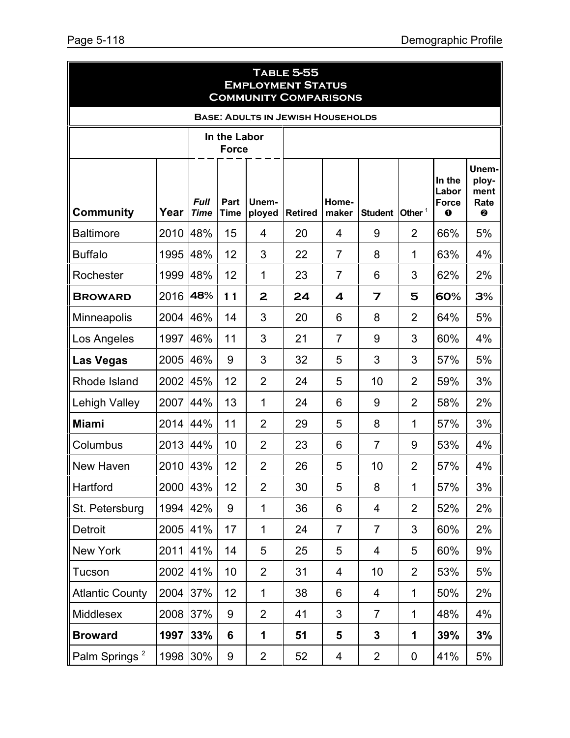## Table 5-55
## Employment Status
## Community Comparisons

**Base: Adults in Jewish Households**

| | | In the Labor Force | | | | | | | | |
|---|---|---|---|---|---|---|---|---|---|---|
| **Community** | **Year** | ***Full Time*** | **Part Time** | **Unem-ployed** | **Retired** | **Home-maker** | **Student** | **Other** [1] | **In the Labor Force ❶** | **Unem-ploy-ment Rate ❷** |
| Baltimore | 2010 | 48% | 15 | 4 | 20 | 4 | 9 | 2 | 66% | 5% |
| Buffalo | 1995 | 48% | 12 | 3 | 22 | 7 | 8 | 1 | 63% | 4% |
| Rochester | 1999 | 48% | 12 | 1 | 23 | 7 | 6 | 3 | 62% | 2% |
| **Broward** | **2016** | **48%** | **11** | **2** | **24** | **4** | **7** | **5** | **60%** | **3%** |
| Minneapolis | 2004 | 46% | 14 | 3 | 20 | 6 | 8 | 2 | 64% | 5% |
| Los Angeles | 1997 | 46% | 11 | 3 | 21 | 7 | 9 | 3 | 60% | 4% |
| **Las Vegas** | 2005 | 46% | 9 | 3 | 32 | 5 | 3 | 3 | 57% | 5% |
| Rhode Island | 2002 | 45% | 12 | 2 | 24 | 5 | 10 | 2 | 59% | 3% |
| Lehigh Valley | 2007 | 44% | 13 | 1 | 24 | 6 | 9 | 2 | 58% | 2% |
| **Miami** | 2014 | 44% | 11 | 2 | 29 | 5 | 8 | 1 | 57% | 3% |
| Columbus | 2013 | 44% | 10 | 2 | 23 | 6 | 7 | 9 | 53% | 4% |
| New Haven | 2010 | 43% | 12 | 2 | 26 | 5 | 10 | 2 | 57% | 4% |
| Hartford | 2000 | 43% | 12 | 2 | 30 | 5 | 8 | 1 | 57% | 3% |
| St. Petersburg | 1994 | 42% | 9 | 1 | 36 | 6 | 4 | 2 | 52% | 2% |
| Detroit | 2005 | 41% | 17 | 1 | 24 | 7 | 7 | 3 | 60% | 2% |
| New York | 2011 | 41% | 14 | 5 | 25 | 5 | 4 | 5 | 60% | 9% |
| Tucson | 2002 | 41% | 10 | 2 | 31 | 4 | 10 | 2 | 53% | 5% |
| Atlantic County | 2004 | 37% | 12 | 1 | 38 | 6 | 4 | 1 | 50% | 2% |
| Middlesex | 2008 | 37% | 9 | 2 | 41 | 3 | 7 | 1 | 48% | 4% |
| **Broward** | **1997** | **33%** | **6** | **1** | **51** | **5** | **3** | **1** | **39%** | **3%** |
| Palm Springs [2] | 1998 | 30% | 9 | 2 | 52 | 4 | 2 | 0 | 41% | 5% |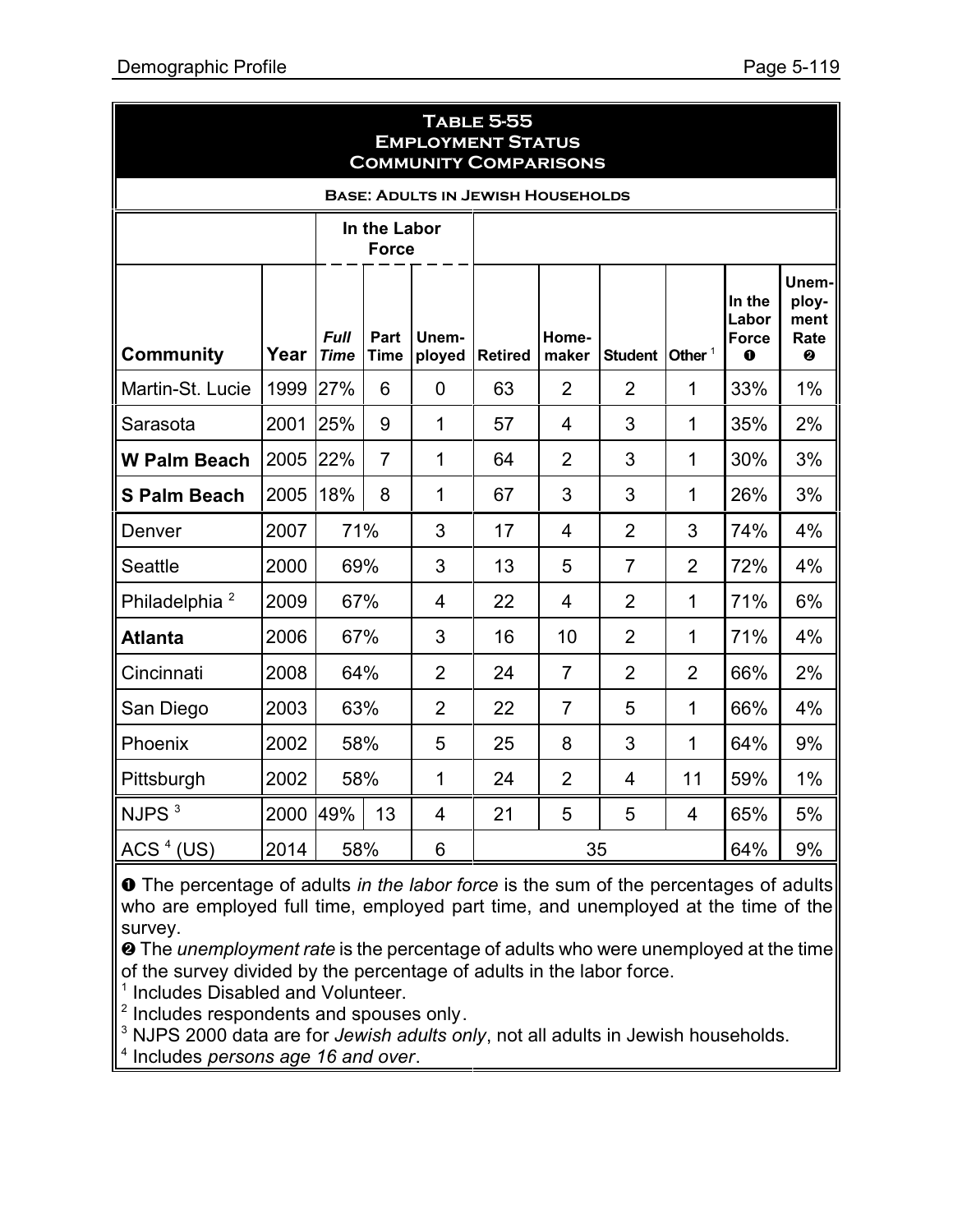**Table 5-55**
**Employment Status**
**Community Comparisons**

**Base: Adults in Jewish Households**

| | | In the Labor Force | | | | | | | | |
|---|---|---|---|---|---|---|---|---|---|---|
| **Community** | **Year** | ***Full Time*** | **Part Time** | **Unem-ployed** | **Retired** | **Home-maker** | **Student** | **Other** [1] | **In the Labor Force ➊** | **Unem-ploy-ment Rate ➋** |
| Martin-St. Lucie | 1999 | 27% | 6 | 0 | 63 | 2 | 2 | 1 | 33% | 1% |
| Sarasota | 2001 | 25% | 9 | 1 | 57 | 4 | 3 | 1 | 35% | 2% |
| **W Palm Beach** | 2005 | 22% | 7 | 1 | 64 | 2 | 3 | 1 | 30% | 3% |
| **S Palm Beach** | 2005 | 18% | 8 | 1 | 67 | 3 | 3 | 1 | 26% | 3% |
| Denver | 2007 | 71% | | 3 | 17 | 4 | 2 | 3 | 74% | 4% |
| Seattle | 2000 | 69% | | 3 | 13 | 5 | 7 | 2 | 72% | 4% |
| Philadelphia [2] | 2009 | 67% | | 4 | 22 | 4 | 2 | 1 | 71% | 6% |
| **Atlanta** | 2006 | 67% | | 3 | 16 | 10 | 2 | 1 | 71% | 4% |
| Cincinnati | 2008 | 64% | | 2 | 24 | 7 | 2 | 2 | 66% | 2% |
| San Diego | 2003 | 63% | | 2 | 22 | 7 | 5 | 1 | 66% | 4% |
| Phoenix | 2002 | 58% | | 5 | 25 | 8 | 3 | 1 | 64% | 9% |
| Pittsburgh | 2002 | 58% | | 1 | 24 | 2 | 4 | 11 | 59% | 1% |
| NJPS [3] | 2000 | 49% | 13 | 4 | 21 | 5 | 5 | 4 | 65% | 5% |
| ACS [4] (US) | 2014 | 58% | | 6 | 35 | | | | 64% | 9% |

➊ The percentage of adults *in the labor force* is the sum of the percentages of adults who are employed full time, employed part time, and unemployed at the time of the survey.

➋ The *unemployment rate* is the percentage of adults who were unemployed at the time of the survey divided by the percentage of adults in the labor force.

[1] Includes Disabled and Volunteer.

[2] Includes respondents and spouses only.

[3] NJPS 2000 data are for *Jewish adults only*, not all adults in Jewish households.

[4] Includes *persons age 16 and over*.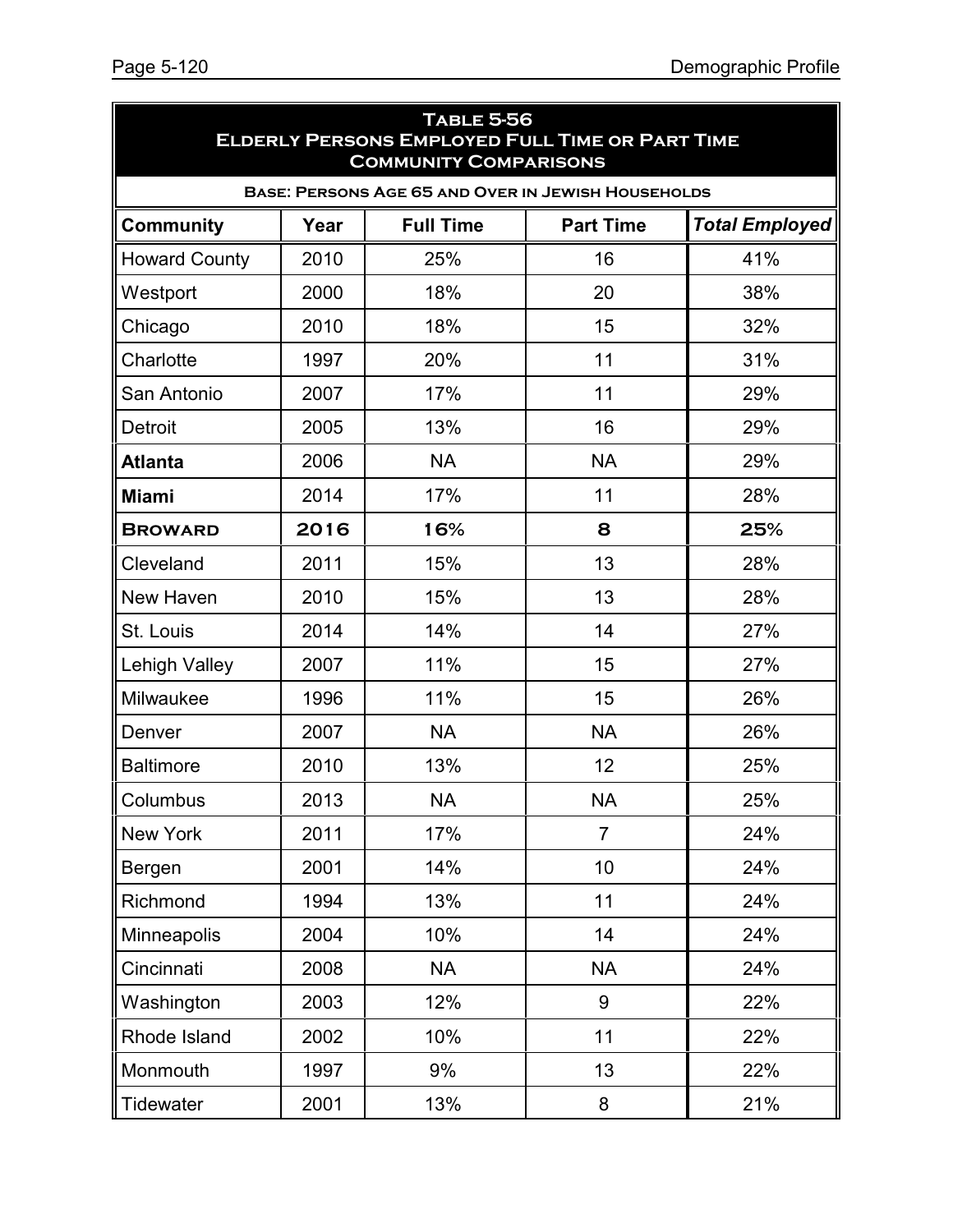## Table 5-56
## Elderly Persons Employed Full Time or Part Time
## Community Comparisons

**Base: Persons Age 65 and Over in Jewish Households**

| Community | Year | Full Time | Part Time | *Total Employed* |
|---|---|---|---|---|
| Howard County | 2010 | 25% | 16 | 41% |
| Westport | 2000 | 18% | 20 | 38% |
| Chicago | 2010 | 18% | 15 | 32% |
| Charlotte | 1997 | 20% | 11 | 31% |
| San Antonio | 2007 | 17% | 11 | 29% |
| Detroit | 2005 | 13% | 16 | 29% |
| **Atlanta** | 2006 | NA | NA | 29% |
| **Miami** | 2014 | 17% | 11 | 28% |
| **Broward** | **2016** | **16%** | **8** | **25%** |
| Cleveland | 2011 | 15% | 13 | 28% |
| New Haven | 2010 | 15% | 13 | 28% |
| St. Louis | 2014 | 14% | 14 | 27% |
| Lehigh Valley | 2007 | 11% | 15 | 27% |
| Milwaukee | 1996 | 11% | 15 | 26% |
| Denver | 2007 | NA | NA | 26% |
| Baltimore | 2010 | 13% | 12 | 25% |
| Columbus | 2013 | NA | NA | 25% |
| New York | 2011 | 17% | 7 | 24% |
| Bergen | 2001 | 14% | 10 | 24% |
| Richmond | 1994 | 13% | 11 | 24% |
| Minneapolis | 2004 | 10% | 14 | 24% |
| Cincinnati | 2008 | NA | NA | 24% |
| Washington | 2003 | 12% | 9 | 22% |
| Rhode Island | 2002 | 10% | 11 | 22% |
| Monmouth | 1997 | 9% | 13 | 22% |
| Tidewater | 2001 | 13% | 8 | 21% |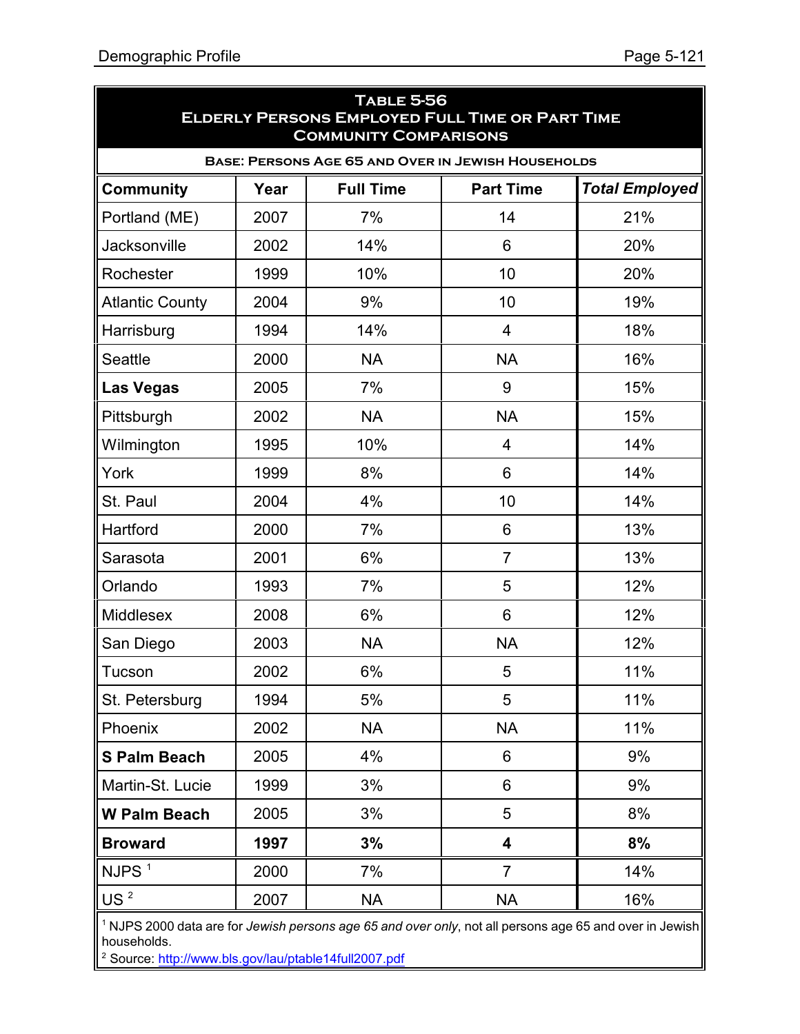| **Table 5-56**<br>**Elderly Persons Employed Full Time or Part Time**<br>**Community Comparisons** | | | | |
|---|---|---|---|---|
| **Base: Persons Age 65 and Over in Jewish Households** | | | | |
| **Community** | **Year** | **Full Time** | **Part Time** | ***Total Employed*** |
| Portland (ME) | 2007 | 7% | 14 | 21% |
| Jacksonville | 2002 | 14% | 6 | 20% |
| Rochester | 1999 | 10% | 10 | 20% |
| Atlantic County | 2004 | 9% | 10 | 19% |
| Harrisburg | 1994 | 14% | 4 | 18% |
| Seattle | 2000 | NA | NA | 16% |
| **Las Vegas** | 2005 | 7% | 9 | 15% |
| Pittsburgh | 2002 | NA | NA | 15% |
| Wilmington | 1995 | 10% | 4 | 14% |
| York | 1999 | 8% | 6 | 14% |
| St. Paul | 2004 | 4% | 10 | 14% |
| Hartford | 2000 | 7% | 6 | 13% |
| Sarasota | 2001 | 6% | 7 | 13% |
| Orlando | 1993 | 7% | 5 | 12% |
| Middlesex | 2008 | 6% | 6 | 12% |
| San Diego | 2003 | NA | NA | 12% |
| Tucson | 2002 | 6% | 5 | 11% |
| St. Petersburg | 1994 | 5% | 5 | 11% |
| Phoenix | 2002 | NA | NA | 11% |
| **S Palm Beach** | 2005 | 4% | 6 | 9% |
| Martin-St. Lucie | 1999 | 3% | 6 | 9% |
| **W Palm Beach** | 2005 | 3% | 5 | 8% |
| **Broward** | **1997** | **3%** | **4** | **8%** |
| NJPS [1] | 2000 | 7% | 7 | 14% |
| US [2] | 2007 | NA | NA | 16% |

[1] NJPS 2000 data are for *Jewish persons age 65 and over only*, not all persons age 65 and over in Jewish households.
[2] Source: http://www.bls.gov/lau/ptable14full2007.pdf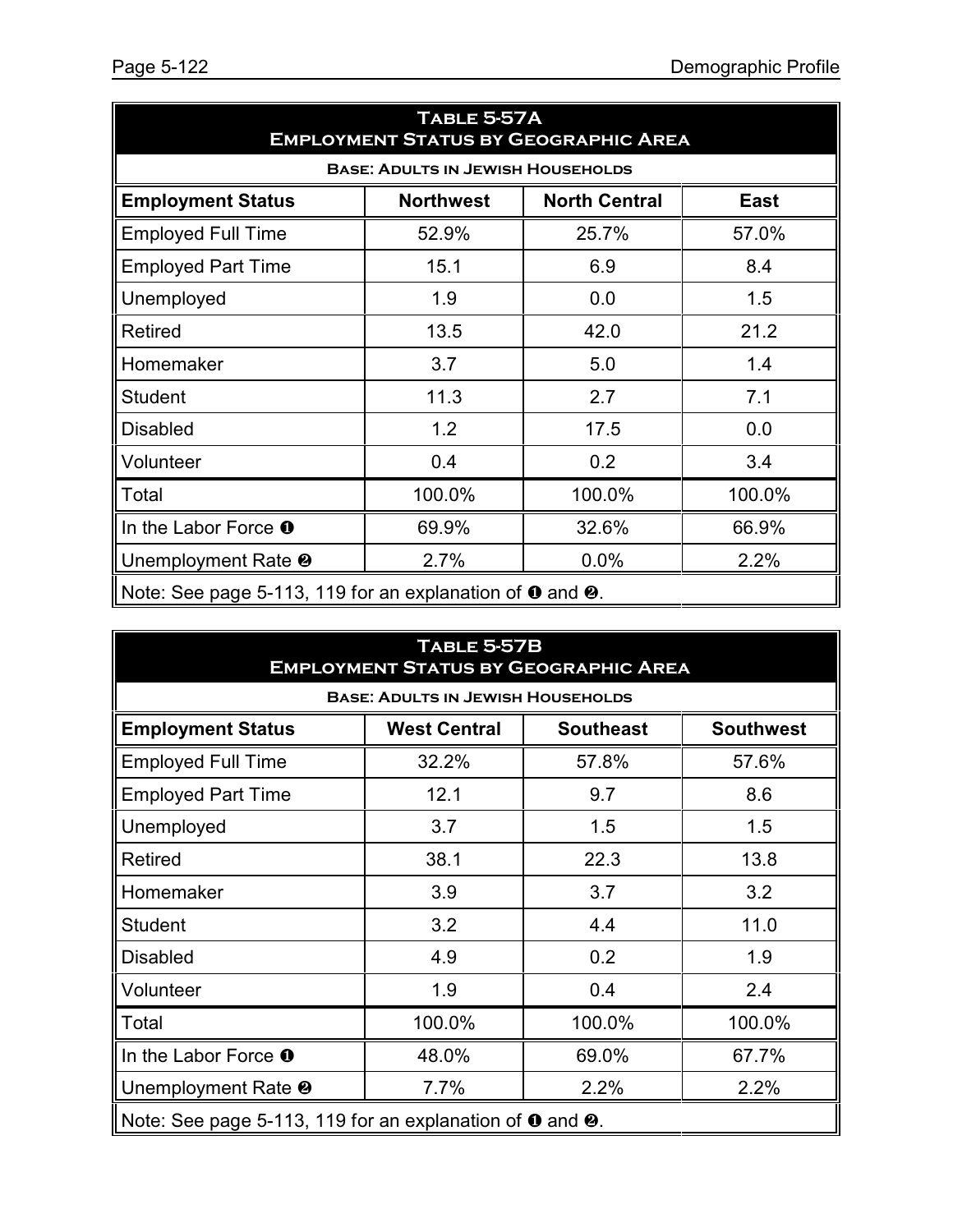**Table 5-57A**
**Employment Status by Geographic Area**

**Base: Adults in Jewish Households**

| Employment Status | Northwest | North Central | East |
|---|---|---|---|
| Employed Full Time | 52.9% | 25.7% | 57.0% |
| Employed Part Time | 15.1 | 6.9 | 8.4 |
| Unemployed | 1.9 | 0.0 | 1.5 |
| Retired | 13.5 | 42.0 | 21.2 |
| Homemaker | 3.7 | 5.0 | 1.4 |
| Student | 11.3 | 2.7 | 7.1 |
| Disabled | 1.2 | 17.5 | 0.0 |
| Volunteer | 0.4 | 0.2 | 3.4 |
| Total | 100.0% | 100.0% | 100.0% |
| In the Labor Force ❶ | 69.9% | 32.6% | 66.9% |
| Unemployment Rate ❷ | 2.7% | 0.0% | 2.2% |

Note: See page 5-113, 119 for an explanation of ❶ and ❷.

**Table 5-57B**
**Employment Status by Geographic Area**

**Base: Adults in Jewish Households**

| Employment Status | West Central | Southeast | Southwest |
|---|---|---|---|
| Employed Full Time | 32.2% | 57.8% | 57.6% |
| Employed Part Time | 12.1 | 9.7 | 8.6 |
| Unemployed | 3.7 | 1.5 | 1.5 |
| Retired | 38.1 | 22.3 | 13.8 |
| Homemaker | 3.9 | 3.7 | 3.2 |
| Student | 3.2 | 4.4 | 11.0 |
| Disabled | 4.9 | 0.2 | 1.9 |
| Volunteer | 1.9 | 0.4 | 2.4 |
| Total | 100.0% | 100.0% | 100.0% |
| In the Labor Force ❶ | 48.0% | 69.0% | 67.7% |
| Unemployment Rate ❷ | 7.7% | 2.2% | 2.2% |

Note: See page 5-113, 119 for an explanation of ❶ and ❷.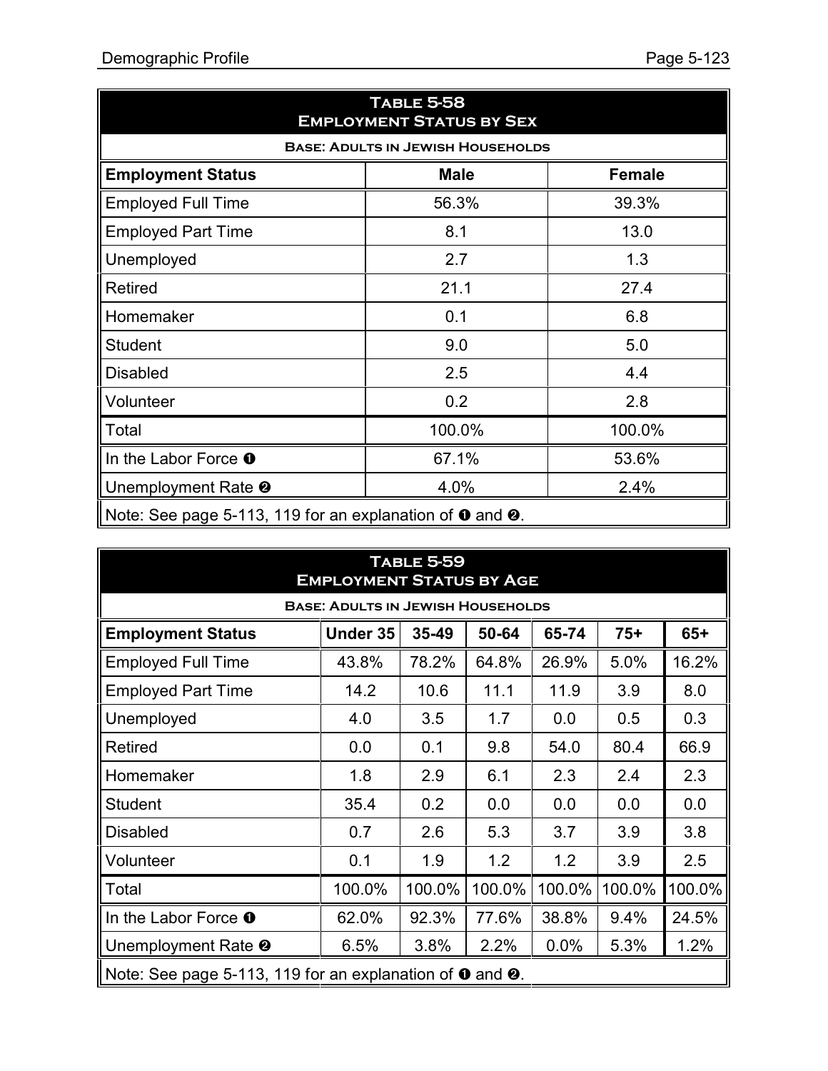**Table 5-58**
**Employment Status by Sex**

**Base: Adults in Jewish Households**

| Employment Status | Male | Female |
|---|---|---|
| Employed Full Time | 56.3% | 39.3% |
| Employed Part Time | 8.1 | 13.0 |
| Unemployed | 2.7 | 1.3 |
| Retired | 21.1 | 27.4 |
| Homemaker | 0.1 | 6.8 |
| Student | 9.0 | 5.0 |
| Disabled | 2.5 | 4.4 |
| Volunteer | 0.2 | 2.8 |
| Total | 100.0% | 100.0% |
| In the Labor Force ❶ | 67.1% | 53.6% |
| Unemployment Rate ❷ | 4.0% | 2.4% |

Note: See page 5-113, 119 for an explanation of ❶ and ❷.

**Table 5-59**
**Employment Status by Age**

**Base: Adults in Jewish Households**

| Employment Status | Under 35 | 35-49 | 50-64 | 65-74 | 75+ | 65+ |
|---|---|---|---|---|---|---|
| Employed Full Time | 43.8% | 78.2% | 64.8% | 26.9% | 5.0% | 16.2% |
| Employed Part Time | 14.2 | 10.6 | 11.1 | 11.9 | 3.9 | 8.0 |
| Unemployed | 4.0 | 3.5 | 1.7 | 0.0 | 0.5 | 0.3 |
| Retired | 0.0 | 0.1 | 9.8 | 54.0 | 80.4 | 66.9 |
| Homemaker | 1.8 | 2.9 | 6.1 | 2.3 | 2.4 | 2.3 |
| Student | 35.4 | 0.2 | 0.0 | 0.0 | 0.0 | 0.0 |
| Disabled | 0.7 | 2.6 | 5.3 | 3.7 | 3.9 | 3.8 |
| Volunteer | 0.1 | 1.9 | 1.2 | 1.2 | 3.9 | 2.5 |
| Total | 100.0% | 100.0% | 100.0% | 100.0% | 100.0% | 100.0% |
| In the Labor Force ❶ | 62.0% | 92.3% | 77.6% | 38.8% | 9.4% | 24.5% |
| Unemployment Rate ❷ | 6.5% | 3.8% | 2.2% | 0.0% | 5.3% | 1.2% |

Note: See page 5-113, 119 for an explanation of ❶ and ❷.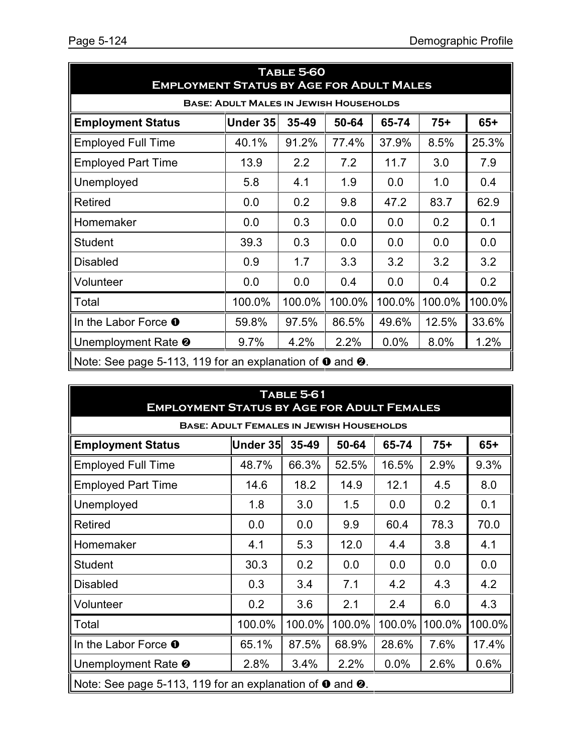| **Table 5-60**<br>**Employment Status by Age for Adult Males** | | | | | | |
|---|---|---|---|---|---|---|
| **Base: Adult Males in Jewish Households** | | | | | | |
| **Employment Status** | **Under 35** | **35-49** | **50-64** | **65-74** | **75+** | **65+** |
| Employed Full Time | 40.1% | 91.2% | 77.4% | 37.9% | 8.5% | 25.3% |
| Employed Part Time | 13.9 | 2.2 | 7.2 | 11.7 | 3.0 | 7.9 |
| Unemployed | 5.8 | 4.1 | 1.9 | 0.0 | 1.0 | 0.4 |
| Retired | 0.0 | 0.2 | 9.8 | 47.2 | 83.7 | 62.9 |
| Homemaker | 0.0 | 0.3 | 0.0 | 0.0 | 0.2 | 0.1 |
| Student | 39.3 | 0.3 | 0.0 | 0.0 | 0.0 | 0.0 |
| Disabled | 0.9 | 1.7 | 3.3 | 3.2 | 3.2 | 3.2 |
| Volunteer | 0.0 | 0.0 | 0.4 | 0.0 | 0.4 | 0.2 |
| Total | 100.0% | 100.0% | 100.0% | 100.0% | 100.0% | 100.0% |
| In the Labor Force ❶ | 59.8% | 97.5% | 86.5% | 49.6% | 12.5% | 33.6% |
| Unemployment Rate ❷ | 9.7% | 4.2% | 2.2% | 0.0% | 8.0% | 1.2% |
| Note: See page 5-113, 119 for an explanation of ❶ and ❷. | | | | | | |

| **Table 5-61**<br>**Employment Status by Age for Adult Females** | | | | | | |
|---|---|---|---|---|---|---|
| **Base: Adult Females in Jewish Households** | | | | | | |
| **Employment Status** | **Under 35** | **35-49** | **50-64** | **65-74** | **75+** | **65+** |
| Employed Full Time | 48.7% | 66.3% | 52.5% | 16.5% | 2.9% | 9.3% |
| Employed Part Time | 14.6 | 18.2 | 14.9 | 12.1 | 4.5 | 8.0 |
| Unemployed | 1.8 | 3.0 | 1.5 | 0.0 | 0.2 | 0.1 |
| Retired | 0.0 | 0.0 | 9.9 | 60.4 | 78.3 | 70.0 |
| Homemaker | 4.1 | 5.3 | 12.0 | 4.4 | 3.8 | 4.1 |
| Student | 30.3 | 0.2 | 0.0 | 0.0 | 0.0 | 0.0 |
| Disabled | 0.3 | 3.4 | 7.1 | 4.2 | 4.3 | 4.2 |
| Volunteer | 0.2 | 3.6 | 2.1 | 2.4 | 6.0 | 4.3 |
| Total | 100.0% | 100.0% | 100.0% | 100.0% | 100.0% | 100.0% |
| In the Labor Force ❶ | 65.1% | 87.5% | 68.9% | 28.6% | 7.6% | 17.4% |
| Unemployment Rate ❷ | 2.8% | 3.4% | 2.2% | 0.0% | 2.6% | 0.6% |
| Note: See page 5-113, 119 for an explanation of ❶ and ❷. | | | | | | |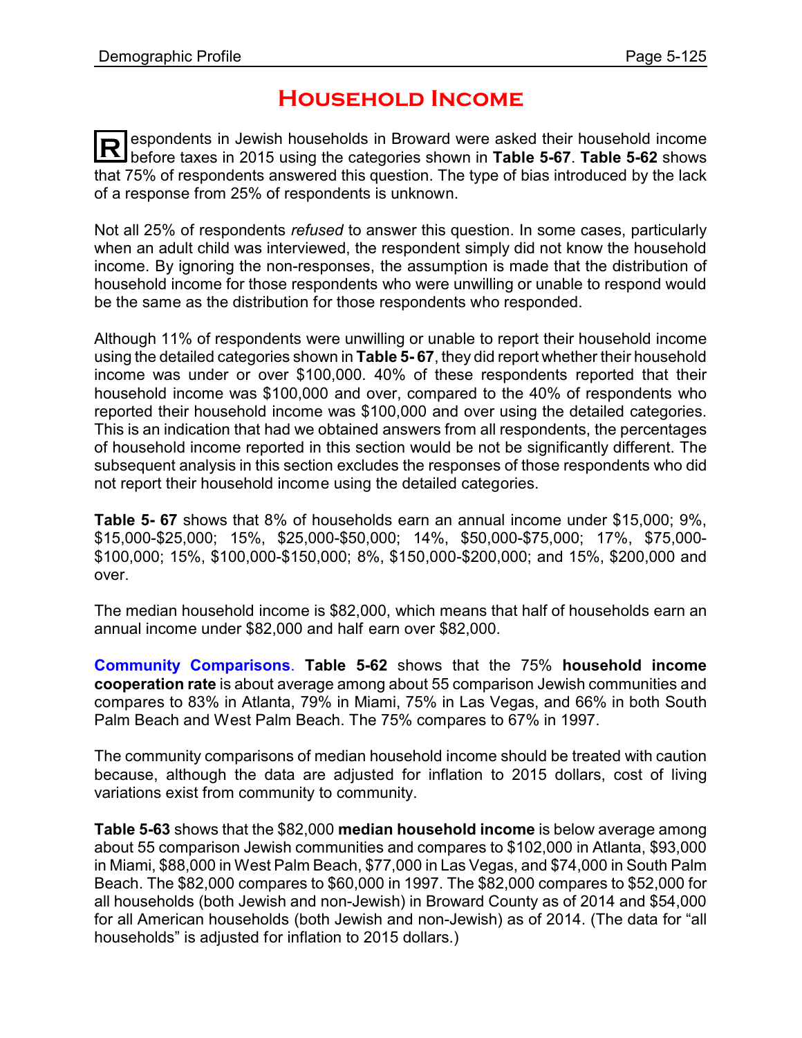# Household Income

Respondents in Jewish households in Broward were asked their household income before taxes in 2015 using the categories shown in **Table 5-67**. **Table 5-62** shows that 75% of respondents answered this question. The type of bias introduced by the lack of a response from 25% of respondents is unknown.

Not all 25% of respondents *refused* to answer this question. In some cases, particularly when an adult child was interviewed, the respondent simply did not know the household income. By ignoring the non-responses, the assumption is made that the distribution of household income for those respondents who were unwilling or unable to respond would be the same as the distribution for those respondents who responded.

Although 11% of respondents were unwilling or unable to report their household income using the detailed categories shown in **Table 5- 67**, they did report whether their household income was under or over $100,000. 40% of these respondents reported that their household income was $100,000 and over, compared to the 40% of respondents who reported their household income was $100,000 and over using the detailed categories. This is an indication that had we obtained answers from all respondents, the percentages of household income reported in this section would be not be significantly different. The subsequent analysis in this section excludes the responses of those respondents who did not report their household income using the detailed categories.

**Table 5- 67** shows that 8% of households earn an annual income under $15,000; 9%, $15,000-$25,000; 15%, $25,000-$50,000; 14%, $50,000-$75,000; 17%, $75,000-$100,000; 15%, $100,000-$150,000; 8%, $150,000-$200,000; and 15%, $200,000 and over.

The median household income is $82,000, which means that half of households earn an annual income under $82,000 and half earn over $82,000.

**Community Comparisons**. **Table 5-62** shows that the 75% **household income cooperation rate** is about average among about 55 comparison Jewish communities and compares to 83% in Atlanta, 79% in Miami, 75% in Las Vegas, and 66% in both South Palm Beach and West Palm Beach. The 75% compares to 67% in 1997.

The community comparisons of median household income should be treated with caution because, although the data are adjusted for inflation to 2015 dollars, cost of living variations exist from community to community.

**Table 5-63** shows that the $82,000 **median household income** is below average among about 55 comparison Jewish communities and compares to $102,000 in Atlanta, $93,000 in Miami, $88,000 in West Palm Beach, $77,000 in Las Vegas, and $74,000 in South Palm Beach. The $82,000 compares to $60,000 in 1997. The $82,000 compares to $52,000 for all households (both Jewish and non-Jewish) in Broward County as of 2014 and $54,000 for all American households (both Jewish and non-Jewish) as of 2014. (The data for "all households" is adjusted for inflation to 2015 dollars.)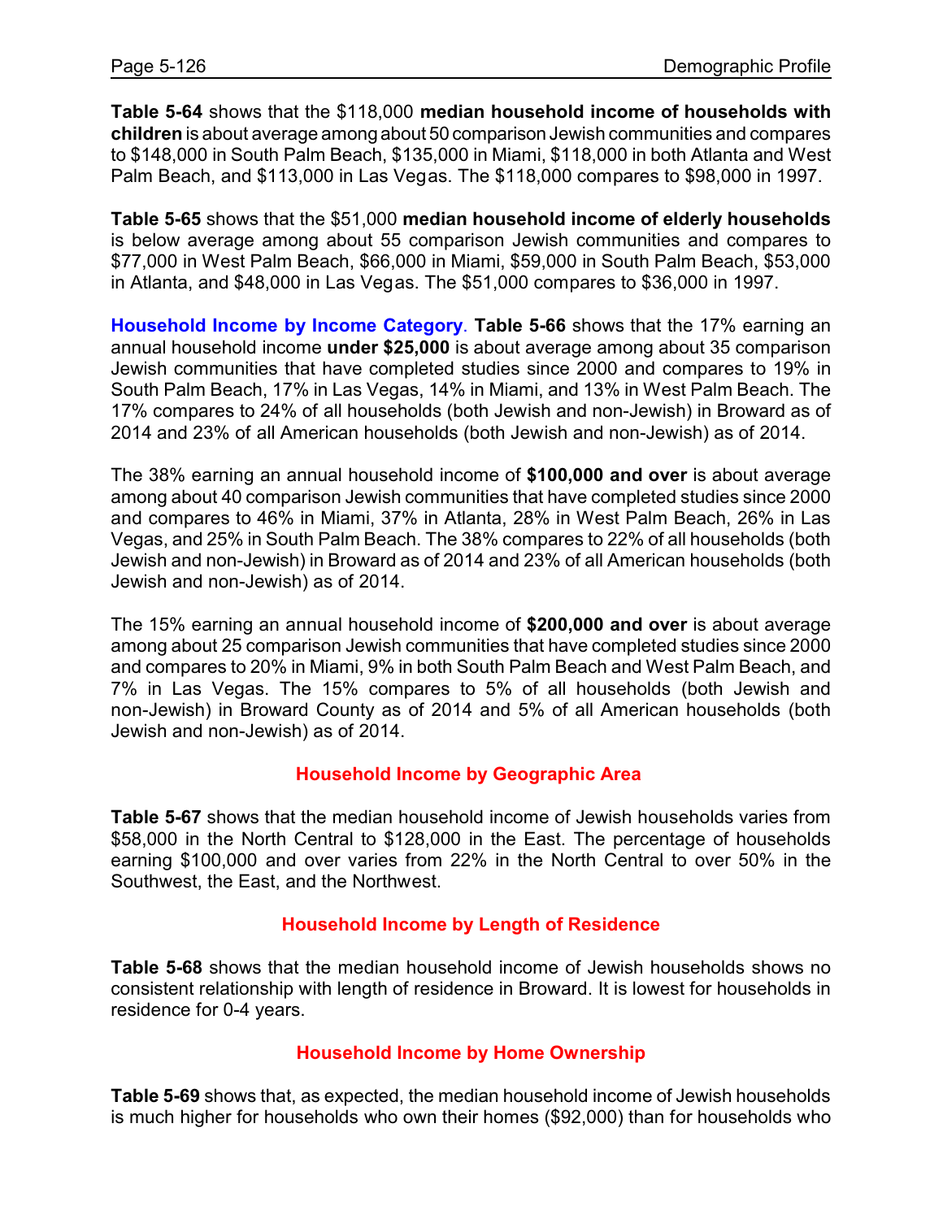**Table 5-64** shows that the $118,000 **median household income of households with children** is about average among about 50 comparison Jewish communities and compares to $148,000 in South Palm Beach, $135,000 in Miami, $118,000 in both Atlanta and West Palm Beach, and $113,000 in Las Vegas. The $118,000 compares to $98,000 in 1997.

**Table 5-65** shows that the $51,000 **median household income of elderly households** is below average among about 55 comparison Jewish communities and compares to $77,000 in West Palm Beach, $66,000 in Miami, $59,000 in South Palm Beach, $53,000 in Atlanta, and $48,000 in Las Vegas. The $51,000 compares to $36,000 in 1997.

**Household Income by Income Category**. **Table 5-66** shows that the 17% earning an annual household income **under $25,000** is about average among about 35 comparison Jewish communities that have completed studies since 2000 and compares to 19% in South Palm Beach, 17% in Las Vegas, 14% in Miami, and 13% in West Palm Beach. The 17% compares to 24% of all households (both Jewish and non-Jewish) in Broward as of 2014 and 23% of all American households (both Jewish and non-Jewish) as of 2014.

The 38% earning an annual household income of **$100,000 and over** is about average among about 40 comparison Jewish communities that have completed studies since 2000 and compares to 46% in Miami, 37% in Atlanta, 28% in West Palm Beach, 26% in Las Vegas, and 25% in South Palm Beach. The 38% compares to 22% of all households (both Jewish and non-Jewish) in Broward as of 2014 and 23% of all American households (both Jewish and non-Jewish) as of 2014.

The 15% earning an annual household income of **$200,000 and over** is about average among about 25 comparison Jewish communities that have completed studies since 2000 and compares to 20% in Miami, 9% in both South Palm Beach and West Palm Beach, and 7% in Las Vegas. The 15% compares to 5% of all households (both Jewish and non-Jewish) in Broward County as of 2014 and 5% of all American households (both Jewish and non-Jewish) as of 2014.

## Household Income by Geographic Area

**Table 5-67** shows that the median household income of Jewish households varies from $58,000 in the North Central to $128,000 in the East. The percentage of households earning $100,000 and over varies from 22% in the North Central to over 50% in the Southwest, the East, and the Northwest.

## Household Income by Length of Residence

**Table 5-68** shows that the median household income of Jewish households shows no consistent relationship with length of residence in Broward. It is lowest for households in residence for 0-4 years.

## Household Income by Home Ownership

**Table 5-69** shows that, as expected, the median household income of Jewish households is much higher for households who own their homes ($92,000) than for households who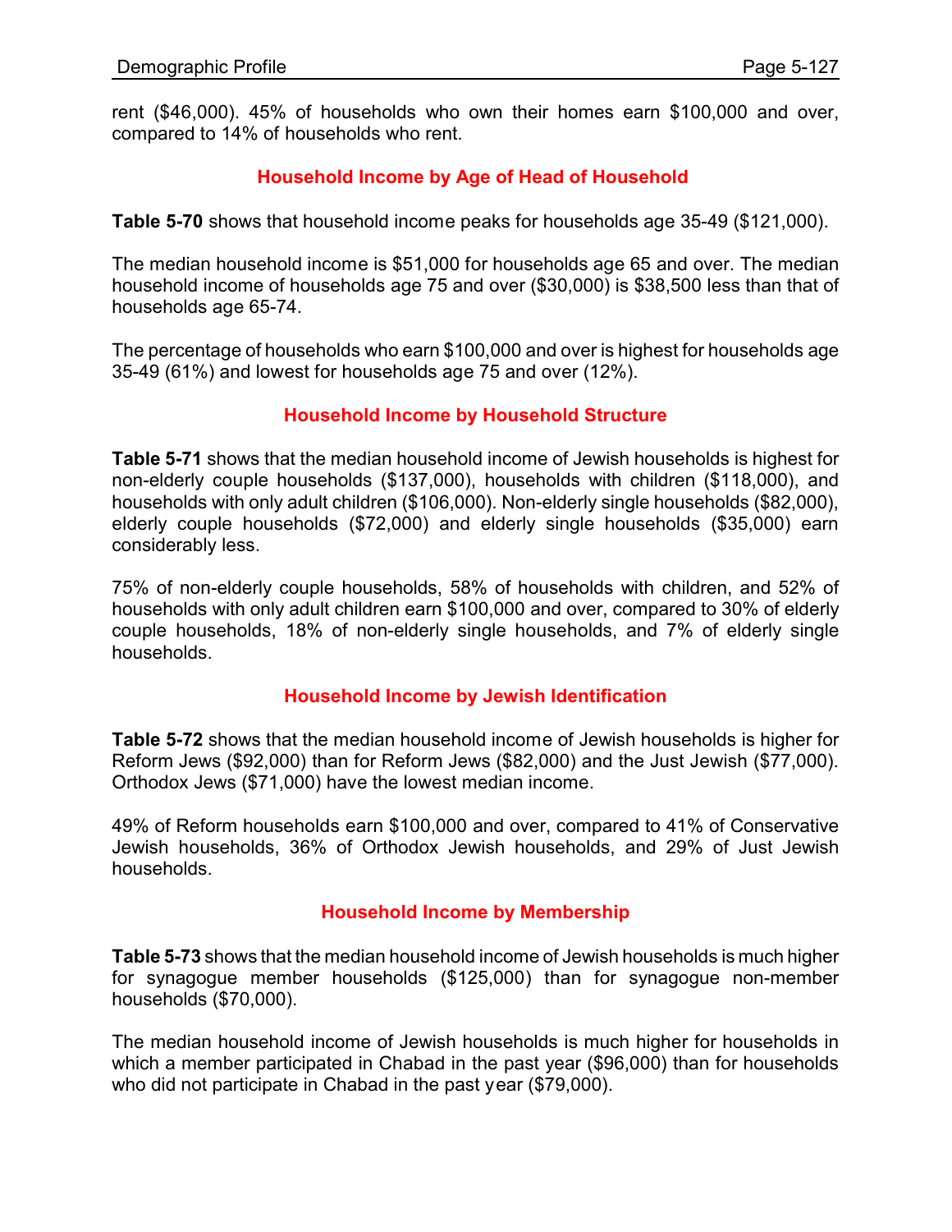rent ($46,000). 45% of households who own their homes earn $100,000 and over, compared to 14% of households who rent.

## Household Income by Age of Head of Household

**Table 5-70** shows that household income peaks for households age 35-49 ($121,000).

The median household income is $51,000 for households age 65 and over. The median household income of households age 75 and over ($30,000) is $38,500 less than that of households age 65-74.

The percentage of households who earn $100,000 and over is highest for households age 35-49 (61%) and lowest for households age 75 and over (12%).

## Household Income by Household Structure

**Table 5-71** shows that the median household income of Jewish households is highest for non-elderly couple households ($137,000), households with children ($118,000), and households with only adult children ($106,000). Non-elderly single households ($82,000), elderly couple households ($72,000) and elderly single households ($35,000) earn considerably less.

75% of non-elderly couple households, 58% of households with children, and 52% of households with only adult children earn $100,000 and over, compared to 30% of elderly couple households, 18% of non-elderly single households, and 7% of elderly single households.

## Household Income by Jewish Identification

**Table 5-72** shows that the median household income of Jewish households is higher for Reform Jews ($92,000) than for Reform Jews ($82,000) and the Just Jewish ($77,000). Orthodox Jews ($71,000) have the lowest median income.

49% of Reform households earn $100,000 and over, compared to 41% of Conservative Jewish households, 36% of Orthodox Jewish households, and 29% of Just Jewish households.

## Household Income by Membership

**Table 5-73** shows that the median household income of Jewish households is much higher for synagogue member households ($125,000) than for synagogue non-member households ($70,000).

The median household income of Jewish households is much higher for households in which a member participated in Chabad in the past year ($96,000) than for households who did not participate in Chabad in the past year ($79,000).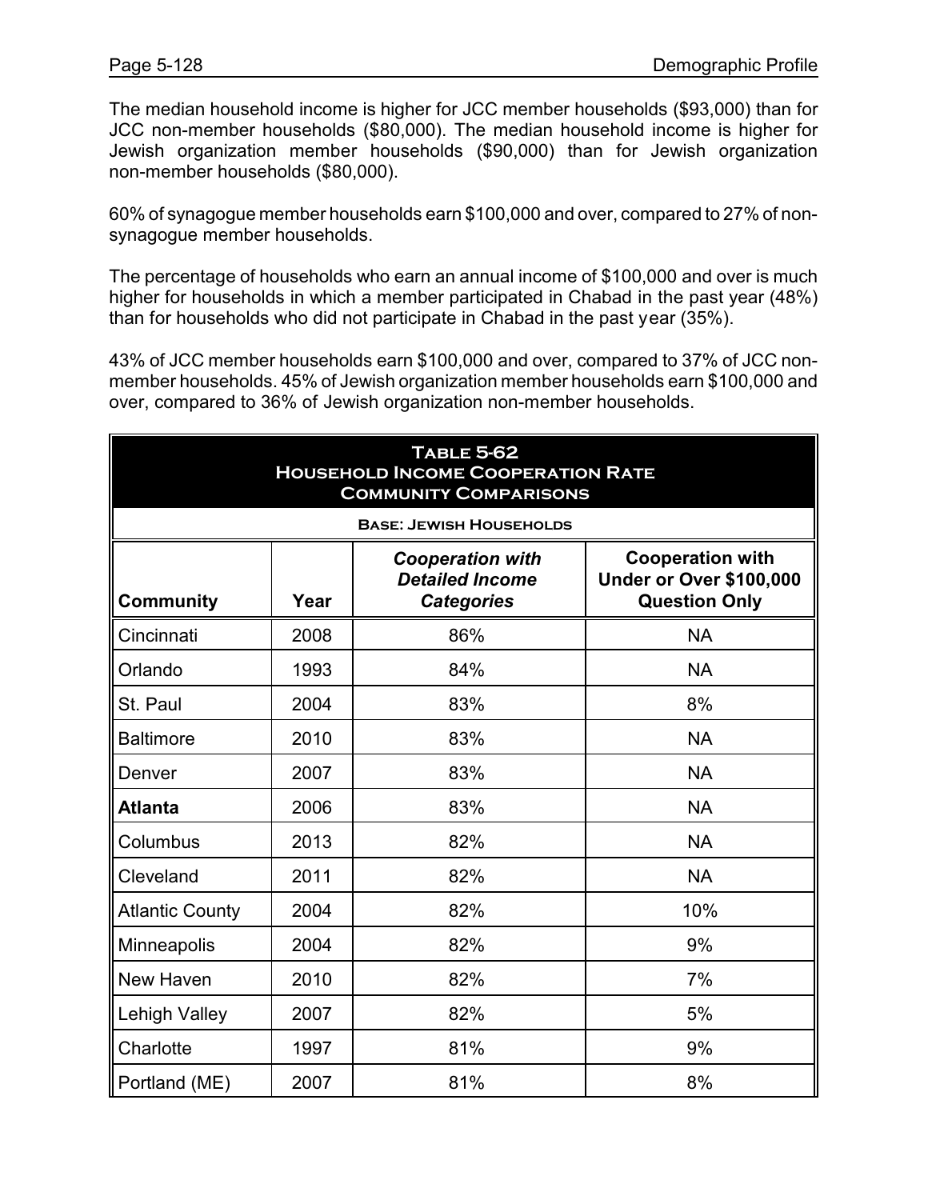The median household income is higher for JCC member households ($93,000) than for JCC non-member households ($80,000). The median household income is higher for Jewish organization member households ($90,000) than for Jewish organization non-member households ($80,000).

60% of synagogue member households earn $100,000 and over, compared to 27% of non-synagogue member households.

The percentage of households who earn an annual income of $100,000 and over is much higher for households in which a member participated in Chabad in the past year (48%) than for households who did not participate in Chabad in the past year (35%).

43% of JCC member households earn $100,000 and over, compared to 37% of JCC non-member households. 45% of Jewish organization member households earn $100,000 and over, compared to 36% of Jewish organization non-member households.

**Table 5-62**
**Household Income Cooperation Rate**
**Community Comparisons**

**Base: Jewish Households**

| Community | Year | *Cooperation with Detailed Income Categories* | Cooperation with Under or Over $100,000 Question Only |
|---|---|---|---|
| Cincinnati | 2008 | 86% | NA |
| Orlando | 1993 | 84% | NA |
| St. Paul | 2004 | 83% | 8% |
| Baltimore | 2010 | 83% | NA |
| Denver | 2007 | 83% | NA |
| **Atlanta** | 2006 | 83% | NA |
| Columbus | 2013 | 82% | NA |
| Cleveland | 2011 | 82% | NA |
| Atlantic County | 2004 | 82% | 10% |
| Minneapolis | 2004 | 82% | 9% |
| New Haven | 2010 | 82% | 7% |
| Lehigh Valley | 2007 | 82% | 5% |
| Charlotte | 1997 | 81% | 9% |
| Portland (ME) | 2007 | 81% | 8% |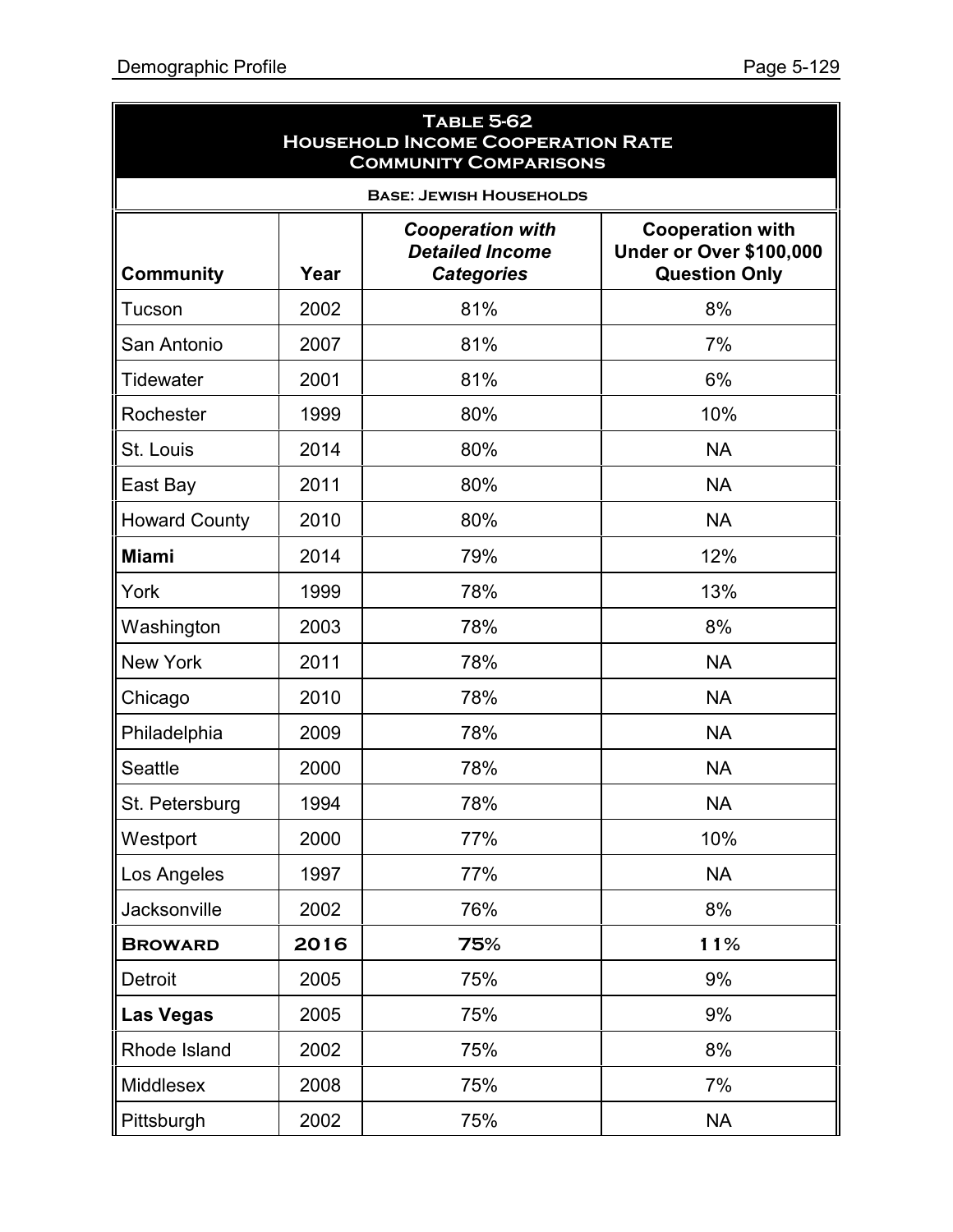**Table 5-62**
**Household Income Cooperation Rate**
**Community Comparisons**

**Base: Jewish Households**

| Community | Year | *Cooperation with Detailed Income Categories* | Cooperation with Under or Over $100,000 Question Only |
|---|---|---|---|
| Tucson | 2002 | 81% | 8% |
| San Antonio | 2007 | 81% | 7% |
| Tidewater | 2001 | 81% | 6% |
| Rochester | 1999 | 80% | 10% |
| St. Louis | 2014 | 80% | NA |
| East Bay | 2011 | 80% | NA |
| Howard County | 2010 | 80% | NA |
| **Miami** | 2014 | 79% | 12% |
| York | 1999 | 78% | 13% |
| Washington | 2003 | 78% | 8% |
| New York | 2011 | 78% | NA |
| Chicago | 2010 | 78% | NA |
| Philadelphia | 2009 | 78% | NA |
| Seattle | 2000 | 78% | NA |
| St. Petersburg | 1994 | 78% | NA |
| Westport | 2000 | 77% | 10% |
| Los Angeles | 1997 | 77% | NA |
| Jacksonville | 2002 | 76% | 8% |
| **Broward** | **2016** | **75%** | **11%** |
| Detroit | 2005 | 75% | 9% |
| **Las Vegas** | 2005 | 75% | 9% |
| Rhode Island | 2002 | 75% | 8% |
| Middlesex | 2008 | 75% | 7% |
| Pittsburgh | 2002 | 75% | NA |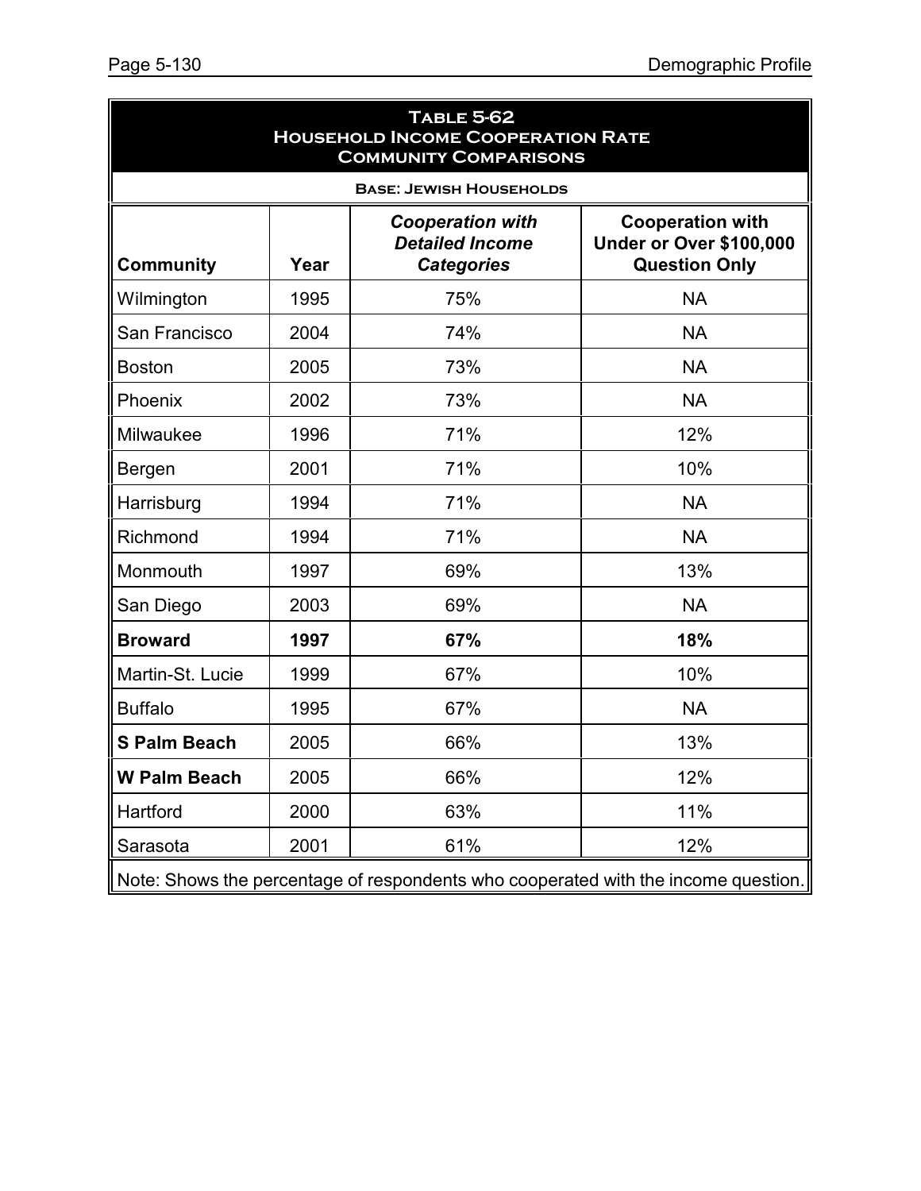**Table 5-62**
**Household Income Cooperation Rate**
**Community Comparisons**

**Base: Jewish Households**

| Community | Year | *Cooperation with Detailed Income Categories* | Cooperation with Under or Over $100,000 Question Only |
|---|---|---|---|
| Wilmington | 1995 | 75% | NA |
| San Francisco | 2004 | 74% | NA |
| Boston | 2005 | 73% | NA |
| Phoenix | 2002 | 73% | NA |
| Milwaukee | 1996 | 71% | 12% |
| Bergen | 2001 | 71% | 10% |
| Harrisburg | 1994 | 71% | NA |
| Richmond | 1994 | 71% | NA |
| Monmouth | 1997 | 69% | 13% |
| San Diego | 2003 | 69% | NA |
| **Broward** | **1997** | **67%** | **18%** |
| Martin-St. Lucie | 1999 | 67% | 10% |
| Buffalo | 1995 | 67% | NA |
| **S Palm Beach** | 2005 | 66% | 13% |
| **W Palm Beach** | 2005 | 66% | 12% |
| Hartford | 2000 | 63% | 11% |
| Sarasota | 2001 | 61% | 12% |

Note: Shows the percentage of respondents who cooperated with the income question.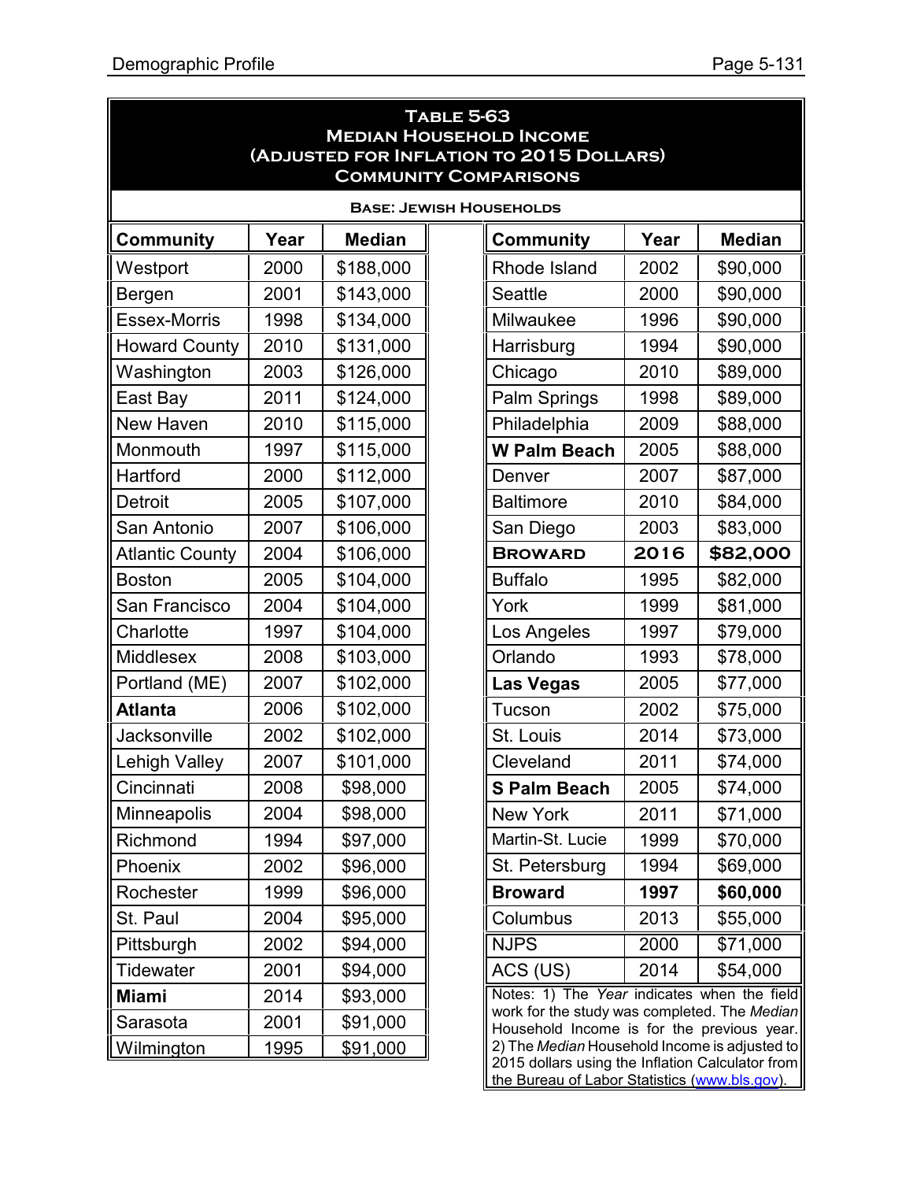## Table 5-63
## Median Household Income
## (Adjusted for Inflation to 2015 Dollars)
## Community Comparisons

**Base: Jewish Households**

| Community | Year | Median |
|---|---|---|
| Westport | 2000 | $188,000 |
| Bergen | 2001 | $143,000 |
| Essex-Morris | 1998 | $134,000 |
| Howard County | 2010 | $131,000 |
| Washington | 2003 | $126,000 |
| East Bay | 2011 | $124,000 |
| New Haven | 2010 | $115,000 |
| Monmouth | 1997 | $115,000 |
| Hartford | 2000 | $112,000 |
| Detroit | 2005 | $107,000 |
| San Antonio | 2007 | $106,000 |
| Atlantic County | 2004 | $106,000 |
| Boston | 2005 | $104,000 |
| San Francisco | 2004 | $104,000 |
| Charlotte | 1997 | $104,000 |
| Middlesex | 2008 | $103,000 |
| Portland (ME) | 2007 | $102,000 |
| **Atlanta** | 2006 | $102,000 |
| Jacksonville | 2002 | $102,000 |
| Lehigh Valley | 2007 | $101,000 |
| Cincinnati | 2008 | $98,000 |
| Minneapolis | 2004 | $98,000 |
| Richmond | 1994 | $97,000 |
| Phoenix | 2002 | $96,000 |
| Rochester | 1999 | $96,000 |
| St. Paul | 2004 | $95,000 |
| Pittsburgh | 2002 | $94,000 |
| Tidewater | 2001 | $94,000 |
| **Miami** | 2014 | $93,000 |
| Sarasota | 2001 | $91,000 |
| Wilmington | 1995 | $91,000 |
| Rhode Island | 2002 | $90,000 |
| Seattle | 2000 | $90,000 |
| Milwaukee | 1996 | $90,000 |
| Harrisburg | 1994 | $90,000 |
| Chicago | 2010 | $89,000 |
| Palm Springs | 1998 | $89,000 |
| Philadelphia | 2009 | $88,000 |
| **W Palm Beach** | 2005 | $88,000 |
| Denver | 2007 | $87,000 |
| Baltimore | 2010 | $84,000 |
| San Diego | 2003 | $83,000 |
| **Broward** | **2016** | **$82,000** |
| Buffalo | 1995 | $82,000 |
| York | 1999 | $81,000 |
| Los Angeles | 1997 | $79,000 |
| Orlando | 1993 | $78,000 |
| **Las Vegas** | 2005 | $77,000 |
| Tucson | 2002 | $75,000 |
| St. Louis | 2014 | $73,000 |
| Cleveland | 2011 | $74,000 |
| **S Palm Beach** | 2005 | $74,000 |
| New York | 2011 | $71,000 |
| Martin-St. Lucie | 1999 | $70,000 |
| St. Petersburg | 1994 | $69,000 |
| **Broward** | **1997** | **$60,000** |
| Columbus | 2013 | $55,000 |
| NJPS | 2000 | $71,000 |
| ACS (US) | 2014 | $54,000 |

Notes: 1) The *Year* indicates when the field work for the study was completed. The *Median* Household Income is for the previous year. 2) The *Median* Household Income is adjusted to 2015 dollars using the Inflation Calculator from the Bureau of Labor Statistics (www.bls.gov).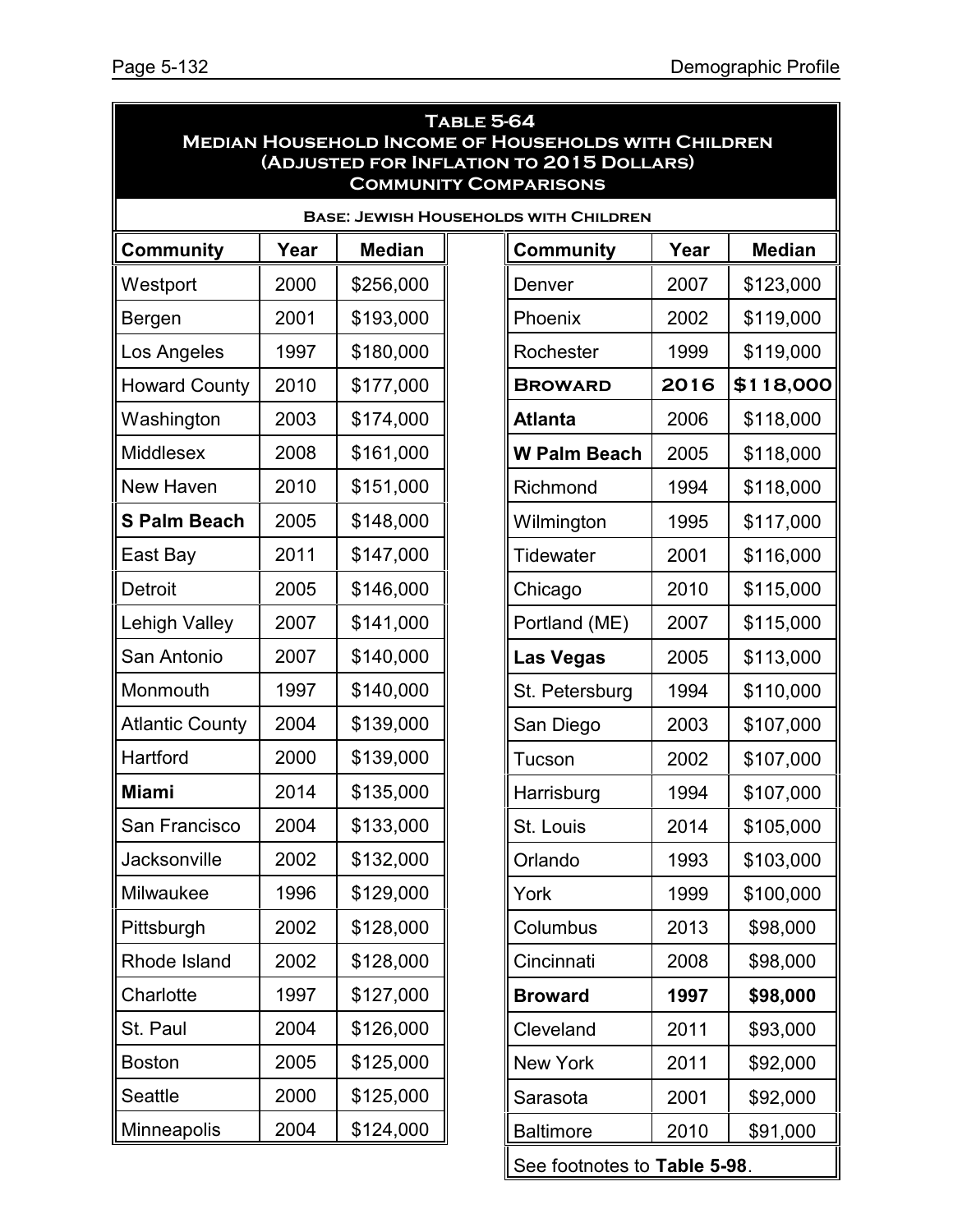## Table 5-64
## Median Household Income of Households with Children (Adjusted for Inflation to 2015 Dollars)
## Community Comparisons

**Base: Jewish Households with Children**

| Community | Year | Median | Community | Year | Median |
|---|---|---|---|---|---|
| Westport | 2000 | $256,000 | Denver | 2007 | $123,000 |
| Bergen | 2001 | $193,000 | Phoenix | 2002 | $119,000 |
| Los Angeles | 1997 | $180,000 | Rochester | 1999 | $119,000 |
| Howard County | 2010 | $177,000 | **Broward** | **2016** | **$118,000** |
| Washington | 2003 | $174,000 | **Atlanta** | 2006 | $118,000 |
| Middlesex | 2008 | $161,000 | **W Palm Beach** | 2005 | $118,000 |
| New Haven | 2010 | $151,000 | Richmond | 1994 | $118,000 |
| **S Palm Beach** | 2005 | $148,000 | Wilmington | 1995 | $117,000 |
| East Bay | 2011 | $147,000 | Tidewater | 2001 | $116,000 |
| Detroit | 2005 | $146,000 | Chicago | 2010 | $115,000 |
| Lehigh Valley | 2007 | $141,000 | Portland (ME) | 2007 | $115,000 |
| San Antonio | 2007 | $140,000 | **Las Vegas** | 2005 | $113,000 |
| Monmouth | 1997 | $140,000 | St. Petersburg | 1994 | $110,000 |
| Atlantic County | 2004 | $139,000 | San Diego | 2003 | $107,000 |
| Hartford | 2000 | $139,000 | Tucson | 2002 | $107,000 |
| **Miami** | 2014 | $135,000 | Harrisburg | 1994 | $107,000 |
| San Francisco | 2004 | $133,000 | St. Louis | 2014 | $105,000 |
| Jacksonville | 2002 | $132,000 | Orlando | 1993 | $103,000 |
| Milwaukee | 1996 | $129,000 | York | 1999 | $100,000 |
| Pittsburgh | 2002 | $128,000 | Columbus | 2013 | $98,000 |
| Rhode Island | 2002 | $128,000 | Cincinnati | 2008 | $98,000 |
| Charlotte | 1997 | $127,000 | **Broward** | **1997** | **$98,000** |
| St. Paul | 2004 | $126,000 | Cleveland | 2011 | $93,000 |
| Boston | 2005 | $125,000 | New York | 2011 | $92,000 |
| Seattle | 2000 | $125,000 | Sarasota | 2001 | $92,000 |
| Minneapolis | 2004 | $124,000 | Baltimore | 2010 | $91,000 |

See footnotes to **Table 5-98**.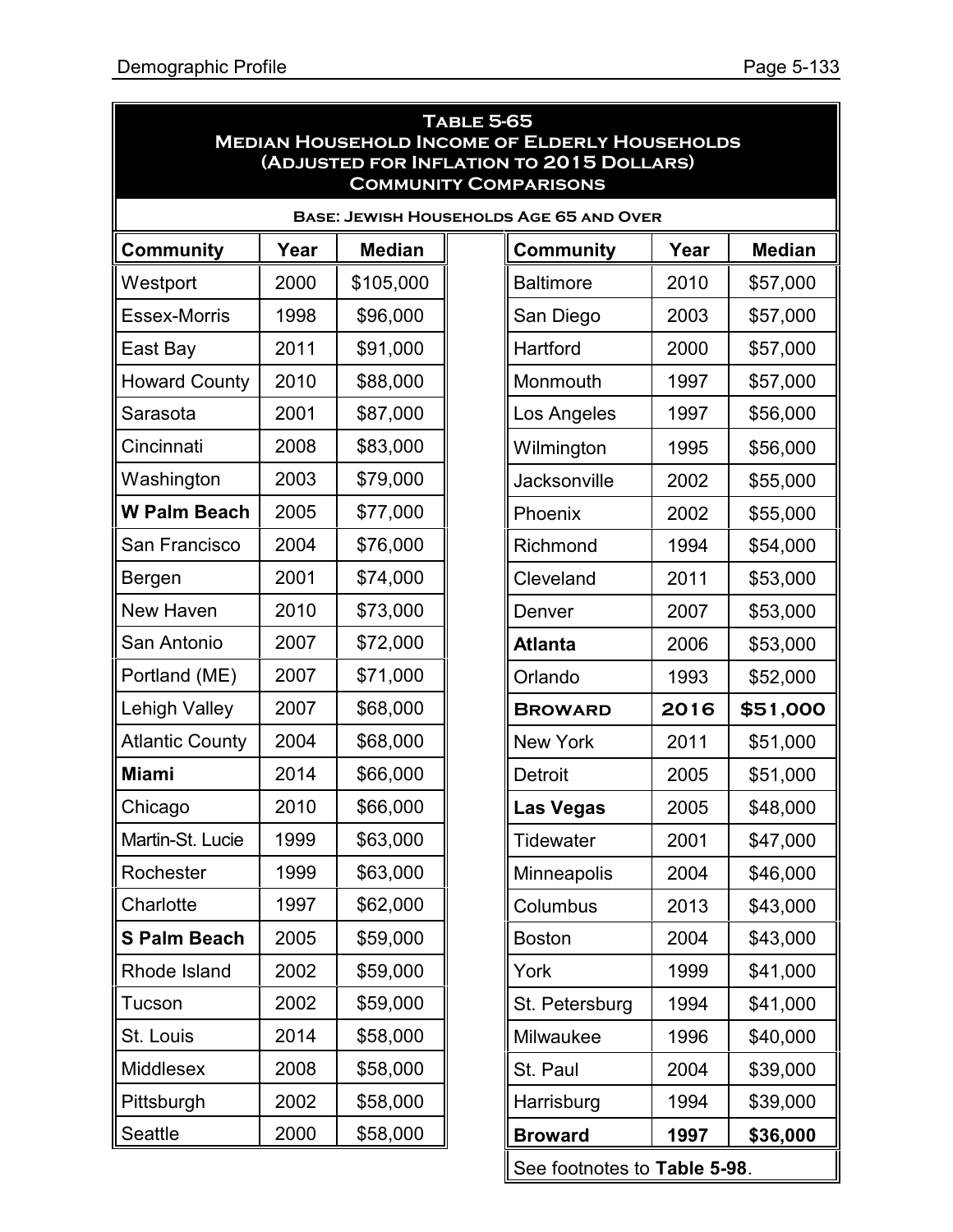## Table 5-65
## Median Household Income of Elderly Households (Adjusted for Inflation to 2015 Dollars)
## Community Comparisons

**Base: Jewish Households Age 65 and Over**

| Community | Year | Median | Community | Year | Median |
|---|---|---|---|---|---|
| Westport | 2000 | $105,000 | Baltimore | 2010 | $57,000 |
| Essex-Morris | 1998 | $96,000 | San Diego | 2003 | $57,000 |
| East Bay | 2011 | $91,000 | Hartford | 2000 | $57,000 |
| Howard County | 2010 | $88,000 | Monmouth | 1997 | $57,000 |
| Sarasota | 2001 | $87,000 | Los Angeles | 1997 | $56,000 |
| Cincinnati | 2008 | $83,000 | Wilmington | 1995 | $56,000 |
| Washington | 2003 | $79,000 | Jacksonville | 2002 | $55,000 |
| **W Palm Beach** | 2005 | $77,000 | Phoenix | 2002 | $55,000 |
| San Francisco | 2004 | $76,000 | Richmond | 1994 | $54,000 |
| Bergen | 2001 | $74,000 | Cleveland | 2011 | $53,000 |
| New Haven | 2010 | $73,000 | Denver | 2007 | $53,000 |
| San Antonio | 2007 | $72,000 | **Atlanta** | 2006 | $53,000 |
| Portland (ME) | 2007 | $71,000 | Orlando | 1993 | $52,000 |
| Lehigh Valley | 2007 | $68,000 | **BROWARD** | **2016** | **$51,000** |
| Atlantic County | 2004 | $68,000 | New York | 2011 | $51,000 |
| **Miami** | 2014 | $66,000 | Detroit | 2005 | $51,000 |
| Chicago | 2010 | $66,000 | **Las Vegas** | 2005 | $48,000 |
| Martin-St. Lucie | 1999 | $63,000 | Tidewater | 2001 | $47,000 |
| Rochester | 1999 | $63,000 | Minneapolis | 2004 | $46,000 |
| Charlotte | 1997 | $62,000 | Columbus | 2013 | $43,000 |
| **S Palm Beach** | 2005 | $59,000 | Boston | 2004 | $43,000 |
| Rhode Island | 2002 | $59,000 | York | 1999 | $41,000 |
| Tucson | 2002 | $59,000 | St. Petersburg | 1994 | $41,000 |
| St. Louis | 2014 | $58,000 | Milwaukee | 1996 | $40,000 |
| Middlesex | 2008 | $58,000 | St. Paul | 2004 | $39,000 |
| Pittsburgh | 2002 | $58,000 | Harrisburg | 1994 | $39,000 |
| Seattle | 2000 | $58,000 | **Broward** | **1997** | **$36,000** |

See footnotes to **Table 5-98**.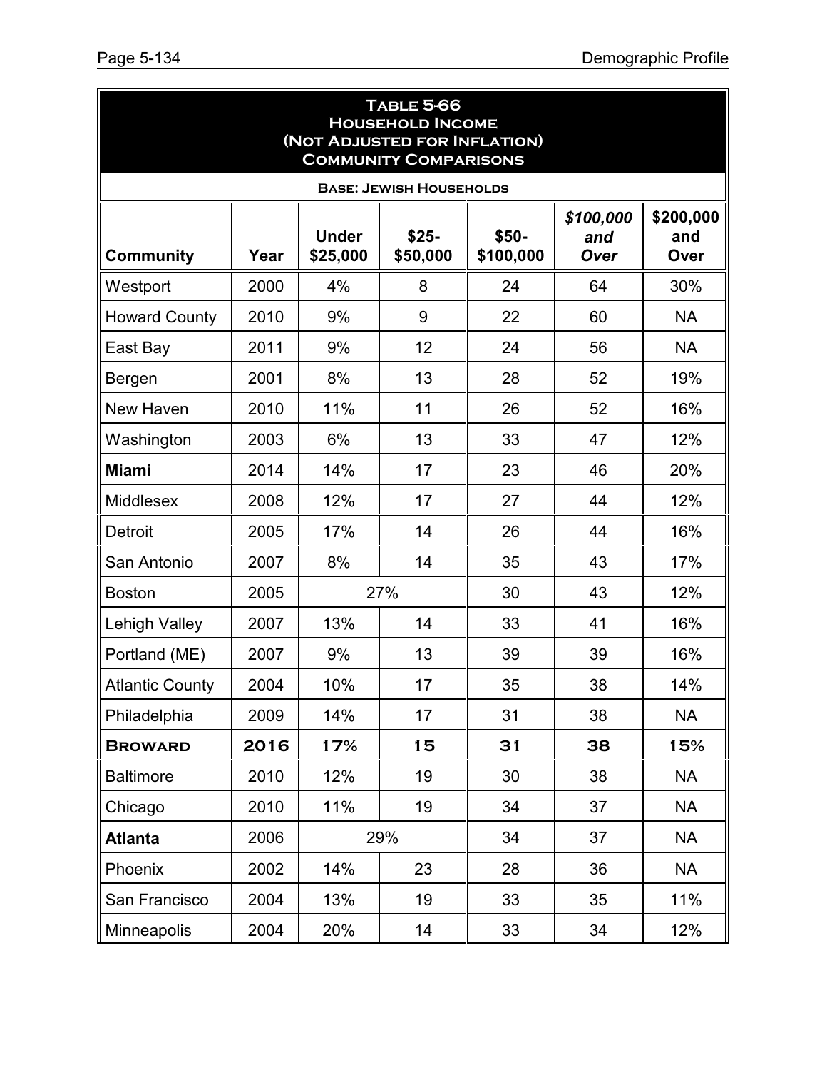**Table 5-66**
**Household Income**
**(Not Adjusted for Inflation)**
**Community Comparisons**

**Base: Jewish Households**

| Community | Year | Under $25,000 | $25-$50,000 | $50-$100,000 | *$100,000 and Over* | $200,000 and Over |
|---|---|---|---|---|---|---|
| Westport | 2000 | 4% | 8 | 24 | 64 | 30% |
| Howard County | 2010 | 9% | 9 | 22 | 60 | NA |
| East Bay | 2011 | 9% | 12 | 24 | 56 | NA |
| Bergen | 2001 | 8% | 13 | 28 | 52 | 19% |
| New Haven | 2010 | 11% | 11 | 26 | 52 | 16% |
| Washington | 2003 | 6% | 13 | 33 | 47 | 12% |
| **Miami** | 2014 | 14% | 17 | 23 | 46 | 20% |
| Middlesex | 2008 | 12% | 17 | 27 | 44 | 12% |
| Detroit | 2005 | 17% | 14 | 26 | 44 | 16% |
| San Antonio | 2007 | 8% | 14 | 35 | 43 | 17% |
| Boston | 2005 | 27% | | 30 | 43 | 12% |
| Lehigh Valley | 2007 | 13% | 14 | 33 | 41 | 16% |
| Portland (ME) | 2007 | 9% | 13 | 39 | 39 | 16% |
| Atlantic County | 2004 | 10% | 17 | 35 | 38 | 14% |
| Philadelphia | 2009 | 14% | 17 | 31 | 38 | NA |
| **Broward** | **2016** | **17%** | **15** | **31** | **38** | **15%** |
| Baltimore | 2010 | 12% | 19 | 30 | 38 | NA |
| Chicago | 2010 | 11% | 19 | 34 | 37 | NA |
| **Atlanta** | 2006 | 29% | | 34 | 37 | NA |
| Phoenix | 2002 | 14% | 23 | 28 | 36 | NA |
| San Francisco | 2004 | 13% | 19 | 33 | 35 | 11% |
| Minneapolis | 2004 | 20% | 14 | 33 | 34 | 12% |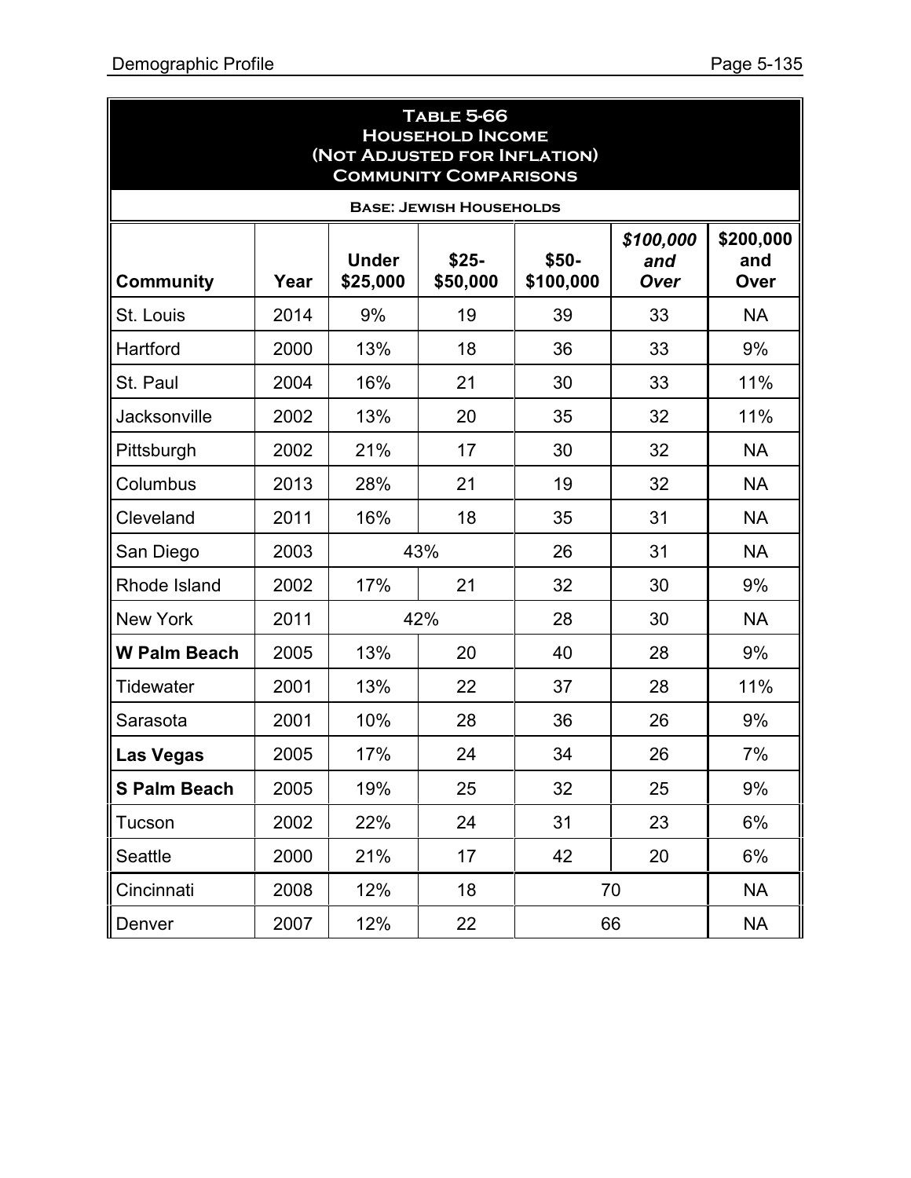## Table 5-66
## Household Income
## (Not Adjusted for Inflation)
## Community Comparisons

**Base: Jewish Households**

| Community | Year | Under $25,000 | $25-$50,000 | $50-$100,000 | *$100,000 and Over* | $200,000 and Over |
|---|---|---|---|---|---|---|
| St. Louis | 2014 | 9% | 19 | 39 | 33 | NA |
| Hartford | 2000 | 13% | 18 | 36 | 33 | 9% |
| St. Paul | 2004 | 16% | 21 | 30 | 33 | 11% |
| Jacksonville | 2002 | 13% | 20 | 35 | 32 | 11% |
| Pittsburgh | 2002 | 21% | 17 | 30 | 32 | NA |
| Columbus | 2013 | 28% | 21 | 19 | 32 | NA |
| Cleveland | 2011 | 16% | 18 | 35 | 31 | NA |
| San Diego | 2003 | 43% | | 26 | 31 | NA |
| Rhode Island | 2002 | 17% | 21 | 32 | 30 | 9% |
| New York | 2011 | 42% | | 28 | 30 | NA |
| **W Palm Beach** | 2005 | 13% | 20 | 40 | 28 | 9% |
| Tidewater | 2001 | 13% | 22 | 37 | 28 | 11% |
| Sarasota | 2001 | 10% | 28 | 36 | 26 | 9% |
| **Las Vegas** | 2005 | 17% | 24 | 34 | 26 | 7% |
| **S Palm Beach** | 2005 | 19% | 25 | 32 | 25 | 9% |
| Tucson | 2002 | 22% | 24 | 31 | 23 | 6% |
| Seattle | 2000 | 21% | 17 | 42 | 20 | 6% |
| Cincinnati | 2008 | 12% | 18 | 70 | | NA |
| Denver | 2007 | 12% | 22 | 66 | | NA |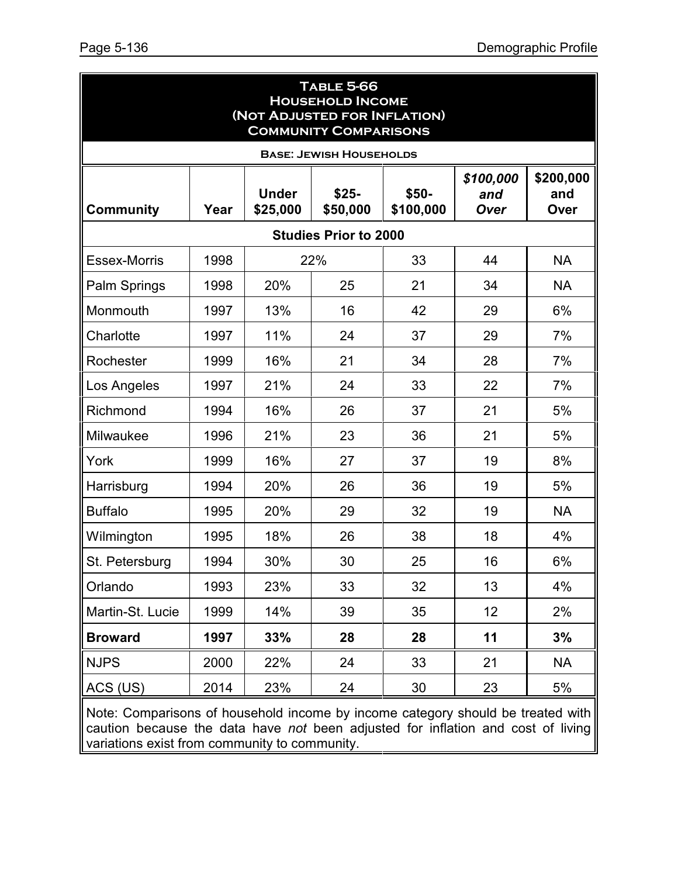| Table 5-66<br>Household Income<br>(Not Adjusted for Inflation)<br>Community Comparisons | | | | | | |
|---|---|---|---|---|---|---|
| **Base: Jewish Households** | | | | | | |
| **Community** | **Year** | **Under $25,000** | **$25- $50,000** | **$50- $100,000** | ***$100,000 and Over*** | **$200,000 and Over** |
| **Studies Prior to 2000** | | | | | | |
| Essex-Morris | 1998 | 22% | | 33 | 44 | NA |
| Palm Springs | 1998 | 20% | 25 | 21 | 34 | NA |
| Monmouth | 1997 | 13% | 16 | 42 | 29 | 6% |
| Charlotte | 1997 | 11% | 24 | 37 | 29 | 7% |
| Rochester | 1999 | 16% | 21 | 34 | 28 | 7% |
| Los Angeles | 1997 | 21% | 24 | 33 | 22 | 7% |
| Richmond | 1994 | 16% | 26 | 37 | 21 | 5% |
| Milwaukee | 1996 | 21% | 23 | 36 | 21 | 5% |
| York | 1999 | 16% | 27 | 37 | 19 | 8% |
| Harrisburg | 1994 | 20% | 26 | 36 | 19 | 5% |
| Buffalo | 1995 | 20% | 29 | 32 | 19 | NA |
| Wilmington | 1995 | 18% | 26 | 38 | 18 | 4% |
| St. Petersburg | 1994 | 30% | 30 | 25 | 16 | 6% |
| Orlando | 1993 | 23% | 33 | 32 | 13 | 4% |
| Martin-St. Lucie | 1999 | 14% | 39 | 35 | 12 | 2% |
| **Broward** | **1997** | **33%** | **28** | **28** | **11** | **3%** |
| NJPS | 2000 | 22% | 24 | 33 | 21 | NA |
| ACS (US) | 2014 | 23% | 24 | 30 | 23 | 5% |

Note: Comparisons of household income by income category should be treated with caution because the data have *not* been adjusted for inflation and cost of living variations exist from community to community.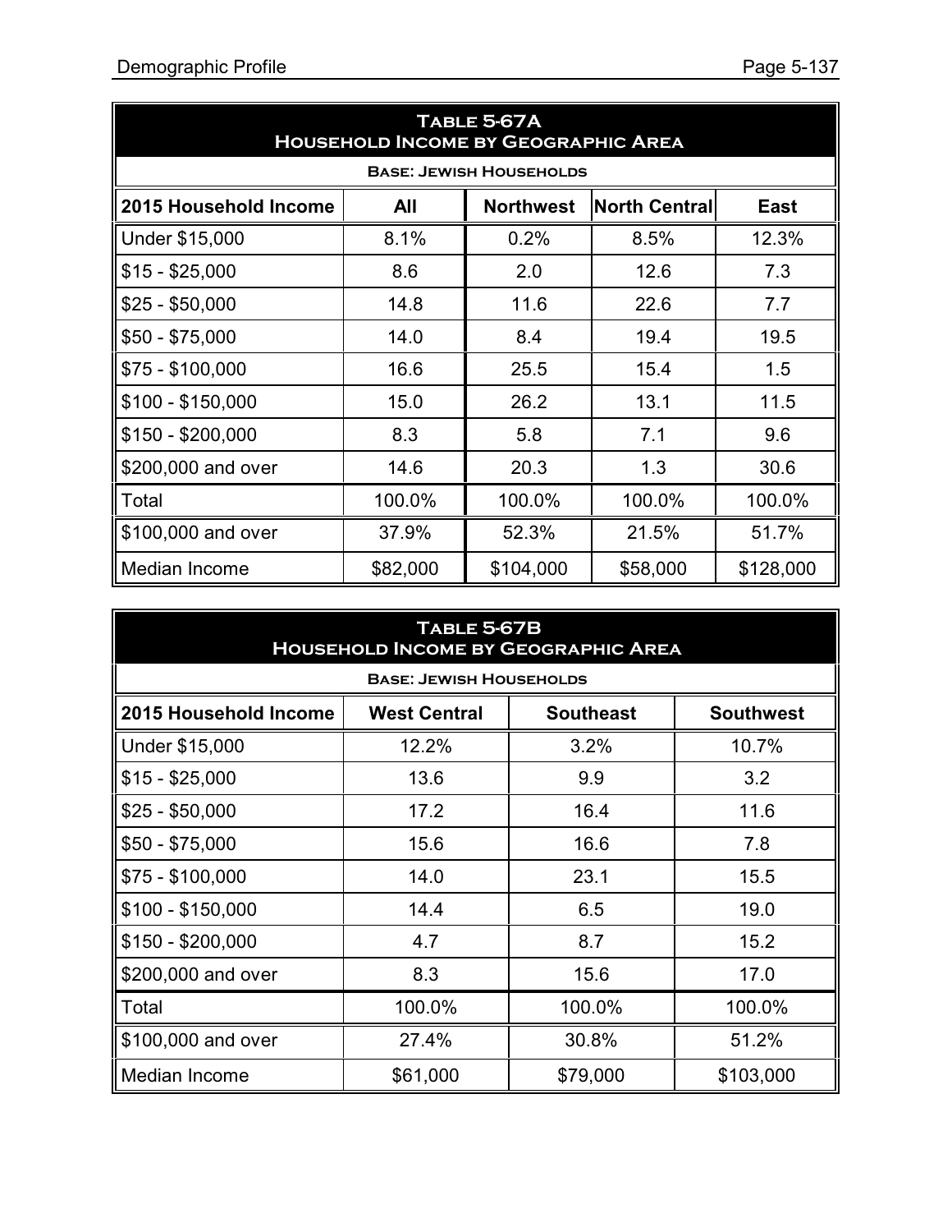**Table 5-67A**
**Household Income by Geographic Area**

**Base: Jewish Households**

| 2015 Household Income | All | Northwest | North Central | East |
|---|---|---|---|---|
| Under $15,000 | 8.1% | 0.2% | 8.5% | 12.3% |
| $15 - $25,000 | 8.6 | 2.0 | 12.6 | 7.3 |
| $25 - $50,000 | 14.8 | 11.6 | 22.6 | 7.7 |
| $50 - $75,000 | 14.0 | 8.4 | 19.4 | 19.5 |
| $75 - $100,000 | 16.6 | 25.5 | 15.4 | 1.5 |
| $100 - $150,000 | 15.0 | 26.2 | 13.1 | 11.5 |
| $150 - $200,000 | 8.3 | 5.8 | 7.1 | 9.6 |
| $200,000 and over | 14.6 | 20.3 | 1.3 | 30.6 |
| Total | 100.0% | 100.0% | 100.0% | 100.0% |
| $100,000 and over | 37.9% | 52.3% | 21.5% | 51.7% |
| Median Income | $82,000 | $104,000 | $58,000 | $128,000 |

**Table 5-67B**
**Household Income by Geographic Area**

**Base: Jewish Households**

| 2015 Household Income | West Central | Southeast | Southwest |
|---|---|---|---|
| Under $15,000 | 12.2% | 3.2% | 10.7% |
| $15 - $25,000 | 13.6 | 9.9 | 3.2 |
| $25 - $50,000 | 17.2 | 16.4 | 11.6 |
| $50 - $75,000 | 15.6 | 16.6 | 7.8 |
| $75 - $100,000 | 14.0 | 23.1 | 15.5 |
| $100 - $150,000 | 14.4 | 6.5 | 19.0 |
| $150 - $200,000 | 4.7 | 8.7 | 15.2 |
| $200,000 and over | 8.3 | 15.6 | 17.0 |
| Total | 100.0% | 100.0% | 100.0% |
| $100,000 and over | 27.4% | 30.8% | 51.2% |
| Median Income | $61,000 | $79,000 | $103,000 |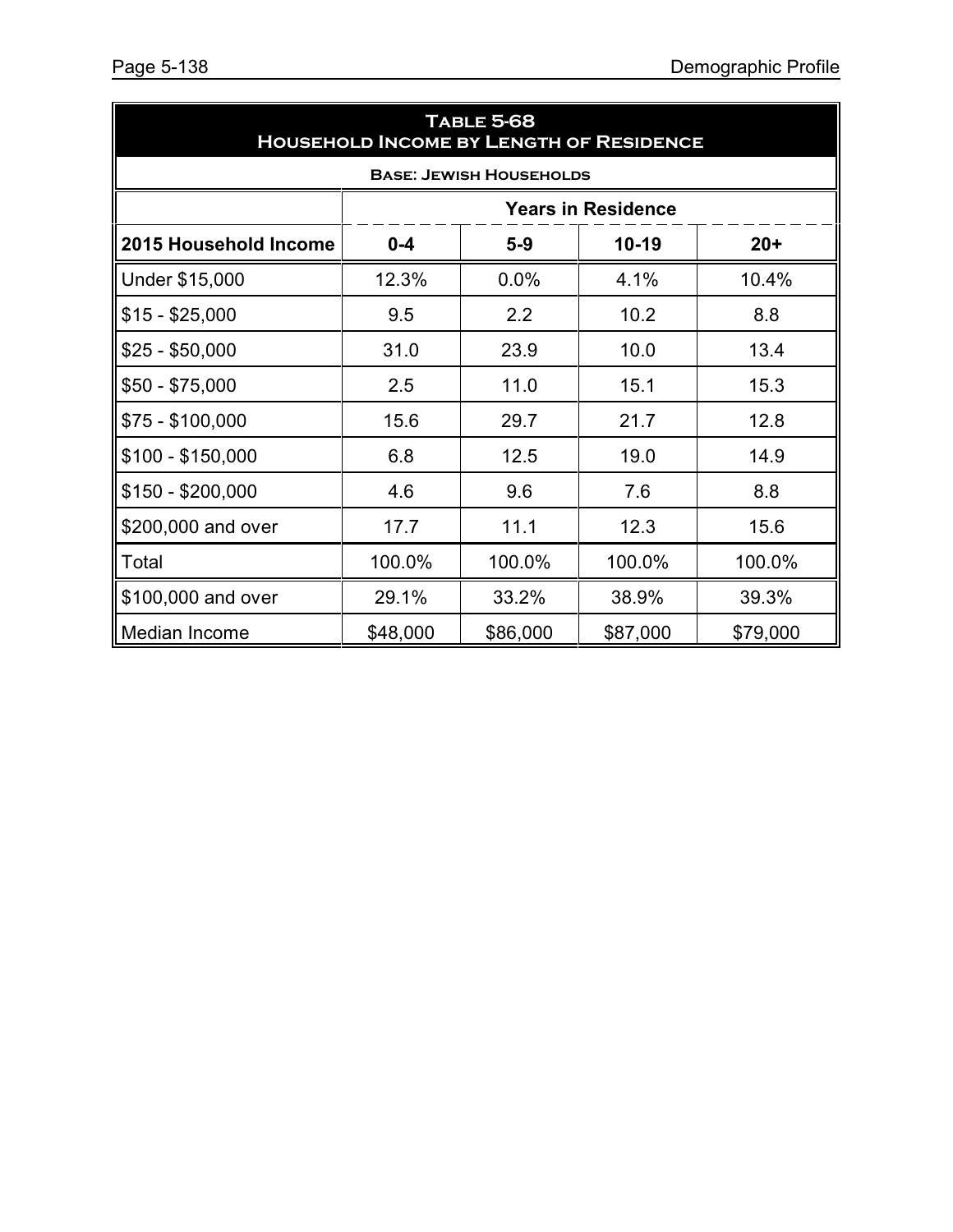## Table 5-68
## Household Income by Length of Residence

**Base: Jewish Households**

| | Years in Residence | | | |
|---|---|---|---|---|
| **2015 Household Income** | **0-4** | **5-9** | **10-19** | **20+** |
| Under $15,000 | 12.3% | 0.0% | 4.1% | 10.4% |
| $15 - $25,000 | 9.5 | 2.2 | 10.2 | 8.8 |
| $25 - $50,000 | 31.0 | 23.9 | 10.0 | 13.4 |
| $50 - $75,000 | 2.5 | 11.0 | 15.1 | 15.3 |
| $75 - $100,000 | 15.6 | 29.7 | 21.7 | 12.8 |
| $100 - $150,000 | 6.8 | 12.5 | 19.0 | 14.9 |
| $150 - $200,000 | 4.6 | 9.6 | 7.6 | 8.8 |
| $200,000 and over | 17.7 | 11.1 | 12.3 | 15.6 |
| Total | 100.0% | 100.0% | 100.0% | 100.0% |
| $100,000 and over | 29.1% | 33.2% | 38.9% | 39.3% |
| Median Income | $48,000 | $86,000 | $87,000 | $79,000 |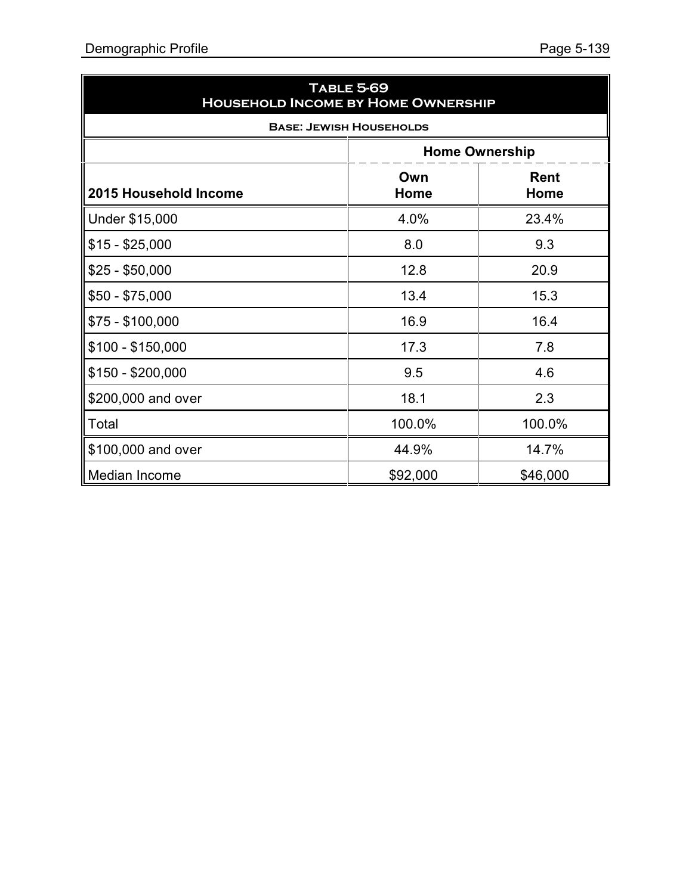## Table 5-69
## Household Income by Home Ownership

**Base: Jewish Households**

| | Home Ownership | |
|---|---|---|
| **2015 Household Income** | **Own Home** | **Rent Home** |
| Under $15,000 | 4.0% | 23.4% |
| $15 - $25,000 | 8.0 | 9.3 |
| $25 - $50,000 | 12.8 | 20.9 |
| $50 - $75,000 | 13.4 | 15.3 |
| $75 - $100,000 | 16.9 | 16.4 |
| $100 - $150,000 | 17.3 | 7.8 |
| $150 - $200,000 | 9.5 | 4.6 |
| $200,000 and over | 18.1 | 2.3 |
| Total | 100.0% | 100.0% |
| $100,000 and over | 44.9% | 14.7% |
| Median Income | $92,000 | $46,000 |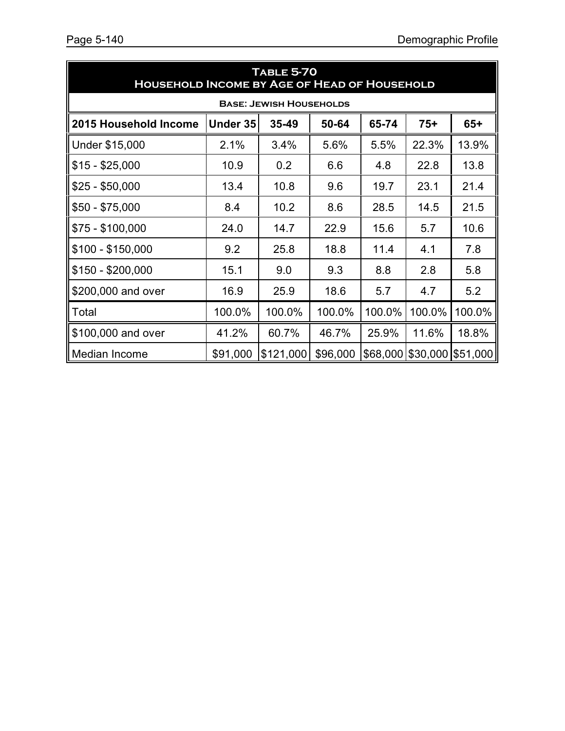## Table 5-70
## Household Income by Age of Head of Household

**Base: Jewish Households**

| 2015 Household Income | Under 35 | 35-49 | 50-64 | 65-74 | 75+ | 65+ |
|---|---|---|---|---|---|---|
| Under $15,000 | 2.1% | 3.4% | 5.6% | 5.5% | 22.3% | 13.9% |
| $15 - $25,000 | 10.9 | 0.2 | 6.6 | 4.8 | 22.8 | 13.8 |
| $25 - $50,000 | 13.4 | 10.8 | 9.6 | 19.7 | 23.1 | 21.4 |
| $50 - $75,000 | 8.4 | 10.2 | 8.6 | 28.5 | 14.5 | 21.5 |
| $75 - $100,000 | 24.0 | 14.7 | 22.9 | 15.6 | 5.7 | 10.6 |
| $100 - $150,000 | 9.2 | 25.8 | 18.8 | 11.4 | 4.1 | 7.8 |
| $150 - $200,000 | 15.1 | 9.0 | 9.3 | 8.8 | 2.8 | 5.8 |
| $200,000 and over | 16.9 | 25.9 | 18.6 | 5.7 | 4.7 | 5.2 |
| Total | 100.0% | 100.0% | 100.0% | 100.0% | 100.0% | 100.0% |
| $100,000 and over | 41.2% | 60.7% | 46.7% | 25.9% | 11.6% | 18.8% |
| Median Income | $91,000 | $121,000 | $96,000 | $68,000 | $30,000 | $51,000 |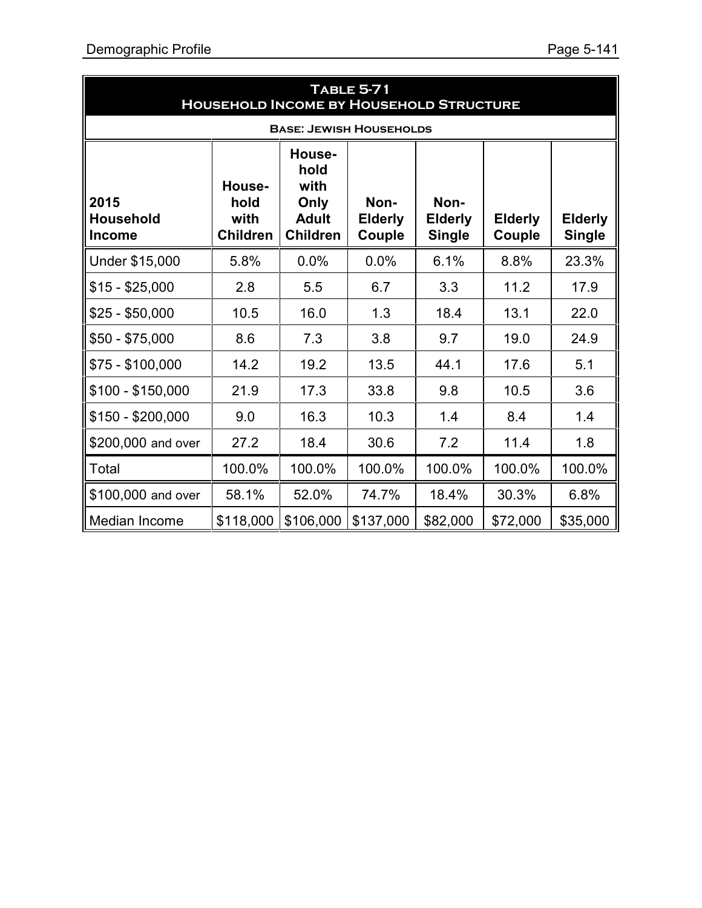## Table 5-71
## Household Income by Household Structure

**Base: Jewish Households**

| 2015 Household Income | Household with Children | Household with Only Adult Children | Non-Elderly Couple | Non-Elderly Single | Elderly Couple | Elderly Single |
|---|---|---|---|---|---|---|
| Under $15,000 | 5.8% | 0.0% | 0.0% | 6.1% | 8.8% | 23.3% |
| $15 - $25,000 | 2.8 | 5.5 | 6.7 | 3.3 | 11.2 | 17.9 |
| $25 - $50,000 | 10.5 | 16.0 | 1.3 | 18.4 | 13.1 | 22.0 |
| $50 - $75,000 | 8.6 | 7.3 | 3.8 | 9.7 | 19.0 | 24.9 |
| $75 - $100,000 | 14.2 | 19.2 | 13.5 | 44.1 | 17.6 | 5.1 |
| $100 - $150,000 | 21.9 | 17.3 | 33.8 | 9.8 | 10.5 | 3.6 |
| $150 - $200,000 | 9.0 | 16.3 | 10.3 | 1.4 | 8.4 | 1.4 |
| $200,000 and over | 27.2 | 18.4 | 30.6 | 7.2 | 11.4 | 1.8 |
| Total | 100.0% | 100.0% | 100.0% | 100.0% | 100.0% | 100.0% |
| $100,000 and over | 58.1% | 52.0% | 74.7% | 18.4% | 30.3% | 6.8% |
| Median Income | $118,000 | $106,000 | $137,000 | $82,000 | $72,000 | $35,000 |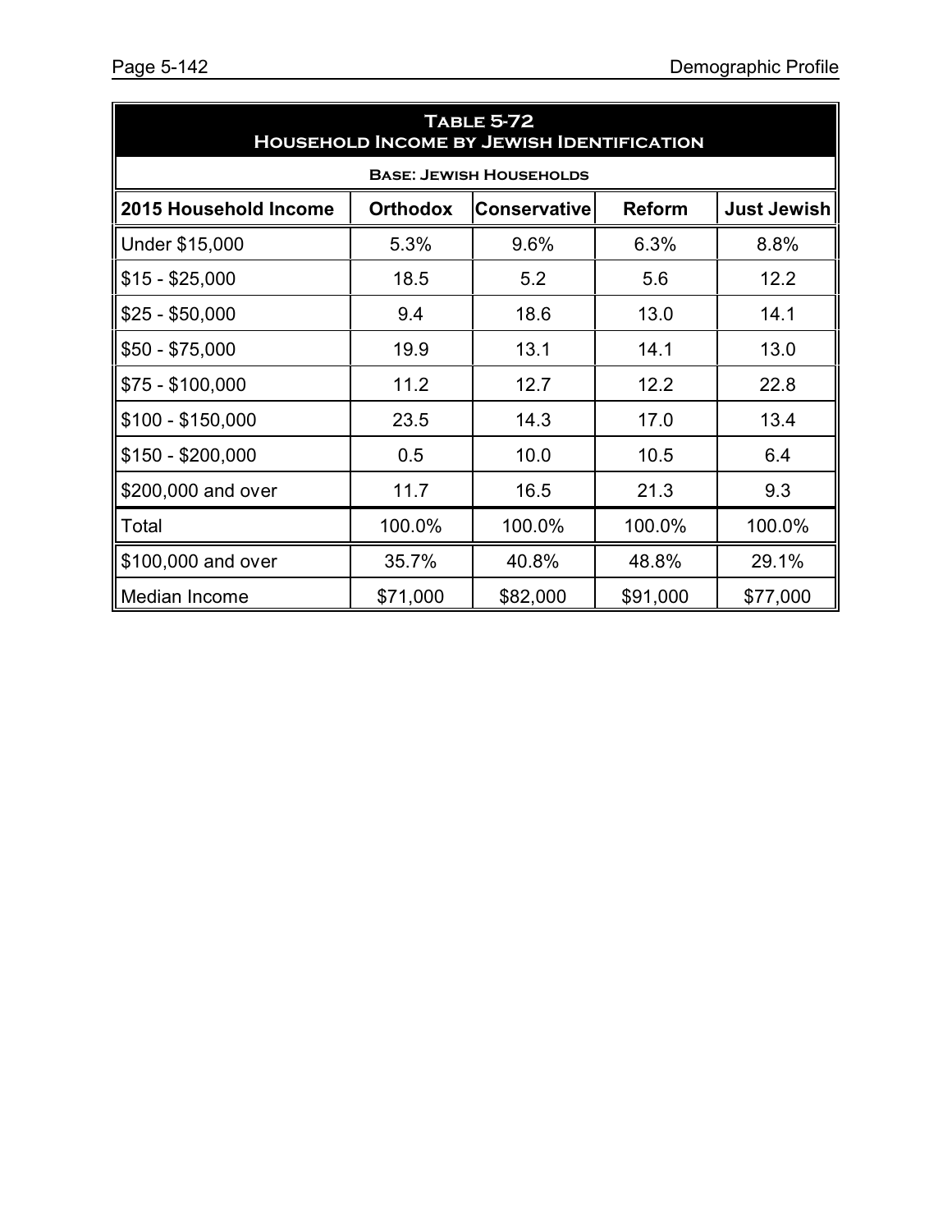## Table 5-72
### Household Income by Jewish Identification

**Base: Jewish Households**

| 2015 Household Income | Orthodox | Conservative | Reform | Just Jewish |
|---|---|---|---|---|
| Under $15,000 | 5.3% | 9.6% | 6.3% | 8.8% |
| $15 - $25,000 | 18.5 | 5.2 | 5.6 | 12.2 |
| $25 - $50,000 | 9.4 | 18.6 | 13.0 | 14.1 |
| $50 - $75,000 | 19.9 | 13.1 | 14.1 | 13.0 |
| $75 - $100,000 | 11.2 | 12.7 | 12.2 | 22.8 |
| $100 - $150,000 | 23.5 | 14.3 | 17.0 | 13.4 |
| $150 - $200,000 | 0.5 | 10.0 | 10.5 | 6.4 |
| $200,000 and over | 11.7 | 16.5 | 21.3 | 9.3 |
| Total | 100.0% | 100.0% | 100.0% | 100.0% |
| $100,000 and over | 35.7% | 40.8% | 48.8% | 29.1% |
| Median Income | $71,000 | $82,000 | $91,000 | $77,000 |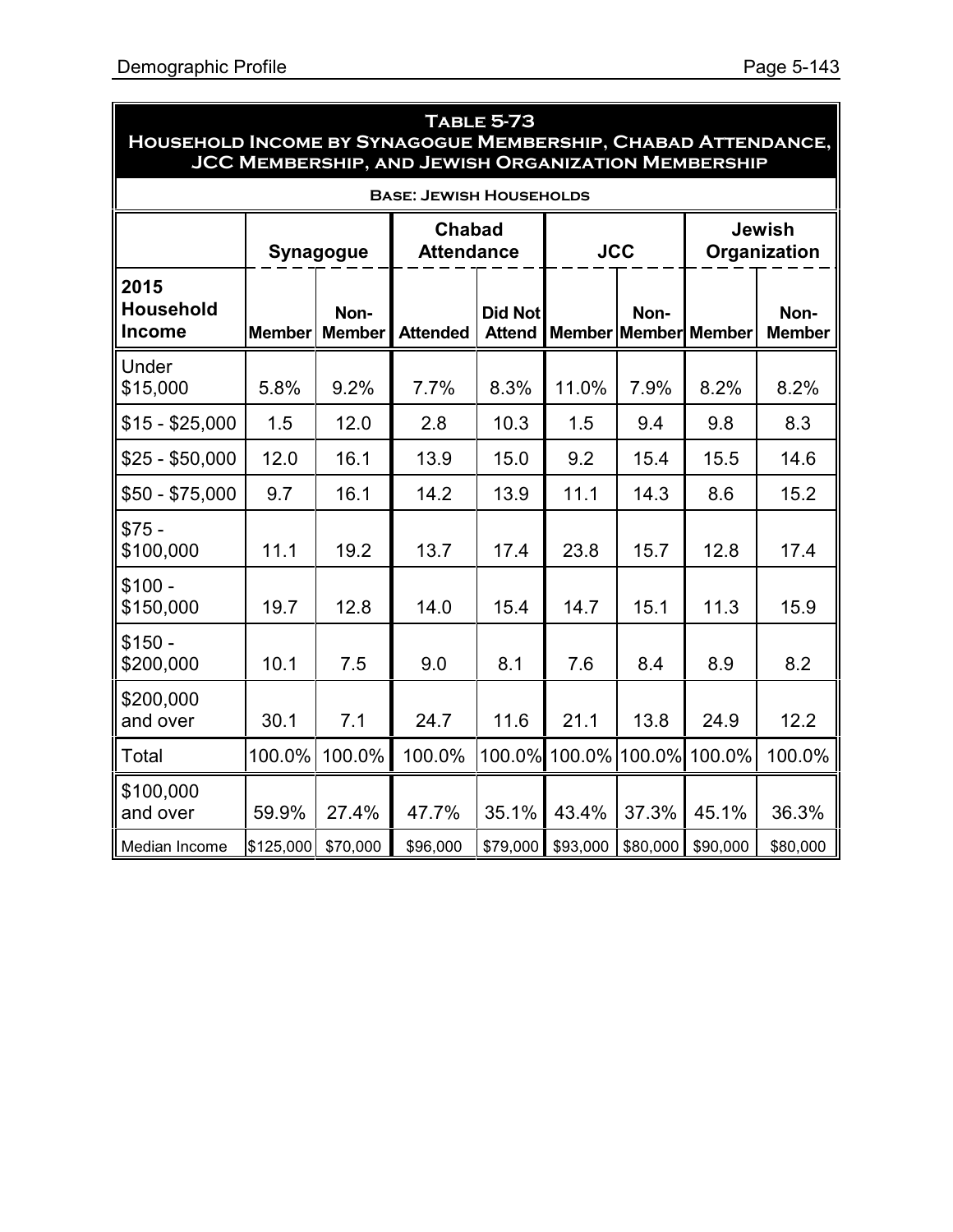## Table 5-73
## Household Income by Synagogue Membership, Chabad Attendance, JCC Membership, and Jewish Organization Membership

**Base: Jewish Households**

| | Synagogue | | Chabad Attendance | | JCC | | Jewish Organization | |
|---|---|---|---|---|---|---|---|---|
| **2015 Household Income** | **Member** | **Non-Member** | **Attended** | **Did Not Attend** | **Member** | **Non-Member** | **Member** | **Non-Member** |
| Under $15,000 | 5.8% | 9.2% | 7.7% | 8.3% | 11.0% | 7.9% | 8.2% | 8.2% |
| $15 - $25,000 | 1.5 | 12.0 | 2.8 | 10.3 | 1.5 | 9.4 | 9.8 | 8.3 |
| $25 - $50,000 | 12.0 | 16.1 | 13.9 | 15.0 | 9.2 | 15.4 | 15.5 | 14.6 |
| $50 - $75,000 | 9.7 | 16.1 | 14.2 | 13.9 | 11.1 | 14.3 | 8.6 | 15.2 |
| $75 - $100,000 | 11.1 | 19.2 | 13.7 | 17.4 | 23.8 | 15.7 | 12.8 | 17.4 |
| $100 - $150,000 | 19.7 | 12.8 | 14.0 | 15.4 | 14.7 | 15.1 | 11.3 | 15.9 |
| $150 - $200,000 | 10.1 | 7.5 | 9.0 | 8.1 | 7.6 | 8.4 | 8.9 | 8.2 |
| $200,000 and over | 30.1 | 7.1 | 24.7 | 11.6 | 21.1 | 13.8 | 24.9 | 12.2 |
| Total | 100.0% | 100.0% | 100.0% | 100.0% | 100.0% | 100.0% | 100.0% | 100.0% |
| $100,000 and over | 59.9% | 27.4% | 47.7% | 35.1% | 43.4% | 37.3% | 45.1% | 36.3% |
| Median Income | $125,000 | $70,000 | $96,000 | $79,000 | $93,000 | $80,000 | $90,000 | $80,000 |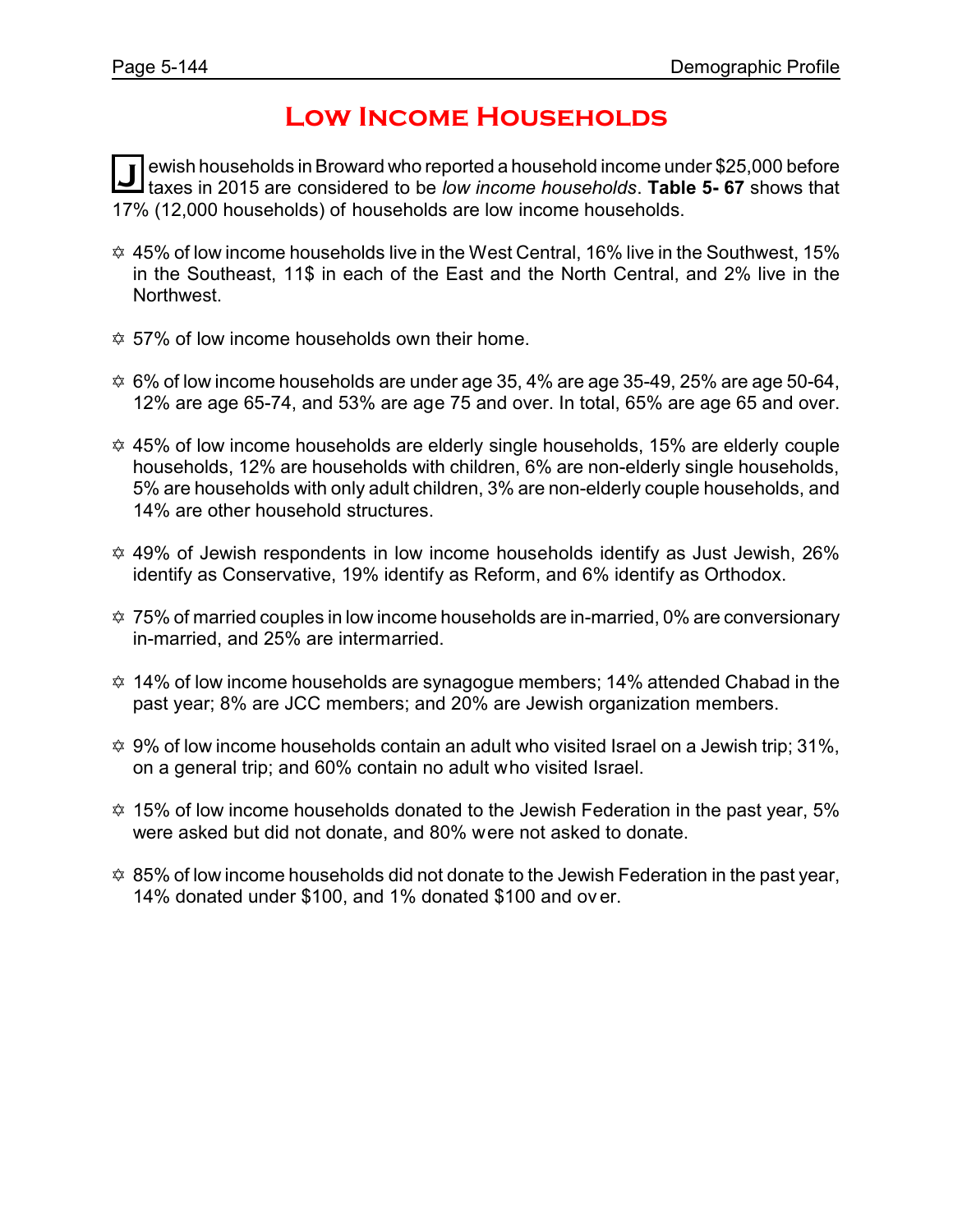# Low Income Households

Jewish households in Broward who reported a household income under $25,000 before taxes in 2015 are considered to be *low income households*. **Table 5- 67** shows that 17% (12,000 households) of households are low income households.

- ✡ 45% of low income households live in the West Central, 16% live in the Southwest, 15% in the Southeast, 11$ in each of the East and the North Central, and 2% live in the Northwest.

- ✡ 57% of low income households own their home.

- ✡ 6% of low income households are under age 35, 4% are age 35-49, 25% are age 50-64, 12% are age 65-74, and 53% are age 75 and over. In total, 65% are age 65 and over.

- ✡ 45% of low income households are elderly single households, 15% are elderly couple households, 12% are households with children, 6% are non-elderly single households, 5% are households with only adult children, 3% are non-elderly couple households, and 14% are other household structures.

- ✡ 49% of Jewish respondents in low income households identify as Just Jewish, 26% identify as Conservative, 19% identify as Reform, and 6% identify as Orthodox.

- ✡ 75% of married couples in low income households are in-married, 0% are conversionary in-married, and 25% are intermarried.

- ✡ 14% of low income households are synagogue members; 14% attended Chabad in the past year; 8% are JCC members; and 20% are Jewish organization members.

- ✡ 9% of low income households contain an adult who visited Israel on a Jewish trip; 31%, on a general trip; and 60% contain no adult who visited Israel.

- ✡ 15% of low income households donated to the Jewish Federation in the past year, 5% were asked but did not donate, and 80% were not asked to donate.

- ✡ 85% of low income households did not donate to the Jewish Federation in the past year, 14% donated under $100, and 1% donated $100 and over.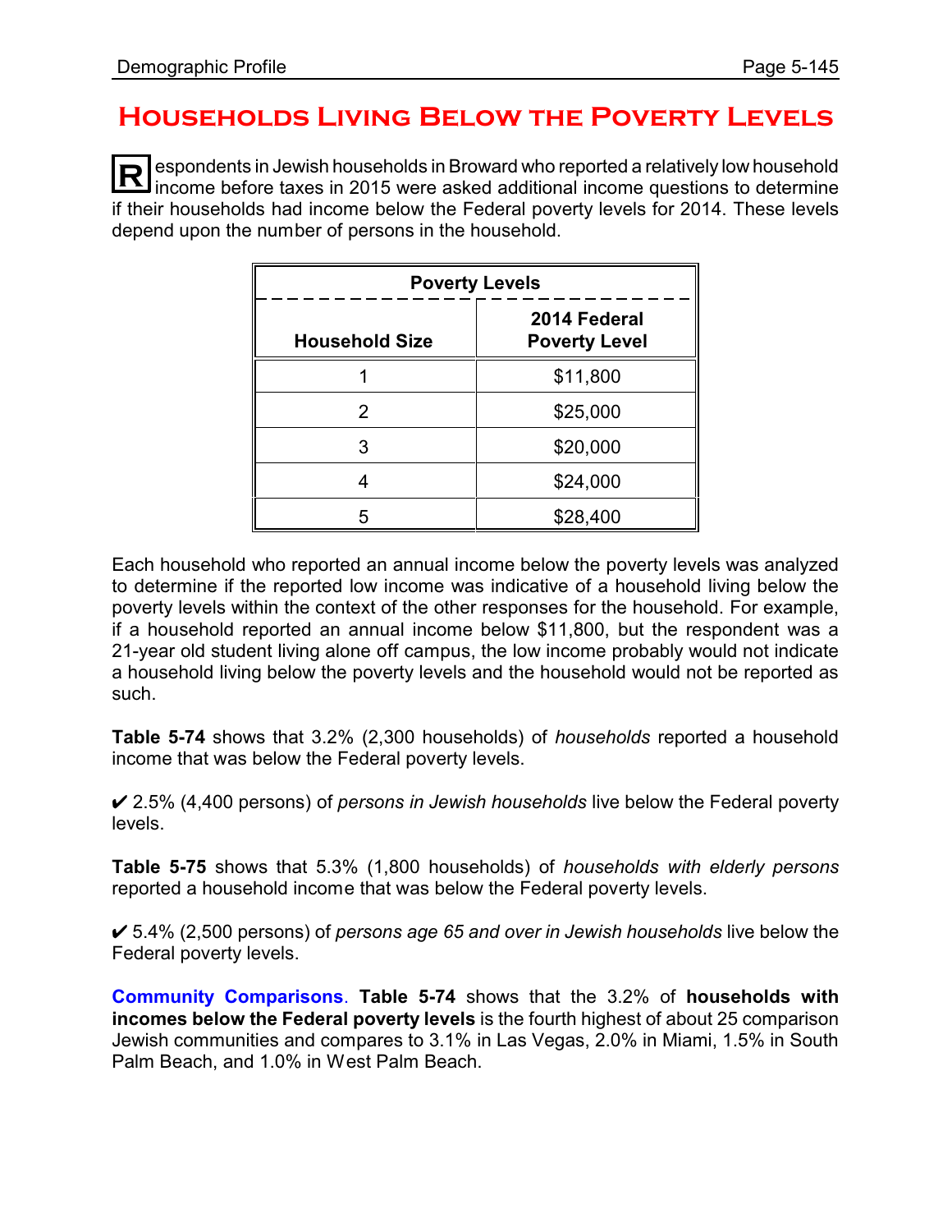# Households Living Below the Poverty Levels

Respondents in Jewish households in Broward who reported a relatively low household income before taxes in 2015 were asked additional income questions to determine if their households had income below the Federal poverty levels for 2014. These levels depend upon the number of persons in the household.

| Poverty Levels | |
|---|---|
| **Household Size** | **2014 Federal Poverty Level** |
| 1 | $11,800 |
| 2 | $25,000 |
| 3 | $20,000 |
| 4 | $24,000 |
| 5 | $28,400 |

Each household who reported an annual income below the poverty levels was analyzed to determine if the reported low income was indicative of a household living below the poverty levels within the context of the other responses for the household. For example, if a household reported an annual income below $11,800, but the respondent was a 21-year old student living alone off campus, the low income probably would not indicate a household living below the poverty levels and the household would not be reported as such.

**Table 5-74** shows that 3.2% (2,300 households) of *households* reported a household income that was below the Federal poverty levels.

✔ 2.5% (4,400 persons) of *persons in Jewish households* live below the Federal poverty levels.

**Table 5-75** shows that 5.3% (1,800 households) of *households with elderly persons* reported a household income that was below the Federal poverty levels.

✔ 5.4% (2,500 persons) of *persons age 65 and over in Jewish households* live below the Federal poverty levels.

**Community Comparisons**. **Table 5-74** shows that the 3.2% of **households with incomes below the Federal poverty levels** is the fourth highest of about 25 comparison Jewish communities and compares to 3.1% in Las Vegas, 2.0% in Miami, 1.5% in South Palm Beach, and 1.0% in West Palm Beach.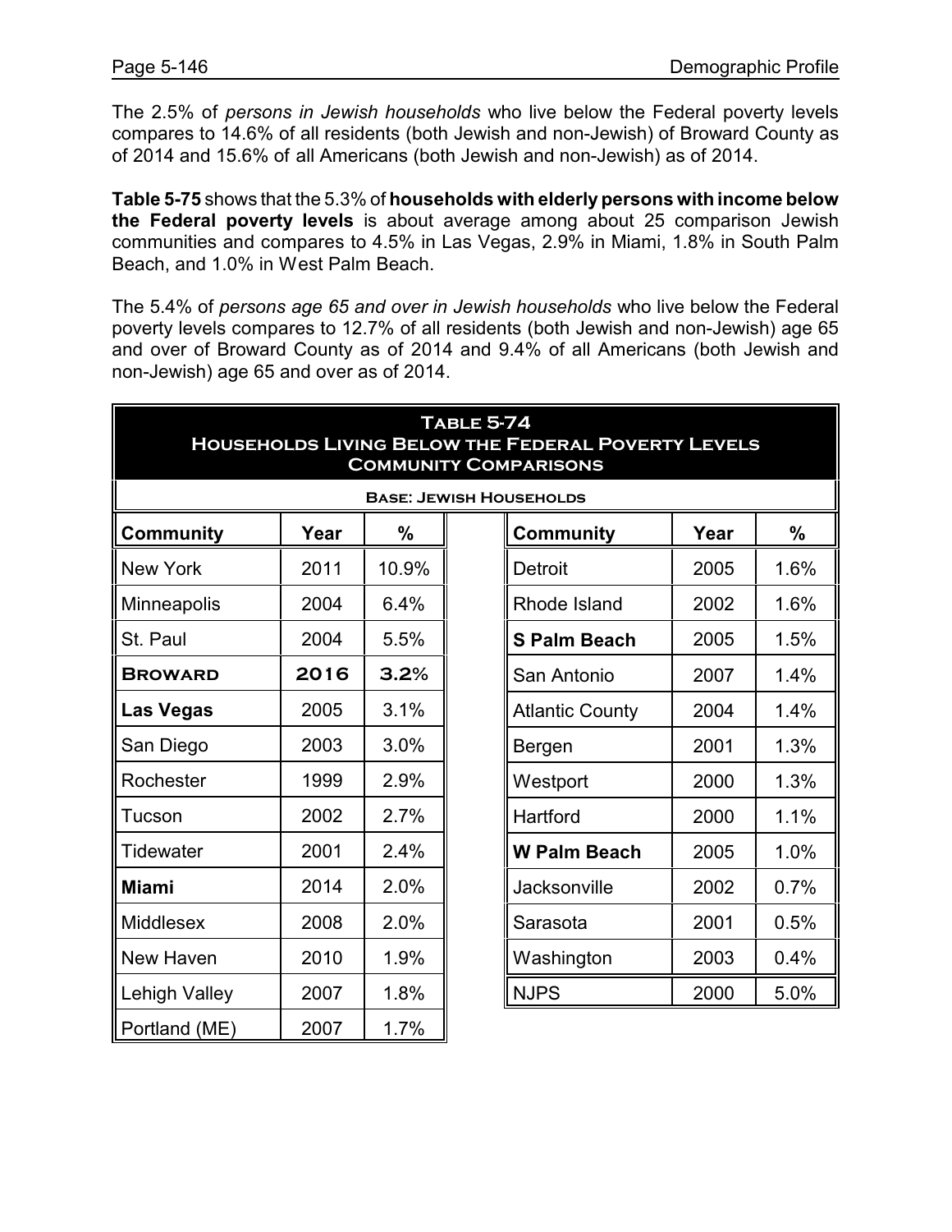The 2.5% of *persons in Jewish households* who live below the Federal poverty levels compares to 14.6% of all residents (both Jewish and non-Jewish) of Broward County as of 2014 and 15.6% of all Americans (both Jewish and non-Jewish) as of 2014.

**Table 5-75** shows that the 5.3% of **households with elderly persons with income below the Federal poverty levels** is about average among about 25 comparison Jewish communities and compares to 4.5% in Las Vegas, 2.9% in Miami, 1.8% in South Palm Beach, and 1.0% in West Palm Beach.

The 5.4% of *persons age 65 and over in Jewish households* who live below the Federal poverty levels compares to 12.7% of all residents (both Jewish and non-Jewish) age 65 and over of Broward County as of 2014 and 9.4% of all Americans (both Jewish and non-Jewish) age 65 and over as of 2014.

**Table 5-74**
**Households Living Below the Federal Poverty Levels**
**Community Comparisons**

Base: Jewish Households

| Community | Year | % | Community | Year | % |
|---|---|---|---|---|---|
| New York | 2011 | 10.9% | Detroit | 2005 | 1.6% |
| Minneapolis | 2004 | 6.4% | Rhode Island | 2002 | 1.6% |
| St. Paul | 2004 | 5.5% | **S Palm Beach** | 2005 | 1.5% |
| **Broward** | **2016** | **3.2%** | San Antonio | 2007 | 1.4% |
| **Las Vegas** | 2005 | 3.1% | Atlantic County | 2004 | 1.4% |
| San Diego | 2003 | 3.0% | Bergen | 2001 | 1.3% |
| Rochester | 1999 | 2.9% | Westport | 2000 | 1.3% |
| Tucson | 2002 | 2.7% | Hartford | 2000 | 1.1% |
| Tidewater | 2001 | 2.4% | **W Palm Beach** | 2005 | 1.0% |
| **Miami** | 2014 | 2.0% | Jacksonville | 2002 | 0.7% |
| Middlesex | 2008 | 2.0% | Sarasota | 2001 | 0.5% |
| New Haven | 2010 | 1.9% | Washington | 2003 | 0.4% |
| Lehigh Valley | 2007 | 1.8% | NJPS | 2000 | 5.0% |
| Portland (ME) | 2007 | 1.7% | | | |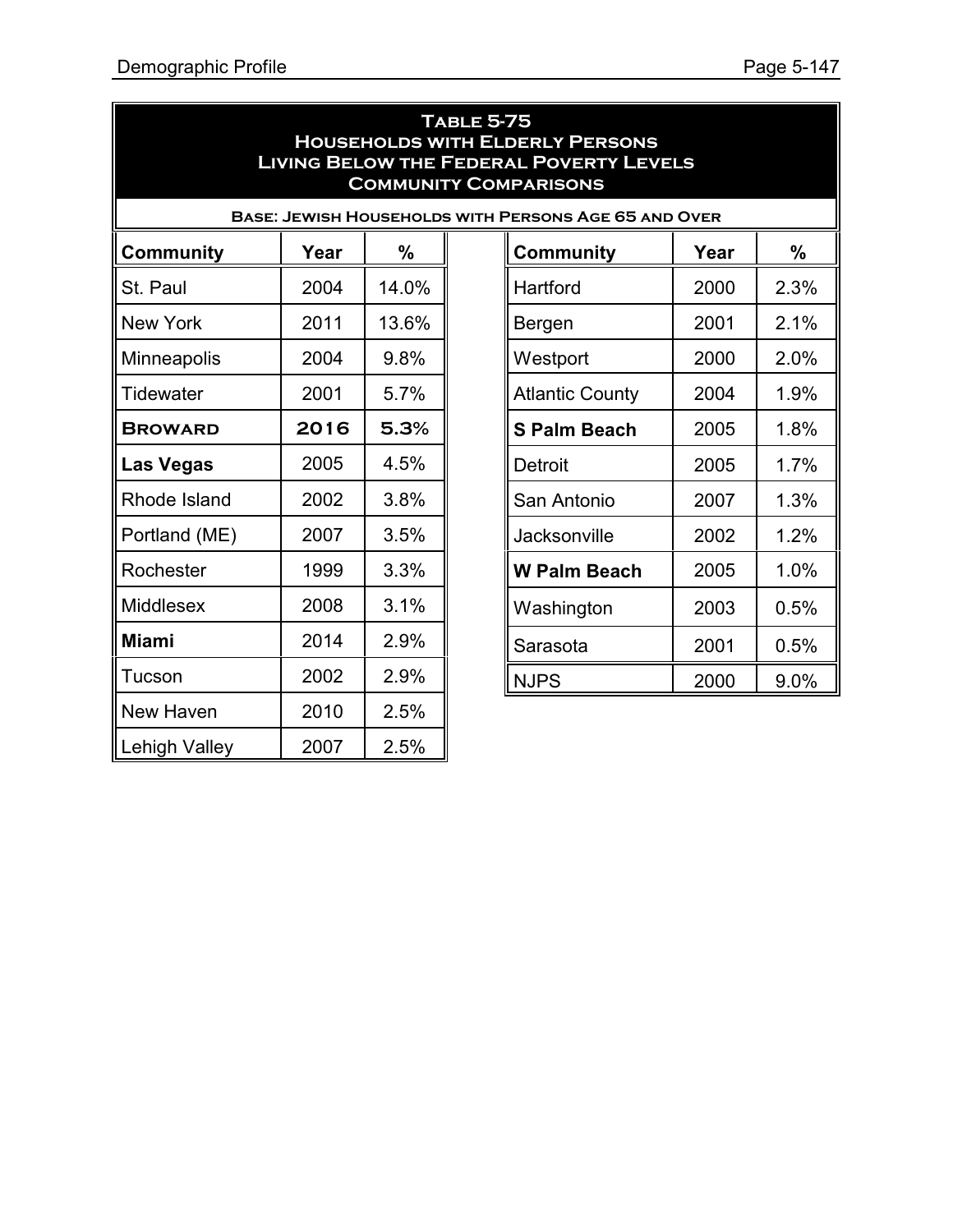### Table 5-75
### Households with Elderly Persons
### Living Below the Federal Poverty Levels
### Community Comparisons

**Base: Jewish Households with Persons Age 65 and Over**

| Community | Year | % |
|---|---|---|
| St. Paul | 2004 | 14.0% |
| New York | 2011 | 13.6% |
| Minneapolis | 2004 | 9.8% |
| Tidewater | 2001 | 5.7% |
| **Broward** | **2016** | **5.3%** |
| **Las Vegas** | 2005 | 4.5% |
| Rhode Island | 2002 | 3.8% |
| Portland (ME) | 2007 | 3.5% |
| Rochester | 1999 | 3.3% |
| Middlesex | 2008 | 3.1% |
| **Miami** | 2014 | 2.9% |
| Tucson | 2002 | 2.9% |
| New Haven | 2010 | 2.5% |
| Lehigh Valley | 2007 | 2.5% |
| Hartford | 2000 | 2.3% |
| Bergen | 2001 | 2.1% |
| Westport | 2000 | 2.0% |
| Atlantic County | 2004 | 1.9% |
| **S Palm Beach** | 2005 | 1.8% |
| Detroit | 2005 | 1.7% |
| San Antonio | 2007 | 1.3% |
| Jacksonville | 2002 | 1.2% |
| **W Palm Beach** | 2005 | 1.0% |
| Washington | 2003 | 0.5% |
| Sarasota | 2001 | 0.5% |
| NJPS | 2000 | 9.0% |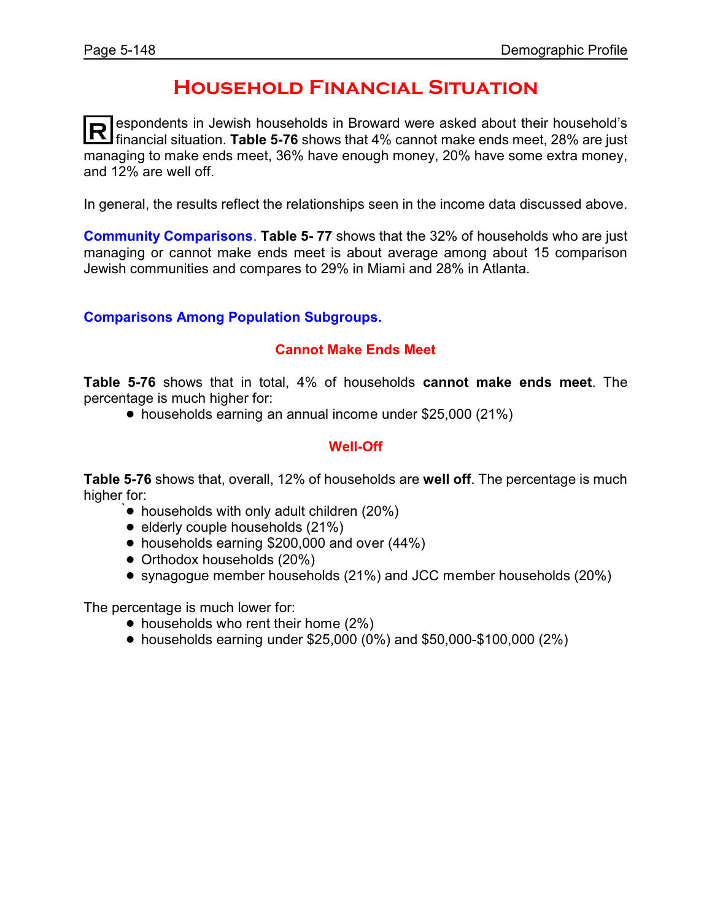# Household Financial Situation

Respondents in Jewish households in Broward were asked about their household's financial situation. **Table 5-76** shows that 4% cannot make ends meet, 28% are just managing to make ends meet, 36% have enough money, 20% have some extra money, and 12% are well off.

In general, the results reflect the relationships seen in the income data discussed above.

**Community Comparisons**. **Table 5- 77** shows that the 32% of households who are just managing or cannot make ends meet is about average among about 15 comparison Jewish communities and compares to 29% in Miami and 28% in Atlanta.

**Comparisons Among Population Subgroups.**

### Cannot Make Ends Meet

**Table 5-76** shows that in total, 4% of households **cannot make ends meet**. The percentage is much higher for:

- households earning an annual income under $25,000 (21%)

### Well-Off

**Table 5-76** shows that, overall, 12% of households are **well off**. The percentage is much higher for:

- households with only adult children (20%)
- elderly couple households (21%)
- households earning $200,000 and over (44%)
- Orthodox households (20%)
- synagogue member households (21%) and JCC member households (20%)

The percentage is much lower for:

- households who rent their home (2%)
- households earning under $25,000 (0%) and $50,000-$100,000 (2%)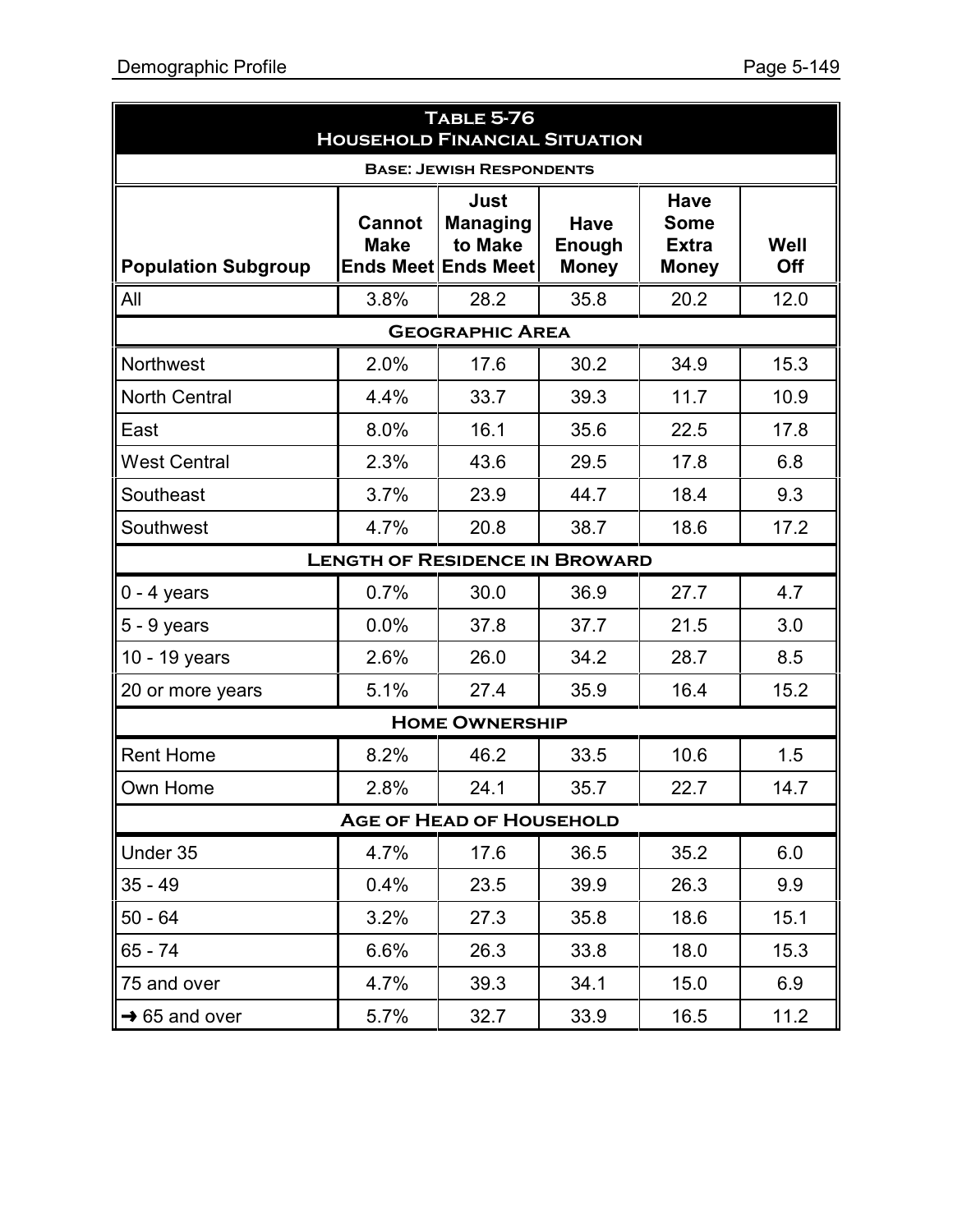| Table 5-76 Household Financial Situation | | | | | |
|---|---|---|---|---|---|
| **Base: Jewish Respondents** | | | | | |
| **Population Subgroup** | **Cannot Make Ends Meet** | **Just Managing to Make Ends Meet** | **Have Enough Money** | **Have Some Extra Money** | **Well Off** |
| All | 3.8% | 28.2 | 35.8 | 20.2 | 12.0 |
| **Geographic Area** | | | | | |
| Northwest | 2.0% | 17.6 | 30.2 | 34.9 | 15.3 |
| North Central | 4.4% | 33.7 | 39.3 | 11.7 | 10.9 |
| East | 8.0% | 16.1 | 35.6 | 22.5 | 17.8 |
| West Central | 2.3% | 43.6 | 29.5 | 17.8 | 6.8 |
| Southeast | 3.7% | 23.9 | 44.7 | 18.4 | 9.3 |
| Southwest | 4.7% | 20.8 | 38.7 | 18.6 | 17.2 |
| **Length of Residence in Broward** | | | | | |
| 0 - 4 years | 0.7% | 30.0 | 36.9 | 27.7 | 4.7 |
| 5 - 9 years | 0.0% | 37.8 | 37.7 | 21.5 | 3.0 |
| 10 - 19 years | 2.6% | 26.0 | 34.2 | 28.7 | 8.5 |
| 20 or more years | 5.1% | 27.4 | 35.9 | 16.4 | 15.2 |
| **Home Ownership** | | | | | |
| Rent Home | 8.2% | 46.2 | 33.5 | 10.6 | 1.5 |
| Own Home | 2.8% | 24.1 | 35.7 | 22.7 | 14.7 |
| **Age of Head of Household** | | | | | |
| Under 35 | 4.7% | 17.6 | 36.5 | 35.2 | 6.0 |
| 35 - 49 | 0.4% | 23.5 | 39.9 | 26.3 | 9.9 |
| 50 - 64 | 3.2% | 27.3 | 35.8 | 18.6 | 15.1 |
| 65 - 74 | 6.6% | 26.3 | 33.8 | 18.0 | 15.3 |
| 75 and over | 4.7% | 39.3 | 34.1 | 15.0 | 6.9 |
| ➜ 65 and over | 5.7% | 32.7 | 33.9 | 16.5 | 11.2 |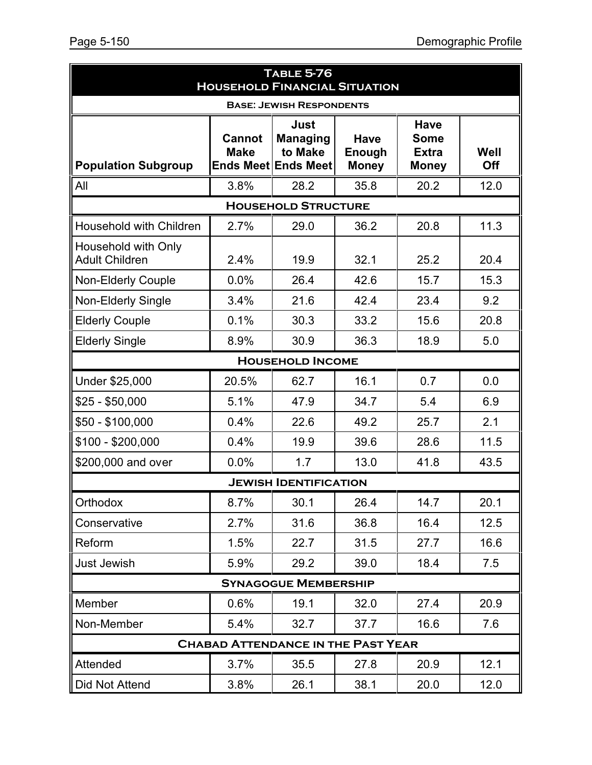| **Table 5-76**<br>**Household Financial Situation** | | | | | |
|---|---|---|---|---|---|
| **Base: Jewish Respondents** | | | | | |
| **Population Subgroup** | **Cannot Make Ends Meet** | **Just Managing to Make Ends Meet** | **Have Enough Money** | **Have Some Extra Money** | **Well Off** |
| All | 3.8% | 28.2 | 35.8 | 20.2 | 12.0 |
| **Household Structure** | | | | | |
| Household with Children | 2.7% | 29.0 | 36.2 | 20.8 | 11.3 |
| Household with Only Adult Children | 2.4% | 19.9 | 32.1 | 25.2 | 20.4 |
| Non-Elderly Couple | 0.0% | 26.4 | 42.6 | 15.7 | 15.3 |
| Non-Elderly Single | 3.4% | 21.6 | 42.4 | 23.4 | 9.2 |
| Elderly Couple | 0.1% | 30.3 | 33.2 | 15.6 | 20.8 |
| Elderly Single | 8.9% | 30.9 | 36.3 | 18.9 | 5.0 |
| **Household Income** | | | | | |
| Under $25,000 | 20.5% | 62.7 | 16.1 | 0.7 | 0.0 |
| $25 - $50,000 | 5.1% | 47.9 | 34.7 | 5.4 | 6.9 |
| $50 - $100,000 | 0.4% | 22.6 | 49.2 | 25.7 | 2.1 |
| $100 - $200,000 | 0.4% | 19.9 | 39.6 | 28.6 | 11.5 |
| $200,000 and over | 0.0% | 1.7 | 13.0 | 41.8 | 43.5 |
| **Jewish Identification** | | | | | |
| Orthodox | 8.7% | 30.1 | 26.4 | 14.7 | 20.1 |
| Conservative | 2.7% | 31.6 | 36.8 | 16.4 | 12.5 |
| Reform | 1.5% | 22.7 | 31.5 | 27.7 | 16.6 |
| Just Jewish | 5.9% | 29.2 | 39.0 | 18.4 | 7.5 |
| **Synagogue Membership** | | | | | |
| Member | 0.6% | 19.1 | 32.0 | 27.4 | 20.9 |
| Non-Member | 5.4% | 32.7 | 37.7 | 16.6 | 7.6 |
| **Chabad Attendance in the Past Year** | | | | | |
| Attended | 3.7% | 35.5 | 27.8 | 20.9 | 12.1 |
| Did Not Attend | 3.8% | 26.1 | 38.1 | 20.0 | 12.0 |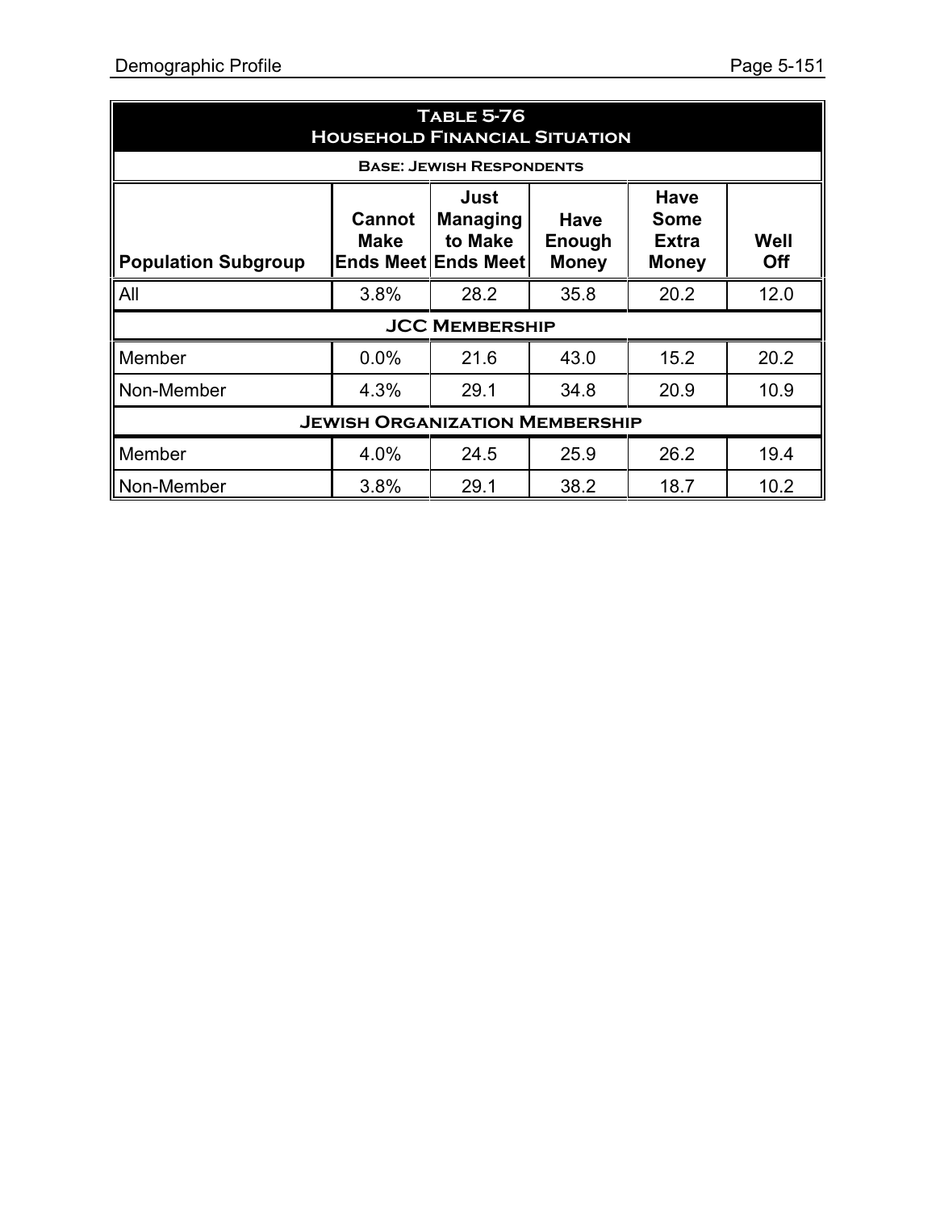## Table 5-76
## Household Financial Situation

Base: Jewish Respondents

| Population Subgroup | Cannot Make Ends Meet | Just Managing to Make Ends Meet | Have Enough Money | Have Some Extra Money | Well Off |
|---|---|---|---|---|---|
| All | 3.8% | 28.2 | 35.8 | 20.2 | 12.0 |
| **JCC Membership** | | | | | |
| Member | 0.0% | 21.6 | 43.0 | 15.2 | 20.2 |
| Non-Member | 4.3% | 29.1 | 34.8 | 20.9 | 10.9 |
| **Jewish Organization Membership** | | | | | |
| Member | 4.0% | 24.5 | 25.9 | 26.2 | 19.4 |
| Non-Member | 3.8% | 29.1 | 38.2 | 18.7 | 10.2 |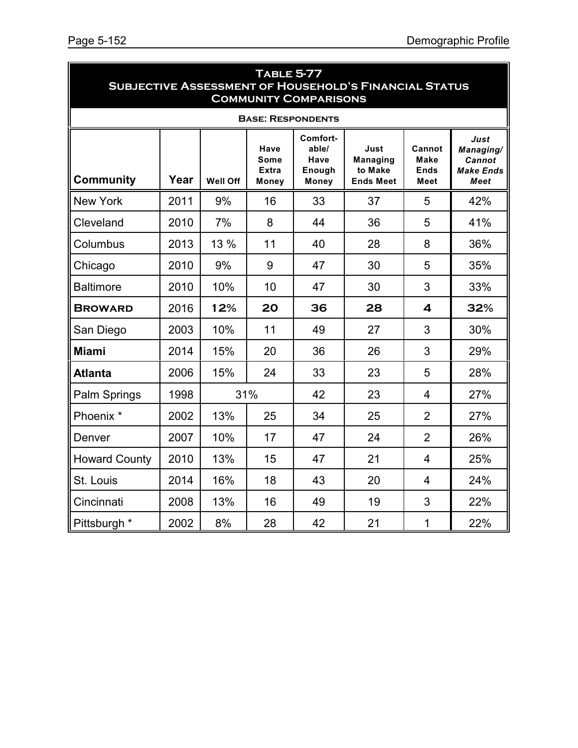## Table 5-77
## Subjective Assessment of Household's Financial Status
## Community Comparisons

**Base: Respondents**

| Community | Year | Well Off | Have Some Extra Money | Comfortable/ Have Enough Money | Just Managing to Make Ends Meet | Cannot Make Ends Meet | *Just Managing/ Cannot Make Ends Meet* |
|---|---|---|---|---|---|---|---|
| New York | 2011 | 9% | 16 | 33 | 37 | 5 | 42% |
| Cleveland | 2010 | 7% | 8 | 44 | 36 | 5 | 41% |
| Columbus | 2013 | 13 % | 11 | 40 | 28 | 8 | 36% |
| Chicago | 2010 | 9% | 9 | 47 | 30 | 5 | 35% |
| Baltimore | 2010 | 10% | 10 | 47 | 30 | 3 | 33% |
| **Broward** | 2016 | **12%** | **20** | **36** | **28** | **4** | **32%** |
| San Diego | 2003 | 10% | 11 | 49 | 27 | 3 | 30% |
| **Miami** | 2014 | 15% | 20 | 36 | 26 | 3 | 29% |
| **Atlanta** | 2006 | 15% | 24 | 33 | 23 | 5 | 28% |
| Palm Springs | 1998 | 31% | | 42 | 23 | 4 | 27% |
| Phoenix * | 2002 | 13% | 25 | 34 | 25 | 2 | 27% |
| Denver | 2007 | 10% | 17 | 47 | 24 | 2 | 26% |
| Howard County | 2010 | 13% | 15 | 47 | 21 | 4 | 25% |
| St. Louis | 2014 | 16% | 18 | 43 | 20 | 4 | 24% |
| Cincinnati | 2008 | 13% | 16 | 49 | 19 | 3 | 22% |
| Pittsburgh * | 2002 | 8% | 28 | 42 | 21 | 1 | 22% |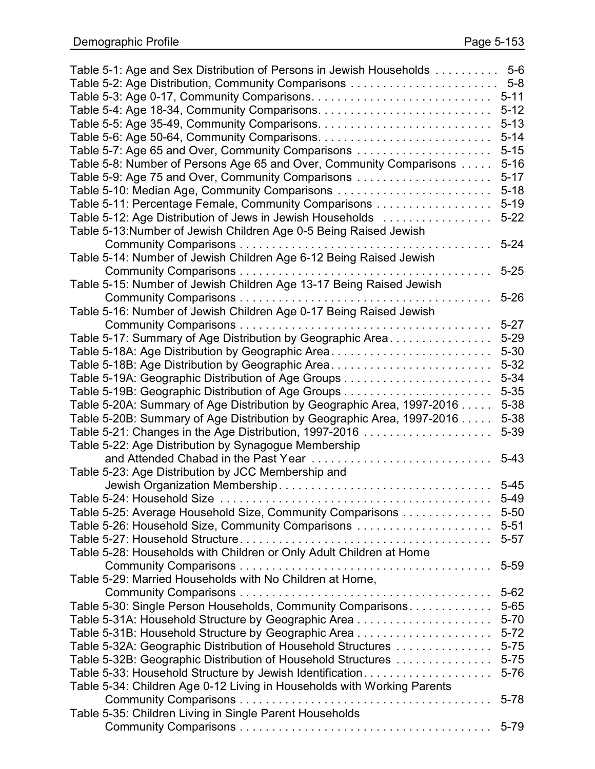| | |
|---|---|
| Table 5-1: Age and Sex Distribution of Persons in Jewish Households | 5-6 |
| Table 5-2: Age Distribution, Community Comparisons | 5-8 |
| Table 5-3: Age 0-17, Community Comparisons | 5-11 |
| Table 5-4: Age 18-34, Community Comparisons | 5-12 |
| Table 5-5: Age 35-49, Community Comparisons | 5-13 |
| Table 5-6: Age 50-64, Community Comparisons | 5-14 |
| Table 5-7: Age 65 and Over, Community Comparisons | 5-15 |
| Table 5-8: Number of Persons Age 65 and Over, Community Comparisons | 5-16 |
| Table 5-9: Age 75 and Over, Community Comparisons | 5-17 |
| Table 5-10: Median Age, Community Comparisons | 5-18 |
| Table 5-11: Percentage Female, Community Comparisons | 5-19 |
| Table 5-12: Age Distribution of Jews in Jewish Households | 5-22 |
| Table 5-13:Number of Jewish Children Age 0-5 Being Raised Jewish Community Comparisons | 5-24 |
| Table 5-14: Number of Jewish Children Age 6-12 Being Raised Jewish Community Comparisons | 5-25 |
| Table 5-15: Number of Jewish Children Age 13-17 Being Raised Jewish Community Comparisons | 5-26 |
| Table 5-16: Number of Jewish Children Age 0-17 Being Raised Jewish Community Comparisons | 5-27 |
| Table 5-17: Summary of Age Distribution by Geographic Area | 5-29 |
| Table 5-18A: Age Distribution by Geographic Area | 5-30 |
| Table 5-18B: Age Distribution by Geographic Area | 5-32 |
| Table 5-19A: Geographic Distribution of Age Groups | 5-34 |
| Table 5-19B: Geographic Distribution of Age Groups | 5-35 |
| Table 5-20A: Summary of Age Distribution by Geographic Area, 1997-2016 | 5-38 |
| Table 5-20B: Summary of Age Distribution by Geographic Area, 1997-2016 | 5-38 |
| Table 5-21: Changes in the Age Distribution, 1997-2016 | 5-39 |
| Table 5-22: Age Distribution by Synagogue Membership and Attended Chabad in the Past Year | 5-43 |
| Table 5-23: Age Distribution by JCC Membership and Jewish Organization Membership | 5-45 |
| Table 5-24: Household Size | 5-49 |
| Table 5-25: Average Household Size, Community Comparisons | 5-50 |
| Table 5-26: Household Size, Community Comparisons | 5-51 |
| Table 5-27: Household Structure | 5-57 |
| Table 5-28: Households with Children or Only Adult Children at Home Community Comparisons | 5-59 |
| Table 5-29: Married Households with No Children at Home, Community Comparisons | 5-62 |
| Table 5-30: Single Person Households, Community Comparisons | 5-65 |
| Table 5-31A: Household Structure by Geographic Area | 5-70 |
| Table 5-31B: Household Structure by Geographic Area | 5-72 |
| Table 5-32A: Geographic Distribution of Household Structures | 5-75 |
| Table 5-32B: Geographic Distribution of Household Structures | 5-75 |
| Table 5-33: Household Structure by Jewish Identification | 5-76 |
| Table 5-34: Children Age 0-12 Living in Households with Working Parents Community Comparisons | 5-78 |
| Table 5-35: Children Living in Single Parent Households Community Comparisons | 5-79 |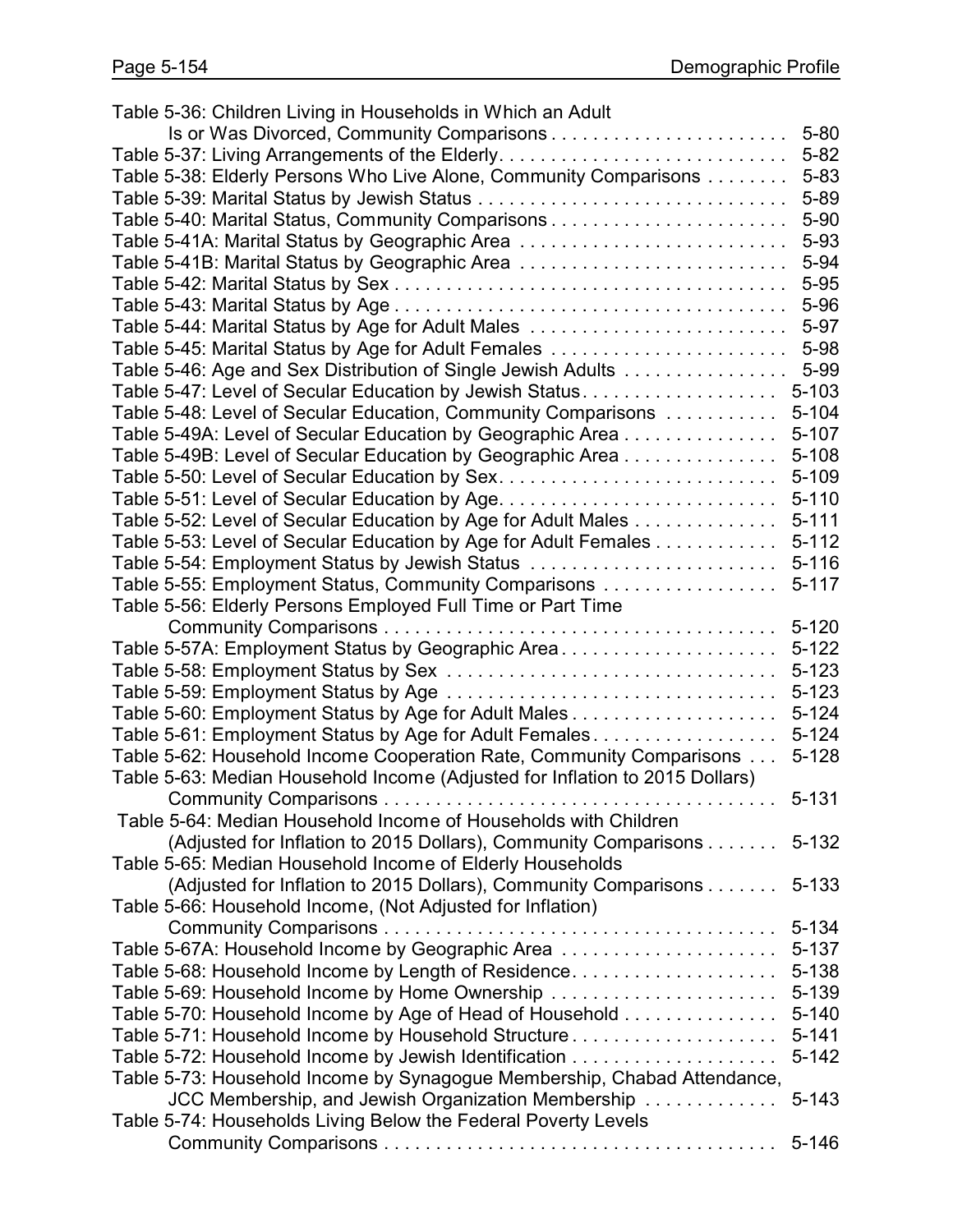Table 5-36: Children Living in Households in Which an Adult Is or Was Divorced, Community Comparisons . . . . . . . . . . . . . . . . . . . . . . . 5-80
Table 5-37: Living Arrangements of the Elderly. . . . . . . . . . . . . . . . . . . . . . . . . . . . 5-82
Table 5-38: Elderly Persons Who Live Alone, Community Comparisons . . . . . . . . 5-83
Table 5-39: Marital Status by Jewish Status . . . . . . . . . . . . . . . . . . . . . . . . . . . . . . 5-89
Table 5-40: Marital Status, Community Comparisons . . . . . . . . . . . . . . . . . . . . . . . 5-90
Table 5-41A: Marital Status by Geographic Area . . . . . . . . . . . . . . . . . . . . . . . . . . 5-93
Table 5-41B: Marital Status by Geographic Area . . . . . . . . . . . . . . . . . . . . . . . . . . 5-94
Table 5-42: Marital Status by Sex . . . . . . . . . . . . . . . . . . . . . . . . . . . . . . . . . . . . . 5-95
Table 5-43: Marital Status by Age . . . . . . . . . . . . . . . . . . . . . . . . . . . . . . . . . . . . . 5-96
Table 5-44: Marital Status by Age for Adult Males . . . . . . . . . . . . . . . . . . . . . . . . . 5-97
Table 5-45: Marital Status by Age for Adult Females . . . . . . . . . . . . . . . . . . . . . . . 5-98
Table 5-46: Age and Sex Distribution of Single Jewish Adults . . . . . . . . . . . . . . . . 5-99
Table 5-47: Level of Secular Education by Jewish Status. . . . . . . . . . . . . . . . . . . 5-103
Table 5-48: Level of Secular Education, Community Comparisons . . . . . . . . . . . 5-104
Table 5-49A: Level of Secular Education by Geographic Area . . . . . . . . . . . . . . . 5-107
Table 5-49B: Level of Secular Education by Geographic Area . . . . . . . . . . . . . . . 5-108
Table 5-50: Level of Secular Education by Sex. . . . . . . . . . . . . . . . . . . . . . . . . . 5-109
Table 5-51: Level of Secular Education by Age. . . . . . . . . . . . . . . . . . . . . . . . . . 5-110
Table 5-52: Level of Secular Education by Age for Adult Males . . . . . . . . . . . . . . 5-111
Table 5-53: Level of Secular Education by Age for Adult Females . . . . . . . . . . . . 5-112
Table 5-54: Employment Status by Jewish Status . . . . . . . . . . . . . . . . . . . . . . . . 5-116
Table 5-55: Employment Status, Community Comparisons . . . . . . . . . . . . . . . . . 5-117
Table 5-56: Elderly Persons Employed Full Time or Part Time Community Comparisons . . . . . . . . . . . . . . . . . . . . . . . . . . . . . . . . . . . . . . 5-120
Table 5-57A: Employment Status by Geographic Area . . . . . . . . . . . . . . . . . . . . . 5-122
Table 5-58: Employment Status by Sex . . . . . . . . . . . . . . . . . . . . . . . . . . . . . . . . 5-123
Table 5-59: Employment Status by Age . . . . . . . . . . . . . . . . . . . . . . . . . . . . . . . . 5-123
Table 5-60: Employment Status by Age for Adult Males . . . . . . . . . . . . . . . . . . . . 5-124
Table 5-61: Employment Status by Age for Adult Females. . . . . . . . . . . . . . . . . . 5-124
Table 5-62: Household Income Cooperation Rate, Community Comparisons . . . 5-128
Table 5-63: Median Household Income (Adjusted for Inflation to 2015 Dollars) Community Comparisons . . . . . . . . . . . . . . . . . . . . . . . . . . . . . . . . . . . . . . 5-131
Table 5-64: Median Household Income of Households with Children (Adjusted for Inflation to 2015 Dollars), Community Comparisons . . . . . . . 5-132
Table 5-65: Median Household Income of Elderly Households (Adjusted for Inflation to 2015 Dollars), Community Comparisons . . . . . . . 5-133
Table 5-66: Household Income, (Not Adjusted for Inflation) Community Comparisons . . . . . . . . . . . . . . . . . . . . . . . . . . . . . . . . . . . . . . 5-134
Table 5-67A: Household Income by Geographic Area . . . . . . . . . . . . . . . . . . . . . 5-137
Table 5-68: Household Income by Length of Residence. . . . . . . . . . . . . . . . . . . . 5-138
Table 5-69: Household Income by Home Ownership . . . . . . . . . . . . . . . . . . . . . . 5-139
Table 5-70: Household Income by Age of Head of Household . . . . . . . . . . . . . . . 5-140
Table 5-71: Household Income by Household Structure . . . . . . . . . . . . . . . . . . . . 5-141
Table 5-72: Household Income by Jewish Identification . . . . . . . . . . . . . . . . . . . . 5-142
Table 5-73: Household Income by Synagogue Membership, Chabad Attendance, JCC Membership, and Jewish Organization Membership . . . . . . . . . . . . . 5-143
Table 5-74: Households Living Below the Federal Poverty Levels Community Comparisons . . . . . . . . . . . . . . . . . . . . . . . . . . . . . . . . . . . . . . 5-146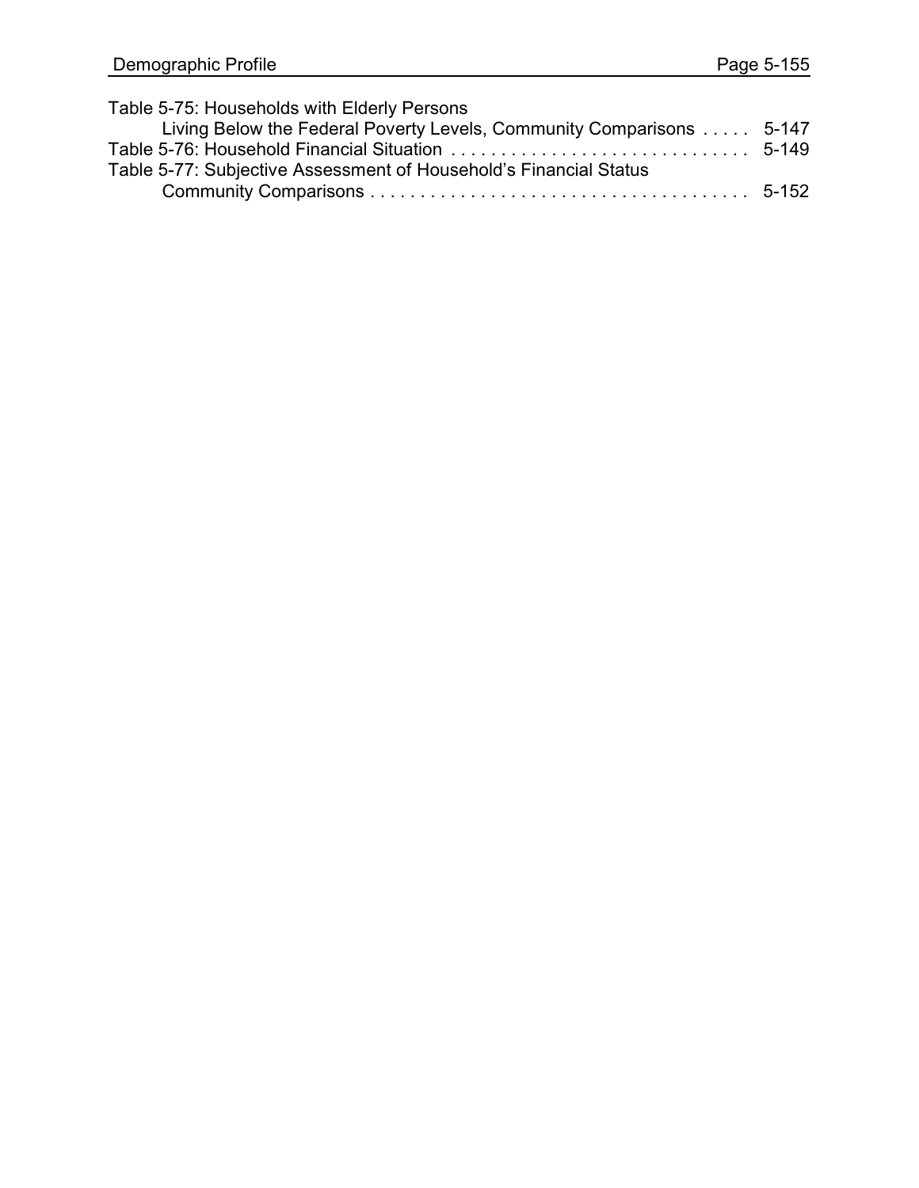Table 5-75: Households with Elderly Persons
    Living Below the Federal Poverty Levels, Community Comparisons . . . . . 5-147
Table 5-76: Household Financial Situation . . . . . . . . . . . . . . . . . . . . . . . . . . . . . . 5-149
Table 5-77: Subjective Assessment of Household's Financial Status
    Community Comparisons . . . . . . . . . . . . . . . . . . . . . . . . . . . . . . . . . . . . . . 5-152